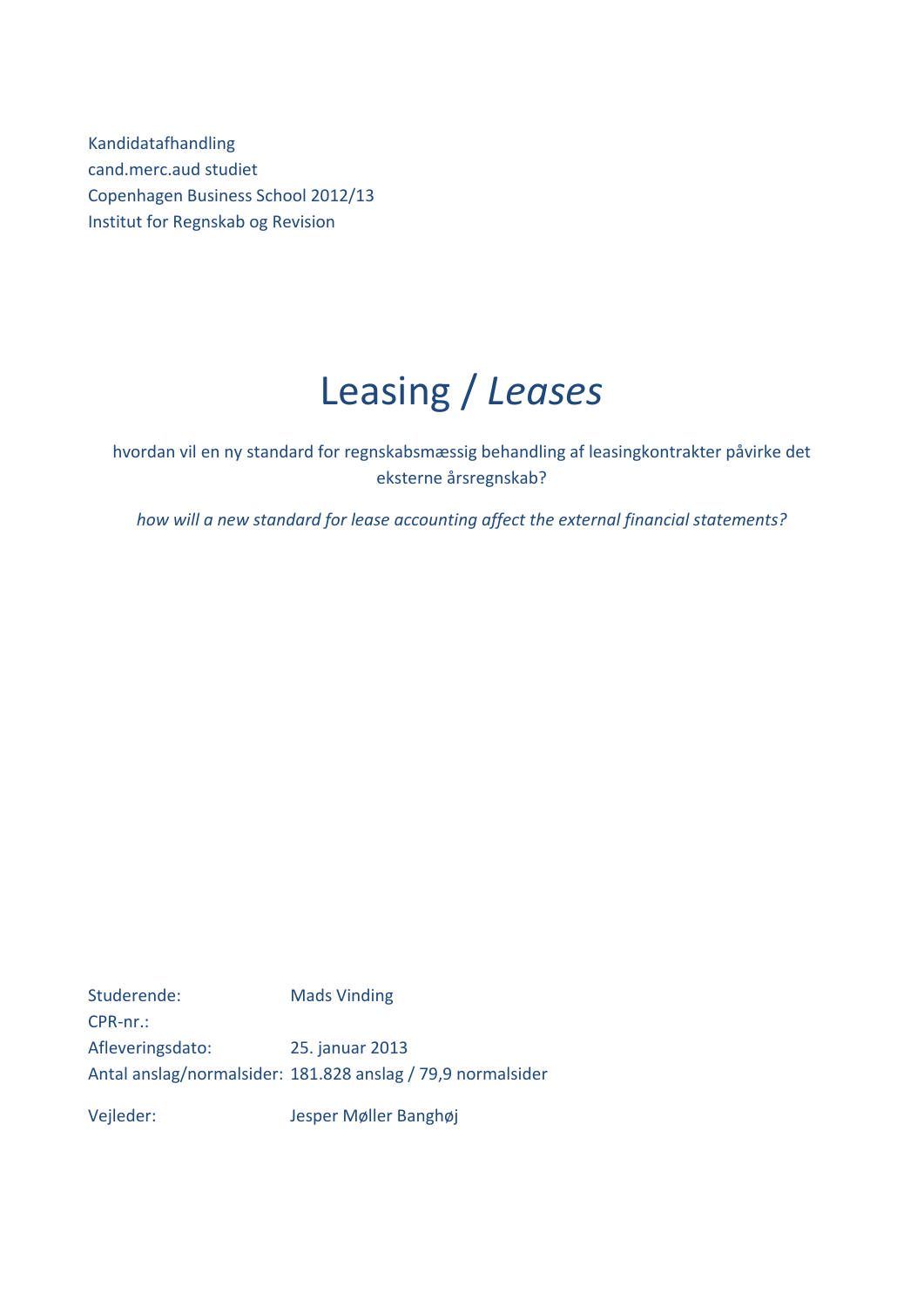Kandidatafhandling
cand.merc.aud studiet
Copenhagen Business School 2012/13
Institut for Regnskab og Revision

# Leasing / *Leases*

hvordan vil en ny standard for regnskabsmæssig behandling af leasingkontrakter påvirke det eksterne årsregnskab?

*how will a new standard for lease accounting affect the external financial statements?*

Studerende: Mads Vinding
CPR-nr.:
Afleveringsdato: 25. januar 2013
Antal anslag/normalsider: 181.828 anslag / 79,9 normalsider

Vejleder: Jesper Møller Banghøj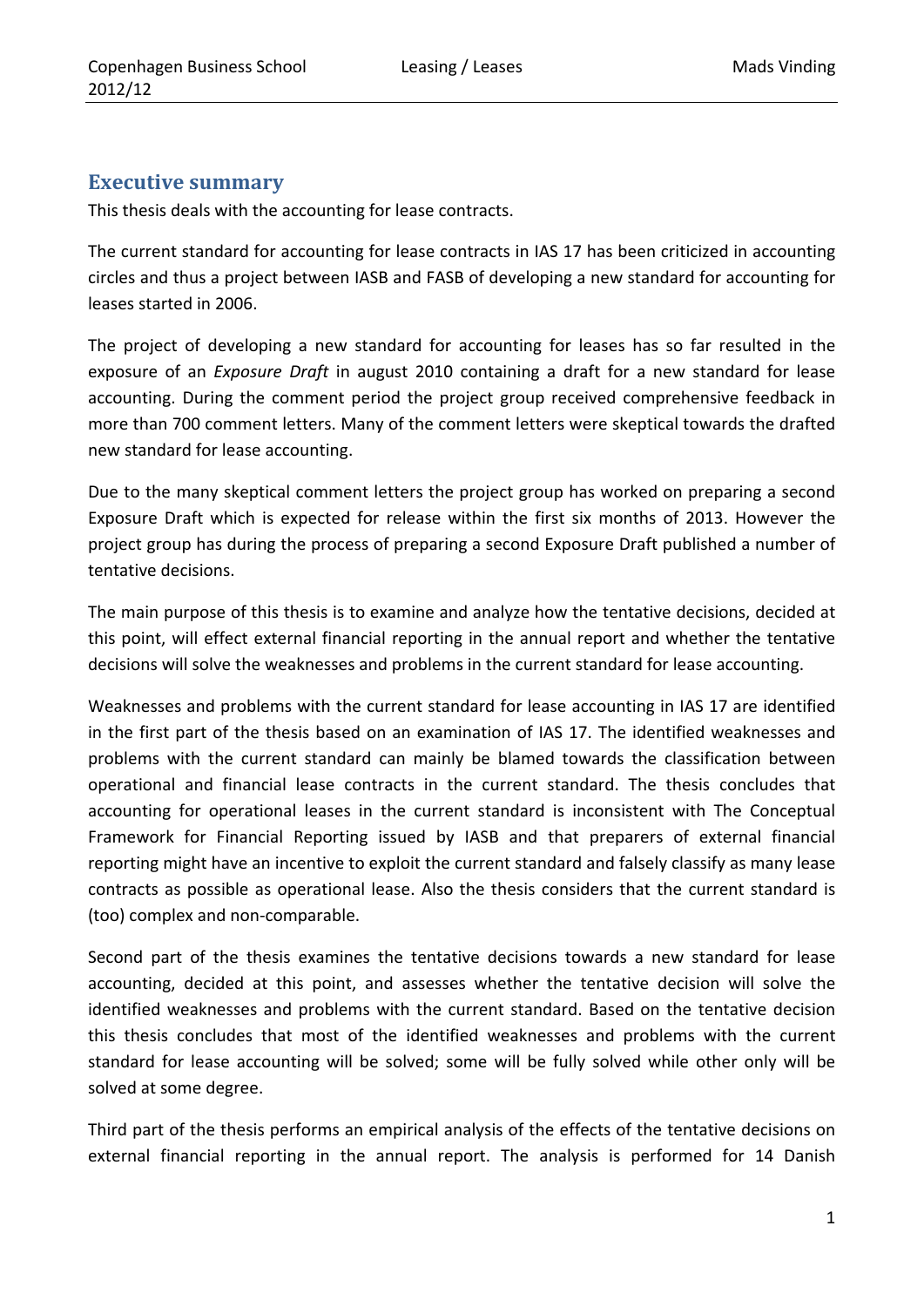## Executive summary

This thesis deals with the accounting for lease contracts.

The current standard for accounting for lease contracts in IAS 17 has been criticized in accounting circles and thus a project between IASB and FASB of developing a new standard for accounting for leases started in 2006.

The project of developing a new standard for accounting for leases has so far resulted in the exposure of an *Exposure Draft* in august 2010 containing a draft for a new standard for lease accounting. During the comment period the project group received comprehensive feedback in more than 700 comment letters. Many of the comment letters were skeptical towards the drafted new standard for lease accounting.

Due to the many skeptical comment letters the project group has worked on preparing a second Exposure Draft which is expected for release within the first six months of 2013. However the project group has during the process of preparing a second Exposure Draft published a number of tentative decisions.

The main purpose of this thesis is to examine and analyze how the tentative decisions, decided at this point, will effect external financial reporting in the annual report and whether the tentative decisions will solve the weaknesses and problems in the current standard for lease accounting.

Weaknesses and problems with the current standard for lease accounting in IAS 17 are identified in the first part of the thesis based on an examination of IAS 17. The identified weaknesses and problems with the current standard can mainly be blamed towards the classification between operational and financial lease contracts in the current standard. The thesis concludes that accounting for operational leases in the current standard is inconsistent with The Conceptual Framework for Financial Reporting issued by IASB and that preparers of external financial reporting might have an incentive to exploit the current standard and falsely classify as many lease contracts as possible as operational lease. Also the thesis considers that the current standard is (too) complex and non-comparable.

Second part of the thesis examines the tentative decisions towards a new standard for lease accounting, decided at this point, and assesses whether the tentative decision will solve the identified weaknesses and problems with the current standard. Based on the tentative decision this thesis concludes that most of the identified weaknesses and problems with the current standard for lease accounting will be solved; some will be fully solved while other only will be solved at some degree.

Third part of the thesis performs an empirical analysis of the effects of the tentative decisions on external financial reporting in the annual report. The analysis is performed for 14 Danish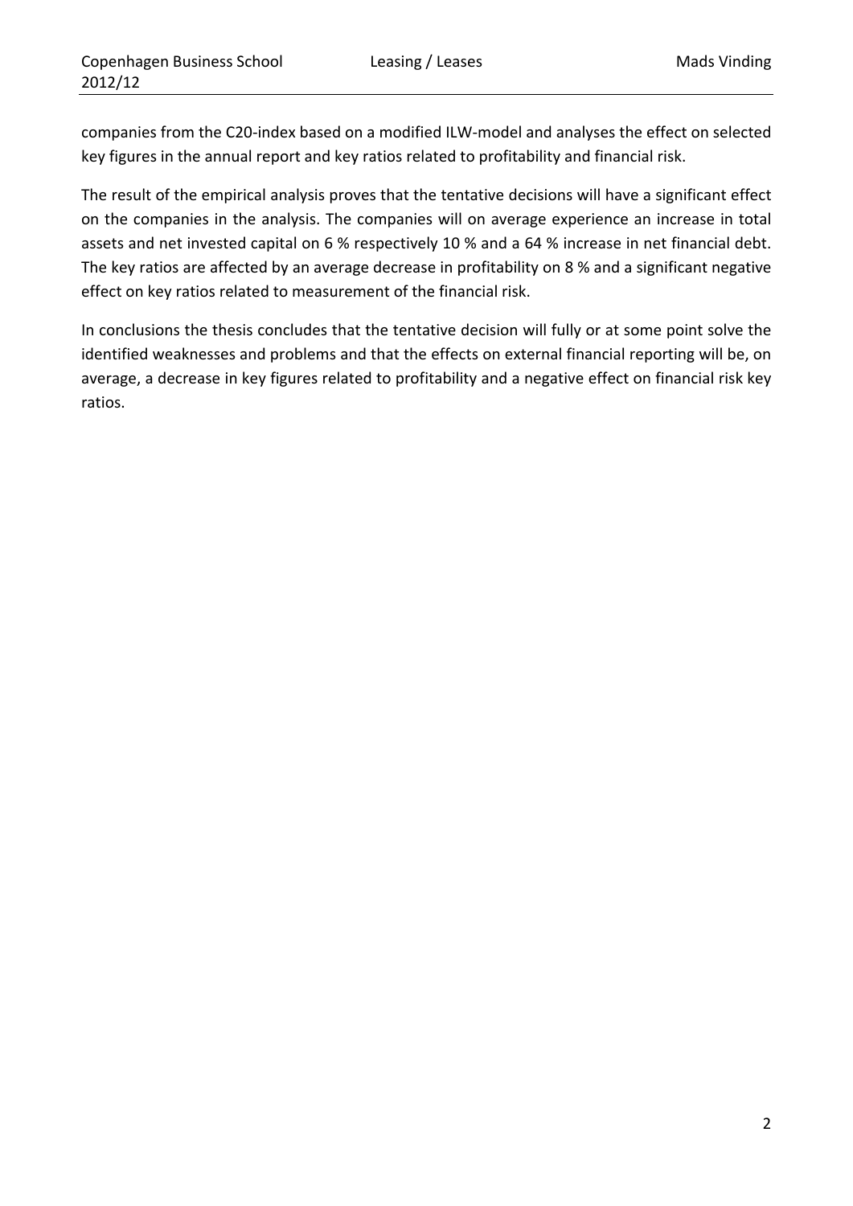companies from the C20-index based on a modified ILW-model and analyses the effect on selected key figures in the annual report and key ratios related to profitability and financial risk.

The result of the empirical analysis proves that the tentative decisions will have a significant effect on the companies in the analysis. The companies will on average experience an increase in total assets and net invested capital on 6 % respectively 10 % and a 64 % increase in net financial debt. The key ratios are affected by an average decrease in profitability on 8 % and a significant negative effect on key ratios related to measurement of the financial risk.

In conclusions the thesis concludes that the tentative decision will fully or at some point solve the identified weaknesses and problems and that the effects on external financial reporting will be, on average, a decrease in key figures related to profitability and a negative effect on financial risk key ratios.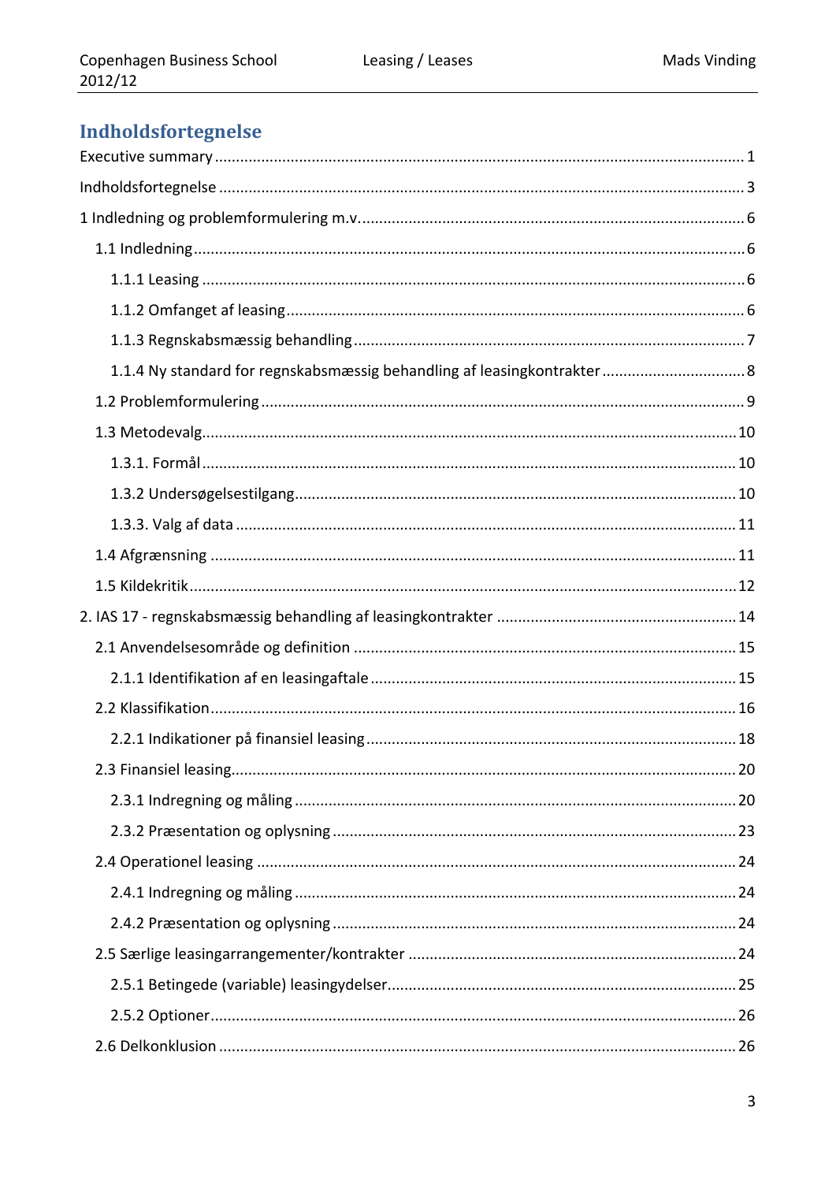# Indholdsfortegnelse

Executive summary ........................................................................................................................ 1

Indholdsfortegnelse ........................................................................................................................ 3

1 Indledning og problemformulering m.v. ........................................................................................ 6

- 1.1 Indledning ................................................................................................................................ 6
  - 1.1.1 Leasing ................................................................................................................................ 6
  - 1.1.2 Omfanget af leasing ............................................................................................................ 6
  - 1.1.3 Regnskabsmæssig behandling ............................................................................................ 7
  - 1.1.4 Ny standard for regnskabsmæssig behandling af leasingkontrakter ................................. 8
- 1.2 Problemformulering ................................................................................................................. 9
- 1.3 Metodevalg ............................................................................................................................. 10
  - 1.3.1. Formål ............................................................................................................................... 10
  - 1.3.2 Undersøgelsestilgang ......................................................................................................... 10
  - 1.3.3. Valg af data ....................................................................................................................... 11
- 1.4 Afgrænsning ........................................................................................................................... 11
- 1.5 Kildekritik ............................................................................................................................... 12

2. IAS 17 - regnskabsmæssig behandling af leasingkontrakter ......................................................... 14

- 2.1 Anvendelsesområde og definition .......................................................................................... 15
  - 2.1.1 Identifikation af en leasingaftale ....................................................................................... 15
- 2.2 Klassifikation ........................................................................................................................... 16
  - 2.2.1 Indikationer på finansiel leasing ....................................................................................... 18
- 2.3 Finansiel leasing ...................................................................................................................... 20
  - 2.3.1 Indregning og måling ........................................................................................................ 20
  - 2.3.2 Præsentation og oplysning ................................................................................................ 23
- 2.4 Operationel leasing ................................................................................................................ 24
  - 2.4.1 Indregning og måling ........................................................................................................ 24
  - 2.4.2 Præsentation og oplysning ................................................................................................ 24
- 2.5 Særlige leasingarrangementer/kontrakter ............................................................................. 24
  - 2.5.1 Betingede (variable) leasingydelser ................................................................................... 25
  - 2.5.2 Optioner ............................................................................................................................ 26
- 2.6 Delkonklusion ......................................................................................................................... 26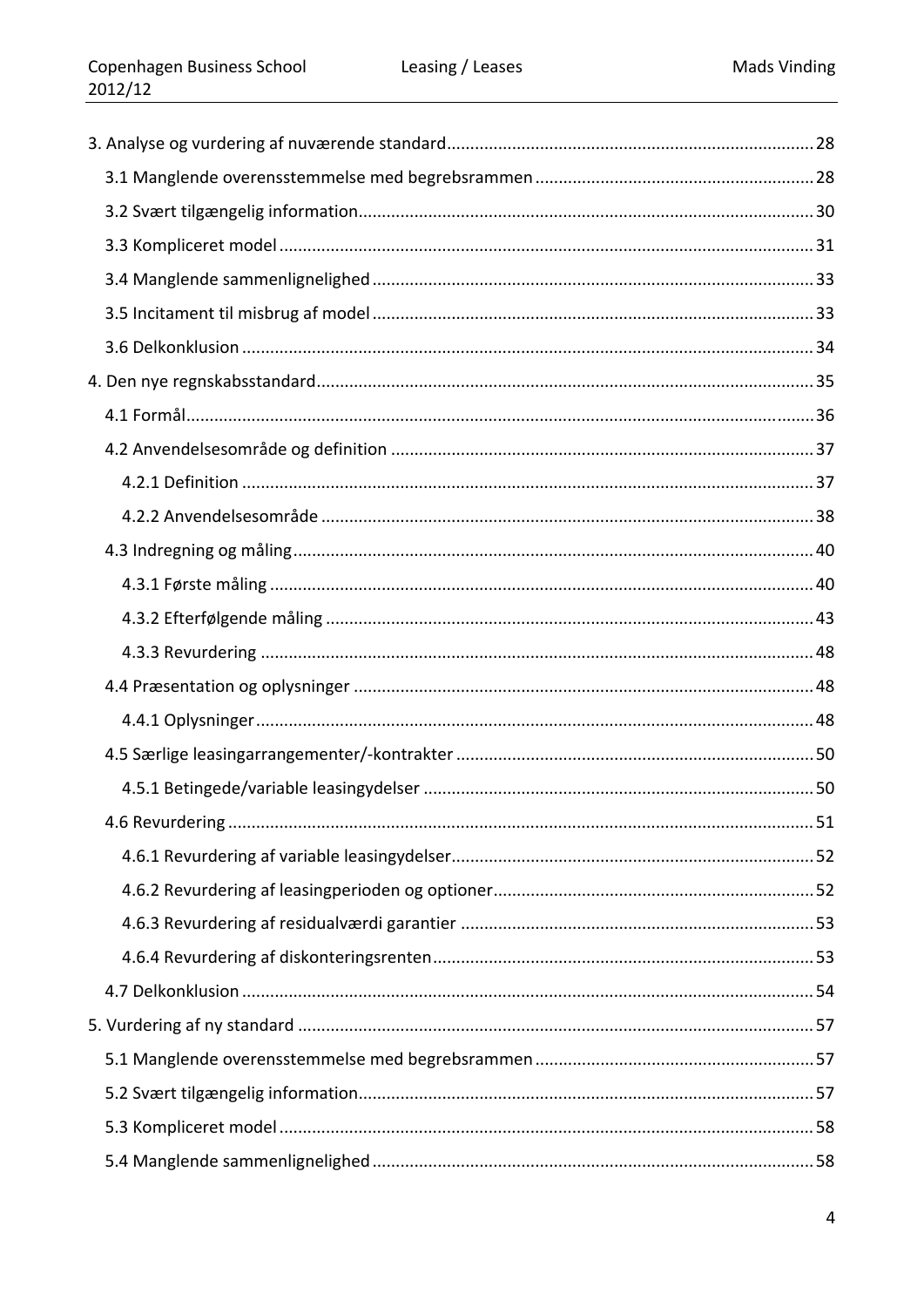3. Analyse og vurdering af nuværende standard ... 28

3.1 Manglende overensstemmelse med begrebsrammen ... 28

3.2 Svært tilgængelig information ... 30

3.3 Kompliceret model ... 31

3.4 Manglende sammenlignelighed ... 33

3.5 Incitament til misbrug af model ... 33

3.6 Delkonklusion ... 34

4. Den nye regnskabsstandard ... 35

4.1 Formål ... 36

4.2 Anvendelsesområde og definition ... 37

4.2.1 Definition ... 37

4.2.2 Anvendelsesområde ... 38

4.3 Indregning og måling ... 40

4.3.1 Første måling ... 40

4.3.2 Efterfølgende måling ... 43

4.3.3 Revurdering ... 48

4.4 Præsentation og oplysninger ... 48

4.4.1 Oplysninger ... 48

4.5 Særlige leasingarrangementer/-kontrakter ... 50

4.5.1 Betingede/variable leasingydelser ... 50

4.6 Revurdering ... 51

4.6.1 Revurdering af variable leasingydelser ... 52

4.6.2 Revurdering af leasingperioden og optioner ... 52

4.6.3 Revurdering af residualværdi garantier ... 53

4.6.4 Revurdering af diskonteringsrenten ... 53

4.7 Delkonklusion ... 54

5. Vurdering af ny standard ... 57

5.1 Manglende overensstemmelse med begrebsrammen ... 57

5.2 Svært tilgængelig information ... 57

5.3 Kompliceret model ... 58

5.4 Manglende sammenlignelighed ... 58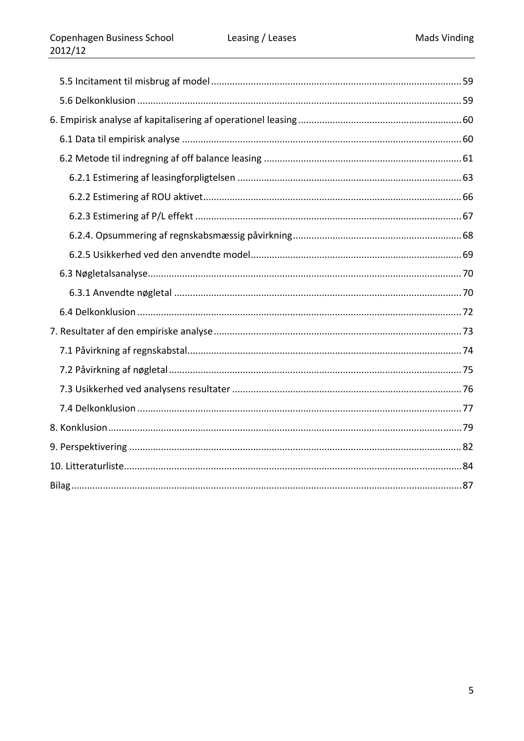5.5 Incitament til misbrug af model ............................................................................................. 59

5.6 Delkonklusion .......................................................................................................................... 59

6. Empirisk analyse af kapitalisering af operationel leasing ............................................................. 60

6.1 Data til empirisk analyse ......................................................................................................... 60

6.2 Metode til indregning af off balance leasing .......................................................................... 61

6.2.1 Estimering af leasingforpligtelsen .................................................................................... 63

6.2.2 Estimering af ROU aktivet ................................................................................................. 66

6.2.3 Estimering af P/L effekt .................................................................................................... 67

6.2.4. Opsummering af regnskabsmæssig påvirkning ............................................................... 68

6.2.5 Usikkerhed ved den anvendte model ............................................................................... 69

6.3 Nøgletalsanalyse ...................................................................................................................... 70

6.3.1 Anvendte nøgletal ............................................................................................................ 70

6.4 Delkonklusion .......................................................................................................................... 72

7. Resultater af den empiriske analyse ............................................................................................. 73

7.1 Påvirkning af regnskabstal ....................................................................................................... 74

7.2 Påvirkning af nøgletal .............................................................................................................. 75

7.3 Usikkerhed ved analysens resultater ...................................................................................... 76

7.4 Delkonklusion .......................................................................................................................... 77

8. Konklusion .................................................................................................................................... 79

9. Perspektivering ............................................................................................................................ 82

10. Litteraturliste .............................................................................................................................. 84

Bilag .................................................................................................................................................. 87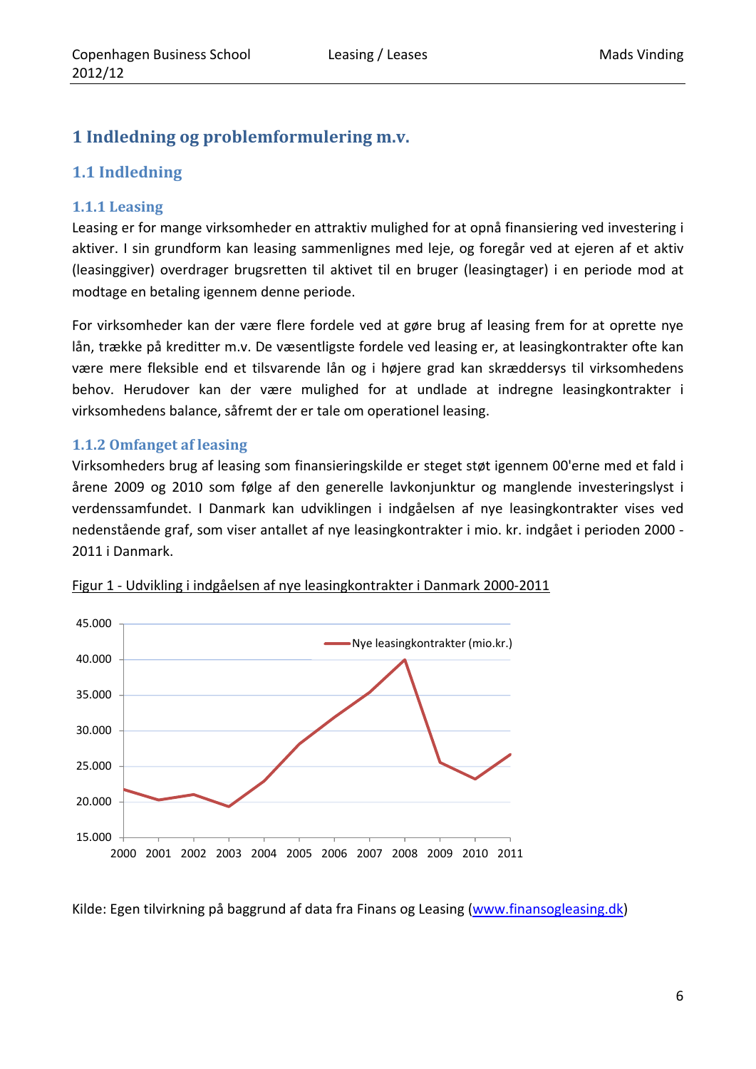# 1 Indledning og problemformulering m.v.

## 1.1 Indledning

### 1.1.1 Leasing

Leasing er for mange virksomheder en attraktiv mulighed for at opnå finansiering ved investering i aktiver. I sin grundform kan leasing sammenlignes med leje, og foregår ved at ejeren af et aktiv (leasinggiver) overdrager brugsretten til aktivet til en bruger (leasingtager) i en periode mod at modtage en betaling igennem denne periode.

For virksomheder kan der være flere fordele ved at gøre brug af leasing frem for at oprette nye lån, trække på kreditter m.v. De væsentligste fordele ved leasing er, at leasingkontrakter ofte kan være mere fleksible end et tilsvarende lån og i højere grad kan skræddersys til virksomhedens behov. Herudover kan der være mulighed for at undlade at indregne leasingkontrakter i virksomhedens balance, såfremt der er tale om operationel leasing.

### 1.1.2 Omfanget af leasing

Virksomheders brug af leasing som finansieringskilde er steget støt igennem 00'erne med et fald i årene 2009 og 2010 som følge af den generelle lavkonjunktur og manglende investeringslyst i verdenssamfundet. I Danmark kan udviklingen i indgåelsen af nye leasingkontrakter vises ved nedenstående graf, som viser antallet af nye leasingkontrakter i mio. kr. indgået i perioden 2000 - 2011 i Danmark.

Figur 1 - Udvikling i indgåelsen af nye leasingkontrakter i Danmark 2000-2011

Kilde: Egen tilvirkning på baggrund af data fra Finans og Leasing (www.finansogleasing.dk)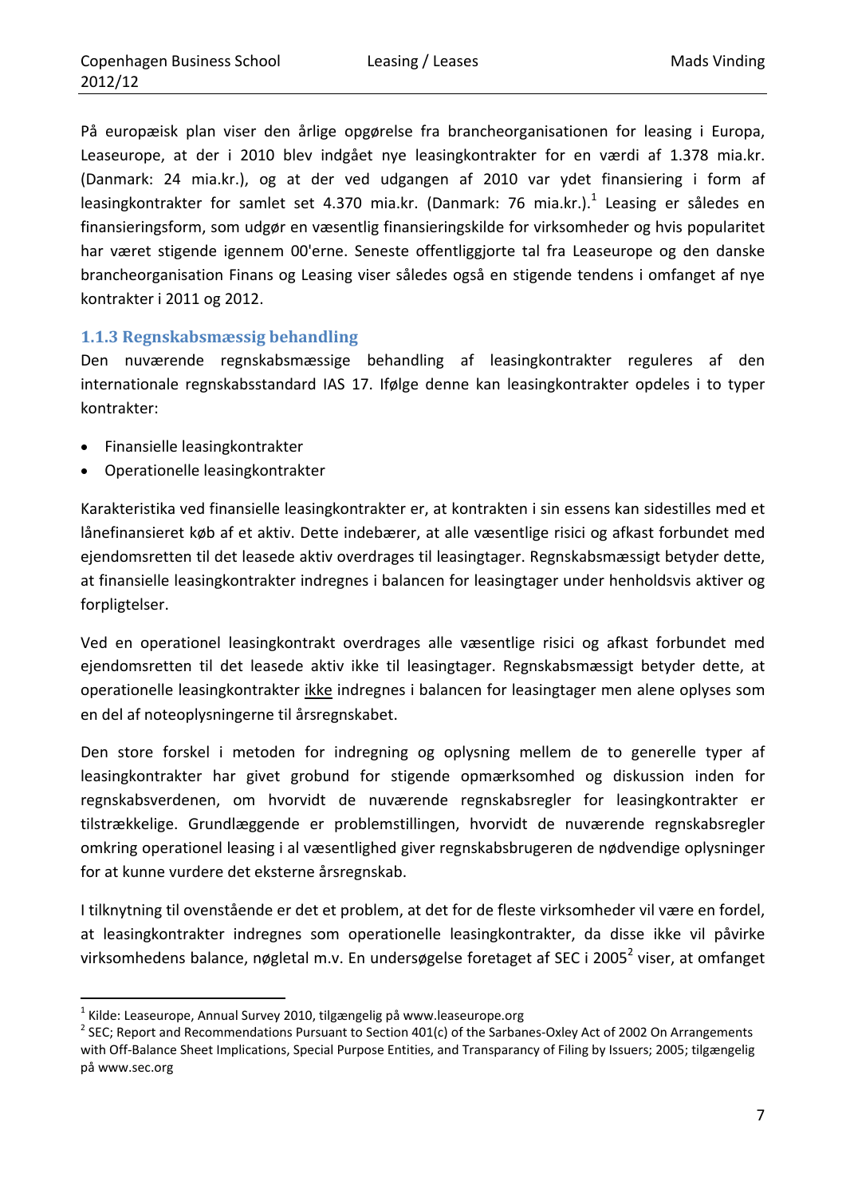På europæisk plan viser den årlige opgørelse fra brancheorganisationen for leasing i Europa, Leaseurope, at der i 2010 blev indgået nye leasingkontrakter for en værdi af 1.378 mia.kr. (Danmark: 24 mia.kr.), og at der ved udgangen af 2010 var ydet finansiering i form af leasingkontrakter for samlet set 4.370 mia.kr. (Danmark: 76 mia.kr.).[1] Leasing er således en finansieringsform, som udgør en væsentlig finansieringskilde for virksomheder og hvis popularitet har været stigende igennem 00'erne. Seneste offentliggjorte tal fra Leaseurope og den danske brancheorganisation Finans og Leasing viser således også en stigende tendens i omfanget af nye kontrakter i 2011 og 2012.

### 1.1.3 Regnskabsmæssig behandling

Den nuværende regnskabsmæssige behandling af leasingkontrakter reguleres af den internationale regnskabsstandard IAS 17. Ifølge denne kan leasingkontrakter opdeles i to typer kontrakter:

- Finansielle leasingkontrakter
- Operationelle leasingkontrakter

Karakteristika ved finansielle leasingkontrakter er, at kontrakten i sin essens kan sidestilles med et lånefinansieret køb af et aktiv. Dette indebærer, at alle væsentlige risici og afkast forbundet med ejendomsretten til det leasede aktiv overdrages til leasingtager. Regnskabsmæssigt betyder dette, at finansielle leasingkontrakter indregnes i balancen for leasingtager under henholdsvis aktiver og forpligtelser.

Ved en operationel leasingkontrakt overdrages alle væsentlige risici og afkast forbundet med ejendomsretten til det leasede aktiv ikke til leasingtager. Regnskabsmæssigt betyder dette, at operationelle leasingkontrakter <u>ikke</u> indregnes i balancen for leasingtager men alene oplyses som en del af noteoplysningerne til årsregnskabet.

Den store forskel i metoden for indregning og oplysning mellem de to generelle typer af leasingkontrakter har givet grobund for stigende opmærksomhed og diskussion inden for regnskabsverdenen, om hvorvidt de nuværende regnskabsregler for leasingkontrakter er tilstrækkelige. Grundlæggende er problemstillingen, hvorvidt de nuværende regnskabsregler omkring operationel leasing i al væsentlighed giver regnskabsbrugeren de nødvendige oplysninger for at kunne vurdere det eksterne årsregnskab.

I tilknytning til ovenstående er det et problem, at det for de fleste virksomheder vil være en fordel, at leasingkontrakter indregnes som operationelle leasingkontrakter, da disse ikke vil påvirke virksomhedens balance, nøgletal m.v. En undersøgelse foretaget af SEC i 2005[2] viser, at omfanget

[1] Kilde: Leaseurope, Annual Survey 2010, tilgængelig på www.leaseurope.org

[2] SEC; Report and Recommendations Pursuant to Section 401(c) of the Sarbanes-Oxley Act of 2002 On Arrangements with Off-Balance Sheet Implications, Special Purpose Entities, and Transparancy of Filing by Issuers; 2005; tilgængelig på www.sec.org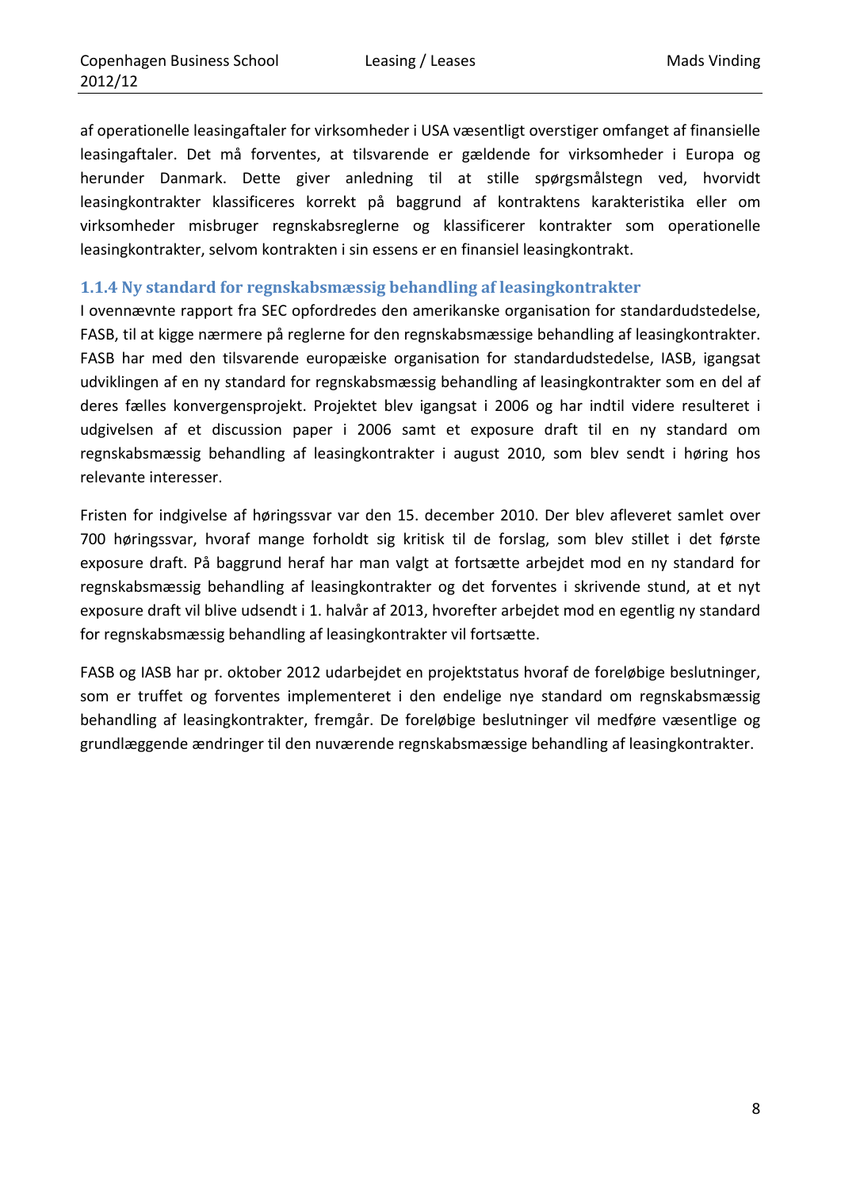af operationelle leasingaftaler for virksomheder i USA væsentligt overstiger omfanget af finansielle leasingaftaler. Det må forventes, at tilsvarende er gældende for virksomheder i Europa og herunder Danmark. Dette giver anledning til at stille spørgsmålstegn ved, hvorvidt leasingkontrakter klassificeres korrekt på baggrund af kontraktens karakteristika eller om virksomheder misbruger regnskabsreglerne og klassificerer kontrakter som operationelle leasingkontrakter, selvom kontrakten i sin essens er en finansiel leasingkontrakt.

### 1.1.4 Ny standard for regnskabsmæssig behandling af leasingkontrakter

I ovennævnte rapport fra SEC opfordredes den amerikanske organisation for standardudstedelse, FASB, til at kigge nærmere på reglerne for den regnskabsmæssige behandling af leasingkontrakter. FASB har med den tilsvarende europæiske organisation for standardudstedelse, IASB, igangsat udviklingen af en ny standard for regnskabsmæssig behandling af leasingkontrakter som en del af deres fælles konvergensprojekt. Projektet blev igangsat i 2006 og har indtil videre resulteret i udgivelsen af et discussion paper i 2006 samt et exposure draft til en ny standard om regnskabsmæssig behandling af leasingkontrakter i august 2010, som blev sendt i høring hos relevante interesser.

Fristen for indgivelse af høringssvar var den 15. december 2010. Der blev afleveret samlet over 700 høringssvar, hvoraf mange forholdt sig kritisk til de forslag, som blev stillet i det første exposure draft. På baggrund heraf har man valgt at fortsætte arbejdet mod en ny standard for regnskabsmæssig behandling af leasingkontrakter og det forventes i skrivende stund, at et nyt exposure draft vil blive udsendt i 1. halvår af 2013, hvorefter arbejdet mod en egentlig ny standard for regnskabsmæssig behandling af leasingkontrakter vil fortsætte.

FASB og IASB har pr. oktober 2012 udarbejdet en projektstatus hvoraf de foreløbige beslutninger, som er truffet og forventes implementeret i den endelige nye standard om regnskabsmæssig behandling af leasingkontrakter, fremgår. De foreløbige beslutninger vil medføre væsentlige og grundlæggende ændringer til den nuværende regnskabsmæssige behandling af leasingkontrakter.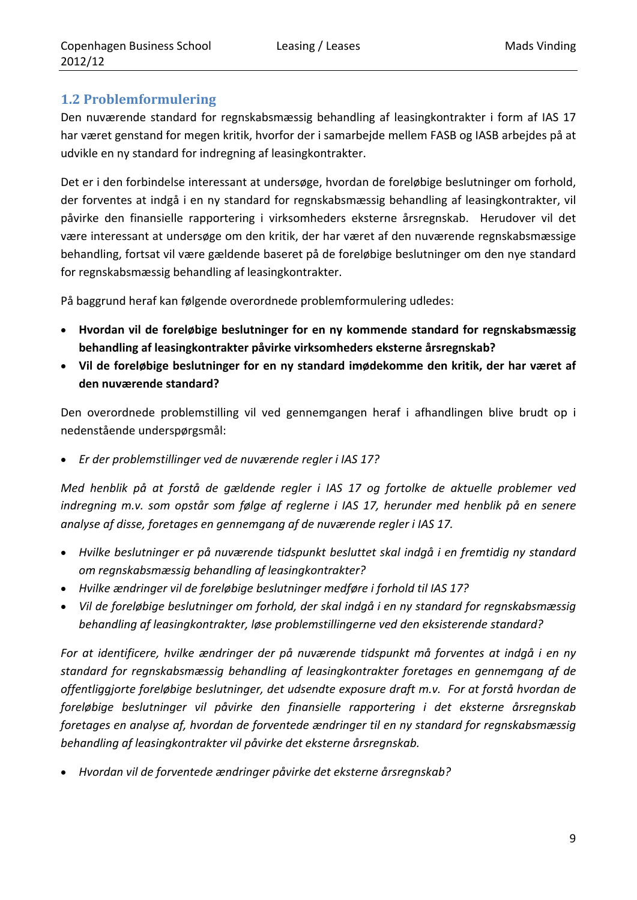## 1.2 Problemformulering

Den nuværende standard for regnskabsmæssig behandling af leasingkontrakter i form af IAS 17 har været genstand for megen kritik, hvorfor der i samarbejde mellem FASB og IASB arbejdes på at udvikle en ny standard for indregning af leasingkontrakter.

Det er i den forbindelse interessant at undersøge, hvordan de foreløbige beslutninger om forhold, der forventes at indgå i en ny standard for regnskabsmæssig behandling af leasingkontrakter, vil påvirke den finansielle rapportering i virksomheders eksterne årsregnskab. Herudover vil det være interessant at undersøge om den kritik, der har været af den nuværende regnskabsmæssige behandling, fortsat vil være gældende baseret på de foreløbige beslutninger om den nye standard for regnskabsmæssig behandling af leasingkontrakter.

På baggrund heraf kan følgende overordnede problemformulering udledes:

- **Hvordan vil de foreløbige beslutninger for en ny kommende standard for regnskabsmæssig behandling af leasingkontrakter påvirke virksomheders eksterne årsregnskab?**
- **Vil de foreløbige beslutninger for en ny standard imødekomme den kritik, der har været af den nuværende standard?**

Den overordnede problemstilling vil ved gennemgangen heraf i afhandlingen blive brudt op i nedenstående underspørgsmål:

- *Er der problemstillinger ved de nuværende regler i IAS 17?*

*Med henblik på at forstå de gældende regler i IAS 17 og fortolke de aktuelle problemer ved indregning m.v. som opstår som følge af reglerne i IAS 17, herunder med henblik på en senere analyse af disse, foretages en gennemgang af de nuværende regler i IAS 17.*

- *Hvilke beslutninger er på nuværende tidspunkt besluttet skal indgå i en fremtidig ny standard om regnskabsmæssig behandling af leasingkontrakter?*
- *Hvilke ændringer vil de foreløbige beslutninger medføre i forhold til IAS 17?*
- *Vil de foreløbige beslutninger om forhold, der skal indgå i en ny standard for regnskabsmæssig behandling af leasingkontrakter, løse problemstillingerne ved den eksisterende standard?*

*For at identificere, hvilke ændringer der på nuværende tidspunkt må forventes at indgå i en ny standard for regnskabsmæssig behandling af leasingkontrakter foretages en gennemgang af de offentliggjorte foreløbige beslutninger, det udsendte exposure draft m.v. For at forstå hvordan de foreløbige beslutninger vil påvirke den finansielle rapportering i det eksterne årsregnskab foretages en analyse af, hvordan de forventede ændringer til en ny standard for regnskabsmæssig behandling af leasingkontrakter vil påvirke det eksterne årsregnskab.*

- *Hvordan vil de forventede ændringer påvirke det eksterne årsregnskab?*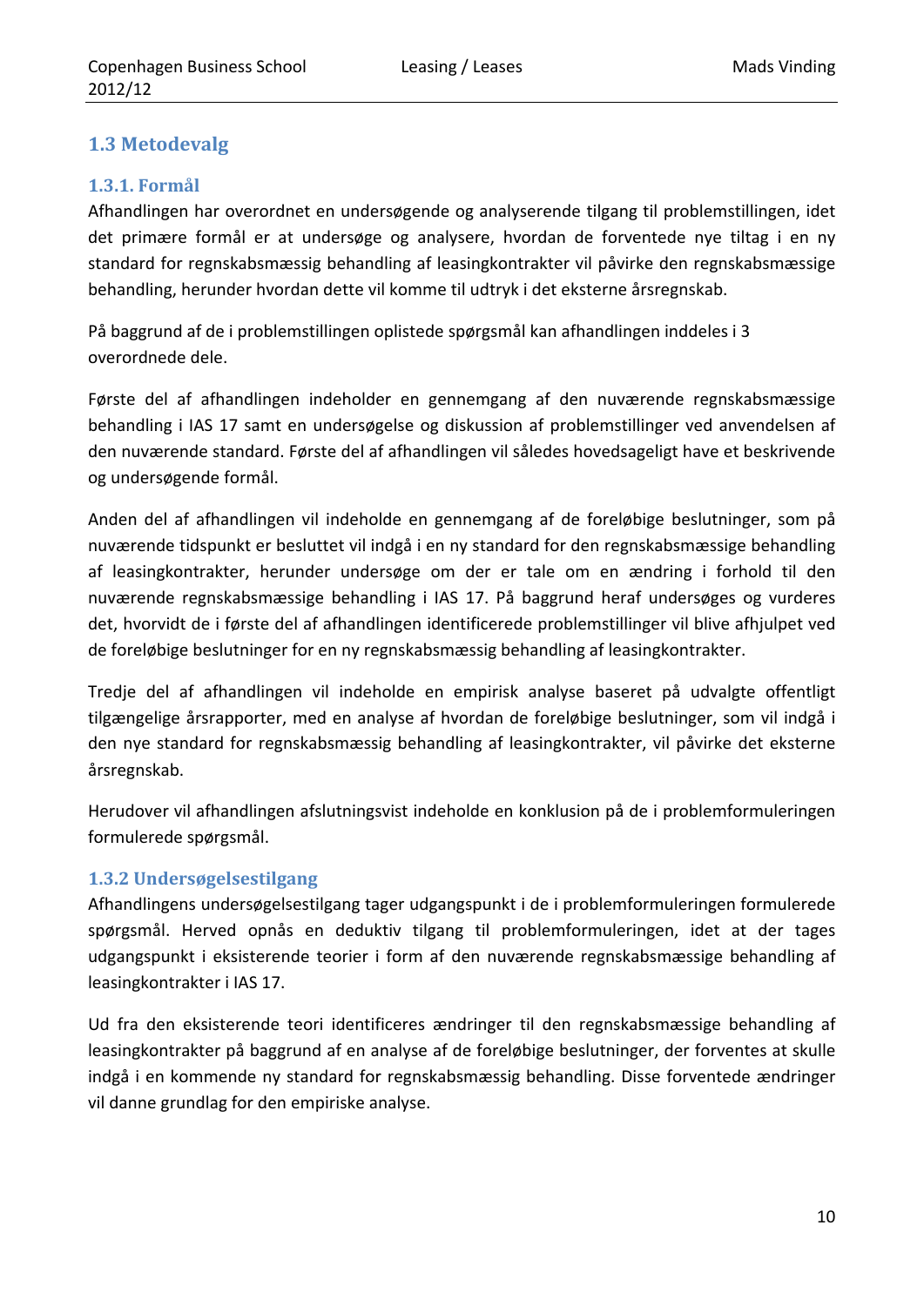## 1.3 Metodevalg

### 1.3.1. Formål

Afhandlingen har overordnet en undersøgende og analyserende tilgang til problemstillingen, idet det primære formål er at undersøge og analysere, hvordan de forventede nye tiltag i en ny standard for regnskabsmæssig behandling af leasingkontrakter vil påvirke den regnskabsmæssige behandling, herunder hvordan dette vil komme til udtryk i det eksterne årsregnskab.

På baggrund af de i problemstillingen oplistede spørgsmål kan afhandlingen inddeles i 3 overordnede dele.

Første del af afhandlingen indeholder en gennemgang af den nuværende regnskabsmæssige behandling i IAS 17 samt en undersøgelse og diskussion af problemstillinger ved anvendelsen af den nuværende standard. Første del af afhandlingen vil således hovedsageligt have et beskrivende og undersøgende formål.

Anden del af afhandlingen vil indeholde en gennemgang af de foreløbige beslutninger, som på nuværende tidspunkt er besluttet vil indgå i en ny standard for den regnskabsmæssige behandling af leasingkontrakter, herunder undersøge om der er tale om en ændring i forhold til den nuværende regnskabsmæssige behandling i IAS 17. På baggrund heraf undersøges og vurderes det, hvorvidt de i første del af afhandlingen identificerede problemstillinger vil blive afhjulpet ved de foreløbige beslutninger for en ny regnskabsmæssig behandling af leasingkontrakter.

Tredje del af afhandlingen vil indeholde en empirisk analyse baseret på udvalgte offentligt tilgængelige årsrapporter, med en analyse af hvordan de foreløbige beslutninger, som vil indgå i den nye standard for regnskabsmæssig behandling af leasingkontrakter, vil påvirke det eksterne årsregnskab.

Herudover vil afhandlingen afslutningsvist indeholde en konklusion på de i problemformuleringen formulerede spørgsmål.

### 1.3.2 Undersøgelsestilgang

Afhandlingens undersøgelsestilgang tager udgangspunkt i de i problemformuleringen formulerede spørgsmål. Herved opnås en deduktiv tilgang til problemformuleringen, idet at der tages udgangspunkt i eksisterende teorier i form af den nuværende regnskabsmæssige behandling af leasingkontrakter i IAS 17.

Ud fra den eksisterende teori identificeres ændringer til den regnskabsmæssige behandling af leasingkontrakter på baggrund af en analyse af de foreløbige beslutninger, der forventes at skulle indgå i en kommende ny standard for regnskabsmæssig behandling. Disse forventede ændringer vil danne grundlag for den empiriske analyse.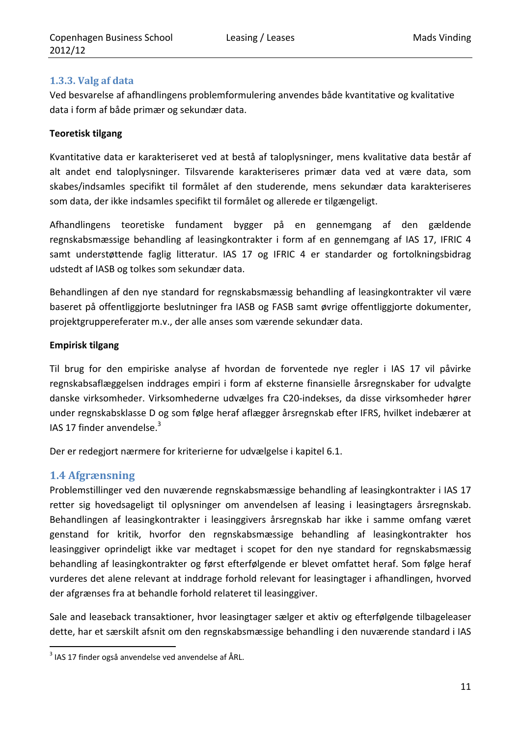### 1.3.3. Valg af data

Ved besvarelse af afhandlingens problemformulering anvendes både kvantitative og kvalitative data i form af både primær og sekundær data.

**Teoretisk tilgang**

Kvantitative data er karakteriseret ved at bestå af taloplysninger, mens kvalitative data består af alt andet end taloplysninger. Tilsvarende karakteriseres primær data ved at være data, som skabes/indsamles specifikt til formålet af den studerende, mens sekundær data karakteriseres som data, der ikke indsamles specifikt til formålet og allerede er tilgængeligt.

Afhandlingens teoretiske fundament bygger på en gennemgang af den gældende regnskabsmæssige behandling af leasingkontrakter i form af en gennemgang af IAS 17, IFRIC 4 samt understøttende faglig litteratur. IAS 17 og IFRIC 4 er standarder og fortolkningsbidrag udstedt af IASB og tolkes som sekundær data.

Behandlingen af den nye standard for regnskabsmæssig behandling af leasingkontrakter vil være baseret på offentliggjorte beslutninger fra IASB og FASB samt øvrige offentliggjorte dokumenter, projektgruppereferater m.v., der alle anses som værende sekundær data.

**Empirisk tilgang**

Til brug for den empiriske analyse af hvordan de forventede nye regler i IAS 17 vil påvirke regnskabsaflæggelsen inddrages empiri i form af eksterne finansielle årsregnskaber for udvalgte danske virksomheder. Virksomhederne udvælges fra C20-indekses, da disse virksomheder hører under regnskabsklasse D og som følge heraf aflægger årsregnskab efter IFRS, hvilket indebærer at IAS 17 finder anvendelse.[3]

Der er redegjort nærmere for kriterierne for udvælgelse i kapitel 6.1.

## 1.4 Afgrænsning

Problemstillinger ved den nuværende regnskabsmæssige behandling af leasingkontrakter i IAS 17 retter sig hovedsageligt til oplysninger om anvendelsen af leasing i leasingtagers årsregnskab. Behandlingen af leasingkontrakter i leasinggivers årsregnskab har ikke i samme omfang været genstand for kritik, hvorfor den regnskabsmæssige behandling af leasingkontrakter hos leasinggiver oprindeligt ikke var medtaget i scopet for den nye standard for regnskabsmæssig behandling af leasingkontrakter og først efterfølgende er blevet omfattet heraf. Som følge heraf vurderes det alene relevant at inddrage forhold relevant for leasingtager i afhandlingen, hvorved der afgrænses fra at behandle forhold relateret til leasinggiver.

Sale and leaseback transaktioner, hvor leasingtager sælger et aktiv og efterfølgende tilbageleaser dette, har et særskilt afsnit om den regnskabsmæssige behandling i den nuværende standard i IAS

[3] IAS 17 finder også anvendelse ved anvendelse af ÅRL.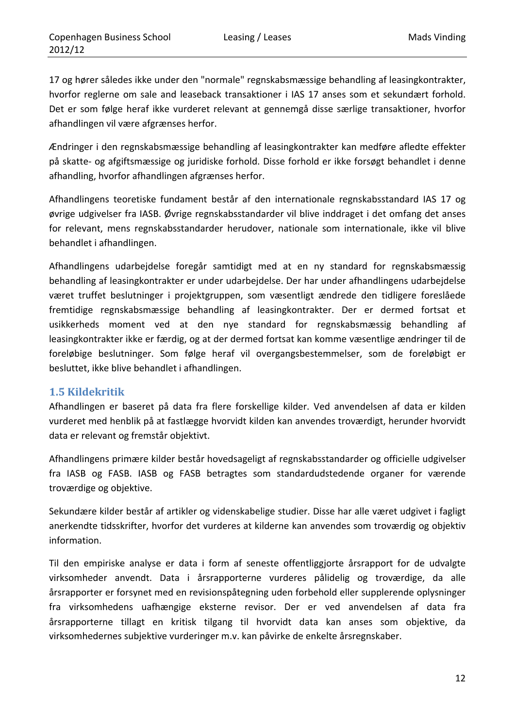17 og hører således ikke under den "normale" regnskabsmæssige behandling af leasingkontrakter, hvorfor reglerne om sale and leaseback transaktioner i IAS 17 anses som et sekundært forhold. Det er som følge heraf ikke vurderet relevant at gennemgå disse særlige transaktioner, hvorfor afhandlingen vil være afgrænses herfor.

Ændringer i den regnskabsmæssige behandling af leasingkontrakter kan medføre afledte effekter på skatte- og afgiftsmæssige og juridiske forhold. Disse forhold er ikke forsøgt behandlet i denne afhandling, hvorfor afhandlingen afgrænses herfor.

Afhandlingens teoretiske fundament består af den internationale regnskabsstandard IAS 17 og øvrige udgivelser fra IASB. Øvrige regnskabsstandarder vil blive inddraget i det omfang det anses for relevant, mens regnskabsstandarder herudover, nationale som internationale, ikke vil blive behandlet i afhandlingen.

Afhandlingens udarbejdelse foregår samtidigt med at en ny standard for regnskabsmæssig behandling af leasingkontrakter er under udarbejdelse. Der har under afhandlingens udarbejdelse været truffet beslutninger i projektgruppen, som væsentligt ændrede den tidligere foreslåede fremtidige regnskabsmæssige behandling af leasingkontrakter. Der er dermed fortsat et usikkerheds moment ved at den nye standard for regnskabsmæssig behandling af leasingkontrakter ikke er færdig, og at der dermed fortsat kan komme væsentlige ændringer til de foreløbige beslutninger. Som følge heraf vil overgangsbestemmelser, som de foreløbigt er besluttet, ikke blive behandlet i afhandlingen.

## 1.5 Kildekritik

Afhandlingen er baseret på data fra flere forskellige kilder. Ved anvendelsen af data er kilden vurderet med henblik på at fastlægge hvorvidt kilden kan anvendes troværdigt, herunder hvorvidt data er relevant og fremstår objektivt.

Afhandlingens primære kilder består hovedsageligt af regnskabsstandarder og officielle udgivelser fra IASB og FASB. IASB og FASB betragtes som standardudstedende organer for værende troværdige og objektive.

Sekundære kilder består af artikler og videnskabelige studier. Disse har alle været udgivet i fagligt anerkendte tidsskrifter, hvorfor det vurderes at kilderne kan anvendes som troværdig og objektiv information.

Til den empiriske analyse er data i form af seneste offentliggjorte årsrapport for de udvalgte virksomheder anvendt. Data i årsrapporterne vurderes pålidelig og troværdige, da alle årsrapporter er forsynet med en revisionspåtegning uden forbehold eller supplerende oplysninger fra virksomhedens uafhængige eksterne revisor. Der er ved anvendelsen af data fra årsrapporterne tillagt en kritisk tilgang til hvorvidt data kan anses som objektive, da virksomhedernes subjektive vurderinger m.v. kan påvirke de enkelte årsregnskaber.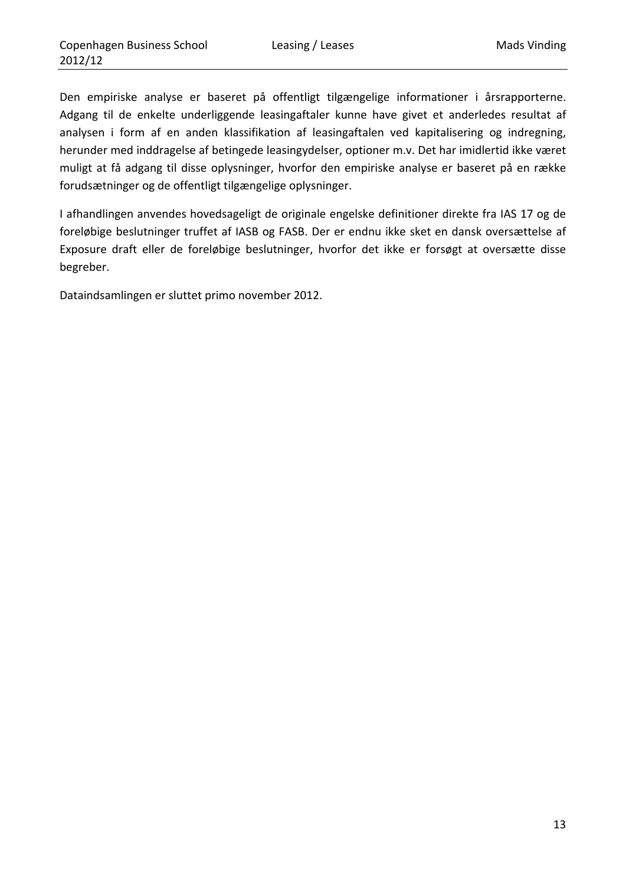Den empiriske analyse er baseret på offentligt tilgængelige informationer i årsrapporterne. Adgang til de enkelte underliggende leasingaftaler kunne have givet et anderledes resultat af analysen i form af en anden klassifikation af leasingaftalen ved kapitalisering og indregning, herunder med inddragelse af betingede leasingydelser, optioner m.v. Det har imidlertid ikke været muligt at få adgang til disse oplysninger, hvorfor den empiriske analyse er baseret på en række forudsætninger og de offentligt tilgængelige oplysninger.

I afhandlingen anvendes hovedsageligt de originale engelske definitioner direkte fra IAS 17 og de foreløbige beslutninger truffet af IASB og FASB. Der er endnu ikke sket en dansk oversættelse af Exposure draft eller de foreløbige beslutninger, hvorfor det ikke er forsøgt at oversætte disse begreber.

Dataindsamlingen er sluttet primo november 2012.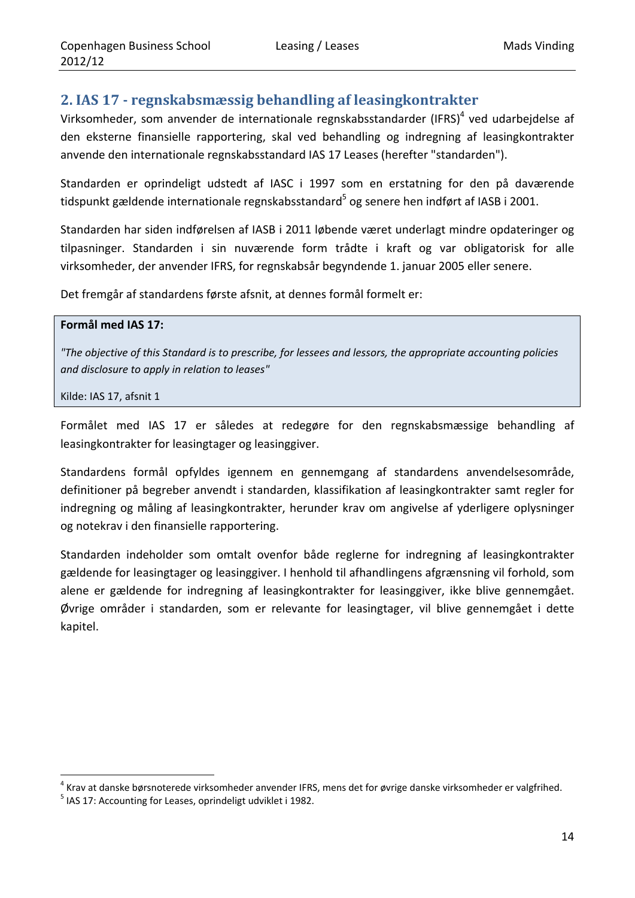## 2. IAS 17 - regnskabsmæssig behandling af leasingkontrakter

Virksomheder, som anvender de internationale regnskabsstandarder (IFRS)[4] ved udarbejdelse af den eksterne finansielle rapportering, skal ved behandling og indregning af leasingkontrakter anvende den internationale regnskabsstandard IAS 17 Leases (herefter "standarden").

Standarden er oprindeligt udstedt af IASC i 1997 som en erstatning for den på daværende tidspunkt gældende internationale regnskabsstandard[5] og senere hen indført af IASB i 2001.

Standarden har siden indførelsen af IASB i 2011 løbende været underlagt mindre opdateringer og tilpasninger. Standarden i sin nuværende form trådte i kraft og var obligatorisk for alle virksomheder, der anvender IFRS, for regnskabsår begyndende 1. januar 2005 eller senere.

Det fremgår af standardens første afsnit, at dennes formål formelt er:

> **Formål med IAS 17:**
>
> *"The objective of this Standard is to prescribe, for lessees and lessors, the appropriate accounting policies and disclosure to apply in relation to leases"*
>
> Kilde: IAS 17, afsnit 1

Formålet med IAS 17 er således at redegøre for den regnskabsmæssige behandling af leasingkontrakter for leasingtager og leasinggiver.

Standardens formål opfyldes igennem en gennemgang af standardens anvendelsesområde, definitioner på begreber anvendt i standarden, klassifikation af leasingkontrakter samt regler for indregning og måling af leasingkontrakter, herunder krav om angivelse af yderligere oplysninger og notekrav i den finansielle rapportering.

Standarden indeholder som omtalt ovenfor både reglerne for indregning af leasingkontrakter gældende for leasingtager og leasinggiver. I henhold til afhandlingens afgrænsning vil forhold, som alene er gældende for indregning af leasingkontrakter for leasinggiver, ikke blive gennemgået. Øvrige områder i standarden, som er relevante for leasingtager, vil blive gennemgået i dette kapitel.

---

[4] Krav at danske børsnoterede virksomheder anvender IFRS, mens det for øvrige danske virksomheder er valgfrihed.

[5] IAS 17: Accounting for Leases, oprindeligt udviklet i 1982.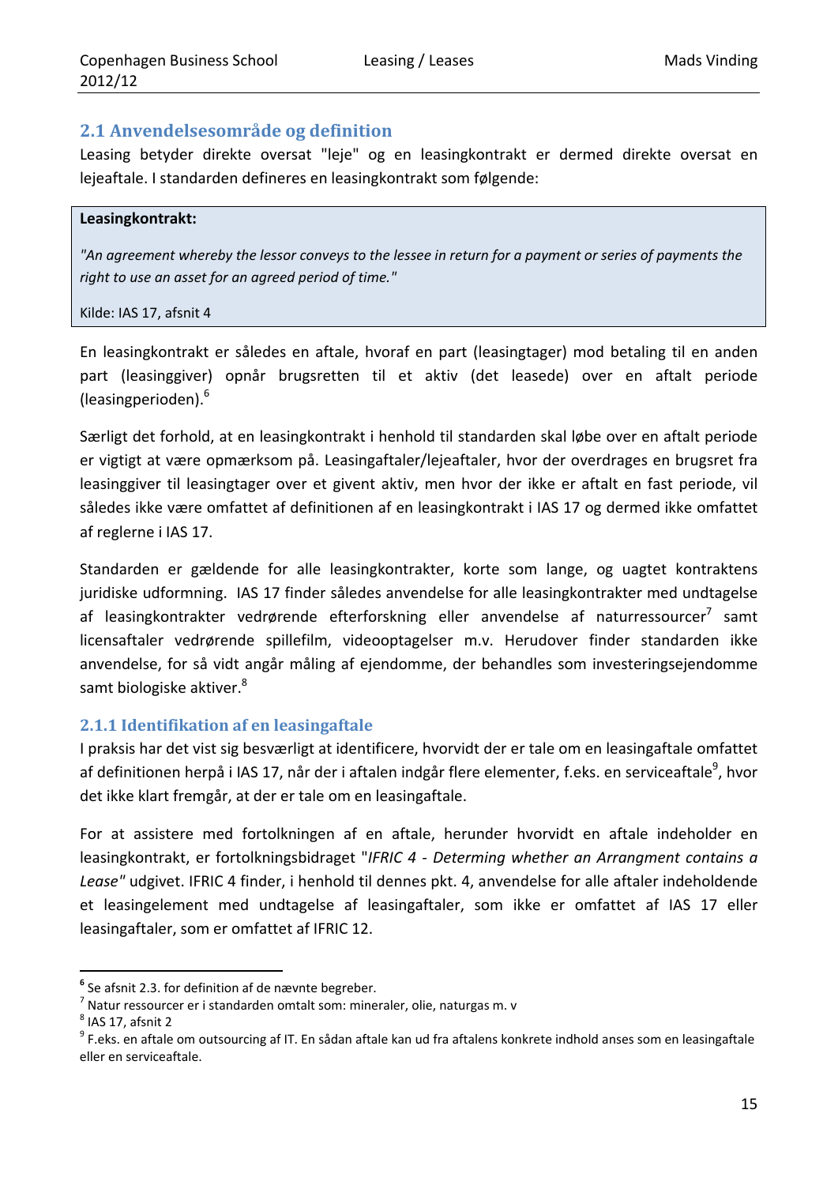## 2.1 Anvendelsesområde og definition

Leasing betyder direkte oversat "leje" og en leasingkontrakt er dermed direkte oversat en lejeaftale. I standarden defineres en leasingkontrakt som følgende:

> **Leasingkontrakt:**
>
> *"An agreement whereby the lessor conveys to the lessee in return for a payment or series of payments the right to use an asset for an agreed period of time."*
>
> Kilde: IAS 17, afsnit 4

En leasingkontrakt er således en aftale, hvoraf en part (leasingtager) mod betaling til en anden part (leasinggiver) opnår brugsretten til et aktiv (det leasede) over en aftalt periode (leasingperioden).[6]

Særligt det forhold, at en leasingkontrakt i henhold til standarden skal løbe over en aftalt periode er vigtigt at være opmærksom på. Leasingaftaler/lejeaftaler, hvor der overdrages en brugsret fra leasinggiver til leasingtager over et givent aktiv, men hvor der ikke er aftalt en fast periode, vil således ikke være omfattet af definitionen af en leasingkontrakt i IAS 17 og dermed ikke omfattet af reglerne i IAS 17.

Standarden er gældende for alle leasingkontrakter, korte som lange, og uagtet kontraktens juridiske udformning. IAS 17 finder således anvendelse for alle leasingkontrakter med undtagelse af leasingkontrakter vedrørende efterforskning eller anvendelse af naturressourcer[7] samt licensaftaler vedrørende spillefilm, videooptagelser m.v. Herudover finder standarden ikke anvendelse, for så vidt angår måling af ejendomme, der behandles som investeringsejendomme samt biologiske aktiver.[8]

### 2.1.1 Identifikation af en leasingaftale

I praksis har det vist sig besværligt at identificere, hvorvidt der er tale om en leasingaftale omfattet af definitionen herpå i IAS 17, når der i aftalen indgår flere elementer, f.eks. en serviceaftale[9], hvor det ikke klart fremgår, at der er tale om en leasingaftale.

For at assistere med fortolkningen af en aftale, herunder hvorvidt en aftale indeholder en leasingkontrakt, er fortolkningsbidraget "*IFRIC 4 - Determing whether an Arrangment contains a Lease*" udgivet. IFRIC 4 finder, i henhold til dennes pkt. 4, anvendelse for alle aftaler indeholdende et leasingelement med undtagelse af leasingaftaler, som ikke er omfattet af IAS 17 eller leasingaftaler, som er omfattet af IFRIC 12.

---

[6] Se afsnit 2.3. for definition af de nævnte begreber.

[7] Natur ressourcer er i standarden omtalt som: mineraler, olie, naturgas m. v

[8] IAS 17, afsnit 2

[9] F.eks. en aftale om outsourcing af IT. En sådan aftale kan ud fra aftalens konkrete indhold anses som en leasingaftale eller en serviceaftale.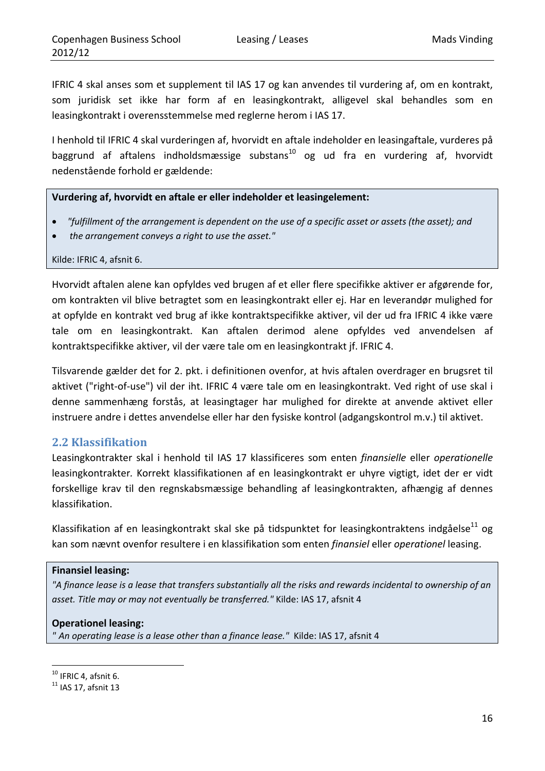IFRIC 4 skal anses som et supplement til IAS 17 og kan anvendes til vurdering af, om en kontrakt, som juridisk set ikke har form af en leasingkontrakt, alligevel skal behandles som en leasingkontrakt i overensstemmelse med reglerne herom i IAS 17.

I henhold til IFRIC 4 skal vurderingen af, hvorvidt en aftale indeholder en leasingaftale, vurderes på baggrund af aftalens indholdsmæssige substans[10] og ud fra en vurdering af, hvorvidt nedenstående forhold er gældende:

**Vurdering af, hvorvidt en aftale er eller indeholder et leasingelement:**

- *"fulfillment of the arrangement is dependent on the use of a specific asset or assets (the asset); and*
- *the arrangement conveys a right to use the asset."*

Kilde: IFRIC 4, afsnit 6.

Hvorvidt aftalen alene kan opfyldes ved brugen af et eller flere specifikke aktiver er afgørende for, om kontrakten vil blive betragtet som en leasingkontrakt eller ej. Har en leverandør mulighed for at opfylde en kontrakt ved brug af ikke kontraktspecifikke aktiver, vil der ud fra IFRIC 4 ikke være tale om en leasingkontrakt. Kan aftalen derimod alene opfyldes ved anvendelsen af kontraktspecifikke aktiver, vil der være tale om en leasingkontrakt jf. IFRIC 4.

Tilsvarende gælder det for 2. pkt. i definitionen ovenfor, at hvis aftalen overdrager en brugsret til aktivet ("right-of-use") vil der iht. IFRIC 4 være tale om en leasingkontrakt. Ved right of use skal i denne sammenhæng forstås, at leasingtager har mulighed for direkte at anvende aktivet eller instruere andre i dettes anvendelse eller har den fysiske kontrol (adgangskontrol m.v.) til aktivet.

## 2.2 Klassifikation

Leasingkontrakter skal i henhold til IAS 17 klassificeres som enten *finansielle* eller *operationelle* leasingkontrakter. Korrekt klassifikationen af en leasingkontrakt er uhyre vigtigt, idet der er vidt forskellige krav til den regnskabsmæssige behandling af leasingkontrakten, afhængig af dennes klassifikation.

Klassifikation af en leasingkontrakt skal ske på tidspunktet for leasingkontraktens indgåelse[11] og kan som nævnt ovenfor resultere i en klassifikation som enten *finansiel* eller *operationel* leasing.

**Finansiel leasing:**
*"A finance lease is a lease that transfers substantially all the risks and rewards incidental to ownership of an asset. Title may or may not eventually be transferred."* Kilde: IAS 17, afsnit 4

**Operationel leasing:**
*" An operating lease is a lease other than a finance lease."* Kilde: IAS 17, afsnit 4

[10] IFRIC 4, afsnit 6.
[11] IAS 17, afsnit 13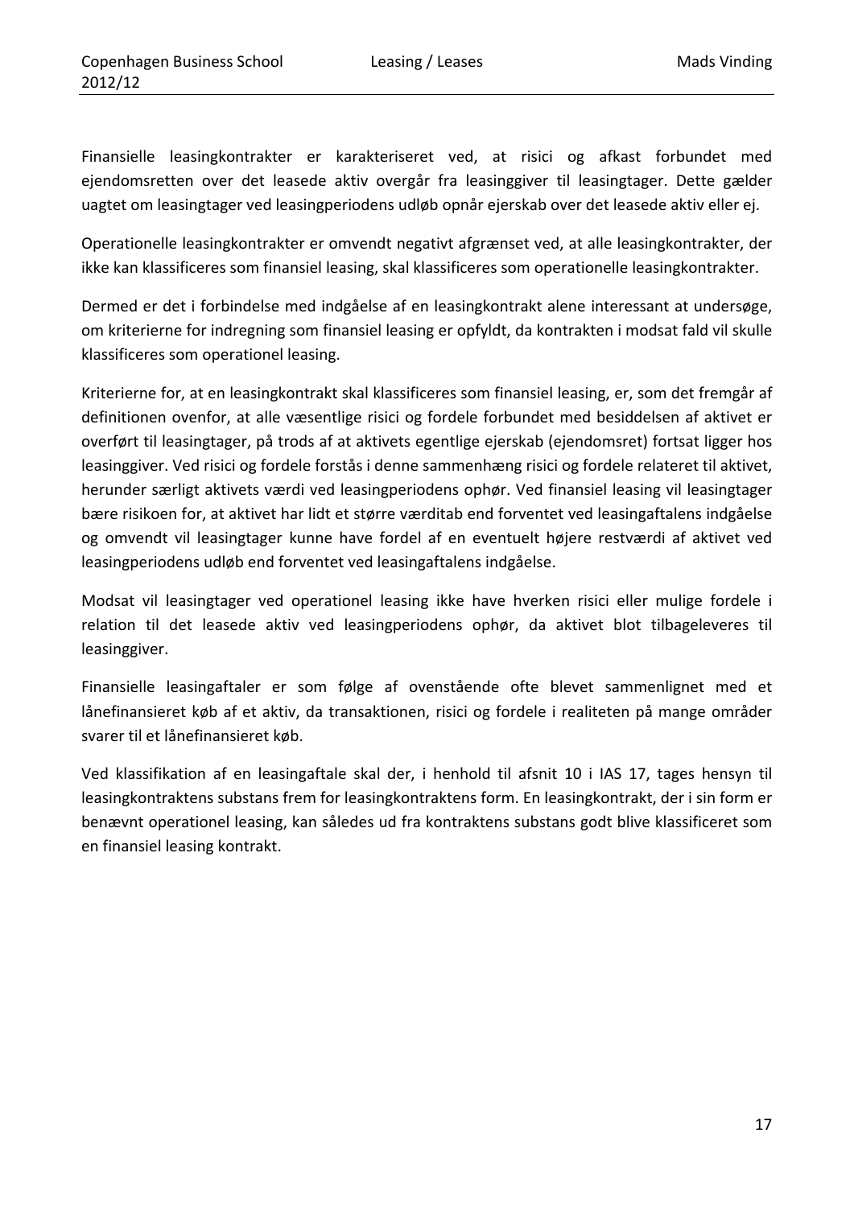Finansielle leasingkontrakter er karakteriseret ved, at risici og afkast forbundet med ejendomsretten over det leasede aktiv overgår fra leasinggiver til leasingtager. Dette gælder uagtet om leasingtager ved leasingperiodens udløb opnår ejerskab over det leasede aktiv eller ej.

Operationelle leasingkontrakter er omvendt negativt afgrænset ved, at alle leasingkontrakter, der ikke kan klassificeres som finansiel leasing, skal klassificeres som operationelle leasingkontrakter.

Dermed er det i forbindelse med indgåelse af en leasingkontrakt alene interessant at undersøge, om kriterierne for indregning som finansiel leasing er opfyldt, da kontrakten i modsat fald vil skulle klassificeres som operationel leasing.

Kriterierne for, at en leasingkontrakt skal klassificeres som finansiel leasing, er, som det fremgår af definitionen ovenfor, at alle væsentlige risici og fordele forbundet med besiddelsen af aktivet er overført til leasingtager, på trods af at aktivets egentlige ejerskab (ejendomsret) fortsat ligger hos leasinggiver. Ved risici og fordele forstås i denne sammenhæng risici og fordele relateret til aktivet, herunder særligt aktivets værdi ved leasingperiodens ophør. Ved finansiel leasing vil leasingtager bære risikoen for, at aktivet har lidt et større værditab end forventet ved leasingaftalens indgåelse og omvendt vil leasingtager kunne have fordel af en eventuelt højere restværdi af aktivet ved leasingperiodens udløb end forventet ved leasingaftalens indgåelse.

Modsat vil leasingtager ved operationel leasing ikke have hverken risici eller mulige fordele i relation til det leasede aktiv ved leasingperiodens ophør, da aktivet blot tilbageleveres til leasinggiver.

Finansielle leasingaftaler er som følge af ovenstående ofte blevet sammenlignet med et lånefinansieret køb af et aktiv, da transaktionen, risici og fordele i realiteten på mange områder svarer til et lånefinansieret køb.

Ved klassifikation af en leasingaftale skal der, i henhold til afsnit 10 i IAS 17, tages hensyn til leasingkontraktens substans frem for leasingkontraktens form. En leasingkontrakt, der i sin form er benævnt operationel leasing, kan således ud fra kontraktens substans godt blive klassificeret som en finansiel leasing kontrakt.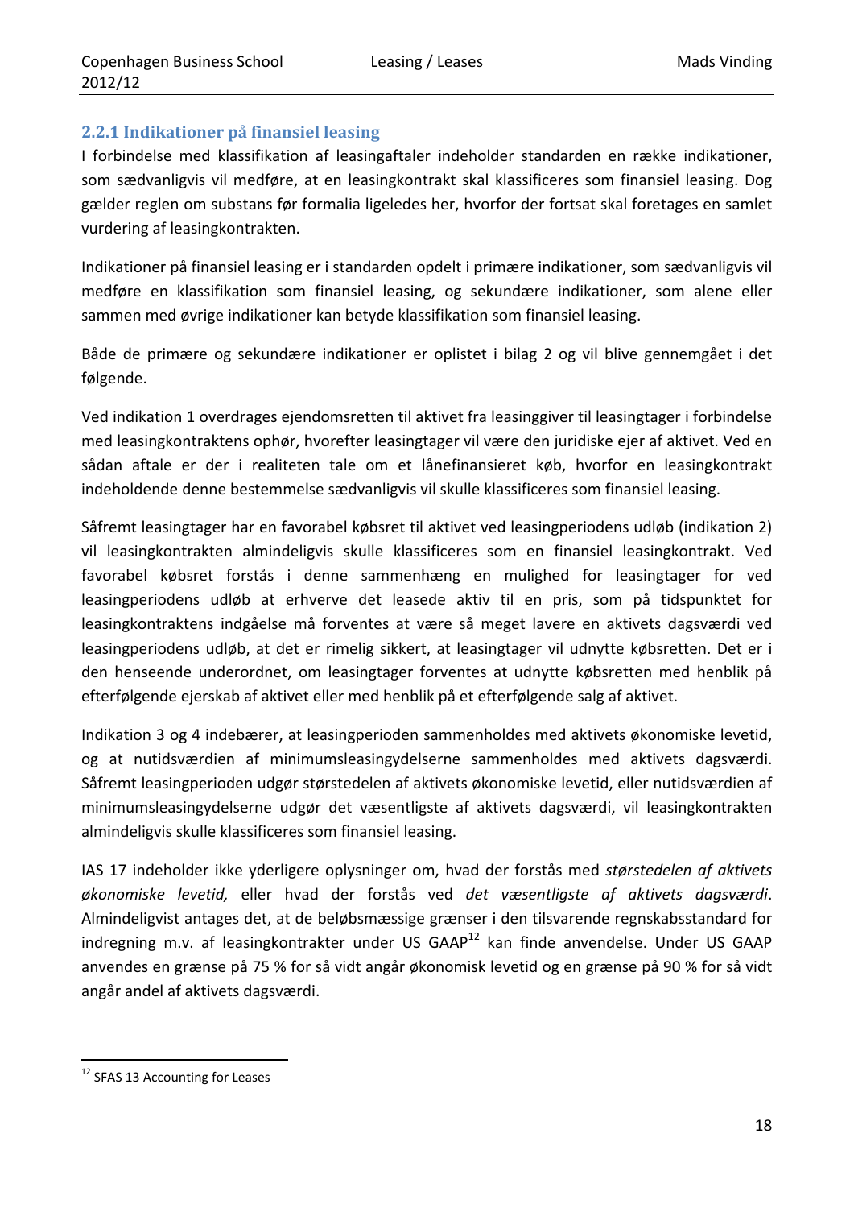### 2.2.1 Indikationer på finansiel leasing

I forbindelse med klassifikation af leasingaftaler indeholder standarden en række indikationer, som sædvanligvis vil medføre, at en leasingkontrakt skal klassificeres som finansiel leasing. Dog gælder reglen om substans før formalia ligeledes her, hvorfor der fortsat skal foretages en samlet vurdering af leasingkontrakten.

Indikationer på finansiel leasing er i standarden opdelt i primære indikationer, som sædvanligvis vil medføre en klassifikation som finansiel leasing, og sekundære indikationer, som alene eller sammen med øvrige indikationer kan betyde klassifikation som finansiel leasing.

Både de primære og sekundære indikationer er oplistet i bilag 2 og vil blive gennemgået i det følgende.

Ved indikation 1 overdrages ejendomsretten til aktivet fra leasinggiver til leasingtager i forbindelse med leasingkontraktens ophør, hvorefter leasingtager vil være den juridiske ejer af aktivet. Ved en sådan aftale er der i realiteten tale om et lånefinansieret køb, hvorfor en leasingkontrakt indeholdende denne bestemmelse sædvanligvis vil skulle klassificeres som finansiel leasing.

Såfremt leasingtager har en favorabel købsret til aktivet ved leasingperiodens udløb (indikation 2) vil leasingkontrakten almindeligvis skulle klassificeres som en finansiel leasingkontrakt. Ved favorabel købsret forstås i denne sammenhæng en mulighed for leasingtager for ved leasingperiodens udløb at erhverve det leasede aktiv til en pris, som på tidspunktet for leasingkontraktens indgåelse må forventes at være så meget lavere en aktivets dagsværdi ved leasingperiodens udløb, at det er rimelig sikkert, at leasingtager vil udnytte købsretten. Det er i den henseende underordnet, om leasingtager forventes at udnytte købsretten med henblik på efterfølgende ejerskab af aktivet eller med henblik på et efterfølgende salg af aktivet.

Indikation 3 og 4 indebærer, at leasingperioden sammenholdes med aktivets økonomiske levetid, og at nutidsværdien af minimumsleasingydelserne sammenholdes med aktivets dagsværdi. Såfremt leasingperioden udgør størstedelen af aktivets økonomiske levetid, eller nutidsværdien af minimumsleasingydelserne udgør det væsentligste af aktivets dagsværdi, vil leasingkontrakten almindeligvis skulle klassificeres som finansiel leasing.

IAS 17 indeholder ikke yderligere oplysninger om, hvad der forstås med *størstedelen af aktivets økonomiske levetid,* eller hvad der forstås ved *det væsentligste af aktivets dagsværdi*. Almindeligvist antages det, at de beløbsmæssige grænser i den tilsvarende regnskabsstandard for indregning m.v. af leasingkontrakter under US GAAP[12] kan finde anvendelse. Under US GAAP anvendes en grænse på 75 % for så vidt angår økonomisk levetid og en grænse på 90 % for så vidt angår andel af aktivets dagsværdi.

[12] SFAS 13 Accounting for Leases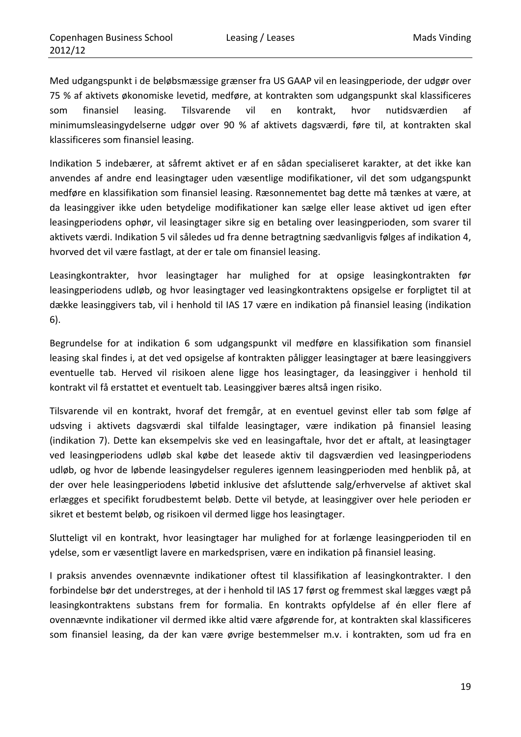Med udgangspunkt i de beløbsmæssige grænser fra US GAAP vil en leasingperiode, der udgør over 75 % af aktivets økonomiske levetid, medføre, at kontrakten som udgangspunkt skal klassificeres som finansiel leasing. Tilsvarende vil en kontrakt, hvor nutidsværdien af minimumsleasingydelserne udgør over 90 % af aktivets dagsværdi, føre til, at kontrakten skal klassificeres som finansiel leasing.

Indikation 5 indebærer, at såfremt aktivet er af en sådan specialiseret karakter, at det ikke kan anvendes af andre end leasingtager uden væsentlige modifikationer, vil det som udgangspunkt medføre en klassifikation som finansiel leasing. Ræsonnementet bag dette må tænkes at være, at da leasinggiver ikke uden betydelige modifikationer kan sælge eller lease aktivet ud igen efter leasingperiodens ophør, vil leasingtager sikre sig en betaling over leasingperioden, som svarer til aktivets værdi. Indikation 5 vil således ud fra denne betragtning sædvanligvis følges af indikation 4, hvorved det vil være fastlagt, at der er tale om finansiel leasing.

Leasingkontrakter, hvor leasingtager har mulighed for at opsige leasingkontrakten før leasingperiodens udløb, og hvor leasingtager ved leasingkontraktens opsigelse er forpligtet til at dække leasinggivers tab, vil i henhold til IAS 17 være en indikation på finansiel leasing (indikation 6).

Begrundelse for at indikation 6 som udgangspunkt vil medføre en klassifikation som finansiel leasing skal findes i, at det ved opsigelse af kontrakten påligger leasingtager at bære leasinggivers eventuelle tab. Herved vil risikoen alene ligge hos leasingtager, da leasinggiver i henhold til kontrakt vil få erstattet et eventuelt tab. Leasinggiver bæres altså ingen risiko.

Tilsvarende vil en kontrakt, hvoraf det fremgår, at en eventuel gevinst eller tab som følge af udsving i aktivets dagsværdi skal tilfalde leasingtager, være indikation på finansiel leasing (indikation 7). Dette kan eksempelvis ske ved en leasingaftale, hvor det er aftalt, at leasingtager ved leasingperiodens udløb skal købe det leasede aktiv til dagsværdien ved leasingperiodens udløb, og hvor de løbende leasingydelser reguleres igennem leasingperioden med henblik på, at der over hele leasingperiodens løbetid inklusive det afsluttende salg/erhvervelse af aktivet skal erlægges et specifikt forudbestemt beløb. Dette vil betyde, at leasinggiver over hele perioden er sikret et bestemt beløb, og risikoen vil dermed ligge hos leasingtager.

Slutteligt vil en kontrakt, hvor leasingtager har mulighed for at forlænge leasingperioden til en ydelse, som er væsentligt lavere en markedsprisen, være en indikation på finansiel leasing.

I praksis anvendes ovennævnte indikationer oftest til klassifikation af leasingkontrakter. I den forbindelse bør det understreges, at der i henhold til IAS 17 først og fremmest skal lægges vægt på leasingkontraktens substans frem for formalia. En kontrakts opfyldelse af én eller flere af ovennævnte indikationer vil dermed ikke altid være afgørende for, at kontrakten skal klassificeres som finansiel leasing, da der kan være øvrige bestemmelser m.v. i kontrakten, som ud fra en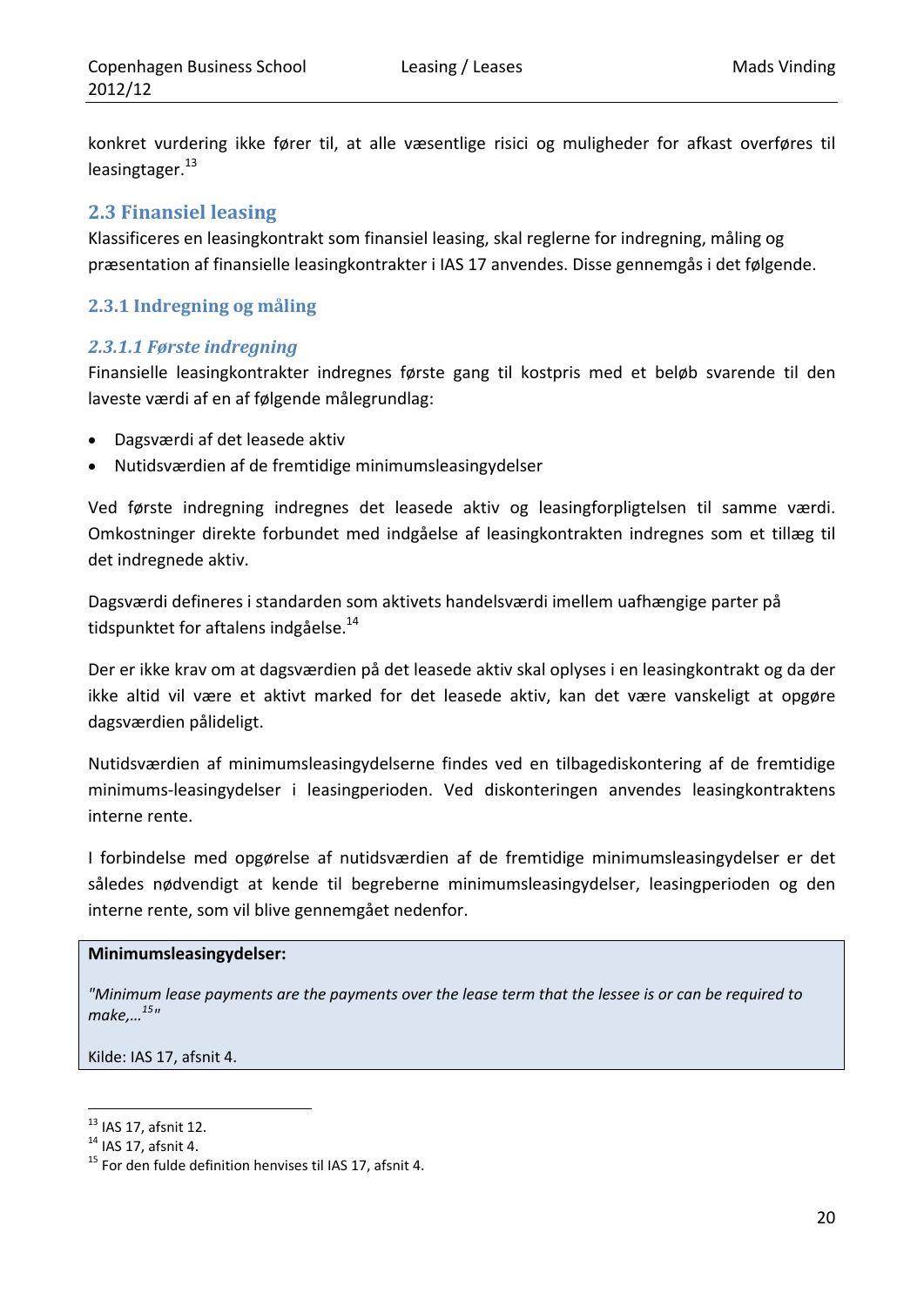konkret vurdering ikke fører til, at alle væsentlige risici og muligheder for afkast overføres til leasingtager.[13]

## 2.3 Finansiel leasing

Klassificeres en leasingkontrakt som finansiel leasing, skal reglerne for indregning, måling og præsentation af finansielle leasingkontrakter i IAS 17 anvendes. Disse gennemgås i det følgende.

### 2.3.1 Indregning og måling

#### *2.3.1.1 Første indregning*

Finansielle leasingkontrakter indregnes første gang til kostpris med et beløb svarende til den laveste værdi af en af følgende målegrundlag:

- Dagsværdi af det leasede aktiv
- Nutidsværdien af de fremtidige minimumsleasingydelser

Ved første indregning indregnes det leasede aktiv og leasingforpligtelsen til samme værdi. Omkostninger direkte forbundet med indgåelse af leasingkontrakten indregnes som et tillæg til det indregnede aktiv.

Dagsværdi defineres i standarden som aktivets handelsværdi imellem uafhængige parter på tidspunktet for aftalens indgåelse.[14]

Der er ikke krav om at dagsværdien på det leasede aktiv skal oplyses i en leasingkontrakt og da der ikke altid vil være et aktivt marked for det leasede aktiv, kan det være vanskeligt at opgøre dagsværdien pålideligt.

Nutidsværdien af minimumsleasingydelserne findes ved en tilbagediskontering af de fremtidige minimums-leasingydelser i leasingperioden. Ved diskonteringen anvendes leasingkontraktens interne rente.

I forbindelse med opgørelse af nutidsværdien af de fremtidige minimumsleasingydelser er det således nødvendigt at kende til begreberne minimumsleasingydelser, leasingperioden og den interne rente, som vil blive gennemgået nedenfor.

> **Minimumsleasingydelser:**
>
> *"Minimum lease payments are the payments over the lease term that the lessee is or can be required to make,…[15]"*
>
> Kilde: IAS 17, afsnit 4.

[13] IAS 17, afsnit 12.
[14] IAS 17, afsnit 4.
[15] For den fulde definition henvises til IAS 17, afsnit 4.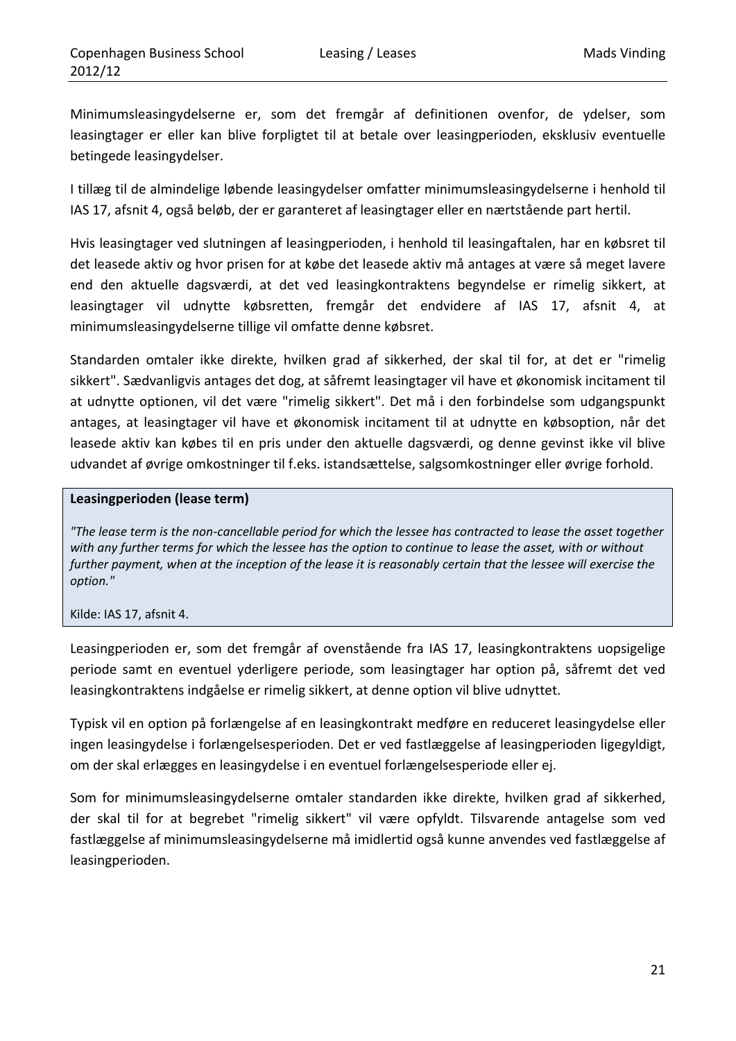Minimumsleasingydelserne er, som det fremgår af definitionen ovenfor, de ydelser, som leasingtager er eller kan blive forpligtet til at betale over leasingperioden, eksklusiv eventuelle betingede leasingydelser.

I tillæg til de almindelige løbende leasingydelser omfatter minimumsleasingydelserne i henhold til IAS 17, afsnit 4, også beløb, der er garanteret af leasingtager eller en nærtstående part hertil.

Hvis leasingtager ved slutningen af leasingperioden, i henhold til leasingaftalen, har en købsret til det leasede aktiv og hvor prisen for at købe det leasede aktiv må antages at være så meget lavere end den aktuelle dagsværdi, at det ved leasingkontraktens begyndelse er rimelig sikkert, at leasingtager vil udnytte købsretten, fremgår det endvidere af IAS 17, afsnit 4, at minimumsleasingydelserne tillige vil omfatte denne købsret.

Standarden omtaler ikke direkte, hvilken grad af sikkerhed, der skal til for, at det er "rimelig sikkert". Sædvanligvis antages det dog, at såfremt leasingtager vil have et økonomisk incitament til at udnytte optionen, vil det være "rimelig sikkert". Det må i den forbindelse som udgangspunkt antages, at leasingtager vil have et økonomisk incitament til at udnytte en købsoption, når det leasede aktiv kan købes til en pris under den aktuelle dagsværdi, og denne gevinst ikke vil blive udvandet af øvrige omkostninger til f.eks. istandsættelse, salgsomkostninger eller øvrige forhold.

**Leasingperioden (lease term)**

*"The lease term is the non-cancellable period for which the lessee has contracted to lease the asset together with any further terms for which the lessee has the option to continue to lease the asset, with or without further payment, when at the inception of the lease it is reasonably certain that the lessee will exercise the option."*

Kilde: IAS 17, afsnit 4.

Leasingperioden er, som det fremgår af ovenstående fra IAS 17, leasingkontraktens uopsigelige periode samt en eventuel yderligere periode, som leasingtager har option på, såfremt det ved leasingkontraktens indgåelse er rimelig sikkert, at denne option vil blive udnyttet.

Typisk vil en option på forlængelse af en leasingkontrakt medføre en reduceret leasingydelse eller ingen leasingydelse i forlængelsesperioden. Det er ved fastlæggelse af leasingperioden ligegyldigt, om der skal erlægges en leasingydelse i en eventuel forlængelsesperiode eller ej.

Som for minimumsleasingydelserne omtaler standarden ikke direkte, hvilken grad af sikkerhed, der skal til for at begrebet "rimelig sikkert" vil være opfyldt. Tilsvarende antagelse som ved fastlæggelse af minimumsleasingydelserne må imidlertid også kunne anvendes ved fastlæggelse af leasingperioden.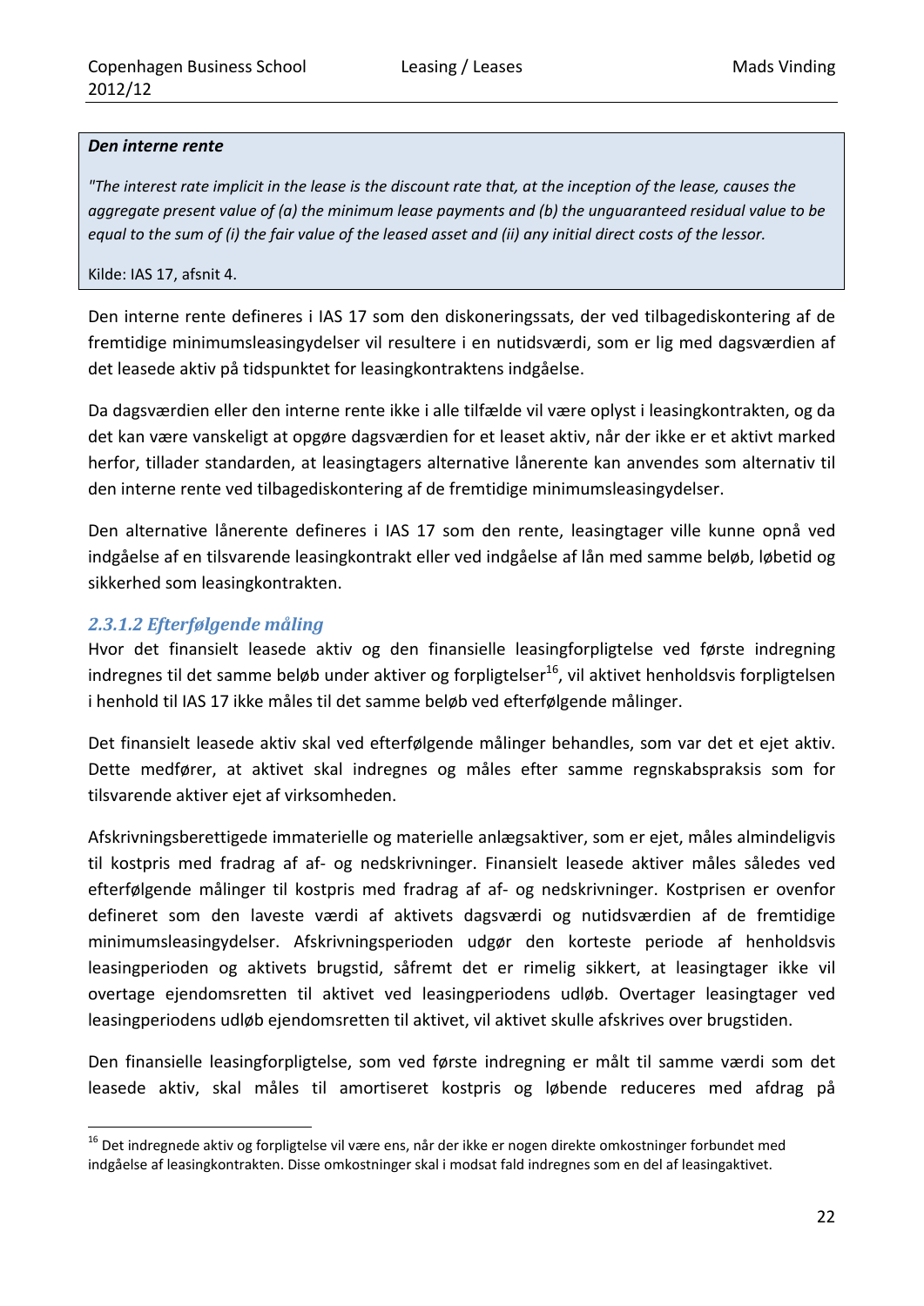> ***Den interne rente***
>
> *"The interest rate implicit in the lease is the discount rate that, at the inception of the lease, causes the aggregate present value of (a) the minimum lease payments and (b) the unguaranteed residual value to be equal to the sum of (i) the fair value of the leased asset and (ii) any initial direct costs of the lessor.*
>
> Kilde: IAS 17, afsnit 4.

Den interne rente defineres i IAS 17 som den diskoneringssats, der ved tilbagediskontering af de fremtidige minimumsleasingydelser vil resultere i en nutidsværdi, som er lig med dagsværdien af det leasede aktiv på tidspunktet for leasingkontraktens indgåelse.

Da dagsværdien eller den interne rente ikke i alle tilfælde vil være oplyst i leasingkontrakten, og da det kan være vanskeligt at opgøre dagsværdien for et leaset aktiv, når der ikke er et aktivt marked herfor, tillader standarden, at leasingtagers alternative lånerente kan anvendes som alternativ til den interne rente ved tilbagediskontering af de fremtidige minimumsleasingydelser.

Den alternative lånerente defineres i IAS 17 som den rente, leasingtager ville kunne opnå ved indgåelse af en tilsvarende leasingkontrakt eller ved indgåelse af lån med samme beløb, løbetid og sikkerhed som leasingkontrakten.

#### 2.3.1.2 Efterfølgende måling

Hvor det finansielt leasede aktiv og den finansielle leasingforpligtelse ved første indregning indregnes til det samme beløb under aktiver og forpligtelser[16], vil aktivet henholdsvis forpligtelsen i henhold til IAS 17 ikke måles til det samme beløb ved efterfølgende målinger.

Det finansielt leasede aktiv skal ved efterfølgende målinger behandles, som var det et ejet aktiv. Dette medfører, at aktivet skal indregnes og måles efter samme regnskabspraksis som for tilsvarende aktiver ejet af virksomheden.

Afskrivningsberettigede immaterielle og materielle anlægsaktiver, som er ejet, måles almindeligvis til kostpris med fradrag af af- og nedskrivninger. Finansielt leasede aktiver måles således ved efterfølgende målinger til kostpris med fradrag af af- og nedskrivninger. Kostprisen er ovenfor defineret som den laveste værdi af aktivets dagsværdi og nutidsværdien af de fremtidige minimumsleasingydelser. Afskrivningsperioden udgør den korteste periode af henholdsvis leasingperioden og aktivets brugstid, såfremt det er rimelig sikkert, at leasingtager ikke vil overtage ejendomsretten til aktivet ved leasingperiodens udløb. Overtager leasingtager ved leasingperiodens udløb ejendomsretten til aktivet, vil aktivet skulle afskrives over brugstiden.

Den finansielle leasingforpligtelse, som ved første indregning er målt til samme værdi som det leasede aktiv, skal måles til amortiseret kostpris og løbende reduceres med afdrag på

---

[16] Det indregnede aktiv og forpligtelse vil være ens, når der ikke er nogen direkte omkostninger forbundet med indgåelse af leasingkontrakten. Disse omkostninger skal i modsat fald indregnes som en del af leasingaktivet.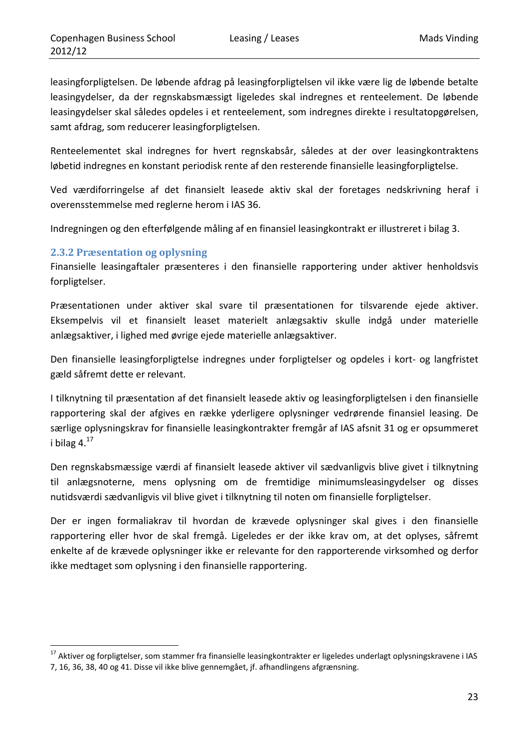leasingforpligtelsen. De løbende afdrag på leasingforpligtelsen vil ikke være lig de løbende betalte leasingydelser, da der regnskabsmæssigt ligeledes skal indregnes et renteelement. De løbende leasingydelser skal således opdeles i et renteelement, som indregnes direkte i resultatopgørelsen, samt afdrag, som reducerer leasingforpligtelsen.

Renteelementet skal indregnes for hvert regnskabsår, således at der over leasingkontraktens løbetid indregnes en konstant periodisk rente af den resterende finansielle leasingforpligtelse.

Ved værdiforringelse af det finansielt leasede aktiv skal der foretages nedskrivning heraf i overensstemmelse med reglerne herom i IAS 36.

Indregningen og den efterfølgende måling af en finansiel leasingkontrakt er illustreret i bilag 3.

### 2.3.2 Præsentation og oplysning

Finansielle leasingaftaler præsenteres i den finansielle rapportering under aktiver henholdsvis forpligtelser.

Præsentationen under aktiver skal svare til præsentationen for tilsvarende ejede aktiver. Eksempelvis vil et finansielt leaset materielt anlægsaktiv skulle indgå under materielle anlægsaktiver, i lighed med øvrige ejede materielle anlægsaktiver.

Den finansielle leasingforpligtelse indregnes under forpligtelser og opdeles i kort- og langfristet gæld såfremt dette er relevant.

I tilknytning til præsentation af det finansielt leasede aktiv og leasingforpligtelsen i den finansielle rapportering skal der afgives en række yderligere oplysninger vedrørende finansiel leasing. De særlige oplysningskrav for finansielle leasingkontrakter fremgår af IAS afsnit 31 og er opsummeret i bilag 4.[17]

Den regnskabsmæssige værdi af finansielt leasede aktiver vil sædvanligvis blive givet i tilknytning til anlægsnoterne, mens oplysning om de fremtidige minimumsleasingydelser og disses nutidsværdi sædvanligvis vil blive givet i tilknytning til noten om finansielle forpligtelser.

Der er ingen formaliakrav til hvordan de krævede oplysninger skal gives i den finansielle rapportering eller hvor de skal fremgå. Ligeledes er der ikke krav om, at det oplyses, såfremt enkelte af de krævede oplysninger ikke er relevante for den rapporterende virksomhed og derfor ikke medtaget som oplysning i den finansielle rapportering.

---

[17] Aktiver og forpligtelser, som stammer fra finansielle leasingkontrakter er ligeledes underlagt oplysningskravene i IAS 7, 16, 36, 38, 40 og 41. Disse vil ikke blive gennemgået, jf. afhandlingens afgrænsning.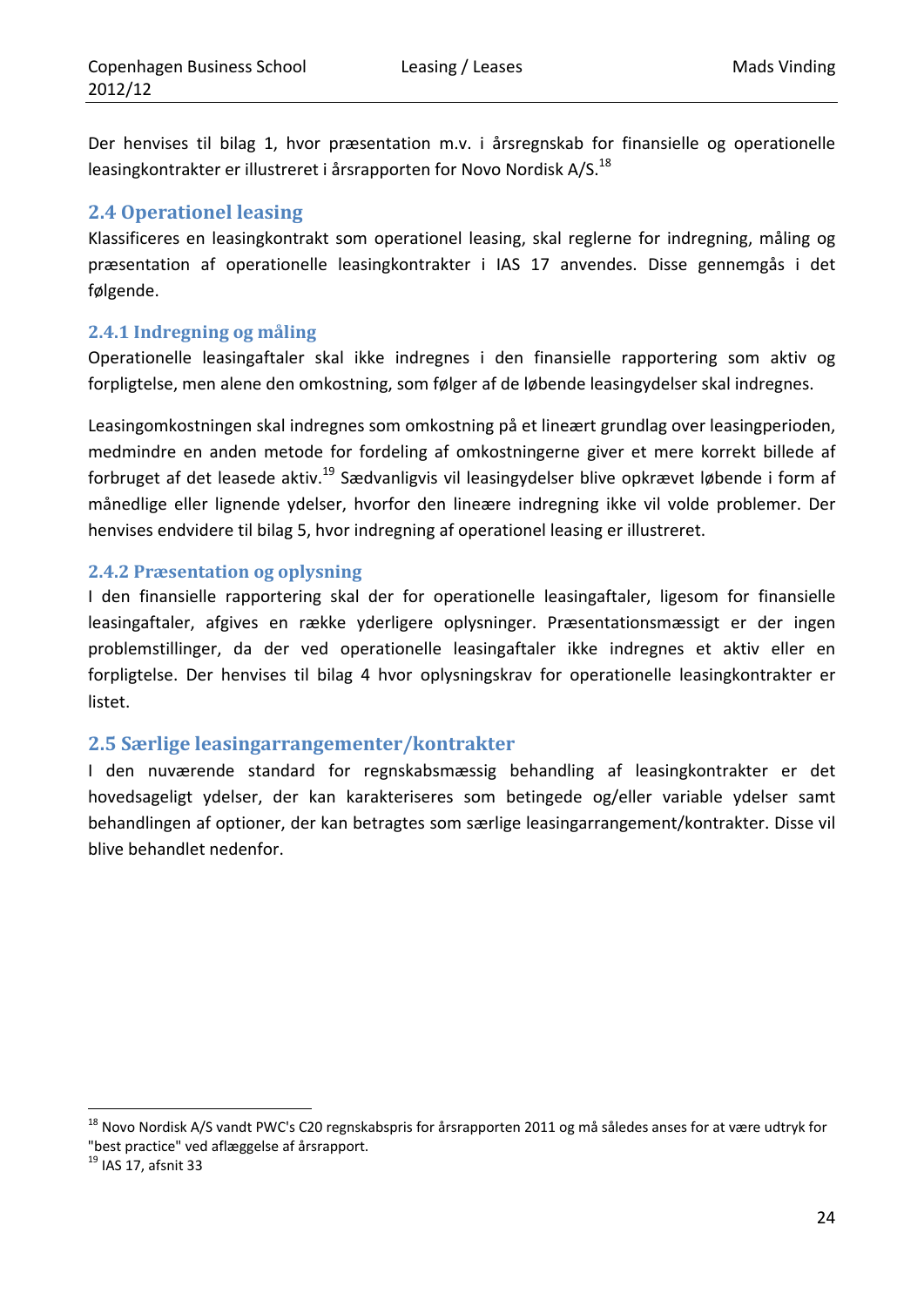Der henvises til bilag 1, hvor præsentation m.v. i årsregnskab for finansielle og operationelle leasingkontrakter er illustreret i årsrapporten for Novo Nordisk A/S.[18]

## 2.4 Operationel leasing

Klassificeres en leasingkontrakt som operationel leasing, skal reglerne for indregning, måling og præsentation af operationelle leasingkontrakter i IAS 17 anvendes. Disse gennemgås i det følgende.

### 2.4.1 Indregning og måling

Operationelle leasingaftaler skal ikke indregnes i den finansielle rapportering som aktiv og forpligtelse, men alene den omkostning, som følger af de løbende leasingydelser skal indregnes.

Leasingomkostningen skal indregnes som omkostning på et lineært grundlag over leasingperioden, medmindre en anden metode for fordeling af omkostningerne giver et mere korrekt billede af forbruget af det leasede aktiv.[19] Sædvanligvis vil leasingydelser blive opkrævet løbende i form af månedlige eller lignende ydelser, hvorfor den lineære indregning ikke vil volde problemer. Der henvises endvidere til bilag 5, hvor indregning af operationel leasing er illustreret.

### 2.4.2 Præsentation og oplysning

I den finansielle rapportering skal der for operationelle leasingaftaler, ligesom for finansielle leasingaftaler, afgives en række yderligere oplysninger. Præsentationsmæssigt er der ingen problemstillinger, da der ved operationelle leasingaftaler ikke indregnes et aktiv eller en forpligtelse. Der henvises til bilag 4 hvor oplysningskrav for operationelle leasingkontrakter er listet.

## 2.5 Særlige leasingarrangementer/kontrakter

I den nuværende standard for regnskabsmæssig behandling af leasingkontrakter er det hovedsageligt ydelser, der kan karakteriseres som betingede og/eller variable ydelser samt behandlingen af optioner, der kan betragtes som særlige leasingarrangement/kontrakter. Disse vil blive behandlet nedenfor.

---

[18] Novo Nordisk A/S vandt PWC's C20 regnskabspris for årsrapporten 2011 og må således anses for at være udtryk for "best practice" ved aflæggelse af årsrapport.

[19] IAS 17, afsnit 33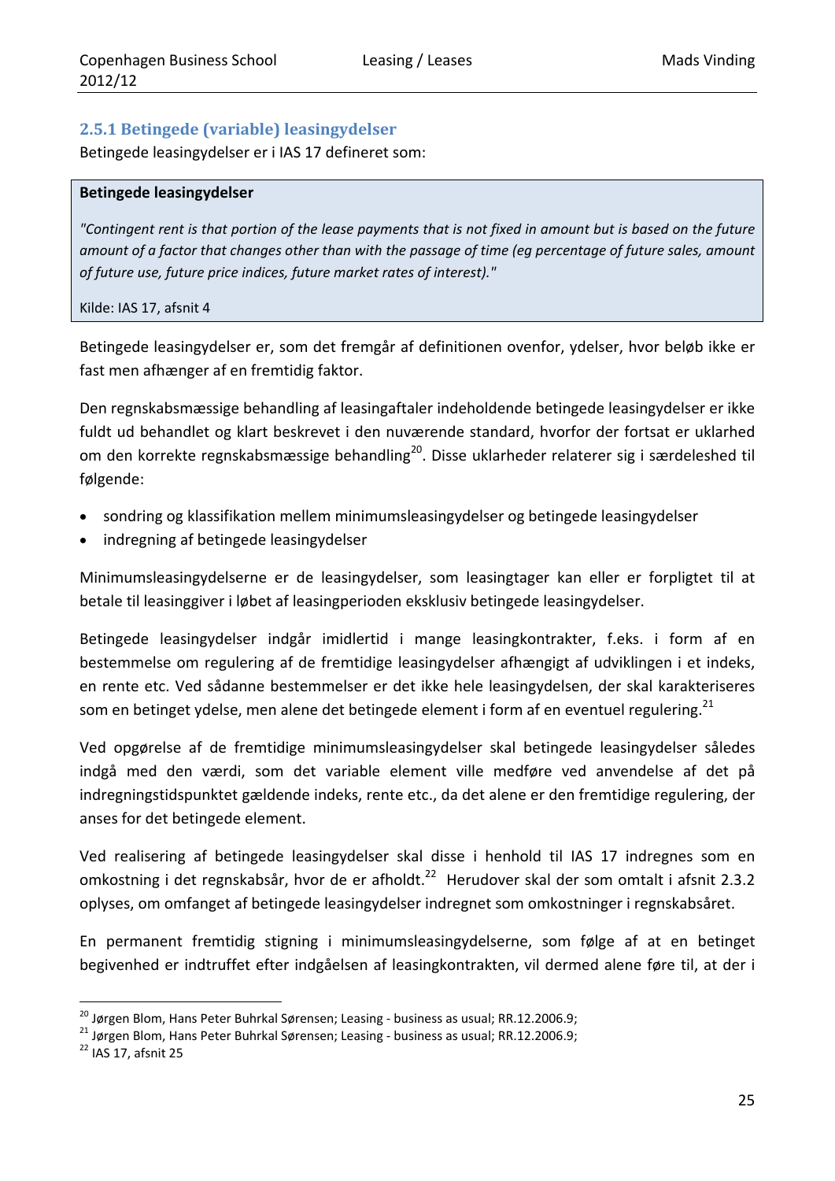### 2.5.1 Betingede (variable) leasingydelser

Betingede leasingydelser er i IAS 17 defineret som:

> **Betingede leasingydelser**
>
> *"Contingent rent is that portion of the lease payments that is not fixed in amount but is based on the future amount of a factor that changes other than with the passage of time (eg percentage of future sales, amount of future use, future price indices, future market rates of interest)."*
>
> Kilde: IAS 17, afsnit 4

Betingede leasingydelser er, som det fremgår af definitionen ovenfor, ydelser, hvor beløb ikke er fast men afhænger af en fremtidig faktor.

Den regnskabsmæssige behandling af leasingaftaler indeholdende betingede leasingydelser er ikke fuldt ud behandlet og klart beskrevet i den nuværende standard, hvorfor der fortsat er uklarhed om den korrekte regnskabsmæssige behandling[20]. Disse uklarheder relaterer sig i særdeleshed til følgende:

- sondring og klassifikation mellem minimumsleasingydelser og betingede leasingydelser
- indregning af betingede leasingydelser

Minimumsleasingydelserne er de leasingydelser, som leasingtager kan eller er forpligtet til at betale til leasinggiver i løbet af leasingperioden eksklusiv betingede leasingydelser.

Betingede leasingydelser indgår imidlertid i mange leasingkontrakter, f.eks. i form af en bestemmelse om regulering af de fremtidige leasingydelser afhængigt af udviklingen i et indeks, en rente etc. Ved sådanne bestemmelser er det ikke hele leasingydelsen, der skal karakteriseres som en betinget ydelse, men alene det betingede element i form af en eventuel regulering.[21]

Ved opgørelse af de fremtidige minimumsleasingydelser skal betingede leasingydelser således indgå med den værdi, som det variable element ville medføre ved anvendelse af det på indregningstidspunktet gældende indeks, rente etc., da det alene er den fremtidige regulering, der anses for det betingede element.

Ved realisering af betingede leasingydelser skal disse i henhold til IAS 17 indregnes som en omkostning i det regnskabsår, hvor de er afholdt.[22] Herudover skal der som omtalt i afsnit 2.3.2 oplyses, om omfanget af betingede leasingydelser indregnet som omkostninger i regnskabsåret.

En permanent fremtidig stigning i minimumsleasingydelserne, som følge af at en betinget begivenhed er indtruffet efter indgåelsen af leasingkontrakten, vil dermed alene føre til, at der i

---

[20] Jørgen Blom, Hans Peter Buhrkal Sørensen; Leasing - business as usual; RR.12.2006.9;

[21] Jørgen Blom, Hans Peter Buhrkal Sørensen; Leasing - business as usual; RR.12.2006.9;

[22] IAS 17, afsnit 25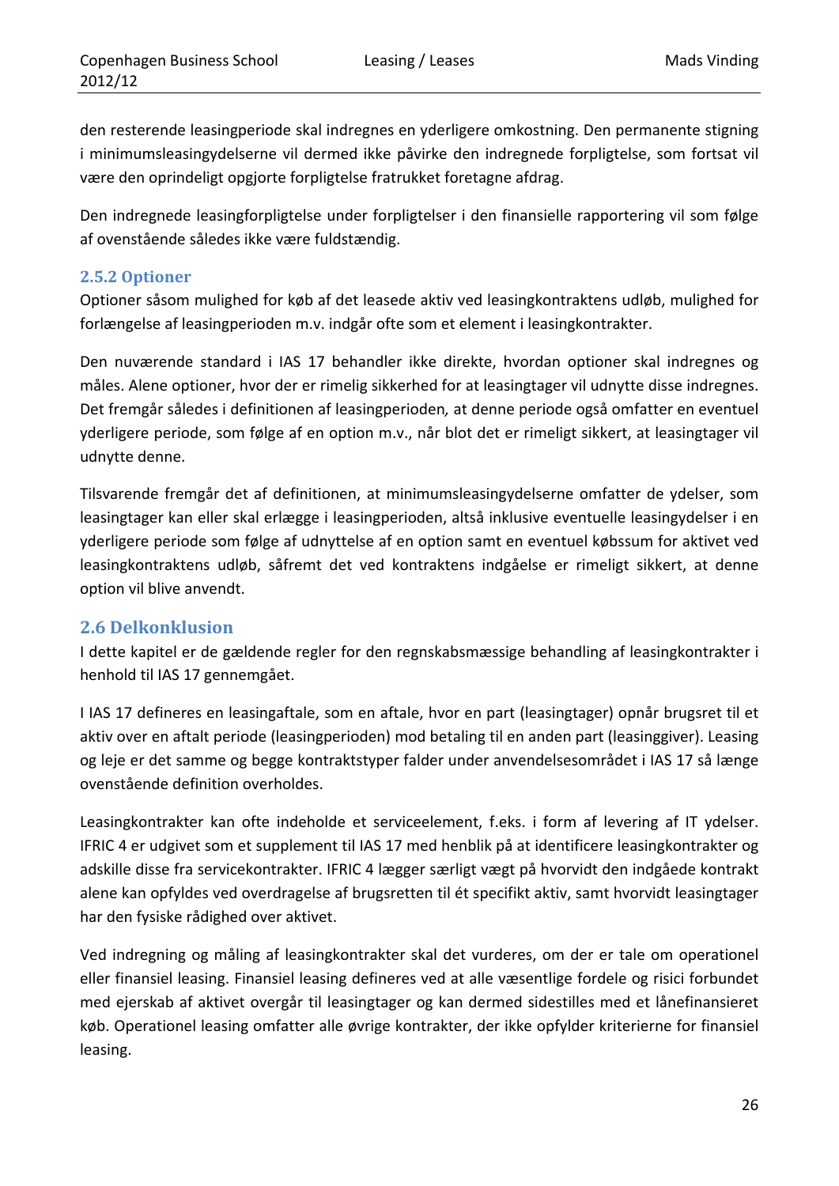den resterende leasingperiode skal indregnes en yderligere omkostning. Den permanente stigning i minimumsleasingydelserne vil dermed ikke påvirke den indregnede forpligtelse, som fortsat vil være den oprindeligt opgjorte forpligtelse fratrukket foretagne afdrag.

Den indregnede leasingforpligtelse under forpligtelser i den finansielle rapportering vil som følge af ovenstående således ikke være fuldstændig.

### 2.5.2 Optioner

Optioner såsom mulighed for køb af det leasede aktiv ved leasingkontraktens udløb, mulighed for forlængelse af leasingperioden m.v. indgår ofte som et element i leasingkontrakter.

Den nuværende standard i IAS 17 behandler ikke direkte, hvordan optioner skal indregnes og måles. Alene optioner, hvor der er rimelig sikkerhed for at leasingtager vil udnytte disse indregnes. Det fremgår således i definitionen af leasingperioden*,* at denne periode også omfatter en eventuel yderligere periode, som følge af en option m.v., når blot det er rimeligt sikkert, at leasingtager vil udnytte denne.

Tilsvarende fremgår det af definitionen, at minimumsleasingydelserne omfatter de ydelser, som leasingtager kan eller skal erlægge i leasingperioden, altså inklusive eventuelle leasingydelser i en yderligere periode som følge af udnyttelse af en option samt en eventuel købssum for aktivet ved leasingkontraktens udløb, såfremt det ved kontraktens indgåelse er rimeligt sikkert, at denne option vil blive anvendt.

## 2.6 Delkonklusion

I dette kapitel er de gældende regler for den regnskabsmæssige behandling af leasingkontrakter i henhold til IAS 17 gennemgået.

I IAS 17 defineres en leasingaftale, som en aftale, hvor en part (leasingtager) opnår brugsret til et aktiv over en aftalt periode (leasingperioden) mod betaling til en anden part (leasinggiver). Leasing og leje er det samme og begge kontraktstyper falder under anvendelsesområdet i IAS 17 så længe ovenstående definition overholdes.

Leasingkontrakter kan ofte indeholde et serviceelement, f.eks. i form af levering af IT ydelser. IFRIC 4 er udgivet som et supplement til IAS 17 med henblik på at identificere leasingkontrakter og adskille disse fra servicekontrakter. IFRIC 4 lægger særligt vægt på hvorvidt den indgåede kontrakt alene kan opfyldes ved overdragelse af brugsretten til ét specifikt aktiv, samt hvorvidt leasingtager har den fysiske rådighed over aktivet.

Ved indregning og måling af leasingkontrakter skal det vurderes, om der er tale om operationel eller finansiel leasing. Finansiel leasing defineres ved at alle væsentlige fordele og risici forbundet med ejerskab af aktivet overgår til leasingtager og kan dermed sidestilles med et lånefinansieret køb. Operationel leasing omfatter alle øvrige kontrakter, der ikke opfylder kriterierne for finansiel leasing.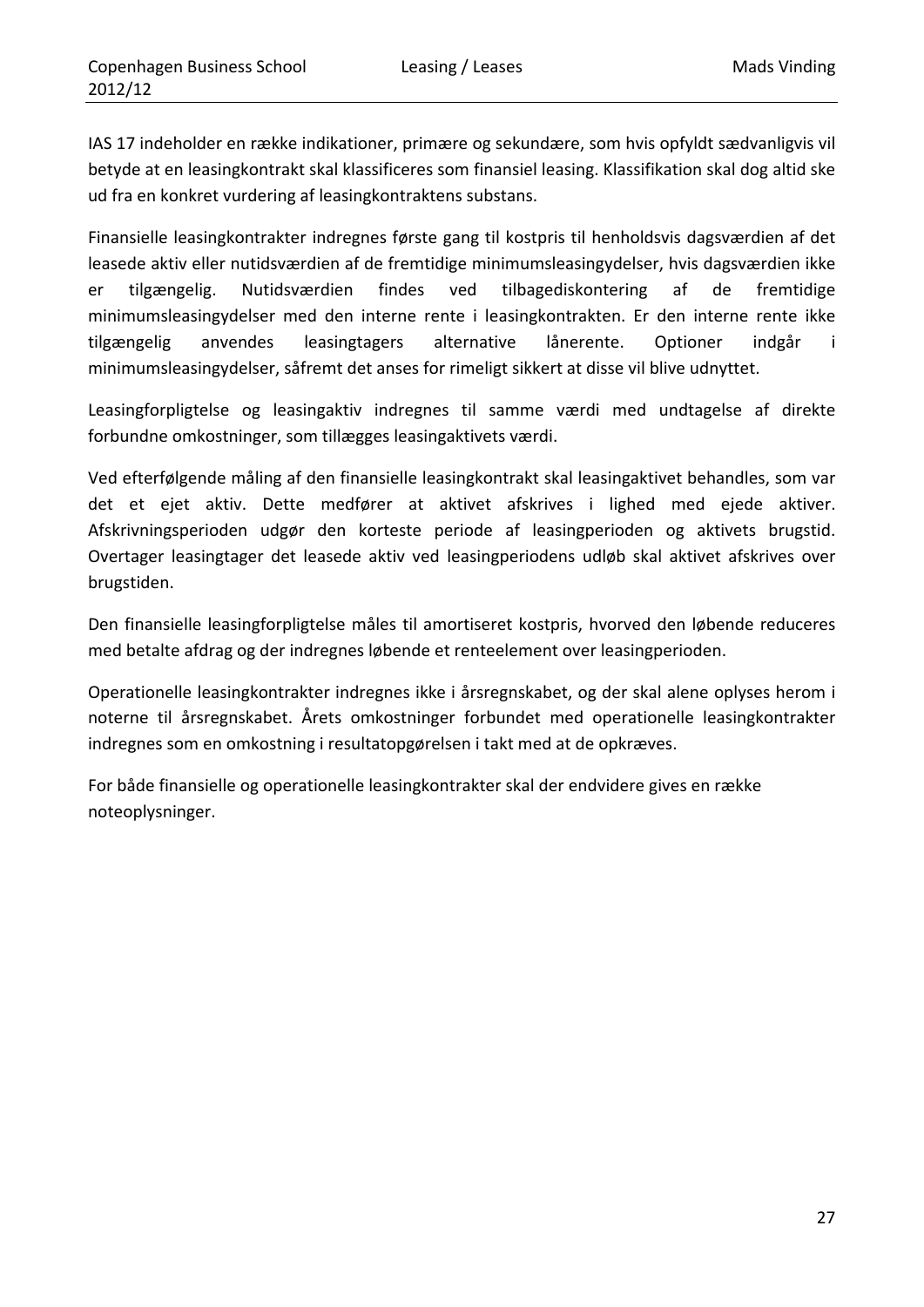IAS 17 indeholder en række indikationer, primære og sekundære, som hvis opfyldt sædvanligvis vil betyde at en leasingkontrakt skal klassificeres som finansiel leasing. Klassifikation skal dog altid ske ud fra en konkret vurdering af leasingkontraktens substans.

Finansielle leasingkontrakter indregnes første gang til kostpris til henholdsvis dagsværdien af det leasede aktiv eller nutidsværdien af de fremtidige minimumsleasingydelser, hvis dagsværdien ikke er tilgængelig. Nutidsværdien findes ved tilbagediskontering af de fremtidige minimumsleasingydelser med den interne rente i leasingkontrakten. Er den interne rente ikke tilgængelig anvendes leasingtagers alternative lånerente. Optioner indgår i minimumsleasingydelser, såfremt det anses for rimeligt sikkert at disse vil blive udnyttet.

Leasingforpligtelse og leasingaktiv indregnes til samme værdi med undtagelse af direkte forbundne omkostninger, som tillægges leasingaktivets værdi.

Ved efterfølgende måling af den finansielle leasingkontrakt skal leasingaktivet behandles, som var det et ejet aktiv. Dette medfører at aktivet afskrives i lighed med ejede aktiver. Afskrivningsperioden udgør den korteste periode af leasingperioden og aktivets brugstid. Overtager leasingtager det leasede aktiv ved leasingperiodens udløb skal aktivet afskrives over brugstiden.

Den finansielle leasingforpligtelse måles til amortiseret kostpris, hvorved den løbende reduceres med betalte afdrag og der indregnes løbende et renteelement over leasingperioden.

Operationelle leasingkontrakter indregnes ikke i årsregnskabet, og der skal alene oplyses herom i noterne til årsregnskabet. Årets omkostninger forbundet med operationelle leasingkontrakter indregnes som en omkostning i resultatopgørelsen i takt med at de opkræves.

For både finansielle og operationelle leasingkontrakter skal der endvidere gives en række noteoplysninger.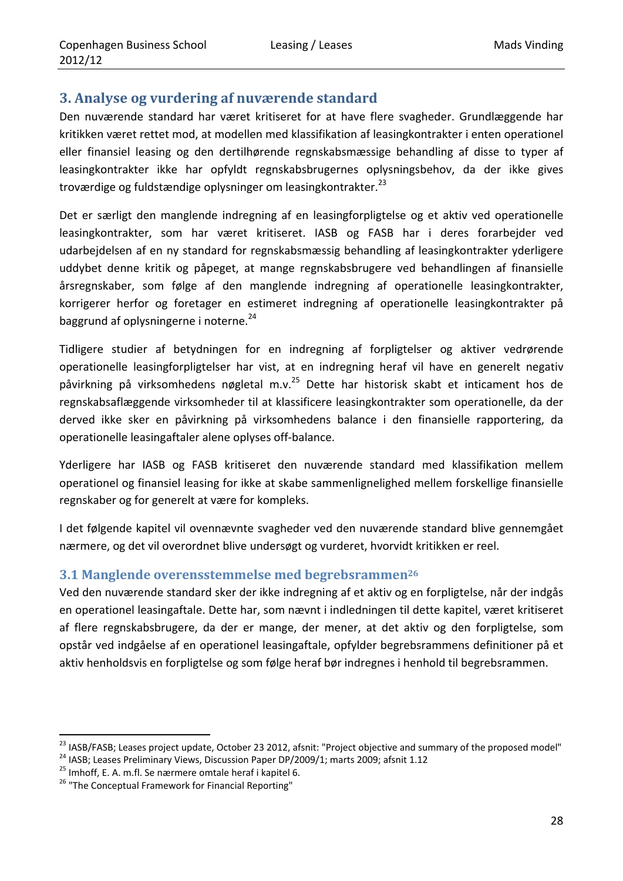## 3. Analyse og vurdering af nuværende standard

Den nuværende standard har været kritiseret for at have flere svagheder. Grundlæggende har kritikken været rettet mod, at modellen med klassifikation af leasingkontrakter i enten operationel eller finansiel leasing og den dertilhørende regnskabsmæssige behandling af disse to typer af leasingkontrakter ikke har opfyldt regnskabsbrugernes oplysningsbehov, da der ikke gives troværdige og fuldstændige oplysninger om leasingkontrakter.[23]

Det er særligt den manglende indregning af en leasingforpligtelse og et aktiv ved operationelle leasingkontrakter, som har været kritiseret. IASB og FASB har i deres forarbejder ved udarbejdelsen af en ny standard for regnskabsmæssig behandling af leasingkontrakter yderligere uddybet denne kritik og påpeget, at mange regnskabsbrugere ved behandlingen af finansielle årsregnskaber, som følge af den manglende indregning af operationelle leasingkontrakter, korrigerer herfor og foretager en estimeret indregning af operationelle leasingkontrakter på baggrund af oplysningerne i noterne.[24]

Tidligere studier af betydningen for en indregning af forpligtelser og aktiver vedrørende operationelle leasingforpligtelser har vist, at en indregning heraf vil have en generelt negativ påvirkning på virksomhedens nøgletal m.v.[25] Dette har historisk skabt et incitament hos de regnskabsaflæggende virksomheder til at klassificere leasingkontrakter som operationelle, da der derved ikke sker en påvirkning på virksomhedens balance i den finansielle rapportering, da operationelle leasingaftaler alene oplyses off-balance.

Yderligere har IASB og FASB kritiseret den nuværende standard med klassifikation mellem operationel og finansiel leasing for ikke at skabe sammenlignelighed mellem forskellige finansielle regnskaber og for generelt at være for kompleks.

I det følgende kapitel vil ovennævnte svagheder ved den nuværende standard blive gennemgået nærmere, og det vil overordnet blive undersøgt og vurderet, hvorvidt kritikken er reel.

### 3.1 Manglende overensstemmelse med begrebsrammen[26]

Ved den nuværende standard sker der ikke indregning af et aktiv og en forpligtelse, når der indgås en operationel leasingaftale. Dette har, som nævnt i indledningen til dette kapitel, været kritiseret af flere regnskabsbrugere, da der er mange, der mener, at det aktiv og den forpligtelse, som opstår ved indgåelse af en operationel leasingaftale, opfylder begrebsrammens definitioner på et aktiv henholdsvis en forpligtelse og som følge heraf bør indregnes i henhold til begrebsrammen.

---

[23] IASB/FASB; Leases project update, October 23 2012, afsnit: "Project objective and summary of the proposed model"

[24] IASB; Leases Preliminary Views, Discussion Paper DP/2009/1; marts 2009; afsnit 1.12

[25] Imhoff, E. A. m.fl. Se nærmere omtale heraf i kapitel 6.

[26] "The Conceptual Framework for Financial Reporting"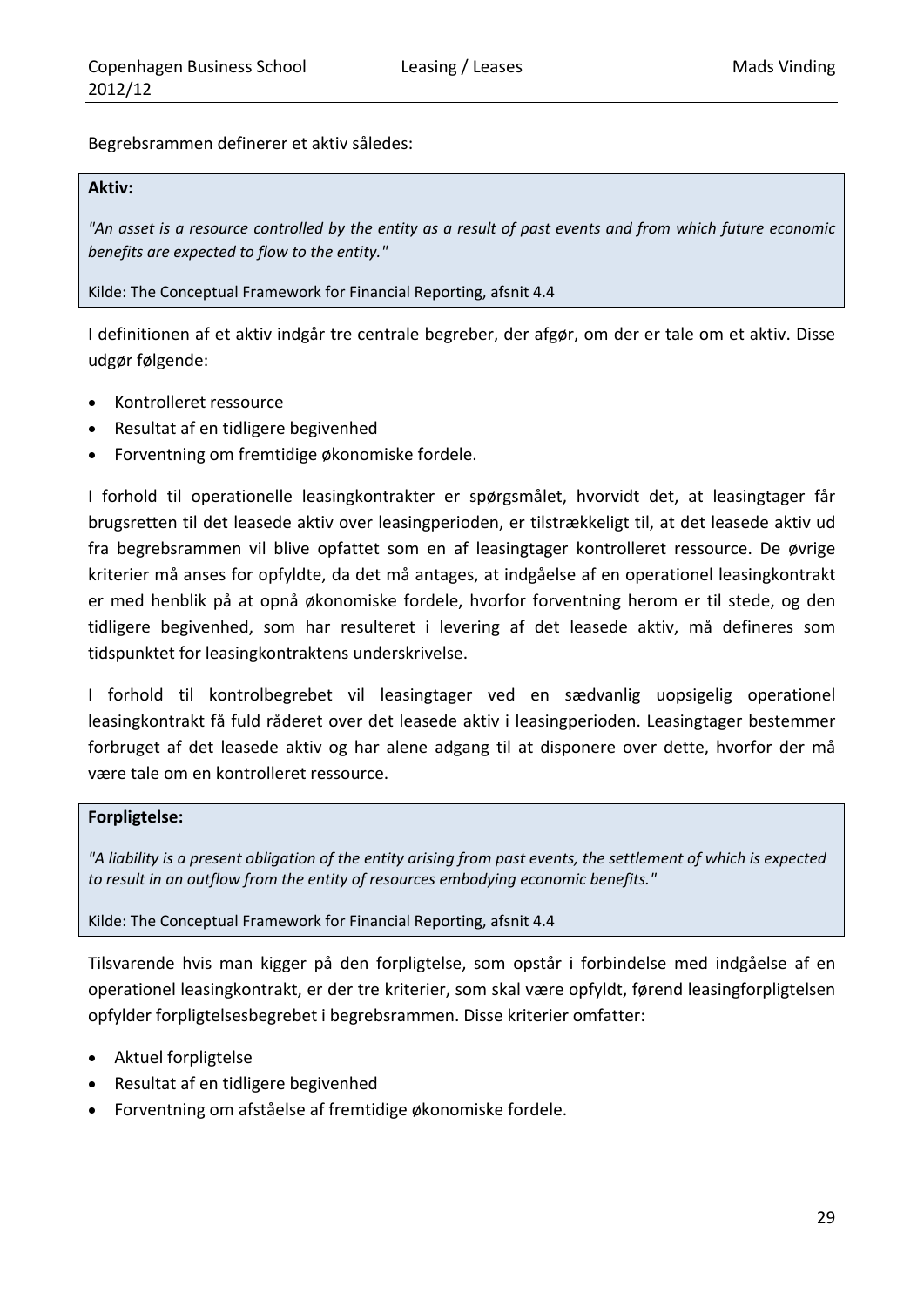Begrebsrammen definerer et aktiv således:

> **Aktiv:**
>
> *"An asset is a resource controlled by the entity as a result of past events and from which future economic benefits are expected to flow to the entity."*
>
> Kilde: The Conceptual Framework for Financial Reporting, afsnit 4.4

I definitionen af et aktiv indgår tre centrale begreber, der afgør, om der er tale om et aktiv. Disse udgør følgende:

- Kontrolleret ressource
- Resultat af en tidligere begivenhed
- Forventning om fremtidige økonomiske fordele.

I forhold til operationelle leasingkontrakter er spørgsmålet, hvorvidt det, at leasingtager får brugsretten til det leasede aktiv over leasingperioden, er tilstrækkeligt til, at det leasede aktiv ud fra begrebsrammen vil blive opfattet som en af leasingtager kontrolleret ressource. De øvrige kriterier må anses for opfyldte, da det må antages, at indgåelse af en operationel leasingkontrakt er med henblik på at opnå økonomiske fordele, hvorfor forventning herom er til stede, og den tidligere begivenhed, som har resulteret i levering af det leasede aktiv, må defineres som tidspunktet for leasingkontraktens underskrivelse.

I forhold til kontrolbegrebet vil leasingtager ved en sædvanlig uopsigelig operationel leasingkontrakt få fuld råderet over det leasede aktiv i leasingperioden. Leasingtager bestemmer forbruget af det leasede aktiv og har alene adgang til at disponere over dette, hvorfor der må være tale om en kontrolleret ressource.

> **Forpligtelse:**
>
> *"A liability is a present obligation of the entity arising from past events, the settlement of which is expected to result in an outflow from the entity of resources embodying economic benefits."*
>
> Kilde: The Conceptual Framework for Financial Reporting, afsnit 4.4

Tilsvarende hvis man kigger på den forpligtelse, som opstår i forbindelse med indgåelse af en operationel leasingkontrakt, er der tre kriterier, som skal være opfyldt, førend leasingforpligtelsen opfylder forpligtelsesbegrebet i begrebsrammen. Disse kriterier omfatter:

- Aktuel forpligtelse
- Resultat af en tidligere begivenhed
- Forventning om afståelse af fremtidige økonomiske fordele.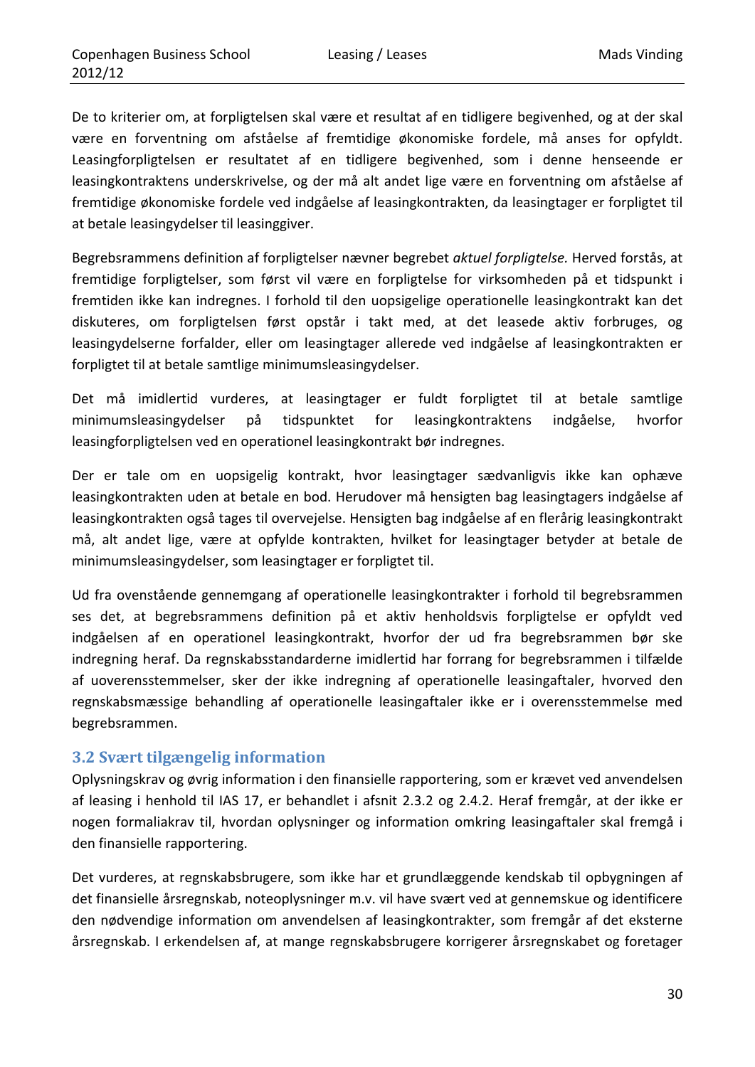De to kriterier om, at forpligtelsen skal være et resultat af en tidligere begivenhed, og at der skal være en forventning om afståelse af fremtidige økonomiske fordele, må anses for opfyldt. Leasingforpligtelsen er resultatet af en tidligere begivenhed, som i denne henseende er leasingkontraktens underskrivelse, og der må alt andet lige være en forventning om afståelse af fremtidige økonomiske fordele ved indgåelse af leasingkontrakten, da leasingtager er forpligtet til at betale leasingydelser til leasinggiver.

Begrebsrammens definition af forpligtelser nævner begrebet *aktuel forpligtelse.* Herved forstås, at fremtidige forpligtelser, som først vil være en forpligtelse for virksomheden på et tidspunkt i fremtiden ikke kan indregnes. I forhold til den uopsigelige operationelle leasingkontrakt kan det diskuteres, om forpligtelsen først opstår i takt med, at det leasede aktiv forbruges, og leasingydelserne forfalder, eller om leasingtager allerede ved indgåelse af leasingkontrakten er forpligtet til at betale samtlige minimumsleasingydelser.

Det må imidlertid vurderes, at leasingtager er fuldt forpligtet til at betale samtlige minimumsleasingydelser på tidspunktet for leasingkontraktens indgåelse, hvorfor leasingforpligtelsen ved en operationel leasingkontrakt bør indregnes.

Der er tale om en uopsigelig kontrakt, hvor leasingtager sædvanligvis ikke kan ophæve leasingkontrakten uden at betale en bod. Herudover må hensigten bag leasingtagers indgåelse af leasingkontrakten også tages til overvejelse. Hensigten bag indgåelse af en flerårig leasingkontrakt må, alt andet lige, være at opfylde kontrakten, hvilket for leasingtager betyder at betale de minimumsleasingydelser, som leasingtager er forpligtet til.

Ud fra ovenstående gennemgang af operationelle leasingkontrakter i forhold til begrebsrammen ses det, at begrebsrammens definition på et aktiv henholdsvis forpligtelse er opfyldt ved indgåelsen af en operationel leasingkontrakt, hvorfor der ud fra begrebsrammen bør ske indregning heraf. Da regnskabsstandarderne imidlertid har forrang for begrebsrammen i tilfælde af uoverensstemmelser, sker der ikke indregning af operationelle leasingaftaler, hvorved den regnskabsmæssige behandling af operationelle leasingaftaler ikke er i overensstemmelse med begrebsrammen.

### 3.2 Svært tilgængelig information

Oplysningskrav og øvrig information i den finansielle rapportering, som er krævet ved anvendelsen af leasing i henhold til IAS 17, er behandlet i afsnit 2.3.2 og 2.4.2. Heraf fremgår, at der ikke er nogen formaliakrav til, hvordan oplysninger og information omkring leasingaftaler skal fremgå i den finansielle rapportering.

Det vurderes, at regnskabsbrugere, som ikke har et grundlæggende kendskab til opbygningen af det finansielle årsregnskab, noteoplysninger m.v. vil have svært ved at gennemskue og identificere den nødvendige information om anvendelsen af leasingkontrakter, som fremgår af det eksterne årsregnskab. I erkendelsen af, at mange regnskabsbrugere korrigerer årsregnskabet og foretager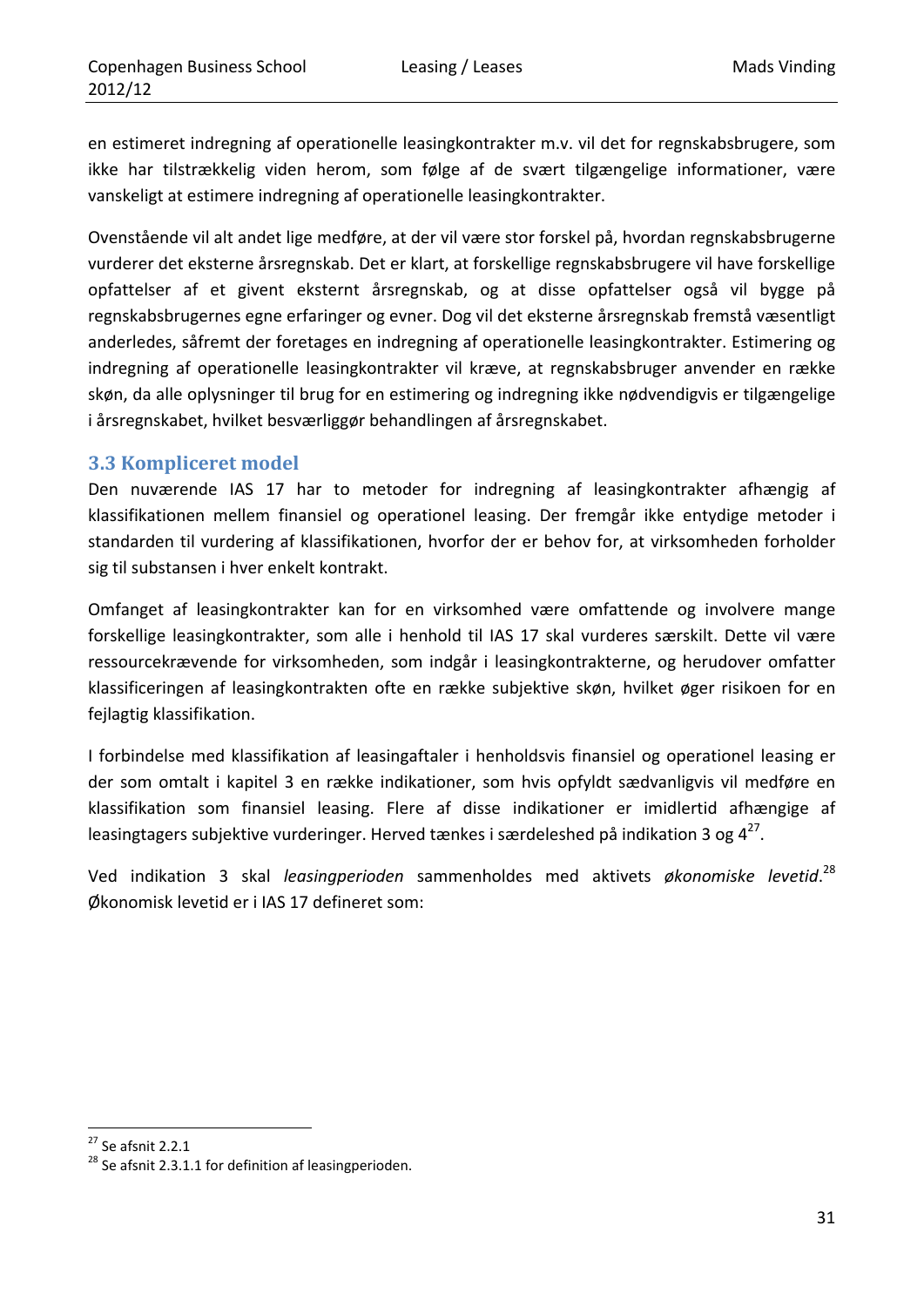en estimeret indregning af operationelle leasingkontrakter m.v. vil det for regnskabsbrugere, som ikke har tilstrækkelig viden herom, som følge af de svært tilgængelige informationer, være vanskeligt at estimere indregning af operationelle leasingkontrakter.

Ovenstående vil alt andet lige medføre, at der vil være stor forskel på, hvordan regnskabsbrugerne vurderer det eksterne årsregnskab. Det er klart, at forskellige regnskabsbrugere vil have forskellige opfattelser af et givent eksternt årsregnskab, og at disse opfattelser også vil bygge på regnskabsbrugernes egne erfaringer og evner. Dog vil det eksterne årsregnskab fremstå væsentligt anderledes, såfremt der foretages en indregning af operationelle leasingkontrakter. Estimering og indregning af operationelle leasingkontrakter vil kræve, at regnskabsbruger anvender en række skøn, da alle oplysninger til brug for en estimering og indregning ikke nødvendigvis er tilgængelige i årsregnskabet, hvilket besværliggør behandlingen af årsregnskabet.

### 3.3 Kompliceret model

Den nuværende IAS 17 har to metoder for indregning af leasingkontrakter afhængig af klassifikationen mellem finansiel og operationel leasing. Der fremgår ikke entydige metoder i standarden til vurdering af klassifikationen, hvorfor der er behov for, at virksomheden forholder sig til substansen i hver enkelt kontrakt.

Omfanget af leasingkontrakter kan for en virksomhed være omfattende og involvere mange forskellige leasingkontrakter, som alle i henhold til IAS 17 skal vurderes særskilt. Dette vil være ressourcekrævende for virksomheden, som indgår i leasingkontrakterne, og herudover omfatter klassificeringen af leasingkontrakten ofte en række subjektive skøn, hvilket øger risikoen for en fejlagtig klassifikation.

I forbindelse med klassifikation af leasingaftaler i henholdsvis finansiel og operationel leasing er der som omtalt i kapitel 3 en række indikationer, som hvis opfyldt sædvanligvis vil medføre en klassifikation som finansiel leasing. Flere af disse indikationer er imidlertid afhængige af leasingtagers subjektive vurderinger. Herved tænkes i særdeleshed på indikation 3 og 4[27].

Ved indikation 3 skal *leasingperioden* sammenholdes med aktivets *økonomiske levetid*.[28] Økonomisk levetid er i IAS 17 defineret som:

[27] Se afsnit 2.2.1

[28] Se afsnit 2.3.1.1 for definition af leasingperioden.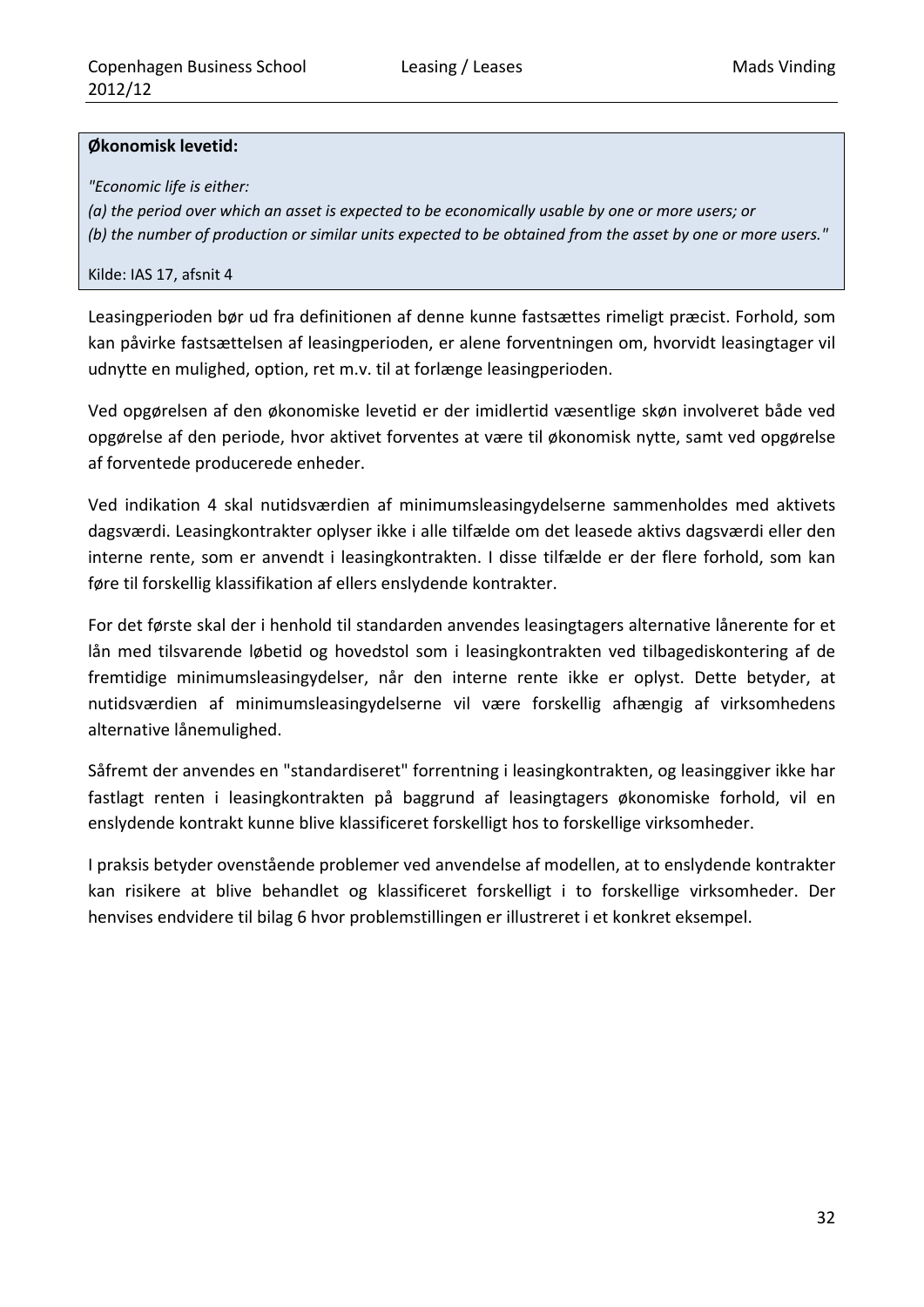**Økonomisk levetid:**

*"Economic life is either:*
*(a) the period over which an asset is expected to be economically usable by one or more users; or*
*(b) the number of production or similar units expected to be obtained from the asset by one or more users."*

Kilde: IAS 17, afsnit 4

Leasingperioden bør ud fra definitionen af denne kunne fastsættes rimeligt præcist. Forhold, som kan påvirke fastsættelsen af leasingperioden, er alene forventningen om, hvorvidt leasingtager vil udnytte en mulighed, option, ret m.v. til at forlænge leasingperioden.

Ved opgørelsen af den økonomiske levetid er der imidlertid væsentlige skøn involveret både ved opgørelse af den periode, hvor aktivet forventes at være til økonomisk nytte, samt ved opgørelse af forventede producerede enheder.

Ved indikation 4 skal nutidsværdien af minimumsleasingydelserne sammenholdes med aktivets dagsværdi. Leasingkontrakter oplyser ikke i alle tilfælde om det leasede aktivs dagsværdi eller den interne rente, som er anvendt i leasingkontrakten. I disse tilfælde er der flere forhold, som kan føre til forskellig klassifikation af ellers enslydende kontrakter.

For det første skal der i henhold til standarden anvendes leasingtagers alternative lånerente for et lån med tilsvarende løbetid og hovedstol som i leasingkontrakten ved tilbagediskontering af de fremtidige minimumsleasingydelser, når den interne rente ikke er oplyst. Dette betyder, at nutidsværdien af minimumsleasingydelserne vil være forskellig afhængig af virksomhedens alternative lånemulighed.

Såfremt der anvendes en "standardiseret" forrentning i leasingkontrakten, og leasinggiver ikke har fastlagt renten i leasingkontrakten på baggrund af leasingtagers økonomiske forhold, vil en enslydende kontrakt kunne blive klassificeret forskelligt hos to forskellige virksomheder.

I praksis betyder ovenstående problemer ved anvendelse af modellen, at to enslydende kontrakter kan risikere at blive behandlet og klassificeret forskelligt i to forskellige virksomheder. Der henvises endvidere til bilag 6 hvor problemstillingen er illustreret i et konkret eksempel.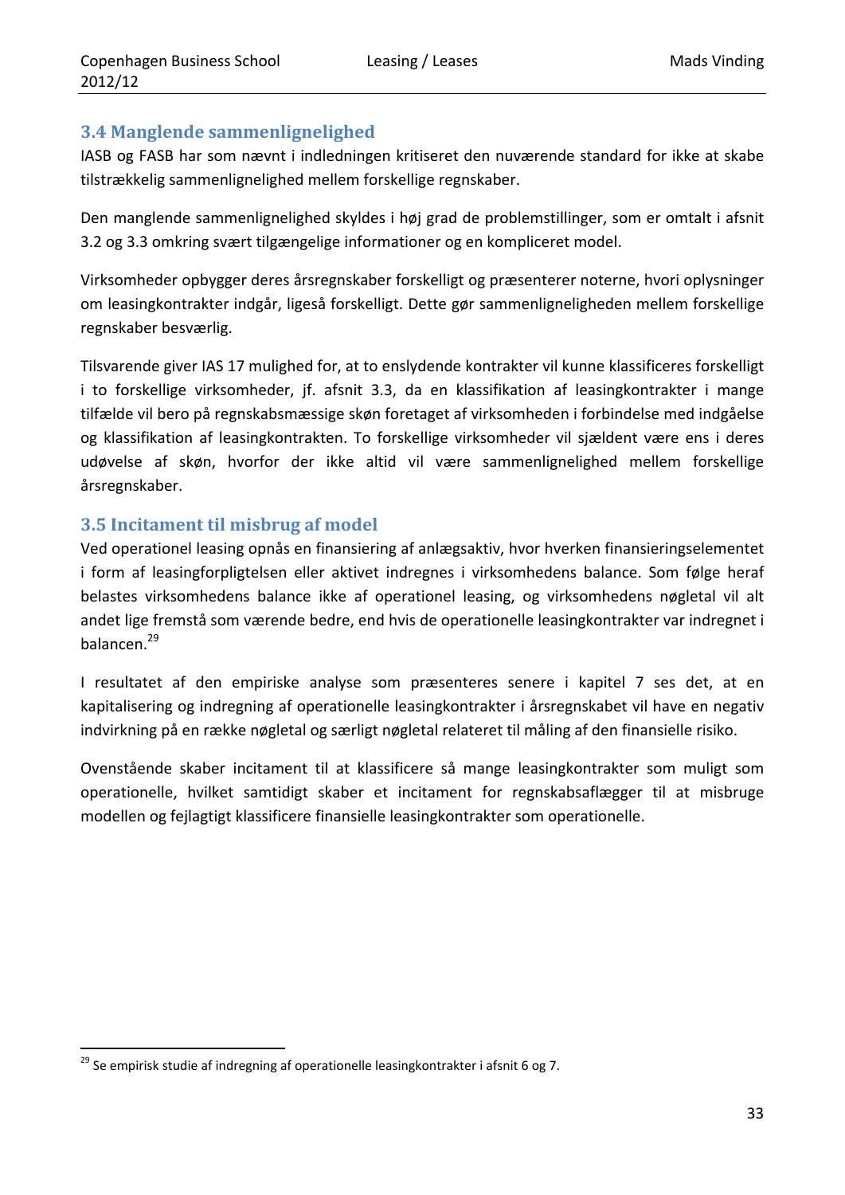### 3.4 Manglende sammenlignelighed

IASB og FASB har som nævnt i indledningen kritiseret den nuværende standard for ikke at skabe tilstrækkelig sammenlignelighed mellem forskellige regnskaber.

Den manglende sammenlignelighed skyldes i høj grad de problemstillinger, som er omtalt i afsnit 3.2 og 3.3 omkring svært tilgængelige informationer og en kompliceret model.

Virksomheder opbygger deres årsregnskaber forskelligt og præsenterer noterne, hvori oplysninger om leasingkontrakter indgår, ligeså forskelligt. Dette gør sammenligneligheden mellem forskellige regnskaber besværlig.

Tilsvarende giver IAS 17 mulighed for, at to enslydende kontrakter vil kunne klassificeres forskelligt i to forskellige virksomheder, jf. afsnit 3.3, da en klassifikation af leasingkontrakter i mange tilfælde vil bero på regnskabsmæssige skøn foretaget af virksomheden i forbindelse med indgåelse og klassifikation af leasingkontrakten. To forskellige virksomheder vil sjældent være ens i deres udøvelse af skøn, hvorfor der ikke altid vil være sammenlignelighed mellem forskellige årsregnskaber.

### 3.5 Incitament til misbrug af model

Ved operationel leasing opnås en finansiering af anlægsaktiv, hvor hverken finansieringselementet i form af leasingforpligtelsen eller aktivet indregnes i virksomhedens balance. Som følge heraf belastes virksomhedens balance ikke af operationel leasing, og virksomhedens nøgletal vil alt andet lige fremstå som værende bedre, end hvis de operationelle leasingkontrakter var indregnet i balancen.[29]

I resultatet af den empiriske analyse som præsenteres senere i kapitel 7 ses det, at en kapitalisering og indregning af operationelle leasingkontrakter i årsregnskabet vil have en negativ indvirkning på en række nøgletal og særligt nøgletal relateret til måling af den finansielle risiko.

Ovenstående skaber incitament til at klassificere så mange leasingkontrakter som muligt som operationelle, hvilket samtidigt skaber et incitament for regnskabsaflægger til at misbruge modellen og fejlagtigt klassificere finansielle leasingkontrakter som operationelle.

[29] Se empirisk studie af indregning af operationelle leasingkontrakter i afsnit 6 og 7.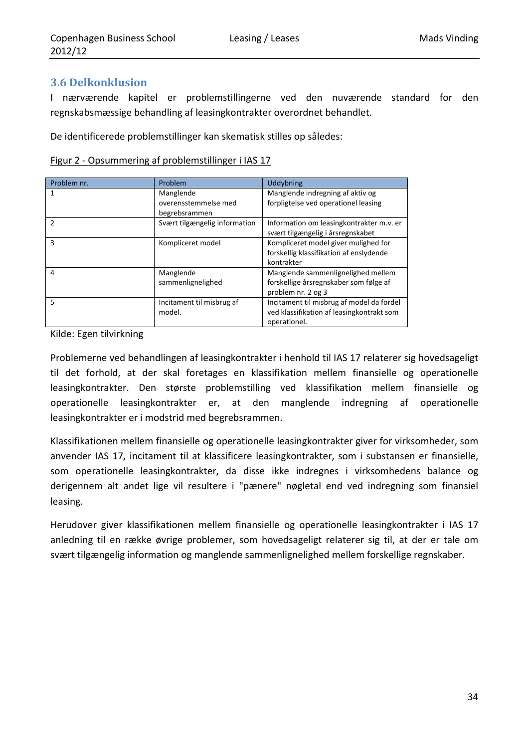### 3.6 Delkonklusion

I nærværende kapitel er problemstillingerne ved den nuværende standard for den regnskabsmæssige behandling af leasingkontrakter overordnet behandlet.

De identificerede problemstillinger kan skematisk stilles op således:

Figur 2 - Opsummering af problemstillinger i IAS 17

| Problem nr. | Problem | Uddybning |
|---|---|---|
| 1 | Manglende overensstemmelse med begrebsrammen | Manglende indregning af aktiv og forpligtelse ved operationel leasing |
| 2 | Svært tilgængelig information | Information om leasingkontrakter m.v. er svært tilgængelig i årsregnskabet |
| 3 | Kompliceret model | Kompliceret model giver mulighed for forskellig klassifikation af enslydende kontrakter |
| 4 | Manglende sammenlignelighed | Manglende sammenlignelighed mellem forskellige årsregnskaber som følge af problem nr. 2 og 3 |
| 5 | Incitament til misbrug af model. | Incitament til misbrug af model da fordel ved klassifikation af leasingkontrakt som operationel. |

Kilde: Egen tilvirkning

Problemerne ved behandlingen af leasingkontrakter i henhold til IAS 17 relaterer sig hovedsageligt til det forhold, at der skal foretages en klassifikation mellem finansielle og operationelle leasingkontrakter. Den største problemstilling ved klassifikation mellem finansielle og operationelle leasingkontrakter er, at den manglende indregning af operationelle leasingkontrakter er i modstrid med begrebsrammen.

Klassifikationen mellem finansielle og operationelle leasingkontrakter giver for virksomheder, som anvender IAS 17, incitament til at klassificere leasingkontrakter, som i substansen er finansielle, som operationelle leasingkontrakter, da disse ikke indregnes i virksomhedens balance og derigennem alt andet lige vil resultere i "pænere" nøgletal end ved indregning som finansiel leasing.

Herudover giver klassifikationen mellem finansielle og operationelle leasingkontrakter i IAS 17 anledning til en række øvrige problemer, som hovedsageligt relaterer sig til, at der er tale om svært tilgængelig information og manglende sammenlignelighed mellem forskellige regnskaber.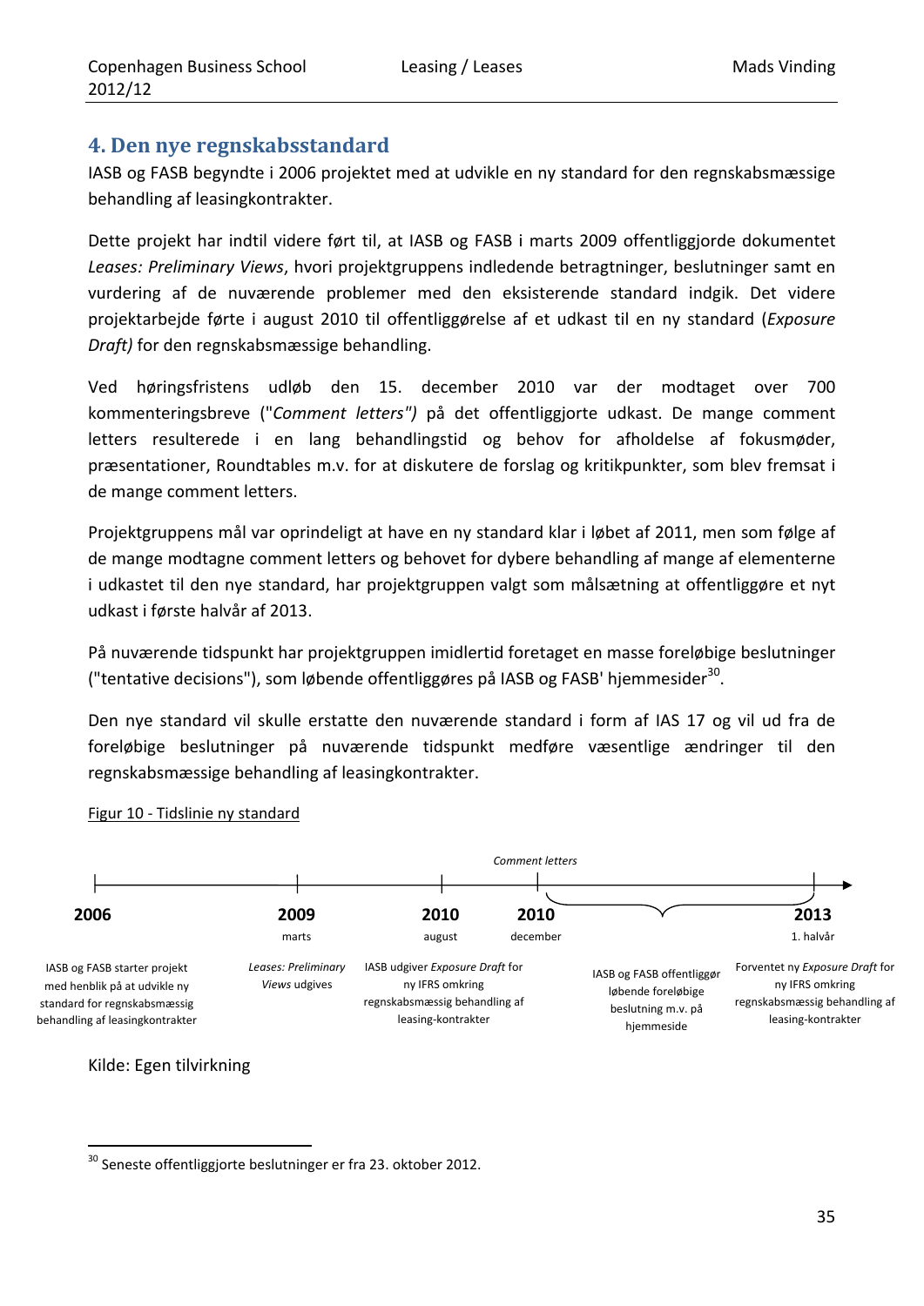## 4. Den nye regnskabsstandard

IASB og FASB begyndte i 2006 projektet med at udvikle en ny standard for den regnskabsmæssige behandling af leasingkontrakter.

Dette projekt har indtil videre ført til, at IASB og FASB i marts 2009 offentliggjorde dokumentet *Leases: Preliminary Views*, hvori projektgruppens indledende betragtninger, beslutninger samt en vurdering af de nuværende problemer med den eksisterende standard indgik. Det videre projektarbejde førte i august 2010 til offentliggørelse af et udkast til en ny standard (*Exposure Draft)* for den regnskabsmæssige behandling.

Ved høringsfristens udløb den 15. december 2010 var der modtaget over 700 kommenteringsbreve ("*Comment letters")* på det offentliggjorte udkast. De mange comment letters resulterede i en lang behandlingstid og behov for afholdelse af fokusmøder, præsentationer, Roundtables m.v. for at diskutere de forslag og kritikpunkter, som blev fremsat i de mange comment letters.

Projektgruppens mål var oprindeligt at have en ny standard klar i løbet af 2011, men som følge af de mange modtagne comment letters og behovet for dybere behandling af mange af elementerne i udkastet til den nye standard, har projektgruppen valgt som målsætning at offentliggøre et nyt udkast i første halvår af 2013.

På nuværende tidspunkt har projektgruppen imidlertid foretaget en masse foreløbige beslutninger ("tentative decisions"), som løbende offentliggøres på IASB og FASB' hjemmesider[30].

Den nye standard vil skulle erstatte den nuværende standard i form af IAS 17 og vil ud fra de foreløbige beslutninger på nuværende tidspunkt medføre væsentlige ændringer til den regnskabsmæssige behandling af leasingkontrakter.

Figur 10 - Tidslinie ny standard

| 2006 | 2009 marts | 2010 august | 2010 december | | 2013 1. halvår |
|---|---|---|---|---|---|
| IASB og FASB starter projekt med henblik på at udvikle ny standard for regnskabsmæssig behandling af leasingkontrakter | *Leases: Preliminary Views* udgives | IASB udgiver *Exposure Draft* for ny IFRS omkring regnskabsmæssig behandling af leasing-kontrakter | *Comment letters* | IASB og FASB offentliggør løbende foreløbige beslutning m.v. på hjemmeside | Forventet ny *Exposure Draft* for ny IFRS omkring regnskabsmæssig behandling af leasing-kontrakter |

Kilde: Egen tilvirkning

[30] Seneste offentliggjorte beslutninger er fra 23. oktober 2012.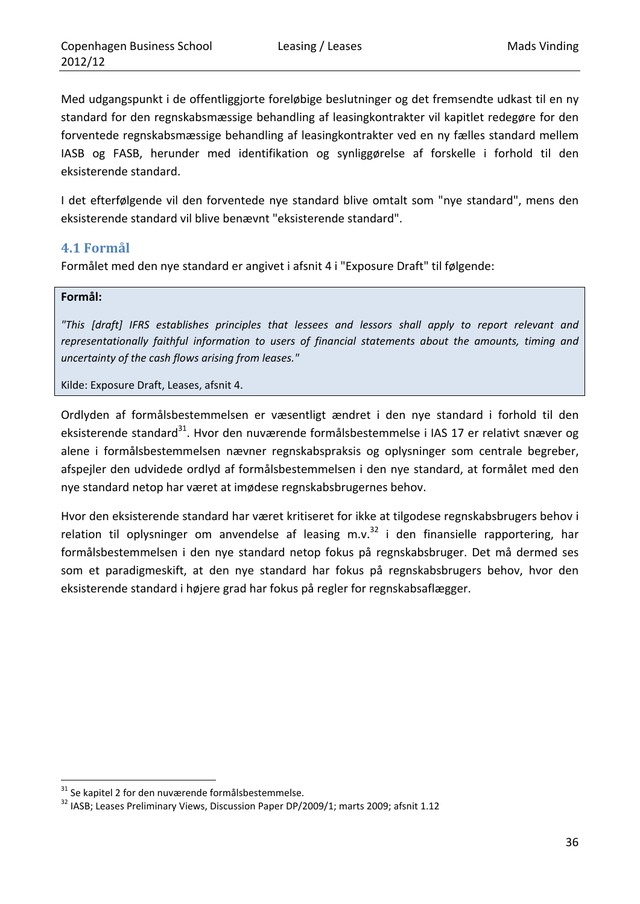Med udgangspunkt i de offentliggjorte foreløbige beslutninger og det fremsendte udkast til en ny standard for den regnskabsmæssige behandling af leasingkontrakter vil kapitlet redegøre for den forventede regnskabsmæssige behandling af leasingkontrakter ved en ny fælles standard mellem IASB og FASB, herunder med identifikation og synliggørelse af forskelle i forhold til den eksisterende standard.

I det efterfølgende vil den forventede nye standard blive omtalt som "nye standard", mens den eksisterende standard vil blive benævnt "eksisterende standard".

## 4.1 Formål

Formålet med den nye standard er angivet i afsnit 4 i "Exposure Draft" til følgende:

> **Formål:**
>
> *"This [draft] IFRS establishes principles that lessees and lessors shall apply to report relevant and representationally faithful information to users of financial statements about the amounts, timing and uncertainty of the cash flows arising from leases."*
>
> Kilde: Exposure Draft, Leases, afsnit 4.

Ordlyden af formålsbestemmelsen er væsentligt ændret i den nye standard i forhold til den eksisterende standard[31]. Hvor den nuværende formålsbestemmelse i IAS 17 er relativt snæver og alene i formålsbestemmelsen nævner regnskabspraksis og oplysninger som centrale begreber, afspejler den udvidede ordlyd af formålsbestemmelsen i den nye standard, at formålet med den nye standard netop har været at imødese regnskabsbrugernes behov.

Hvor den eksisterende standard har været kritiseret for ikke at tilgodese regnskabsbrugers behov i relation til oplysninger om anvendelse af leasing m.v.[32] i den finansielle rapportering, har formålsbestemmelsen i den nye standard netop fokus på regnskabsbruger. Det må dermed ses som et paradigmeskift, at den nye standard har fokus på regnskabsbrugers behov, hvor den eksisterende standard i højere grad har fokus på regler for regnskabsaflægger.

---

[31] Se kapitel 2 for den nuværende formålsbestemmelse.

[32] IASB; Leases Preliminary Views, Discussion Paper DP/2009/1; marts 2009; afsnit 1.12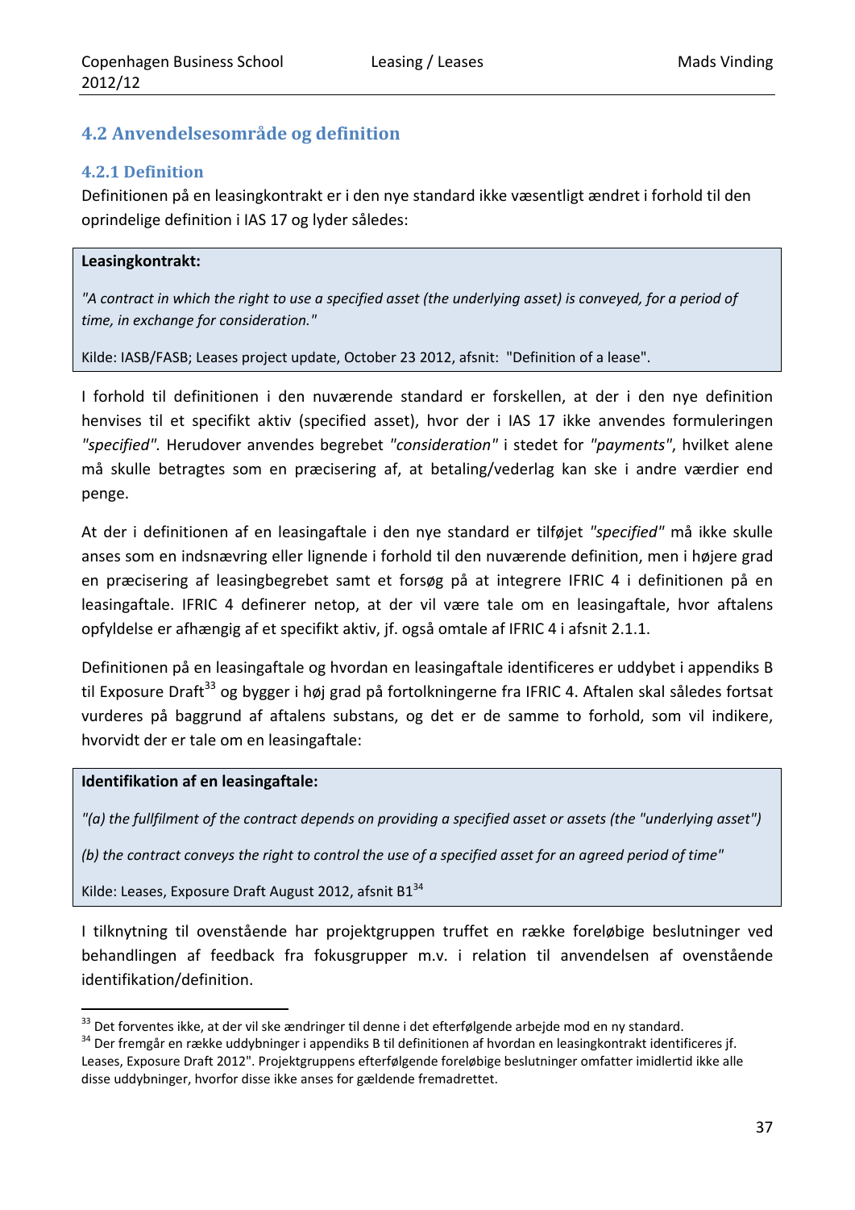## 4.2 Anvendelsesområde og definition

### 4.2.1 Definition

Definitionen på en leasingkontrakt er i den nye standard ikke væsentligt ændret i forhold til den oprindelige definition i IAS 17 og lyder således:

> **Leasingkontrakt:**
>
> *"A contract in which the right to use a specified asset (the underlying asset) is conveyed, for a period of time, in exchange for consideration."*
>
> Kilde: IASB/FASB; Leases project update, October 23 2012, afsnit: "Definition of a lease".

I forhold til definitionen i den nuværende standard er forskellen, at der i den nye definition henvises til et specifikt aktiv (specified asset), hvor der i IAS 17 ikke anvendes formuleringen *"specified".* Herudover anvendes begrebet *"consideration"* i stedet for *"payments"*, hvilket alene må skulle betragtes som en præcisering af, at betaling/vederlag kan ske i andre værdier end penge.

At der i definitionen af en leasingaftale i den nye standard er tilføjet *"specified"* må ikke skulle anses som en indsnævring eller lignende i forhold til den nuværende definition, men i højere grad en præcisering af leasingbegrebet samt et forsøg på at integrere IFRIC 4 i definitionen på en leasingaftale. IFRIC 4 definerer netop, at der vil være tale om en leasingaftale, hvor aftalens opfyldelse er afhængig af et specifikt aktiv, jf. også omtale af IFRIC 4 i afsnit 2.1.1.

Definitionen på en leasingaftale og hvordan en leasingaftale identificeres er uddybet i appendiks B til Exposure Draft[33] og bygger i høj grad på fortolkningerne fra IFRIC 4. Aftalen skal således fortsat vurderes på baggrund af aftalens substans, og det er de samme to forhold, som vil indikere, hvorvidt der er tale om en leasingaftale:

> **Identifikation af en leasingaftale:**
>
> *"(a) the fullfilment of the contract depends on providing a specified asset or assets (the "underlying asset")*
>
> *(b) the contract conveys the right to control the use of a specified asset for an agreed period of time"*
>
> Kilde: Leases, Exposure Draft August 2012, afsnit B1[34]

I tilknytning til ovenstående har projektgruppen truffet en række foreløbige beslutninger ved behandlingen af feedback fra fokusgrupper m.v. i relation til anvendelsen af ovenstående identifikation/definition.

---

[33] Det forventes ikke, at der vil ske ændringer til denne i det efterfølgende arbejde mod en ny standard.

[34] Der fremgår en række uddybninger i appendiks B til definitionen af hvordan en leasingkontrakt identificeres jf. Leases, Exposure Draft 2012". Projektgruppens efterfølgende foreløbige beslutninger omfatter imidlertid ikke alle disse uddybninger, hvorfor disse ikke anses for gældende fremadrettet.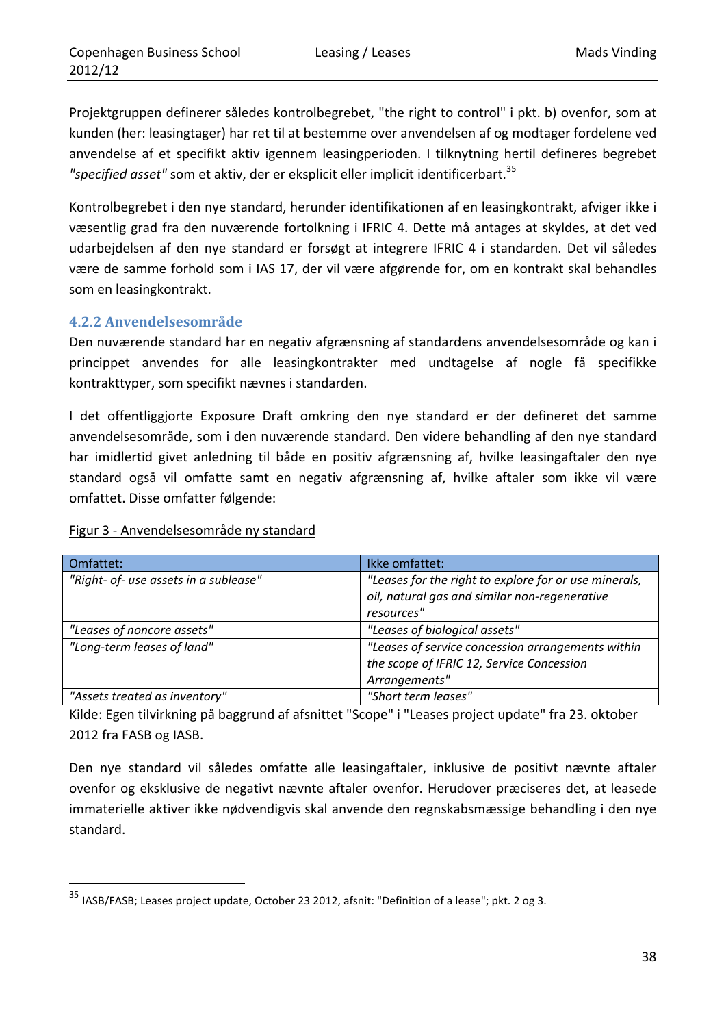Projektgruppen definerer således kontrolbegrebet, "the right to control" i pkt. b) ovenfor, som at kunden (her: leasingtager) har ret til at bestemme over anvendelsen af og modtager fordelene ved anvendelse af et specifikt aktiv igennem leasingperioden. I tilknytning hertil defineres begrebet *"specified asset"* som et aktiv, der er eksplicit eller implicit identificerbart.[35]

Kontrolbegrebet i den nye standard, herunder identifikationen af en leasingkontrakt, afviger ikke i væsentlig grad fra den nuværende fortolkning i IFRIC 4. Dette må antages at skyldes, at det ved udarbejdelsen af den nye standard er forsøgt at integrere IFRIC 4 i standarden. Det vil således være de samme forhold som i IAS 17, der vil være afgørende for, om en kontrakt skal behandles som en leasingkontrakt.

### 4.2.2 Anvendelsesområde

Den nuværende standard har en negativ afgrænsning af standardens anvendelsesområde og kan i princippet anvendes for alle leasingkontrakter med undtagelse af nogle få specifikke kontrakttyper, som specifikt nævnes i standarden.

I det offentliggjorte Exposure Draft omkring den nye standard er der defineret det samme anvendelsesområde, som i den nuværende standard. Den videre behandling af den nye standard har imidlertid givet anledning til både en positiv afgrænsning af, hvilke leasingaftaler den nye standard også vil omfatte samt en negativ afgrænsning af, hvilke aftaler som ikke vil være omfattet. Disse omfatter følgende:

Figur 3 - Anvendelsesområde ny standard

| Omfattet: | Ikke omfattet: |
|---|---|
| *"Right- of- use assets in a sublease"* | *"Leases for the right to explore for or use minerals, oil, natural gas and similar non-regenerative resources"* |
| *"Leases of noncore assets"* | *"Leases of biological assets"* |
| *"Long-term leases of land"* | *"Leases of service concession arrangements within the scope of IFRIC 12, Service Concession Arrangements"* |
| *"Assets treated as inventory"* | *"Short term leases"* |

Kilde: Egen tilvirkning på baggrund af afsnittet "Scope" i "Leases project update" fra 23. oktober 2012 fra FASB og IASB.

Den nye standard vil således omfatte alle leasingaftaler, inklusive de positivt nævnte aftaler ovenfor og eksklusive de negativt nævnte aftaler ovenfor. Herudover præciseres det, at leasede immaterielle aktiver ikke nødvendigvis skal anvende den regnskabsmæssige behandling i den nye standard.

---

[35] IASB/FASB; Leases project update, October 23 2012, afsnit: "Definition of a lease"; pkt. 2 og 3.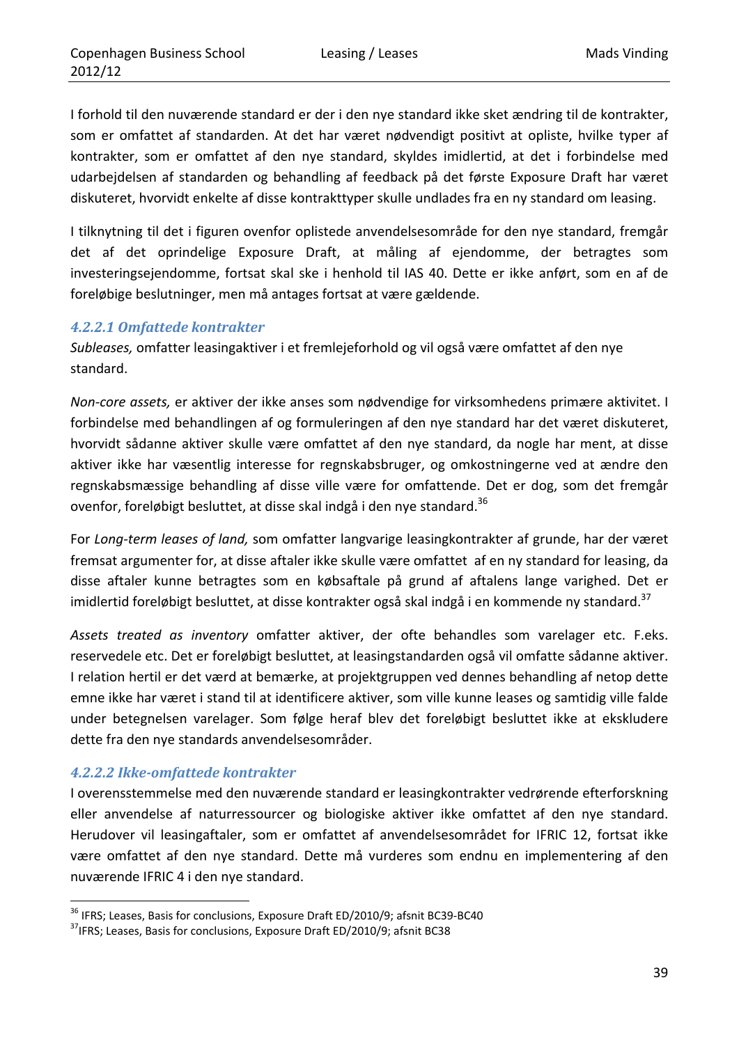I forhold til den nuværende standard er der i den nye standard ikke sket ændring til de kontrakter, som er omfattet af standarden. At det har været nødvendigt positivt at opliste, hvilke typer af kontrakter, som er omfattet af den nye standard, skyldes imidlertid, at det i forbindelse med udarbejdelsen af standarden og behandling af feedback på det første Exposure Draft har været diskuteret, hvorvidt enkelte af disse kontrakttyper skulle undlades fra en ny standard om leasing.

I tilknytning til det i figuren ovenfor oplistede anvendelsesområde for den nye standard, fremgår det af det oprindelige Exposure Draft, at måling af ejendomme, der betragtes som investeringsejendomme, fortsat skal ske i henhold til IAS 40. Dette er ikke anført, som en af de foreløbige beslutninger, men må antages fortsat at være gældende.

#### 4.2.2.1 Omfattede kontrakter

*Subleases,* omfatter leasingaktiver i et fremlejeforhold og vil også være omfattet af den nye standard.

*Non-core assets,* er aktiver der ikke anses som nødvendige for virksomhedens primære aktivitet. I forbindelse med behandlingen af og formuleringen af den nye standard har det været diskuteret, hvorvidt sådanne aktiver skulle være omfattet af den nye standard, da nogle har ment, at disse aktiver ikke har væsentlig interesse for regnskabsbruger, og omkostningerne ved at ændre den regnskabsmæssige behandling af disse ville være for omfattende. Det er dog, som det fremgår ovenfor, foreløbigt besluttet, at disse skal indgå i den nye standard.[36]

For *Long-term leases of land,* som omfatter langvarige leasingkontrakter af grunde, har der været fremsat argumenter for, at disse aftaler ikke skulle være omfattet af en ny standard for leasing, da disse aftaler kunne betragtes som en købsaftale på grund af aftalens lange varighed. Det er imidlertid foreløbigt besluttet, at disse kontrakter også skal indgå i en kommende ny standard.[37]

*Assets treated as inventory* omfatter aktiver, der ofte behandles som varelager etc. F.eks. reservedele etc. Det er foreløbigt besluttet, at leasingstandarden også vil omfatte sådanne aktiver. I relation hertil er det værd at bemærke, at projektgruppen ved dennes behandling af netop dette emne ikke har været i stand til at identificere aktiver, som ville kunne leases og samtidig ville falde under betegnelsen varelager. Som følge heraf blev det foreløbigt besluttet ikke at ekskludere dette fra den nye standards anvendelsesområder.

#### 4.2.2.2 Ikke-omfattede kontrakter

I overensstemmelse med den nuværende standard er leasingkontrakter vedrørende efterforskning eller anvendelse af naturressourcer og biologiske aktiver ikke omfattet af den nye standard. Herudover vil leasingaftaler, som er omfattet af anvendelsesområdet for IFRIC 12, fortsat ikke være omfattet af den nye standard. Dette må vurderes som endnu en implementering af den nuværende IFRIC 4 i den nye standard.

---

[36] IFRS; Leases, Basis for conclusions, Exposure Draft ED/2010/9; afsnit BC39-BC40

[37] IFRS; Leases, Basis for conclusions, Exposure Draft ED/2010/9; afsnit BC38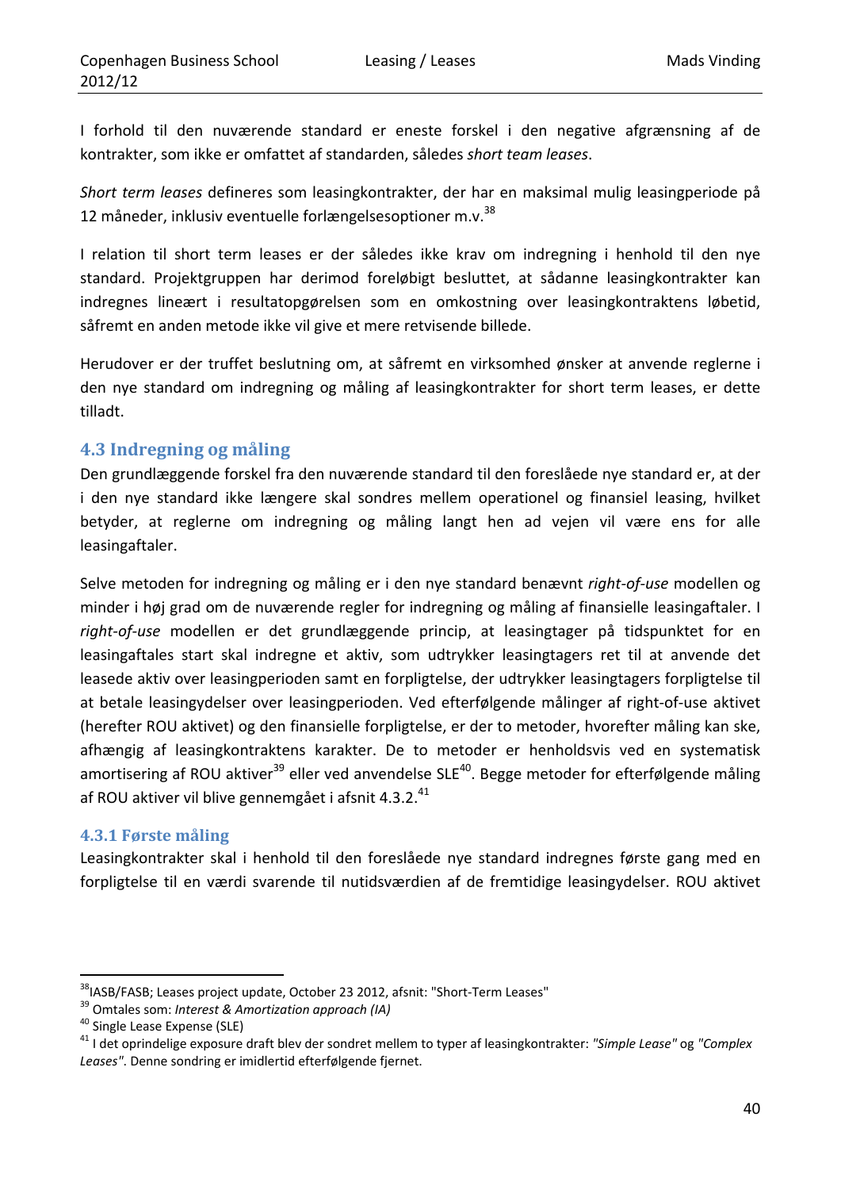I forhold til den nuværende standard er eneste forskel i den negative afgrænsning af de kontrakter, som ikke er omfattet af standarden, således *short team leases*.

*Short term leases* defineres som leasingkontrakter, der har en maksimal mulig leasingperiode på 12 måneder, inklusiv eventuelle forlængelsesoptioner m.v.[38]

I relation til short term leases er der således ikke krav om indregning i henhold til den nye standard. Projektgruppen har derimod foreløbigt besluttet, at sådanne leasingkontrakter kan indregnes lineært i resultatopgørelsen som en omkostning over leasingkontraktens løbetid, såfremt en anden metode ikke vil give et mere retvisende billede.

Herudover er der truffet beslutning om, at såfremt en virksomhed ønsker at anvende reglerne i den nye standard om indregning og måling af leasingkontrakter for short term leases, er dette tilladt.

## 4.3 Indregning og måling

Den grundlæggende forskel fra den nuværende standard til den foreslåede nye standard er, at der i den nye standard ikke længere skal sondres mellem operationel og finansiel leasing, hvilket betyder, at reglerne om indregning og måling langt hen ad vejen vil være ens for alle leasingaftaler.

Selve metoden for indregning og måling er i den nye standard benævnt *right-of-use* modellen og minder i høj grad om de nuværende regler for indregning og måling af finansielle leasingaftaler. I *right-of-use* modellen er det grundlæggende princip, at leasingtager på tidspunktet for en leasingaftales start skal indregne et aktiv, som udtrykker leasingtagers ret til at anvende det leasede aktiv over leasingperioden samt en forpligtelse, der udtrykker leasingtagers forpligtelse til at betale leasingydelser over leasingperioden. Ved efterfølgende målinger af right-of-use aktivet (herefter ROU aktivet) og den finansielle forpligtelse, er der to metoder, hvorefter måling kan ske, afhængig af leasingkontraktens karakter. De to metoder er henholdsvis ved en systematisk amortisering af ROU aktiver[39] eller ved anvendelse SLE[40]. Begge metoder for efterfølgende måling af ROU aktiver vil blive gennemgået i afsnit 4.3.2.[41]

### 4.3.1 Første måling

Leasingkontrakter skal i henhold til den foreslåede nye standard indregnes første gang med en forpligtelse til en værdi svarende til nutidsværdien af de fremtidige leasingydelser. ROU aktivet

---

[38] IASB/FASB; Leases project update, October 23 2012, afsnit: "Short-Term Leases"

[39] Omtales som: *Interest & Amortization approach (IA)*

[40] Single Lease Expense (SLE)

[41] I det oprindelige exposure draft blev der sondret mellem to typer af leasingkontrakter: *"Simple Lease"* og *"Complex Leases"*. Denne sondring er imidlertid efterfølgende fjernet.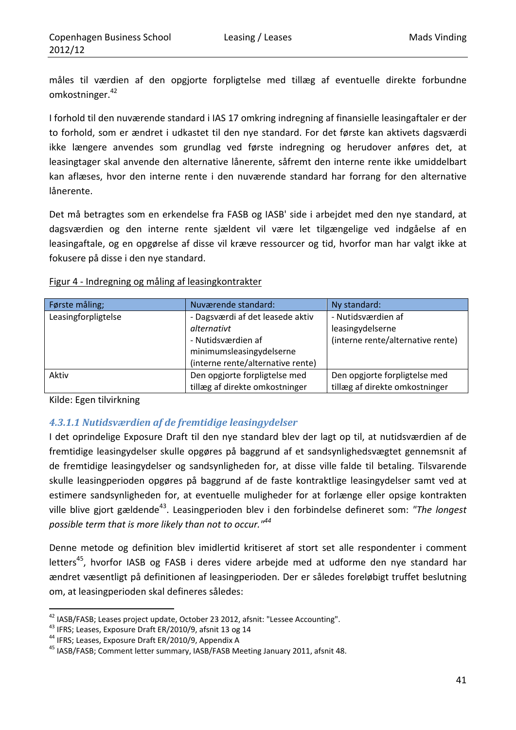måles til værdien af den opgjorte forpligtelse med tillæg af eventuelle direkte forbundne omkostninger.[42]

I forhold til den nuværende standard i IAS 17 omkring indregning af finansielle leasingaftaler er der to forhold, som er ændret i udkastet til den nye standard. For det første kan aktivets dagsværdi ikke længere anvendes som grundlag ved første indregning og herudover anføres det, at leasingtager skal anvende den alternative lånerente, såfremt den interne rente ikke umiddelbart kan aflæses, hvor den interne rente i den nuværende standard har forrang for den alternative lånerente.

Det må betragtes som en erkendelse fra FASB og IASB' side i arbejdet med den nye standard, at dagsværdien og den interne rente sjældent vil være let tilgængelige ved indgåelse af en leasingaftale, og en opgørelse af disse vil kræve ressourcer og tid, hvorfor man har valgt ikke at fokusere på disse i den nye standard.

Figur 4 - Indregning og måling af leasingkontrakter

| Første måling; | Nuværende standard: | Ny standard: |
|---|---|---|
| Leasingforpligtelse | - Dagsværdi af det leasede aktiv *alternativt* - Nutidsværdien af minimumsleasingydelserne (interne rente/alternative rente) | - Nutidsværdien af leasingydelserne (interne rente/alternative rente) |
| Aktiv | Den opgjorte forpligtelse med tillæg af direkte omkostninger | Den opgjorte forpligtelse med tillæg af direkte omkostninger |

Kilde: Egen tilvirkning

#### 4.3.1.1 Nutidsværdien af de fremtidige leasingydelser

I det oprindelige Exposure Draft til den nye standard blev der lagt op til, at nutidsværdien af de fremtidige leasingydelser skulle opgøres på baggrund af et sandsynlighedsvægtet gennemsnit af de fremtidige leasingydelser og sandsynligheden for, at disse ville falde til betaling. Tilsvarende skulle leasingperioden opgøres på baggrund af de faste kontraktlige leasingydelser samt ved at estimere sandsynligheden for, at eventuelle muligheder for at forlænge eller opsige kontrakten ville blive gjort gældende[43]. Leasingperioden blev i den forbindelse defineret som: *"The longest possible term that is more likely than not to occur."*[44]

Denne metode og definition blev imidlertid kritiseret af stort set alle respondenter i comment letters[45], hvorfor IASB og FASB i deres videre arbejde med at udforme den nye standard har ændret væsentligt på definitionen af leasingperioden. Der er således foreløbigt truffet beslutning om, at leasingperioden skal defineres således:

---

[42] IASB/FASB; Leases project update, October 23 2012, afsnit: "Lessee Accounting".
[43] IFRS; Leases, Exposure Draft ER/2010/9, afsnit 13 og 14
[44] IFRS; Leases, Exposure Draft ER/2010/9, Appendix A
[45] IASB/FASB; Comment letter summary, IASB/FASB Meeting January 2011, afsnit 48.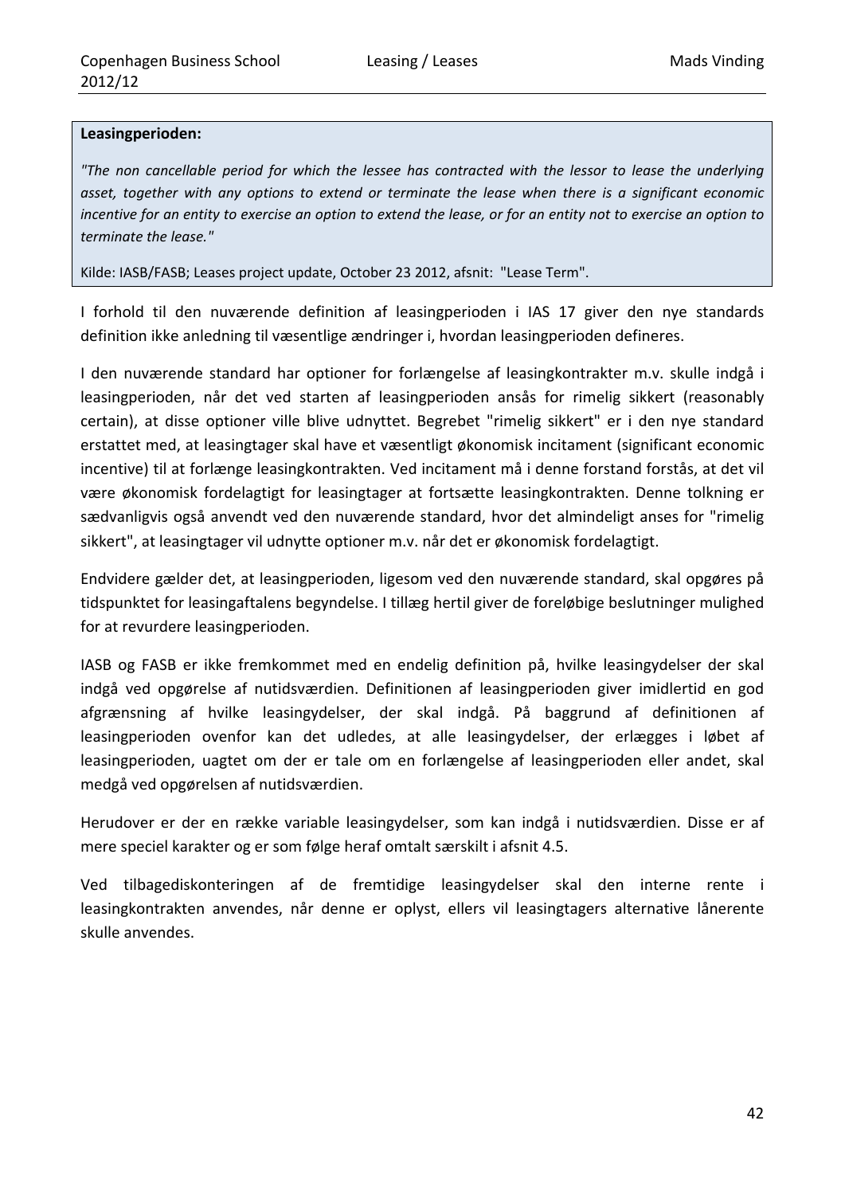**Leasingperioden:**

*"The non cancellable period for which the lessee has contracted with the lessor to lease the underlying asset, together with any options to extend or terminate the lease when there is a significant economic incentive for an entity to exercise an option to extend the lease, or for an entity not to exercise an option to terminate the lease."*

Kilde: IASB/FASB; Leases project update, October 23 2012, afsnit: "Lease Term".

I forhold til den nuværende definition af leasingperioden i IAS 17 giver den nye standards definition ikke anledning til væsentlige ændringer i, hvordan leasingperioden defineres.

I den nuværende standard har optioner for forlængelse af leasingkontrakter m.v. skulle indgå i leasingperioden, når det ved starten af leasingperioden ansås for rimelig sikkert (reasonably certain), at disse optioner ville blive udnyttet. Begrebet "rimelig sikkert" er i den nye standard erstattet med, at leasingtager skal have et væsentligt økonomisk incitament (significant economic incentive) til at forlænge leasingkontrakten. Ved incitament må i denne forstand forstås, at det vil være økonomisk fordelagtigt for leasingtager at fortsætte leasingkontrakten. Denne tolkning er sædvanligvis også anvendt ved den nuværende standard, hvor det almindeligt anses for "rimelig sikkert", at leasingtager vil udnytte optioner m.v. når det er økonomisk fordelagtigt.

Endvidere gælder det, at leasingperioden, ligesom ved den nuværende standard, skal opgøres på tidspunktet for leasingaftalens begyndelse. I tillæg hertil giver de foreløbige beslutninger mulighed for at revurdere leasingperioden.

IASB og FASB er ikke fremkommet med en endelig definition på, hvilke leasingydelser der skal indgå ved opgørelse af nutidsværdien. Definitionen af leasingperioden giver imidlertid en god afgrænsning af hvilke leasingydelser, der skal indgå. På baggrund af definitionen af leasingperioden ovenfor kan det udledes, at alle leasingydelser, der erlægges i løbet af leasingperioden, uagtet om der er tale om en forlængelse af leasingperioden eller andet, skal medgå ved opgørelsen af nutidsværdien.

Herudover er der en række variable leasingydelser, som kan indgå i nutidsværdien. Disse er af mere speciel karakter og er som følge heraf omtalt særskilt i afsnit 4.5.

Ved tilbagediskonteringen af de fremtidige leasingydelser skal den interne rente i leasingkontrakten anvendes, når denne er oplyst, ellers vil leasingtagers alternative lånerente skulle anvendes.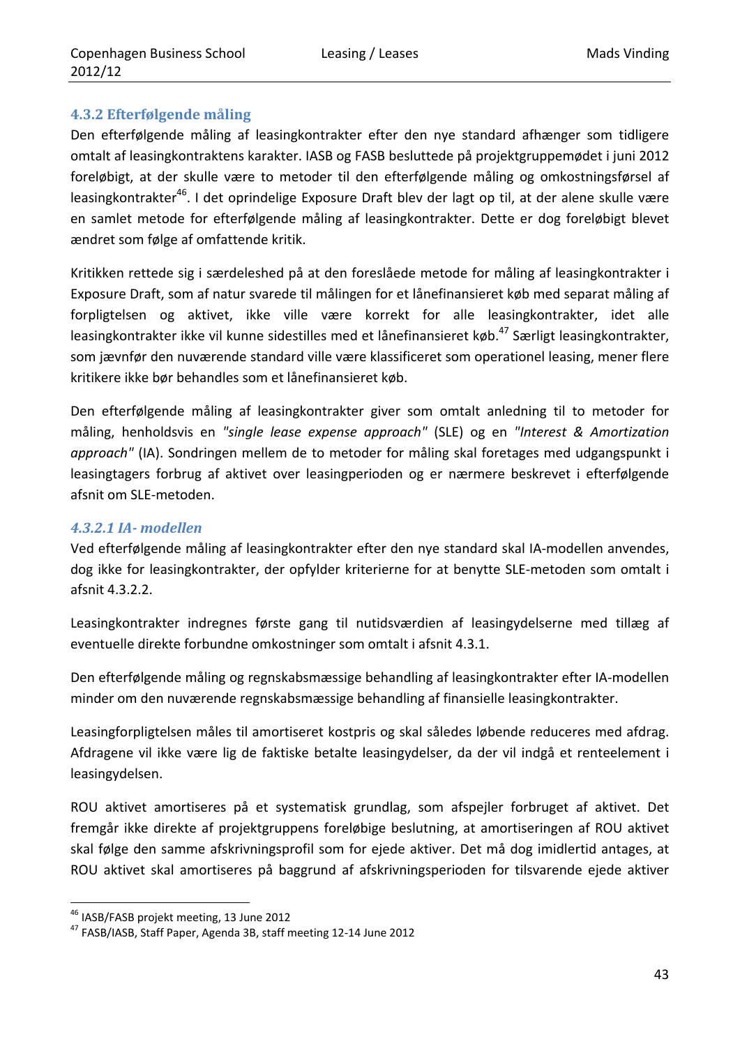### 4.3.2 Efterfølgende måling

Den efterfølgende måling af leasingkontrakter efter den nye standard afhænger som tidligere omtalt af leasingkontraktens karakter. IASB og FASB besluttede på projektgruppemødet i juni 2012 foreløbigt, at der skulle være to metoder til den efterfølgende måling og omkostningsførsel af leasingkontrakter[46]. I det oprindelige Exposure Draft blev der lagt op til, at der alene skulle være en samlet metode for efterfølgende måling af leasingkontrakter. Dette er dog foreløbigt blevet ændret som følge af omfattende kritik.

Kritikken rettede sig i særdeleshed på at den foreslåede metode for måling af leasingkontrakter i Exposure Draft, som af natur svarede til målingen for et lånefinansieret køb med separat måling af forpligtelsen og aktivet, ikke ville være korrekt for alle leasingkontrakter, idet alle leasingkontrakter ikke vil kunne sidestilles med et lånefinansieret køb.[47] Særligt leasingkontrakter, som jævnfør den nuværende standard ville være klassificeret som operationel leasing, mener flere kritikere ikke bør behandles som et lånefinansieret køb.

Den efterfølgende måling af leasingkontrakter giver som omtalt anledning til to metoder for måling, henholdsvis en *"single lease expense approach"* (SLE) og en *"Interest & Amortization approach"* (IA). Sondringen mellem de to metoder for måling skal foretages med udgangspunkt i leasingtagers forbrug af aktivet over leasingperioden og er nærmere beskrevet i efterfølgende afsnit om SLE-metoden.

#### *4.3.2.1 IA- modellen*

Ved efterfølgende måling af leasingkontrakter efter den nye standard skal IA-modellen anvendes, dog ikke for leasingkontrakter, der opfylder kriterierne for at benytte SLE-metoden som omtalt i afsnit 4.3.2.2.

Leasingkontrakter indregnes første gang til nutidsværdien af leasingydelserne med tillæg af eventuelle direkte forbundne omkostninger som omtalt i afsnit 4.3.1.

Den efterfølgende måling og regnskabsmæssige behandling af leasingkontrakter efter IA-modellen minder om den nuværende regnskabsmæssige behandling af finansielle leasingkontrakter.

Leasingforpligtelsen måles til amortiseret kostpris og skal således løbende reduceres med afdrag. Afdragene vil ikke være lig de faktiske betalte leasingydelser, da der vil indgå et renteelement i leasingydelsen.

ROU aktivet amortiseres på et systematisk grundlag, som afspejler forbruget af aktivet. Det fremgår ikke direkte af projektgruppens foreløbige beslutning, at amortiseringen af ROU aktivet skal følge den samme afskrivningsprofil som for ejede aktiver. Det må dog imidlertid antages, at ROU aktivet skal amortiseres på baggrund af afskrivningsperioden for tilsvarende ejede aktiver

---

[46] IASB/FASB projekt meeting, 13 June 2012

[47] FASB/IASB, Staff Paper, Agenda 3B, staff meeting 12-14 June 2012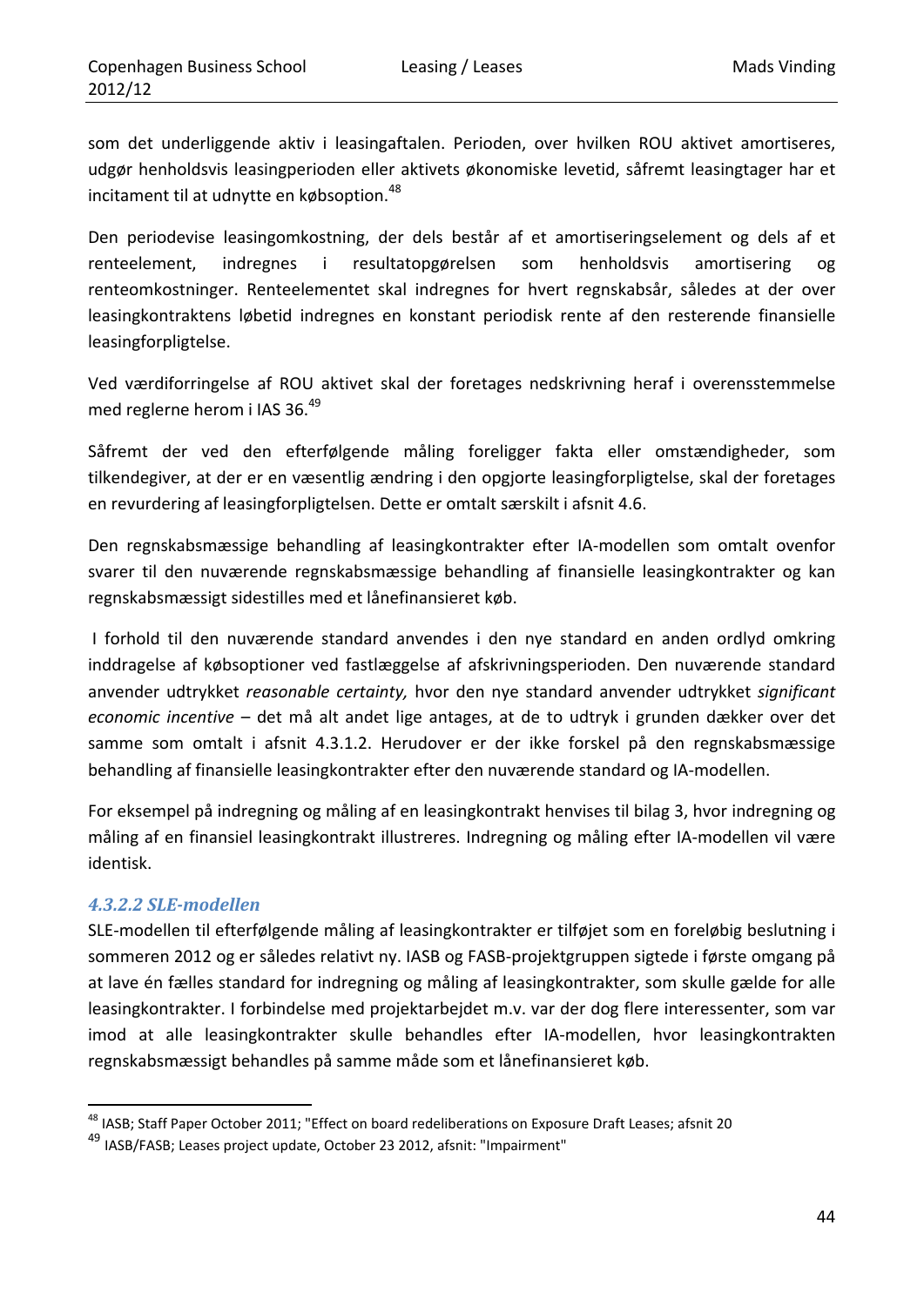som det underliggende aktiv i leasingaftalen. Perioden, over hvilken ROU aktivet amortiseres, udgør henholdsvis leasingperioden eller aktivets økonomiske levetid, såfremt leasingtager har et incitament til at udnytte en købsoption.[48]

Den periodevise leasingomkostning, der dels består af et amortiseringselement og dels af et renteelement, indregnes i resultatopgørelsen som henholdsvis amortisering og renteomkostninger. Renteelementet skal indregnes for hvert regnskabsår, således at der over leasingkontraktens løbetid indregnes en konstant periodisk rente af den resterende finansielle leasingforpligtelse.

Ved værdiforringelse af ROU aktivet skal der foretages nedskrivning heraf i overensstemmelse med reglerne herom i IAS 36.[49]

Såfremt der ved den efterfølgende måling foreligger fakta eller omstændigheder, som tilkendegiver, at der er en væsentlig ændring i den opgjorte leasingforpligtelse, skal der foretages en revurdering af leasingforpligtelsen. Dette er omtalt særskilt i afsnit 4.6.

Den regnskabsmæssige behandling af leasingkontrakter efter IA-modellen som omtalt ovenfor svarer til den nuværende regnskabsmæssige behandling af finansielle leasingkontrakter og kan regnskabsmæssigt sidestilles med et lånefinansieret køb.

I forhold til den nuværende standard anvendes i den nye standard en anden ordlyd omkring inddragelse af købsoptioner ved fastlæggelse af afskrivningsperioden. Den nuværende standard anvender udtrykket *reasonable certainty,* hvor den nye standard anvender udtrykket *significant economic incentive* – det må alt andet lige antages, at de to udtryk i grunden dækker over det samme som omtalt i afsnit 4.3.1.2. Herudover er der ikke forskel på den regnskabsmæssige behandling af finansielle leasingkontrakter efter den nuværende standard og IA-modellen.

For eksempel på indregning og måling af en leasingkontrakt henvises til bilag 3, hvor indregning og måling af en finansiel leasingkontrakt illustreres. Indregning og måling efter IA-modellen vil være identisk.

#### *4.3.2.2 SLE-modellen*

SLE-modellen til efterfølgende måling af leasingkontrakter er tilføjet som en foreløbig beslutning i sommeren 2012 og er således relativt ny. IASB og FASB-projektgruppen sigtede i første omgang på at lave én fælles standard for indregning og måling af leasingkontrakter, som skulle gælde for alle leasingkontrakter. I forbindelse med projektarbejdet m.v. var der dog flere interessenter, som var imod at alle leasingkontrakter skulle behandles efter IA-modellen, hvor leasingkontrakten regnskabsmæssigt behandles på samme måde som et lånefinansieret køb.

---

[48] IASB; Staff Paper October 2011; "Effect on board redeliberations on Exposure Draft Leases; afsnit 20

[49] IASB/FASB; Leases project update, October 23 2012, afsnit: "Impairment"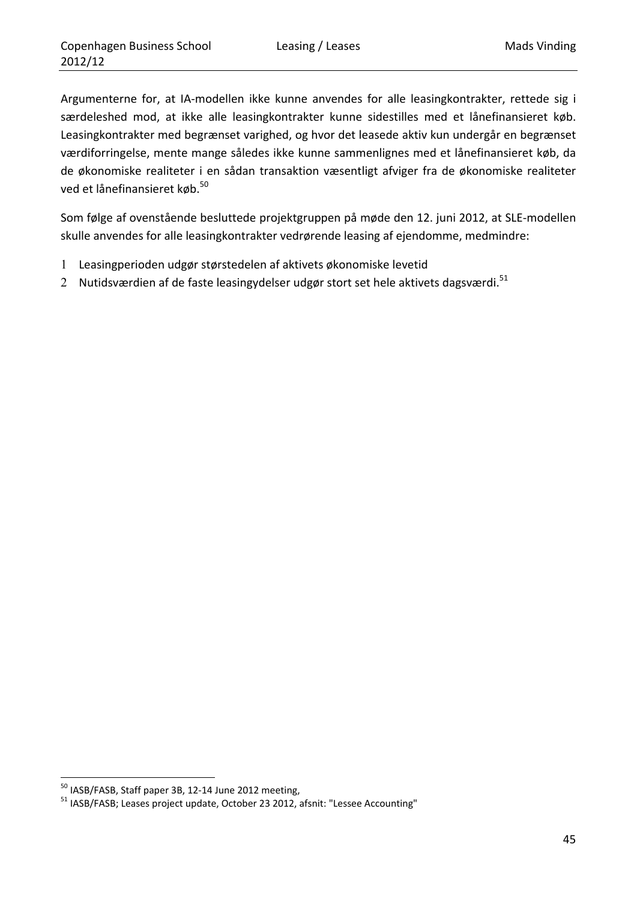Argumenterne for, at IA-modellen ikke kunne anvendes for alle leasingkontrakter, rettede sig i særdeleshed mod, at ikke alle leasingkontrakter kunne sidestilles med et lånefinansieret køb. Leasingkontrakter med begrænset varighed, og hvor det leasede aktiv kun undergår en begrænset værdiforringelse, mente mange således ikke kunne sammenlignes med et lånefinansieret køb, da de økonomiske realiteter i en sådan transaktion væsentligt afviger fra de økonomiske realiteter ved et lånefinansieret køb.[50]

Som følge af ovenstående besluttede projektgruppen på møde den 12. juni 2012, at SLE-modellen skulle anvendes for alle leasingkontrakter vedrørende leasing af ejendomme, medmindre:

1. Leasingperioden udgør størstedelen af aktivets økonomiske levetid
2. Nutidsværdien af de faste leasingydelser udgør stort set hele aktivets dagsværdi.[51]

---

[50] IASB/FASB, Staff paper 3B, 12-14 June 2012 meeting,

[51] IASB/FASB; Leases project update, October 23 2012, afsnit: "Lessee Accounting"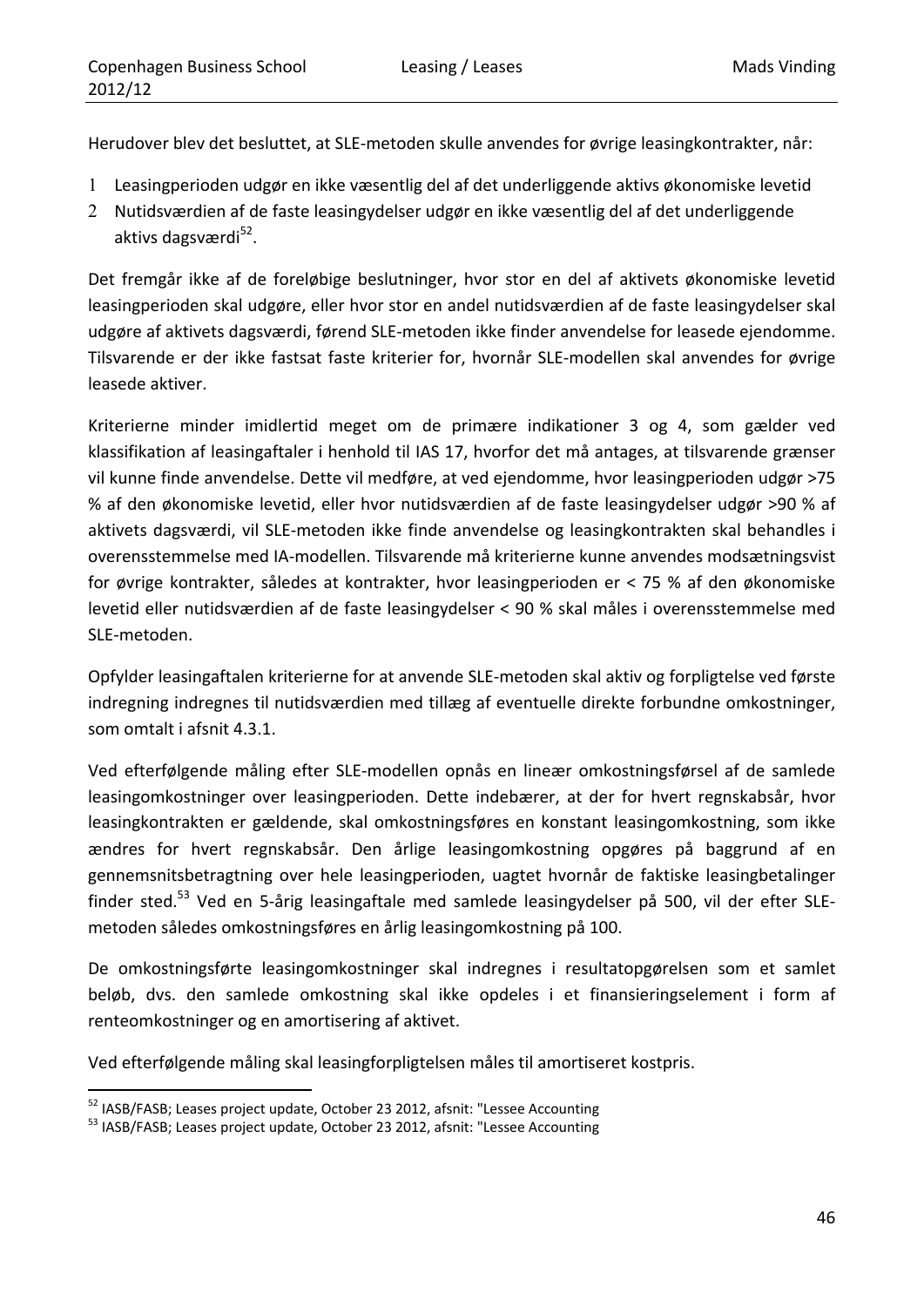Herudover blev det besluttet, at SLE-metoden skulle anvendes for øvrige leasingkontrakter, når:

1. Leasingperioden udgør en ikke væsentlig del af det underliggende aktivs økonomiske levetid
2. Nutidsværdien af de faste leasingydelser udgør en ikke væsentlig del af det underliggende aktivs dagsværdi[52].

Det fremgår ikke af de foreløbige beslutninger, hvor stor en del af aktivets økonomiske levetid leasingperioden skal udgøre, eller hvor stor en andel nutidsværdien af de faste leasingydelser skal udgøre af aktivets dagsværdi, førend SLE-metoden ikke finder anvendelse for leasede ejendomme. Tilsvarende er der ikke fastsat faste kriterier for, hvornår SLE-modellen skal anvendes for øvrige leasede aktiver.

Kriterierne minder imidlertid meget om de primære indikationer 3 og 4, som gælder ved klassifikation af leasingaftaler i henhold til IAS 17, hvorfor det må antages, at tilsvarende grænser vil kunne finde anvendelse. Dette vil medføre, at ved ejendomme, hvor leasingperioden udgør >75 % af den økonomiske levetid, eller hvor nutidsværdien af de faste leasingydelser udgør >90 % af aktivets dagsværdi, vil SLE-metoden ikke finde anvendelse og leasingkontrakten skal behandles i overensstemmelse med IA-modellen. Tilsvarende må kriterierne kunne anvendes modsætningsvist for øvrige kontrakter, således at kontrakter, hvor leasingperioden er < 75 % af den økonomiske levetid eller nutidsværdien af de faste leasingydelser < 90 % skal måles i overensstemmelse med SLE-metoden.

Opfylder leasingaftalen kriterierne for at anvende SLE-metoden skal aktiv og forpligtelse ved første indregning indregnes til nutidsværdien med tillæg af eventuelle direkte forbundne omkostninger, som omtalt i afsnit 4.3.1.

Ved efterfølgende måling efter SLE-modellen opnås en lineær omkostningsførsel af de samlede leasingomkostninger over leasingperioden. Dette indebærer, at der for hvert regnskabsår, hvor leasingkontrakten er gældende, skal omkostningsføres en konstant leasingomkostning, som ikke ændres for hvert regnskabsår. Den årlige leasingomkostning opgøres på baggrund af en gennemsnitsbetragtning over hele leasingperioden, uagtet hvornår de faktiske leasingbetalinger finder sted.[53] Ved en 5-årig leasingaftale med samlede leasingydelser på 500, vil der efter SLE-metoden således omkostningsføres en årlig leasingomkostning på 100.

De omkostningsførte leasingomkostninger skal indregnes i resultatopgørelsen som et samlet beløb, dvs. den samlede omkostning skal ikke opdeles i et finansieringselement i form af renteomkostninger og en amortisering af aktivet.

Ved efterfølgende måling skal leasingforpligtelsen måles til amortiseret kostpris.

---

[52] IASB/FASB; Leases project update, October 23 2012, afsnit: "Lessee Accounting

[53] IASB/FASB; Leases project update, October 23 2012, afsnit: "Lessee Accounting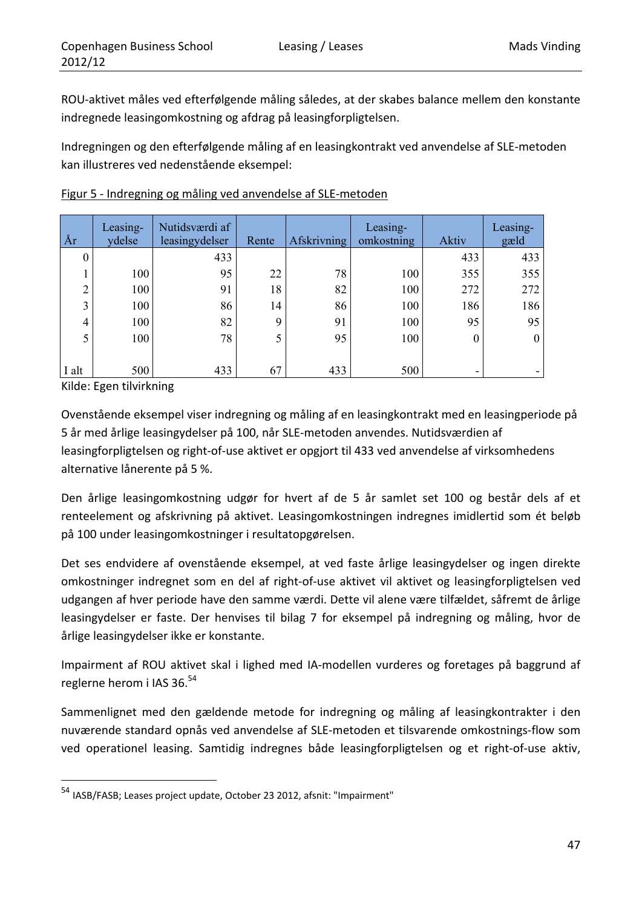ROU-aktivet måles ved efterfølgende måling således, at der skabes balance mellem den konstante indregnede leasingomkostning og afdrag på leasingforpligtelsen.

Indregningen og den efterfølgende måling af en leasingkontrakt ved anvendelse af SLE-metoden kan illustreres ved nedenstående eksempel:

Figur 5 - Indregning og måling ved anvendelse af SLE-metoden

| År | Leasing-ydelse | Nutidsværdi af leasingydelser | Rente | Afskrivning | Leasing-omkostning | Aktiv | Leasing-gæld |
|---|---|---|---|---|---|---|---|
| 0 | | 433 | | | | 433 | 433 |
| 1 | 100 | 95 | 22 | 78 | 100 | 355 | 355 |
| 2 | 100 | 91 | 18 | 82 | 100 | 272 | 272 |
| 3 | 100 | 86 | 14 | 86 | 100 | 186 | 186 |
| 4 | 100 | 82 | 9 | 91 | 100 | 95 | 95 |
| 5 | 100 | 78 | 5 | 95 | 100 | 0 | 0 |
| | | | | | | | |
| I alt | 500 | 433 | 67 | 433 | 500 | - | - |

Kilde: Egen tilvirkning

Ovenstående eksempel viser indregning og måling af en leasingkontrakt med en leasingperiode på 5 år med årlige leasingydelser på 100, når SLE-metoden anvendes. Nutidsværdien af leasingforpligtelsen og right-of-use aktivet er opgjort til 433 ved anvendelse af virksomhedens alternative lånerente på 5 %.

Den årlige leasingomkostning udgør for hvert af de 5 år samlet set 100 og består dels af et renteelement og afskrivning på aktivet. Leasingomkostningen indregnes imidlertid som ét beløb på 100 under leasingomkostninger i resultatopgørelsen.

Det ses endvidere af ovenstående eksempel, at ved faste årlige leasingydelser og ingen direkte omkostninger indregnet som en del af right-of-use aktivet vil aktivet og leasingforpligtelsen ved udgangen af hver periode have den samme værdi. Dette vil alene være tilfældet, såfremt de årlige leasingydelser er faste. Der henvises til bilag 7 for eksempel på indregning og måling, hvor de årlige leasingydelser ikke er konstante.

Impairment af ROU aktivet skal i lighed med IA-modellen vurderes og foretages på baggrund af reglerne herom i IAS 36.[54]

Sammenlignet med den gældende metode for indregning og måling af leasingkontrakter i den nuværende standard opnås ved anvendelse af SLE-metoden et tilsvarende omkostnings-flow som ved operationel leasing. Samtidig indregnes både leasingforpligtelsen og et right-of-use aktiv,

[54] IASB/FASB; Leases project update, October 23 2012, afsnit: "Impairment"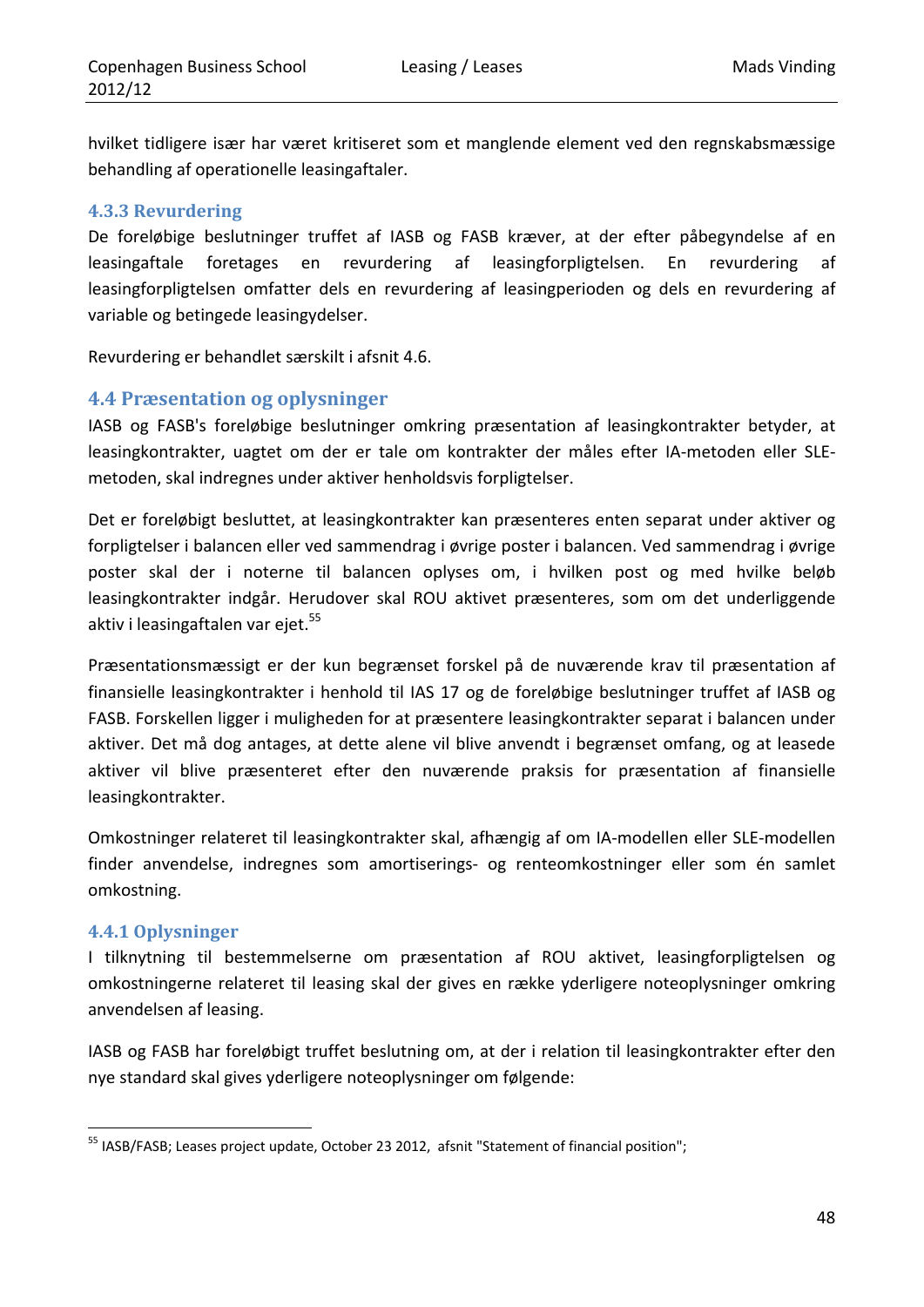hvilket tidligere især har været kritiseret som et manglende element ved den regnskabsmæssige behandling af operationelle leasingaftaler.

### 4.3.3 Revurdering

De foreløbige beslutninger truffet af IASB og FASB kræver, at der efter påbegyndelse af en leasingaftale foretages en revurdering af leasingforpligtelsen. En revurdering af leasingforpligtelsen omfatter dels en revurdering af leasingperioden og dels en revurdering af variable og betingede leasingydelser.

Revurdering er behandlet særskilt i afsnit 4.6.

## 4.4 Præsentation og oplysninger

IASB og FASB's foreløbige beslutninger omkring præsentation af leasingkontrakter betyder, at leasingkontrakter, uagtet om der er tale om kontrakter der måles efter IA-metoden eller SLE-metoden, skal indregnes under aktiver henholdsvis forpligtelser.

Det er foreløbigt besluttet, at leasingkontrakter kan præsenteres enten separat under aktiver og forpligtelser i balancen eller ved sammendrag i øvrige poster i balancen. Ved sammendrag i øvrige poster skal der i noterne til balancen oplyses om, i hvilken post og med hvilke beløb leasingkontrakter indgår. Herudover skal ROU aktivet præsenteres, som om det underliggende aktiv i leasingaftalen var ejet.[55]

Præsentationsmæssigt er der kun begrænset forskel på de nuværende krav til præsentation af finansielle leasingkontrakter i henhold til IAS 17 og de foreløbige beslutninger truffet af IASB og FASB. Forskellen ligger i muligheden for at præsentere leasingkontrakter separat i balancen under aktiver. Det må dog antages, at dette alene vil blive anvendt i begrænset omfang, og at leasede aktiver vil blive præsenteret efter den nuværende praksis for præsentation af finansielle leasingkontrakter.

Omkostninger relateret til leasingkontrakter skal, afhængig af om IA-modellen eller SLE-modellen finder anvendelse, indregnes som amortiserings- og renteomkostninger eller som én samlet omkostning.

### 4.4.1 Oplysninger

I tilknytning til bestemmelserne om præsentation af ROU aktivet, leasingforpligtelsen og omkostningerne relateret til leasing skal der gives en række yderligere noteoplysninger omkring anvendelsen af leasing.

IASB og FASB har foreløbigt truffet beslutning om, at der i relation til leasingkontrakter efter den nye standard skal gives yderligere noteoplysninger om følgende:

---

[55] IASB/FASB; Leases project update, October 23 2012, afsnit "Statement of financial position";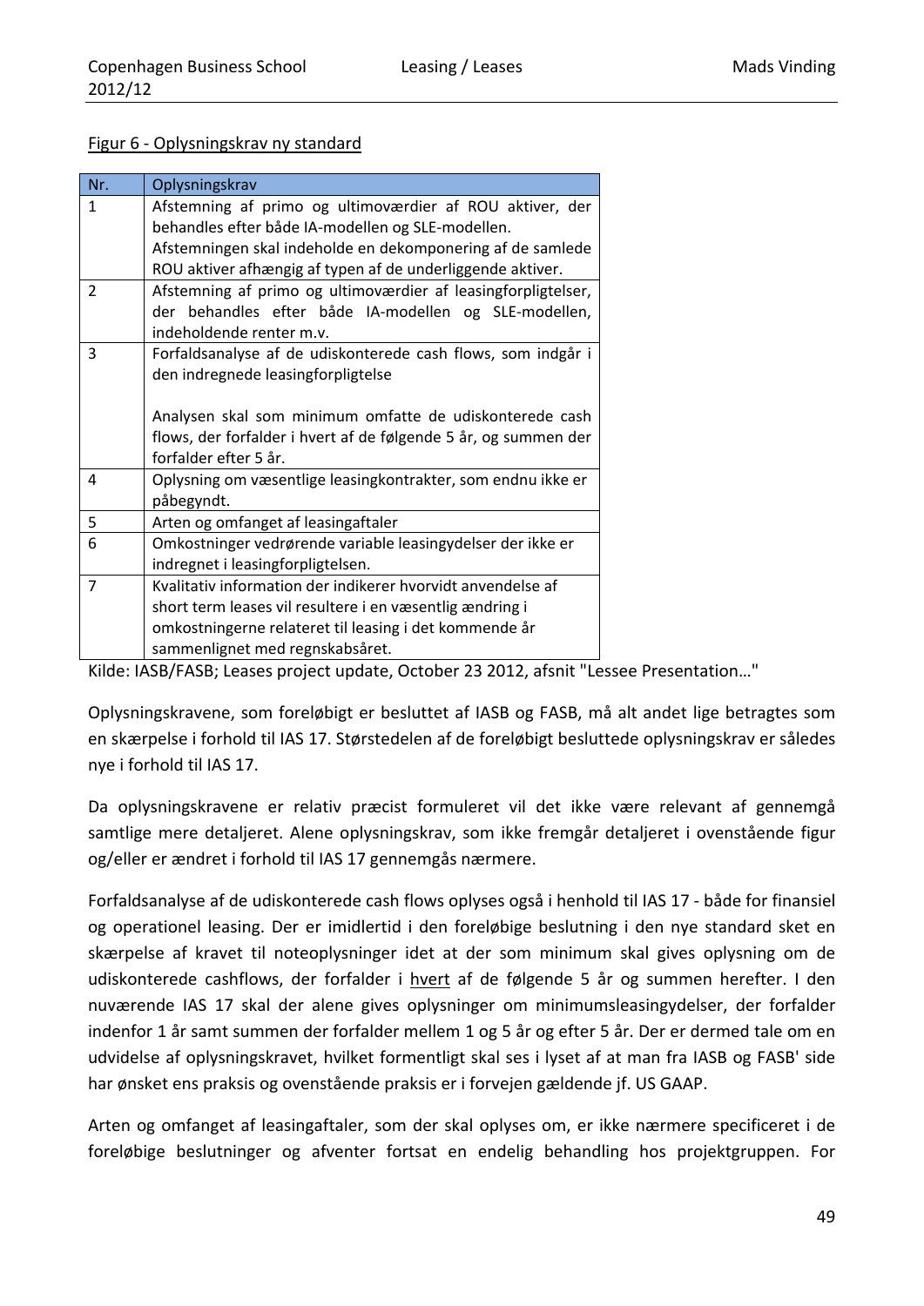Figur 6 - Oplysningskrav ny standard

| Nr. | Oplysningskrav |
|---|---|
| 1 | Afstemning af primo og ultimoværdier af ROU aktiver, der behandles efter både IA-modellen og SLE-modellen. Afstemningen skal indeholde en dekomponering af de samlede ROU aktiver afhængig af typen af de underliggende aktiver. |
| 2 | Afstemning af primo og ultimoværdier af leasingforpligtelser, der behandles efter både IA-modellen og SLE-modellen, indeholdende renter m.v. |
| 3 | Forfaldsanalyse af de udiskonterede cash flows, som indgår i den indregnede leasingforpligtelse<br><br>Analysen skal som minimum omfatte de udiskonterede cash flows, der forfalder i hvert af de følgende 5 år, og summen der forfalder efter 5 år. |
| 4 | Oplysning om væsentlige leasingkontrakter, som endnu ikke er påbegyndt. |
| 5 | Arten og omfanget af leasingaftaler |
| 6 | Omkostninger vedrørende variable leasingydelser der ikke er indregnet i leasingforpligtelsen. |
| 7 | Kvalitativ information der indikerer hvorvidt anvendelse af short term leases vil resultere i en væsentlig ændring i omkostningerne relateret til leasing i det kommende år sammenlignet med regnskabsåret. |

Kilde: IASB/FASB; Leases project update, October 23 2012, afsnit "Lessee Presentation…"

Oplysningskravene, som foreløbigt er besluttet af IASB og FASB, må alt andet lige betragtes som en skærpelse i forhold til IAS 17. Størstedelen af de foreløbigt besluttede oplysningskrav er således nye i forhold til IAS 17.

Da oplysningskravene er relativ præcist formuleret vil det ikke være relevant af gennemgå samtlige mere detaljeret. Alene oplysningskrav, som ikke fremgår detaljeret i ovenstående figur og/eller er ændret i forhold til IAS 17 gennemgås nærmere.

Forfaldsanalyse af de udiskonterede cash flows oplyses også i henhold til IAS 17 - både for finansiel og operationel leasing. Der er imidlertid i den foreløbige beslutning i den nye standard sket en skærpelse af kravet til noteoplysninger idet at der som minimum skal gives oplysning om de udiskonterede cashflows, der forfalder i <u>hvert</u> af de følgende 5 år og summen herefter. I den nuværende IAS 17 skal der alene gives oplysninger om minimumsleasingydelser, der forfalder indenfor 1 år samt summen der forfalder mellem 1 og 5 år og efter 5 år. Der er dermed tale om en udvidelse af oplysningskravet, hvilket formentligt skal ses i lyset af at man fra IASB og FASB' side har ønsket ens praksis og ovenstående praksis er i forvejen gældende jf. US GAAP.

Arten og omfanget af leasingaftaler, som der skal oplyses om, er ikke nærmere specificeret i de foreløbige beslutninger og afventer fortsat en endelig behandling hos projektgruppen. For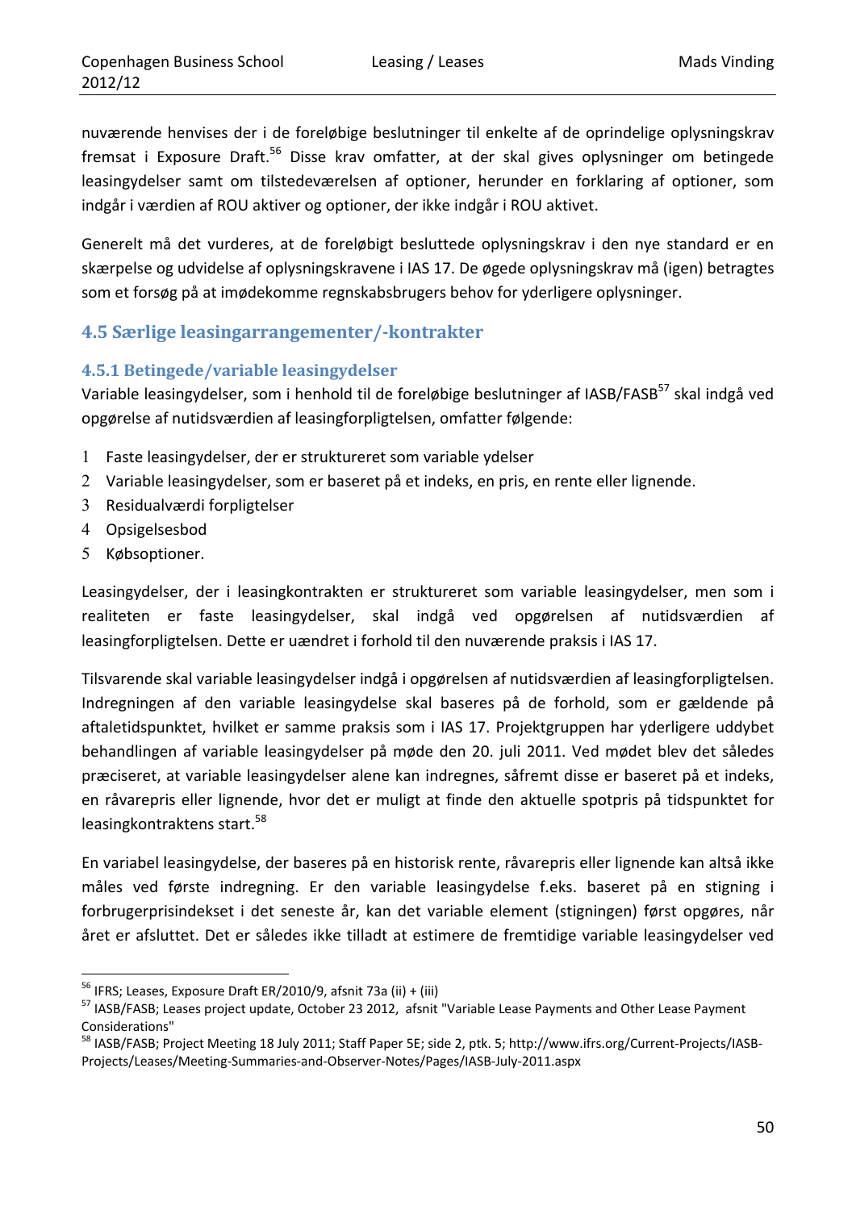nuværende henvises der i de foreløbige beslutninger til enkelte af de oprindelige oplysningskrav fremsat i Exposure Draft.[56] Disse krav omfatter, at der skal gives oplysninger om betingede leasingydelser samt om tilstedeværelsen af optioner, herunder en forklaring af optioner, som indgår i værdien af ROU aktiver og optioner, der ikke indgår i ROU aktivet.

Generelt må det vurderes, at de foreløbigt besluttede oplysningskrav i den nye standard er en skærpelse og udvidelse af oplysningskravene i IAS 17. De øgede oplysningskrav må (igen) betragtes som et forsøg på at imødekomme regnskabsbrugers behov for yderligere oplysninger.

## 4.5 Særlige leasingarrangementer/-kontrakter

### 4.5.1 Betingede/variable leasingydelser

Variable leasingydelser, som i henhold til de foreløbige beslutninger af IASB/FASB[57] skal indgå ved opgørelse af nutidsværdien af leasingforpligtelsen, omfatter følgende:

1. Faste leasingydelser, der er struktureret som variable ydelser
2. Variable leasingydelser, som er baseret på et indeks, en pris, en rente eller lignende.
3. Residualværdi forpligtelser
4. Opsigelsesbod
5. Købsoptioner.

Leasingydelser, der i leasingkontrakten er struktureret som variable leasingydelser, men som i realiteten er faste leasingydelser, skal indgå ved opgørelsen af nutidsværdien af leasingforpligtelsen. Dette er uændret i forhold til den nuværende praksis i IAS 17.

Tilsvarende skal variable leasingydelser indgå i opgørelsen af nutidsværdien af leasingforpligtelsen. Indregningen af den variable leasingydelse skal baseres på de forhold, som er gældende på aftaletidspunktet, hvilket er samme praksis som i IAS 17. Projektgruppen har yderligere uddybet behandlingen af variable leasingydelser på møde den 20. juli 2011. Ved mødet blev det således præciseret, at variable leasingydelser alene kan indregnes, såfremt disse er baseret på et indeks, en råvarepris eller lignende, hvor det er muligt at finde den aktuelle spotpris på tidspunktet for leasingkontraktens start.[58]

En variabel leasingydelse, der baseres på en historisk rente, råvarepris eller lignende kan altså ikke måles ved første indregning. Er den variable leasingydelse f.eks. baseret på en stigning i forbrugerprisindekset i det seneste år, kan det variable element (stigningen) først opgøres, når året er afsluttet. Det er således ikke tilladt at estimere de fremtidige variable leasingydelser ved

---

[56] IFRS; Leases, Exposure Draft ER/2010/9, afsnit 73a (ii) + (iii)

[57] IASB/FASB; Leases project update, October 23 2012, afsnit "Variable Lease Payments and Other Lease Payment Considerations"

[58] IASB/FASB; Project Meeting 18 July 2011; Staff Paper 5E; side 2, ptk. 5; http://www.ifrs.org/Current-Projects/IASB-Projects/Leases/Meeting-Summaries-and-Observer-Notes/Pages/IASB-July-2011.aspx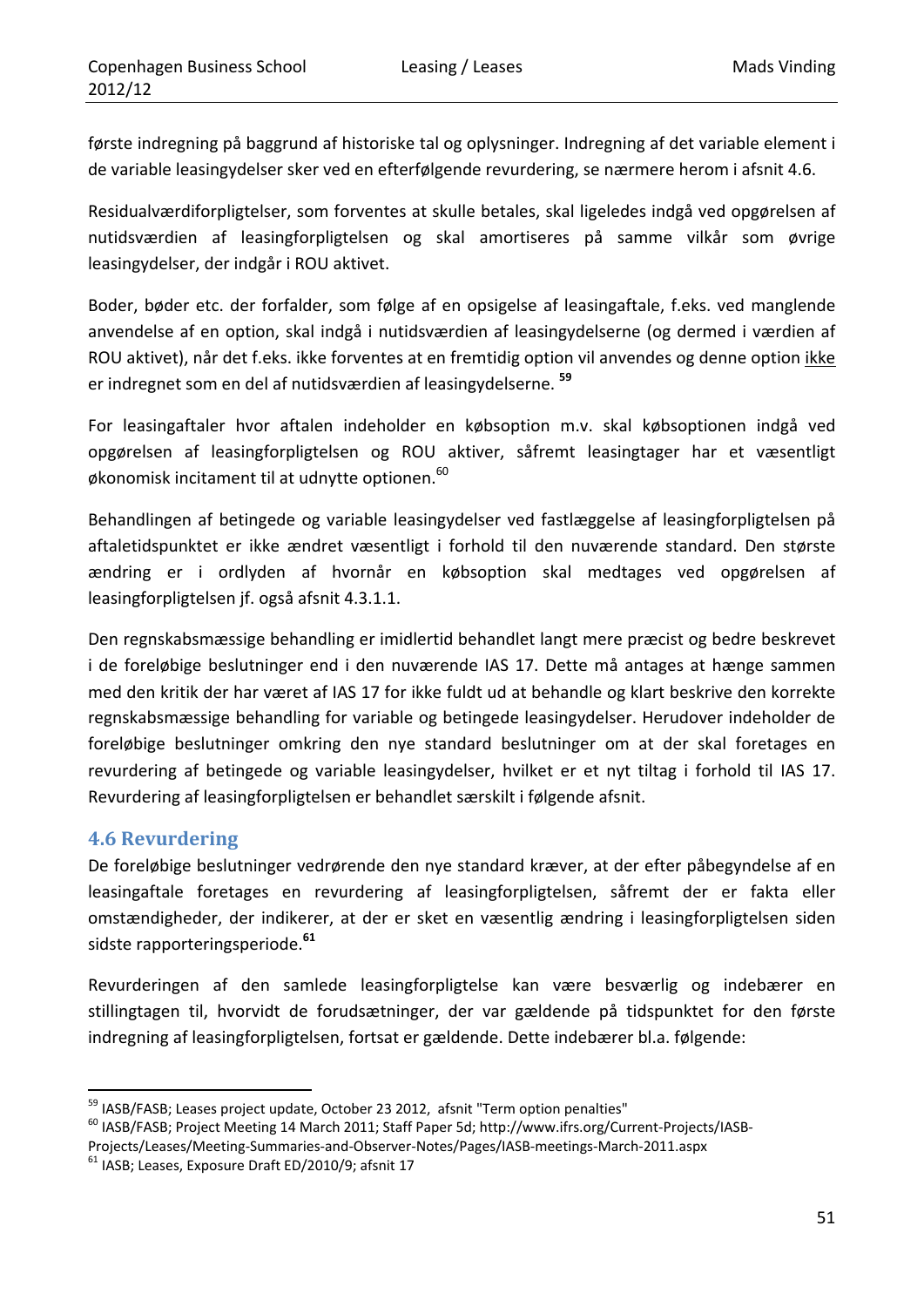første indregning på baggrund af historiske tal og oplysninger. Indregning af det variable element i de variable leasingydelser sker ved en efterfølgende revurdering, se nærmere herom i afsnit 4.6.

Residualværdiforpligtelser, som forventes at skulle betales, skal ligeledes indgå ved opgørelsen af nutidsværdien af leasingforpligtelsen og skal amortiseres på samme vilkår som øvrige leasingydelser, der indgår i ROU aktivet.

Boder, bøder etc. der forfalder, som følge af en opsigelse af leasingaftale, f.eks. ved manglende anvendelse af en option, skal indgå i nutidsværdien af leasingydelserne (og dermed i værdien af ROU aktivet), når det f.eks. ikke forventes at en fremtidig option vil anvendes og denne option ikke er indregnet som en del af nutidsværdien af leasingydelserne. [59]

For leasingaftaler hvor aftalen indeholder en købsoption m.v. skal købsoptionen indgå ved opgørelsen af leasingforpligtelsen og ROU aktiver, såfremt leasingtager har et væsentligt økonomisk incitament til at udnytte optionen.[60]

Behandlingen af betingede og variable leasingydelser ved fastlæggelse af leasingforpligtelsen på aftaletidspunktet er ikke ændret væsentligt i forhold til den nuværende standard. Den største ændring er i ordlyden af hvornår en købsoption skal medtages ved opgørelsen af leasingforpligtelsen jf. også afsnit 4.3.1.1.

Den regnskabsmæssige behandling er imidlertid behandlet langt mere præcist og bedre beskrevet i de foreløbige beslutninger end i den nuværende IAS 17. Dette må antages at hænge sammen med den kritik der har været af IAS 17 for ikke fuldt ud at behandle og klart beskrive den korrekte regnskabsmæssige behandling for variable og betingede leasingydelser. Herudover indeholder de foreløbige beslutninger omkring den nye standard beslutninger om at der skal foretages en revurdering af betingede og variable leasingydelser, hvilket er et nyt tiltag i forhold til IAS 17. Revurdering af leasingforpligtelsen er behandlet særskilt i følgende afsnit.

## 4.6 Revurdering

De foreløbige beslutninger vedrørende den nye standard kræver, at der efter påbegyndelse af en leasingaftale foretages en revurdering af leasingforpligtelsen, såfremt der er fakta eller omstændigheder, der indikerer, at der er sket en væsentlig ændring i leasingforpligtelsen siden sidste rapporteringsperiode.[61]

Revurderingen af den samlede leasingforpligtelse kan være besværlig og indebærer en stillingtagen til, hvorvidt de forudsætninger, der var gældende på tidspunktet for den første indregning af leasingforpligtelsen, fortsat er gældende. Dette indebærer bl.a. følgende:

---

[59] IASB/FASB; Leases project update, October 23 2012, afsnit "Term option penalties"

[60] IASB/FASB; Project Meeting 14 March 2011; Staff Paper 5d; http://www.ifrs.org/Current-Projects/IASB-Projects/Leases/Meeting-Summaries-and-Observer-Notes/Pages/IASB-meetings-March-2011.aspx

[61] IASB; Leases, Exposure Draft ED/2010/9; afsnit 17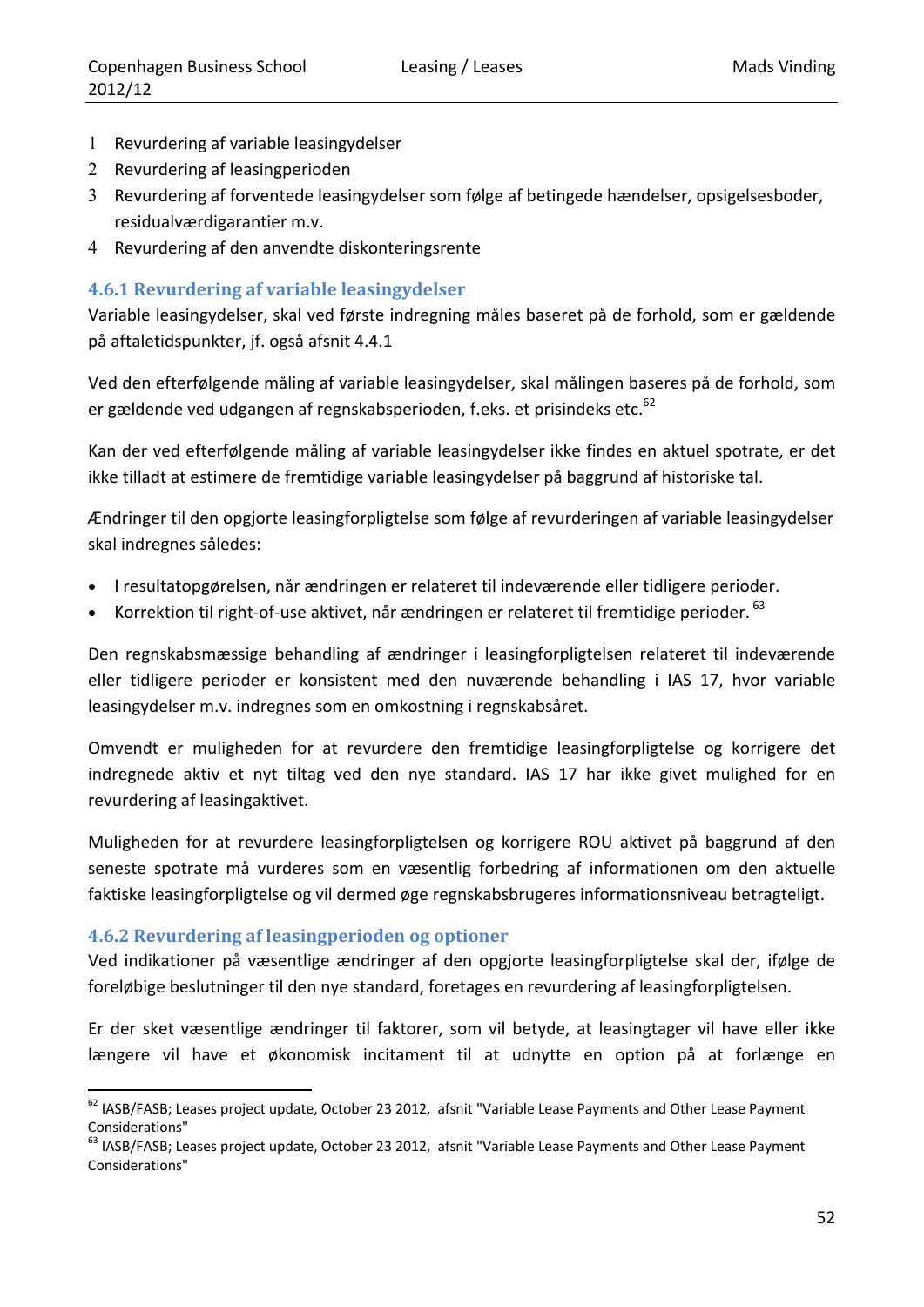1. Revurdering af variable leasingydelser
2. Revurdering af leasingperioden
3. Revurdering af forventede leasingydelser som følge af betingede hændelser, opsigelsesboder, residualværdigarantier m.v.
4. Revurdering af den anvendte diskonteringsrente

### 4.6.1 Revurdering af variable leasingydelser

Variable leasingydelser, skal ved første indregning måles baseret på de forhold, som er gældende på aftaletidspunkter, jf. også afsnit 4.4.1

Ved den efterfølgende måling af variable leasingydelser, skal målingen baseres på de forhold, som er gældende ved udgangen af regnskabsperioden, f.eks. et prisindeks etc.[62]

Kan der ved efterfølgende måling af variable leasingydelser ikke findes en aktuel spotrate, er det ikke tilladt at estimere de fremtidige variable leasingydelser på baggrund af historiske tal.

Ændringer til den opgjorte leasingforpligtelse som følge af revurderingen af variable leasingydelser skal indregnes således:

- I resultatopgørelsen, når ændringen er relateret til indeværende eller tidligere perioder.
- Korrektion til right-of-use aktivet, når ændringen er relateret til fremtidige perioder. [63]

Den regnskabsmæssige behandling af ændringer i leasingforpligtelsen relateret til indeværende eller tidligere perioder er konsistent med den nuværende behandling i IAS 17, hvor variable leasingydelser m.v. indregnes som en omkostning i regnskabsåret.

Omvendt er muligheden for at revurdere den fremtidige leasingforpligtelse og korrigere det indregnede aktiv et nyt tiltag ved den nye standard. IAS 17 har ikke givet mulighed for en revurdering af leasingaktivet.

Muligheden for at revurdere leasingforpligtelsen og korrigere ROU aktivet på baggrund af den seneste spotrate må vurderes som en væsentlig forbedring af informationen om den aktuelle faktiske leasingforpligtelse og vil dermed øge regnskabsbrugeres informationsniveau betragteligt.

### 4.6.2 Revurdering af leasingperioden og optioner

Ved indikationer på væsentlige ændringer af den opgjorte leasingforpligtelse skal der, ifølge de foreløbige beslutninger til den nye standard, foretages en revurdering af leasingforpligtelsen.

Er der sket væsentlige ændringer til faktorer, som vil betyde, at leasingtager vil have eller ikke længere vil have et økonomisk incitament til at udnytte en option på at forlænge en

---

[62] IASB/FASB; Leases project update, October 23 2012, afsnit "Variable Lease Payments and Other Lease Payment Considerations"

[63] IASB/FASB; Leases project update, October 23 2012, afsnit "Variable Lease Payments and Other Lease Payment Considerations"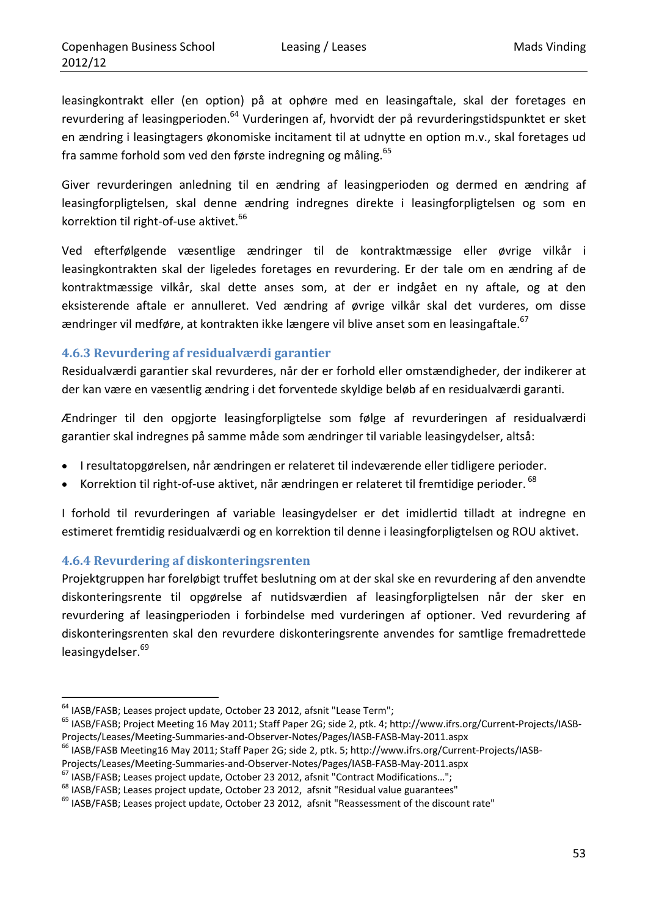leasingkontrakt eller (en option) på at ophøre med en leasingaftale, skal der foretages en revurdering af leasingperioden.[64] Vurderingen af, hvorvidt der på revurderingstidspunktet er sket en ændring i leasingtagers økonomiske incitament til at udnytte en option m.v., skal foretages ud fra samme forhold som ved den første indregning og måling.[65]

Giver revurderingen anledning til en ændring af leasingperioden og dermed en ændring af leasingforpligtelsen, skal denne ændring indregnes direkte i leasingforpligtelsen og som en korrektion til right-of-use aktivet.[66]

Ved efterfølgende væsentlige ændringer til de kontraktmæssige eller øvrige vilkår i leasingkontrakten skal der ligeledes foretages en revurdering. Er der tale om en ændring af de kontraktmæssige vilkår, skal dette anses som, at der er indgået en ny aftale, og at den eksisterende aftale er annulleret. Ved ændring af øvrige vilkår skal det vurderes, om disse ændringer vil medføre, at kontrakten ikke længere vil blive anset som en leasingaftale.[67]

### 4.6.3 Revurdering af residualværdi garantier

Residualværdi garantier skal revurderes, når der er forhold eller omstændigheder, der indikerer at der kan være en væsentlig ændring i det forventede skyldige beløb af en residualværdi garanti.

Ændringer til den opgjorte leasingforpligtelse som følge af revurderingen af residualværdi garantier skal indregnes på samme måde som ændringer til variable leasingydelser, altså:

- I resultatopgørelsen, når ændringen er relateret til indeværende eller tidligere perioder.
- Korrektion til right-of-use aktivet, når ændringen er relateret til fremtidige perioder. [68]

I forhold til revurderingen af variable leasingydelser er det imidlertid tilladt at indregne en estimeret fremtidig residualværdi og en korrektion til denne i leasingforpligtelsen og ROU aktivet.

### 4.6.4 Revurdering af diskonteringsrenten

Projektgruppen har foreløbigt truffet beslutning om at der skal ske en revurdering af den anvendte diskonteringsrente til opgørelse af nutidsværdien af leasingforpligtelsen når der sker en revurdering af leasingperioden i forbindelse med vurderingen af optioner. Ved revurdering af diskonteringsrenten skal den revurdere diskonteringsrente anvendes for samtlige fremadrettede leasingydelser.[69]

---

[64] IASB/FASB; Leases project update, October 23 2012, afsnit "Lease Term";

[65] IASB/FASB; Project Meeting 16 May 2011; Staff Paper 2G; side 2, ptk. 4; http://www.ifrs.org/Current-Projects/IASB-Projects/Leases/Meeting-Summaries-and-Observer-Notes/Pages/IASB-FASB-May-2011.aspx

[66] IASB/FASB Meeting16 May 2011; Staff Paper 2G; side 2, ptk. 5; http://www.ifrs.org/Current-Projects/IASB-Projects/Leases/Meeting-Summaries-and-Observer-Notes/Pages/IASB-FASB-May-2011.aspx

[67] IASB/FASB; Leases project update, October 23 2012, afsnit "Contract Modifications…";

[68] IASB/FASB; Leases project update, October 23 2012, afsnit "Residual value guarantees"

[69] IASB/FASB; Leases project update, October 23 2012, afsnit "Reassessment of the discount rate"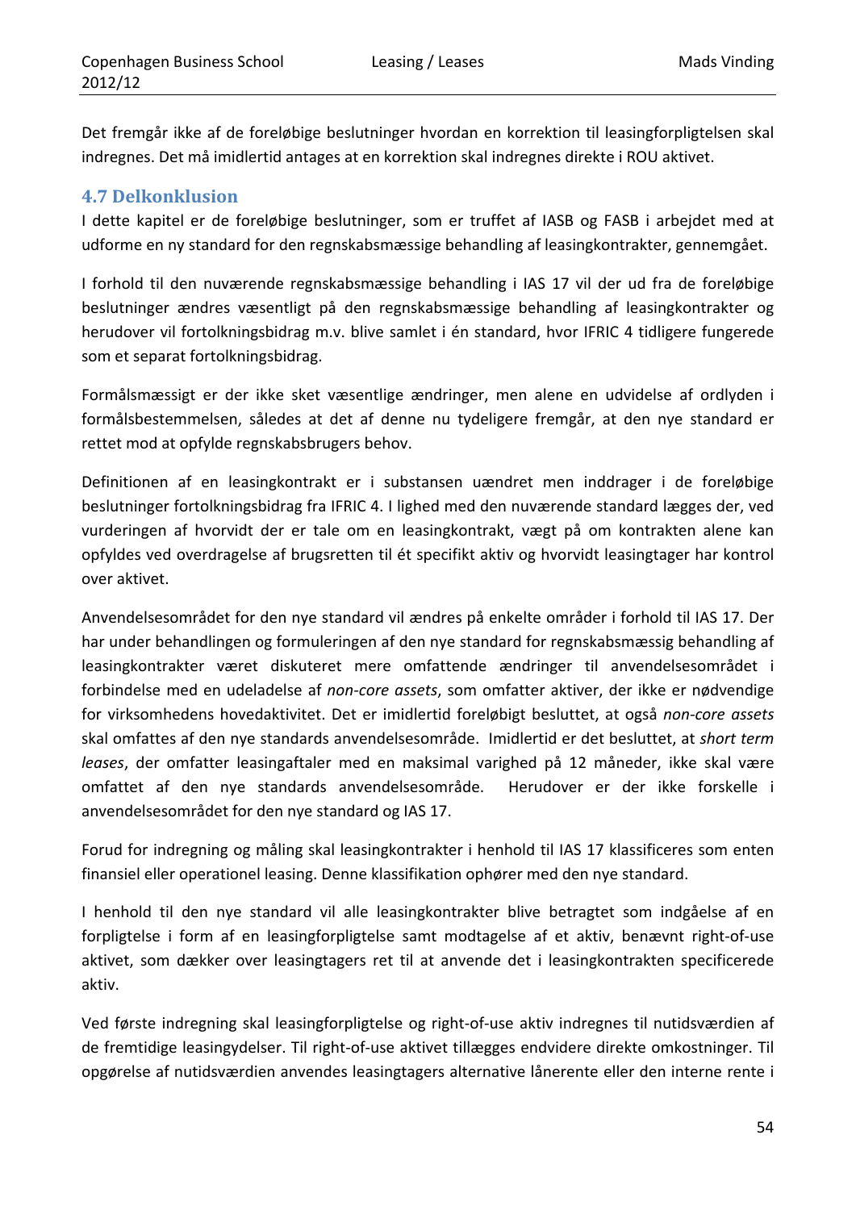Det fremgår ikke af de foreløbige beslutninger hvordan en korrektion til leasingforpligtelsen skal indregnes. Det må imidlertid antages at en korrektion skal indregnes direkte i ROU aktivet.

## 4.7 Delkonklusion

I dette kapitel er de foreløbige beslutninger, som er truffet af IASB og FASB i arbejdet med at udforme en ny standard for den regnskabsmæssige behandling af leasingkontrakter, gennemgået.

I forhold til den nuværende regnskabsmæssige behandling i IAS 17 vil der ud fra de foreløbige beslutninger ændres væsentligt på den regnskabsmæssige behandling af leasingkontrakter og herudover vil fortolkningsbidrag m.v. blive samlet i én standard, hvor IFRIC 4 tidligere fungerede som et separat fortolkningsbidrag.

Formålsmæssigt er der ikke sket væsentlige ændringer, men alene en udvidelse af ordlyden i formålsbestemmelsen, således at det af denne nu tydeligere fremgår, at den nye standard er rettet mod at opfylde regnskabsbrugers behov.

Definitionen af en leasingkontrakt er i substansen uændret men inddrager i de foreløbige beslutninger fortolkningsbidrag fra IFRIC 4. I lighed med den nuværende standard lægges der, ved vurderingen af hvorvidt der er tale om en leasingkontrakt, vægt på om kontrakten alene kan opfyldes ved overdragelse af brugsretten til ét specifikt aktiv og hvorvidt leasingtager har kontrol over aktivet.

Anvendelsesområdet for den nye standard vil ændres på enkelte områder i forhold til IAS 17. Der har under behandlingen og formuleringen af den nye standard for regnskabsmæssig behandling af leasingkontrakter været diskuteret mere omfattende ændringer til anvendelsesområdet i forbindelse med en udeladelse af *non-core assets*, som omfatter aktiver, der ikke er nødvendige for virksomhedens hovedaktivitet. Det er imidlertid foreløbigt besluttet, at også *non-core assets* skal omfattes af den nye standards anvendelsesområde. Imidlertid er det besluttet, at *short term leases*, der omfatter leasingaftaler med en maksimal varighed på 12 måneder, ikke skal være omfattet af den nye standards anvendelsesområde. Herudover er der ikke forskelle i anvendelsesområdet for den nye standard og IAS 17.

Forud for indregning og måling skal leasingkontrakter i henhold til IAS 17 klassificeres som enten finansiel eller operationel leasing. Denne klassifikation ophører med den nye standard.

I henhold til den nye standard vil alle leasingkontrakter blive betragtet som indgåelse af en forpligtelse i form af en leasingforpligtelse samt modtagelse af et aktiv, benævnt right-of-use aktivet, som dækker over leasingtagers ret til at anvende det i leasingkontrakten specificerede aktiv.

Ved første indregning skal leasingforpligtelse og right-of-use aktiv indregnes til nutidsværdien af de fremtidige leasingydelser. Til right-of-use aktivet tillægges endvidere direkte omkostninger. Til opgørelse af nutidsværdien anvendes leasingtagers alternative lånerente eller den interne rente i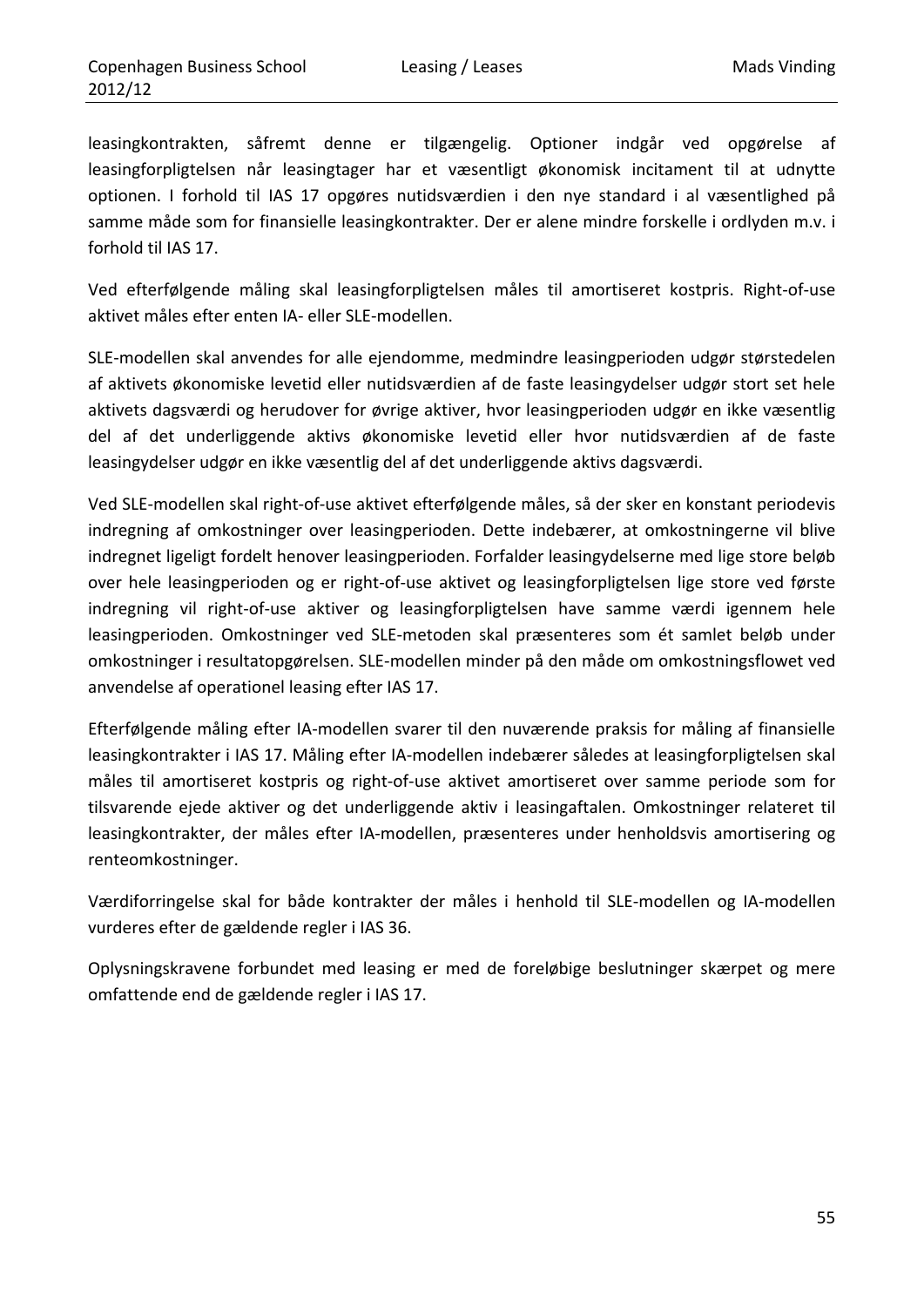leasingkontrakten, såfremt denne er tilgængelig. Optioner indgår ved opgørelse af leasingforpligtelsen når leasingtager har et væsentligt økonomisk incitament til at udnytte optionen. I forhold til IAS 17 opgøres nutidsværdien i den nye standard i al væsentlighed på samme måde som for finansielle leasingkontrakter. Der er alene mindre forskelle i ordlyden m.v. i forhold til IAS 17.

Ved efterfølgende måling skal leasingforpligtelsen måles til amortiseret kostpris. Right-of-use aktivet måles efter enten IA- eller SLE-modellen.

SLE-modellen skal anvendes for alle ejendomme, medmindre leasingperioden udgør størstedelen af aktivets økonomiske levetid eller nutidsværdien af de faste leasingydelser udgør stort set hele aktivets dagsværdi og herudover for øvrige aktiver, hvor leasingperioden udgør en ikke væsentlig del af det underliggende aktivs økonomiske levetid eller hvor nutidsværdien af de faste leasingydelser udgør en ikke væsentlig del af det underliggende aktivs dagsværdi.

Ved SLE-modellen skal right-of-use aktivet efterfølgende måles, så der sker en konstant periodevis indregning af omkostninger over leasingperioden. Dette indebærer, at omkostningerne vil blive indregnet ligeligt fordelt henover leasingperioden. Forfalder leasingydelserne med lige store beløb over hele leasingperioden og er right-of-use aktivet og leasingforpligtelsen lige store ved første indregning vil right-of-use aktiver og leasingforpligtelsen have samme værdi igennem hele leasingperioden. Omkostninger ved SLE-metoden skal præsenteres som ét samlet beløb under omkostninger i resultatopgørelsen. SLE-modellen minder på den måde om omkostningsflowet ved anvendelse af operationel leasing efter IAS 17.

Efterfølgende måling efter IA-modellen svarer til den nuværende praksis for måling af finansielle leasingkontrakter i IAS 17. Måling efter IA-modellen indebærer således at leasingforpligtelsen skal måles til amortiseret kostpris og right-of-use aktivet amortiseret over samme periode som for tilsvarende ejede aktiver og det underliggende aktiv i leasingaftalen. Omkostninger relateret til leasingkontrakter, der måles efter IA-modellen, præsenteres under henholdsvis amortisering og renteomkostninger.

Værdiforringelse skal for både kontrakter der måles i henhold til SLE-modellen og IA-modellen vurderes efter de gældende regler i IAS 36.

Oplysningskravene forbundet med leasing er med de foreløbige beslutninger skærpet og mere omfattende end de gældende regler i IAS 17.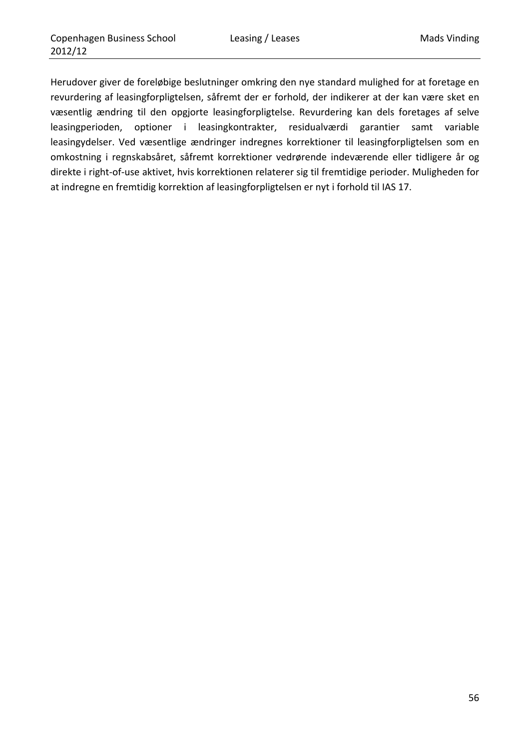Herudover giver de foreløbige beslutninger omkring den nye standard mulighed for at foretage en revurdering af leasingforpligtelsen, såfremt der er forhold, der indikerer at der kan være sket en væsentlig ændring til den opgjorte leasingforpligtelse. Revurdering kan dels foretages af selve leasingperioden, optioner i leasingkontrakter, residualværdi garantier samt variable leasingydelser. Ved væsentlige ændringer indregnes korrektioner til leasingforpligtelsen som en omkostning i regnskabsåret, såfremt korrektioner vedrørende indeværende eller tidligere år og direkte i right-of-use aktivet, hvis korrektionen relaterer sig til fremtidige perioder. Muligheden for at indregne en fremtidig korrektion af leasingforpligtelsen er nyt i forhold til IAS 17.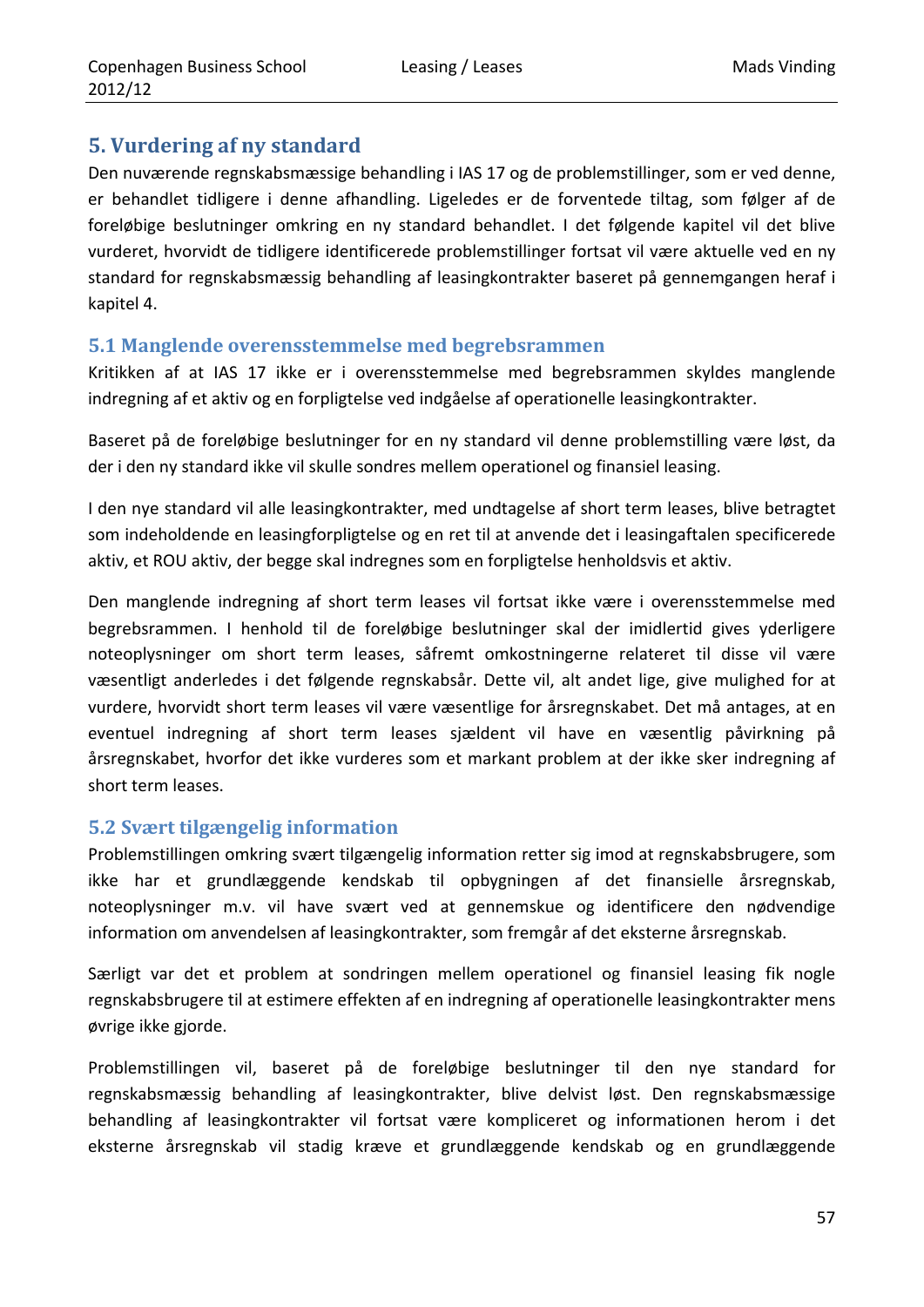# 5. Vurdering af ny standard

Den nuværende regnskabsmæssige behandling i IAS 17 og de problemstillinger, som er ved denne, er behandlet tidligere i denne afhandling. Ligeledes er de forventede tiltag, som følger af de foreløbige beslutninger omkring en ny standard behandlet. I det følgende kapitel vil det blive vurderet, hvorvidt de tidligere identificerede problemstillinger fortsat vil være aktuelle ved en ny standard for regnskabsmæssig behandling af leasingkontrakter baseret på gennemgangen heraf i kapitel 4.

## 5.1 Manglende overensstemmelse med begrebsrammen

Kritikken af at IAS 17 ikke er i overensstemmelse med begrebsrammen skyldes manglende indregning af et aktiv og en forpligtelse ved indgåelse af operationelle leasingkontrakter.

Baseret på de foreløbige beslutninger for en ny standard vil denne problemstilling være løst, da der i den ny standard ikke vil skulle sondres mellem operationel og finansiel leasing.

I den nye standard vil alle leasingkontrakter, med undtagelse af short term leases, blive betragtet som indeholdende en leasingforpligtelse og en ret til at anvende det i leasingaftalen specificerede aktiv, et ROU aktiv, der begge skal indregnes som en forpligtelse henholdsvis et aktiv.

Den manglende indregning af short term leases vil fortsat ikke være i overensstemmelse med begrebsrammen. I henhold til de foreløbige beslutninger skal der imidlertid gives yderligere noteoplysninger om short term leases, såfremt omkostningerne relateret til disse vil være væsentligt anderledes i det følgende regnskabsår. Dette vil, alt andet lige, give mulighed for at vurdere, hvorvidt short term leases vil være væsentlige for årsregnskabet. Det må antages, at en eventuel indregning af short term leases sjældent vil have en væsentlig påvirkning på årsregnskabet, hvorfor det ikke vurderes som et markant problem at der ikke sker indregning af short term leases.

## 5.2 Svært tilgængelig information

Problemstillingen omkring svært tilgængelig information retter sig imod at regnskabsbrugere, som ikke har et grundlæggende kendskab til opbygningen af det finansielle årsregnskab, noteoplysninger m.v. vil have svært ved at gennemskue og identificere den nødvendige information om anvendelsen af leasingkontrakter, som fremgår af det eksterne årsregnskab.

Særligt var det et problem at sondringen mellem operationel og finansiel leasing fik nogle regnskabsbrugere til at estimere effekten af en indregning af operationelle leasingkontrakter mens øvrige ikke gjorde.

Problemstillingen vil, baseret på de foreløbige beslutninger til den nye standard for regnskabsmæssig behandling af leasingkontrakter, blive delvist løst. Den regnskabsmæssige behandling af leasingkontrakter vil fortsat være kompliceret og informationen herom i det eksterne årsregnskab vil stadig kræve et grundlæggende kendskab og en grundlæggende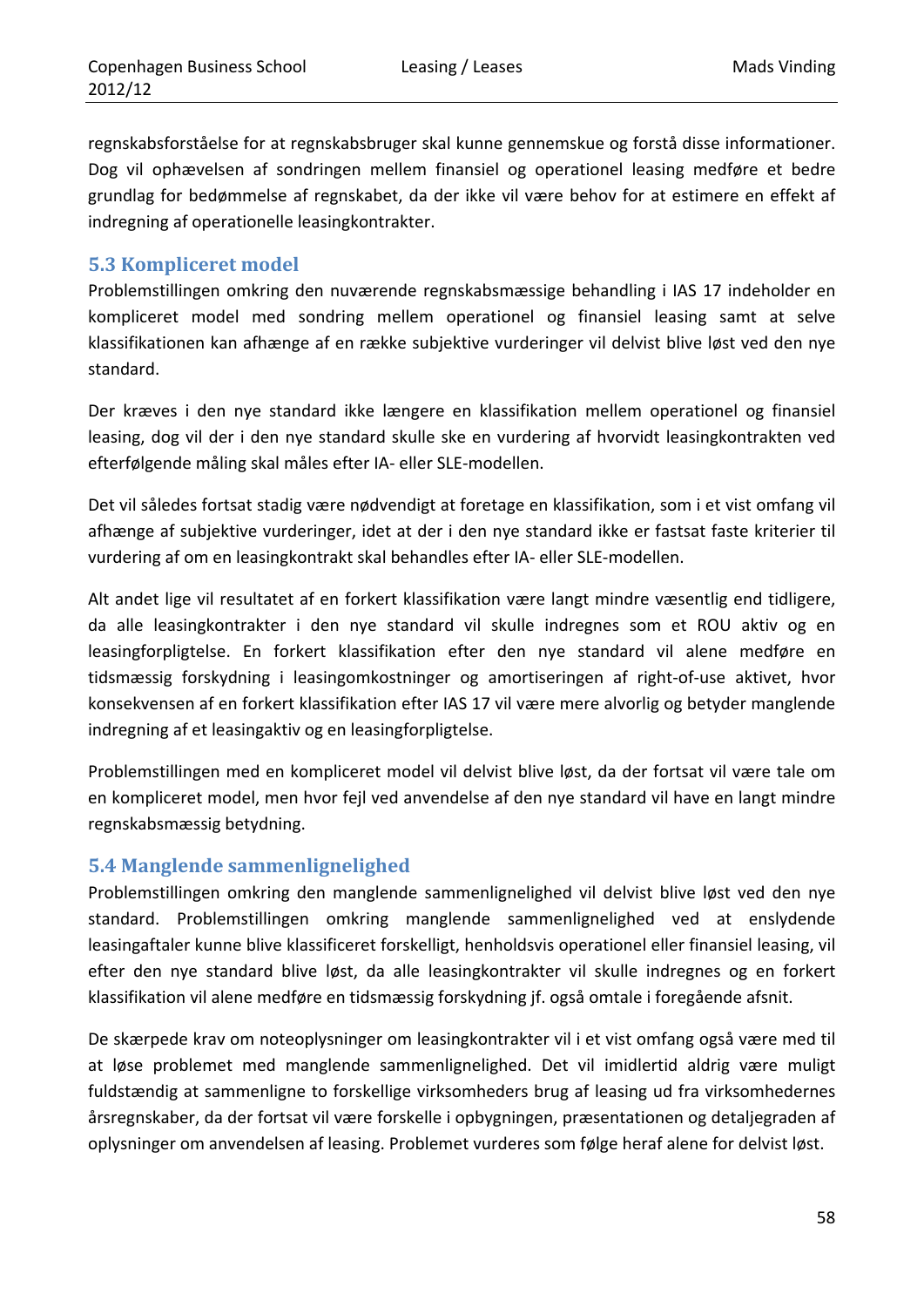regnskabsforståelse for at regnskabsbruger skal kunne gennemskue og forstå disse informationer. Dog vil ophævelsen af sondringen mellem finansiel og operationel leasing medføre et bedre grundlag for bedømmelse af regnskabet, da der ikke vil være behov for at estimere en effekt af indregning af operationelle leasingkontrakter.

## 5.3 Kompliceret model

Problemstillingen omkring den nuværende regnskabsmæssige behandling i IAS 17 indeholder en kompliceret model med sondring mellem operationel og finansiel leasing samt at selve klassifikationen kan afhænge af en række subjektive vurderinger vil delvist blive løst ved den nye standard.

Der kræves i den nye standard ikke længere en klassifikation mellem operationel og finansiel leasing, dog vil der i den nye standard skulle ske en vurdering af hvorvidt leasingkontrakten ved efterfølgende måling skal måles efter IA- eller SLE-modellen.

Det vil således fortsat stadig være nødvendigt at foretage en klassifikation, som i et vist omfang vil afhænge af subjektive vurderinger, idet at der i den nye standard ikke er fastsat faste kriterier til vurdering af om en leasingkontrakt skal behandles efter IA- eller SLE-modellen.

Alt andet lige vil resultatet af en forkert klassifikation være langt mindre væsentlig end tidligere, da alle leasingkontrakter i den nye standard vil skulle indregnes som et ROU aktiv og en leasingforpligtelse. En forkert klassifikation efter den nye standard vil alene medføre en tidsmæssig forskydning i leasingomkostninger og amortiseringen af right-of-use aktivet, hvor konsekvensen af en forkert klassifikation efter IAS 17 vil være mere alvorlig og betyder manglende indregning af et leasingaktiv og en leasingforpligtelse.

Problemstillingen med en kompliceret model vil delvist blive løst, da der fortsat vil være tale om en kompliceret model, men hvor fejl ved anvendelse af den nye standard vil have en langt mindre regnskabsmæssig betydning.

## 5.4 Manglende sammenlignelighed

Problemstillingen omkring den manglende sammenlignelighed vil delvist blive løst ved den nye standard. Problemstillingen omkring manglende sammenlignelighed ved at enslydende leasingaftaler kunne blive klassificeret forskelligt, henholdsvis operationel eller finansiel leasing, vil efter den nye standard blive løst, da alle leasingkontrakter vil skulle indregnes og en forkert klassifikation vil alene medføre en tidsmæssig forskydning jf. også omtale i foregående afsnit.

De skærpede krav om noteoplysninger om leasingkontrakter vil i et vist omfang også være med til at løse problemet med manglende sammenlignelighed. Det vil imidlertid aldrig være muligt fuldstændig at sammenligne to forskellige virksomheders brug af leasing ud fra virksomhedernes årsregnskaber, da der fortsat vil være forskelle i opbygningen, præsentationen og detaljegraden af oplysninger om anvendelsen af leasing. Problemet vurderes som følge heraf alene for delvist løst.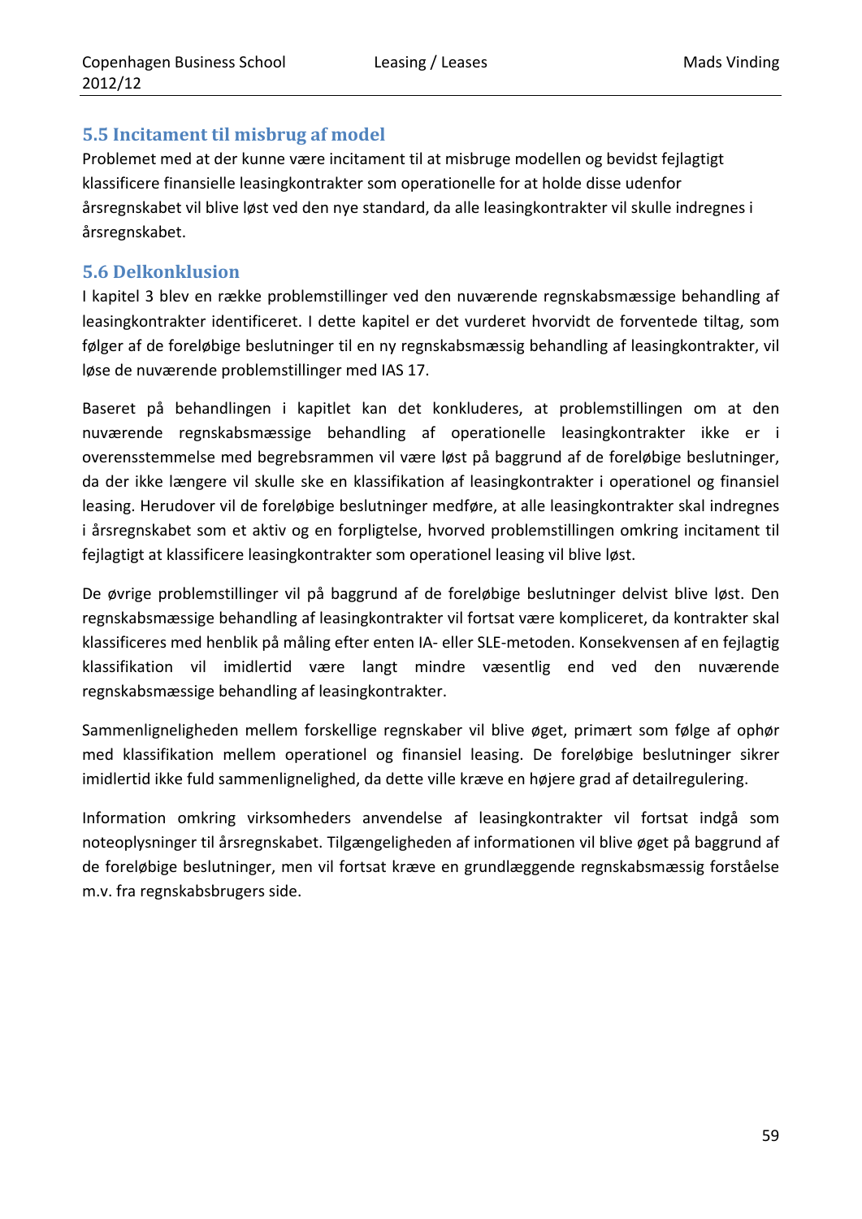## 5.5 Incitament til misbrug af model

Problemet med at der kunne være incitament til at misbruge modellen og bevidst fejlagtigt klassificere finansielle leasingkontrakter som operationelle for at holde disse udenfor årsregnskabet vil blive løst ved den nye standard, da alle leasingkontrakter vil skulle indregnes i årsregnskabet.

## 5.6 Delkonklusion

I kapitel 3 blev en række problemstillinger ved den nuværende regnskabsmæssige behandling af leasingkontrakter identificeret. I dette kapitel er det vurderet hvorvidt de forventede tiltag, som følger af de foreløbige beslutninger til en ny regnskabsmæssig behandling af leasingkontrakter, vil løse de nuværende problemstillinger med IAS 17.

Baseret på behandlingen i kapitlet kan det konkluderes, at problemstillingen om at den nuværende regnskabsmæssige behandling af operationelle leasingkontrakter ikke er i overensstemmelse med begrebsrammen vil være løst på baggrund af de foreløbige beslutninger, da der ikke længere vil skulle ske en klassifikation af leasingkontrakter i operationel og finansiel leasing. Herudover vil de foreløbige beslutninger medføre, at alle leasingkontrakter skal indregnes i årsregnskabet som et aktiv og en forpligtelse, hvorved problemstillingen omkring incitament til fejlagtigt at klassificere leasingkontrakter som operationel leasing vil blive løst.

De øvrige problemstillinger vil på baggrund af de foreløbige beslutninger delvist blive løst. Den regnskabsmæssige behandling af leasingkontrakter vil fortsat være kompliceret, da kontrakter skal klassificeres med henblik på måling efter enten IA- eller SLE-metoden. Konsekvensen af en fejlagtig klassifikation vil imidlertid være langt mindre væsentlig end ved den nuværende regnskabsmæssige behandling af leasingkontrakter.

Sammenligneligheden mellem forskellige regnskaber vil blive øget, primært som følge af ophør med klassifikation mellem operationel og finansiel leasing. De foreløbige beslutninger sikrer imidlertid ikke fuld sammenlignelighed, da dette ville kræve en højere grad af detailregulering.

Information omkring virksomheders anvendelse af leasingkontrakter vil fortsat indgå som noteoplysninger til årsregnskabet. Tilgængeligheden af informationen vil blive øget på baggrund af de foreløbige beslutninger, men vil fortsat kræve en grundlæggende regnskabsmæssig forståelse m.v. fra regnskabsbrugers side.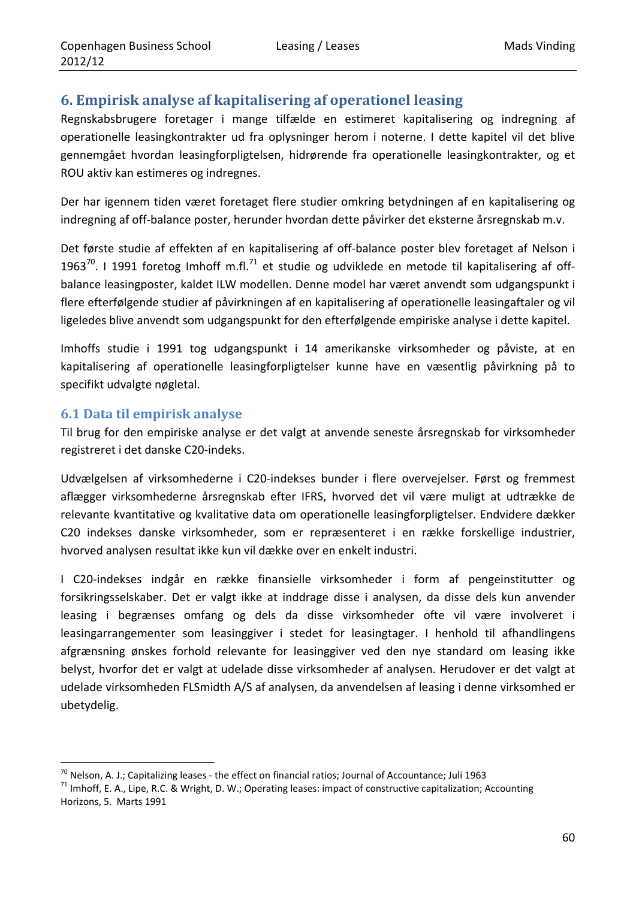# 6. Empirisk analyse af kapitalisering af operationel leasing

Regnskabsbrugere foretager i mange tilfælde en estimeret kapitalisering og indregning af operationelle leasingkontrakter ud fra oplysninger herom i noterne. I dette kapitel vil det blive gennemgået hvordan leasingforpligtelsen, hidrørende fra operationelle leasingkontrakter, og et ROU aktiv kan estimeres og indregnes.

Der har igennem tiden været foretaget flere studier omkring betydningen af en kapitalisering og indregning af off-balance poster, herunder hvordan dette påvirker det eksterne årsregnskab m.v.

Det første studie af effekten af en kapitalisering af off-balance poster blev foretaget af Nelson i 1963[70]. I 1991 foretog Imhoff m.fl.[71] et studie og udviklede en metode til kapitalisering af off-balance leasingposter, kaldet ILW modellen. Denne model har været anvendt som udgangspunkt i flere efterfølgende studier af påvirkningen af en kapitalisering af operationelle leasingaftaler og vil ligeledes blive anvendt som udgangspunkt for den efterfølgende empiriske analyse i dette kapitel.

Imhoffs studie i 1991 tog udgangspunkt i 14 amerikanske virksomheder og påviste, at en kapitalisering af operationelle leasingforpligtelser kunne have en væsentlig påvirkning på to specifikt udvalgte nøgletal.

## 6.1 Data til empirisk analyse

Til brug for den empiriske analyse er det valgt at anvende seneste årsregnskab for virksomheder registreret i det danske C20-indeks.

Udvælgelsen af virksomhederne i C20-indekses bunder i flere overvejelser. Først og fremmest aflægger virksomhederne årsregnskab efter IFRS, hvorved det vil være muligt at udtrække de relevante kvantitative og kvalitative data om operationelle leasingforpligtelser. Endvidere dækker C20 indekses danske virksomheder, som er repræsenteret i en række forskellige industrier, hvorved analysen resultat ikke kun vil dække over en enkelt industri.

I C20-indekses indgår en række finansielle virksomheder i form af pengeinstitutter og forsikringsselskaber. Det er valgt ikke at inddrage disse i analysen, da disse dels kun anvender leasing i begrænses omfang og dels da disse virksomheder ofte vil være involveret i leasingarrangementer som leasinggiver i stedet for leasingtager. I henhold til afhandlingens afgrænsning ønskes forhold relevante for leasinggiver ved den nye standard om leasing ikke belyst, hvorfor det er valgt at udelade disse virksomheder af analysen. Herudover er det valgt at udelade virksomheden FLSmidth A/S af analysen, da anvendelsen af leasing i denne virksomhed er ubetydelig.

---

[70] Nelson, A. J.; Capitalizing leases - the effect on financial ratios; Journal of Accountance; Juli 1963

[71] Imhoff, E. A., Lipe, R.C. & Wright, D. W.; Operating leases: impact of constructive capitalization; Accounting Horizons, 5. Marts 1991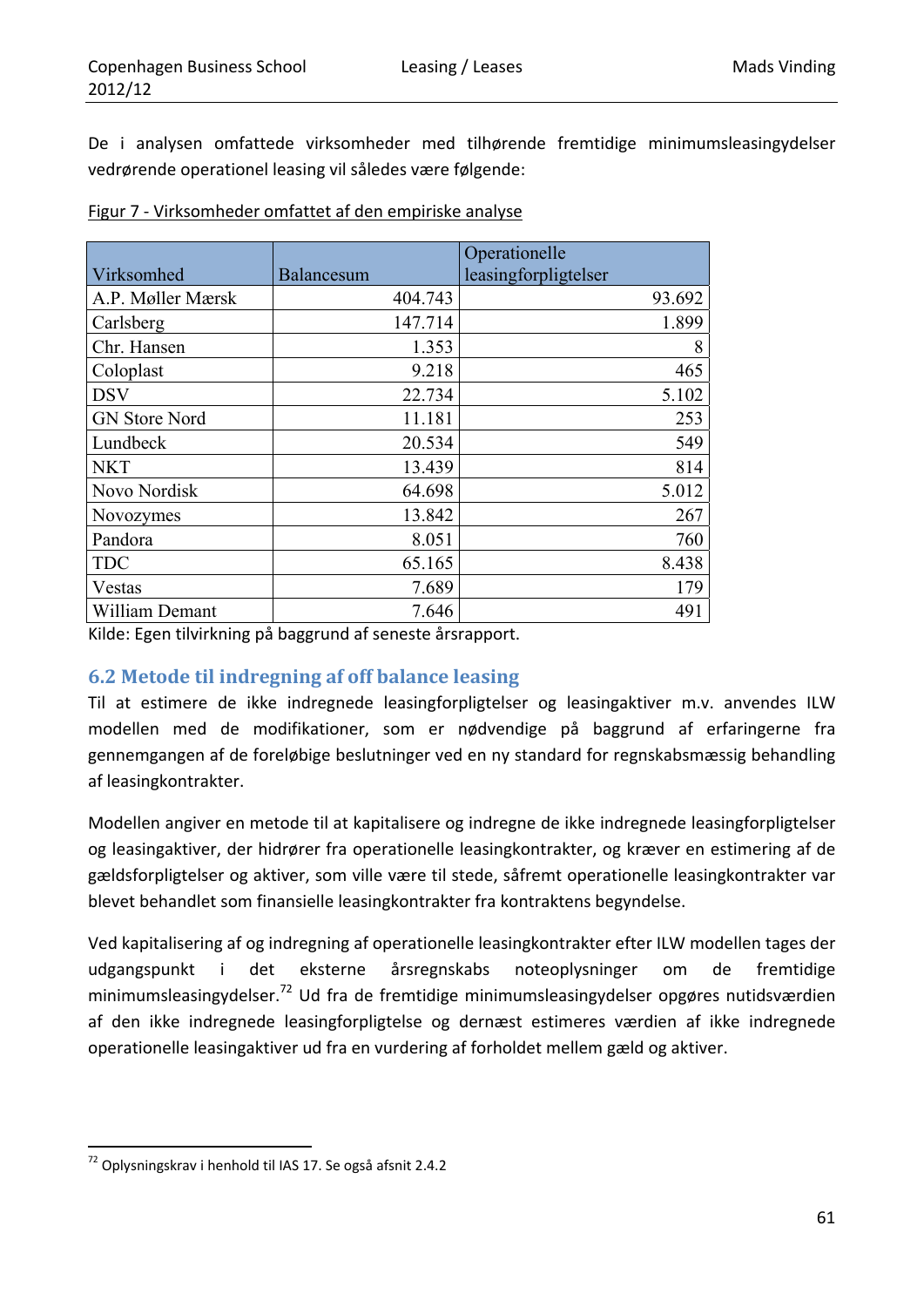De i analysen omfattede virksomheder med tilhørende fremtidige minimumsleasingydelser vedrørende operationel leasing vil således være følgende:

Figur 7 - Virksomheder omfattet af den empiriske analyse

| Virksomhed | Balancesum | Operationelle leasingforpligtelser |
|---|---:|---:|
| A.P. Møller Mærsk | 404.743 | 93.692 |
| Carlsberg | 147.714 | 1.899 |
| Chr. Hansen | 1.353 | 8 |
| Coloplast | 9.218 | 465 |
| DSV | 22.734 | 5.102 |
| GN Store Nord | 11.181 | 253 |
| Lundbeck | 20.534 | 549 |
| NKT | 13.439 | 814 |
| Novo Nordisk | 64.698 | 5.012 |
| Novozymes | 13.842 | 267 |
| Pandora | 8.051 | 760 |
| TDC | 65.165 | 8.438 |
| Vestas | 7.689 | 179 |
| William Demant | 7.646 | 491 |

Kilde: Egen tilvirkning på baggrund af seneste årsrapport.

## 6.2 Metode til indregning af off balance leasing

Til at estimere de ikke indregnede leasingforpligtelser og leasingaktiver m.v. anvendes ILW modellen med de modifikationer, som er nødvendige på baggrund af erfaringerne fra gennemgangen af de foreløbige beslutninger ved en ny standard for regnskabsmæssig behandling af leasingkontrakter.

Modellen angiver en metode til at kapitalisere og indregne de ikke indregnede leasingforpligtelser og leasingaktiver, der hidrører fra operationelle leasingkontrakter, og kræver en estimering af de gældsforpligtelser og aktiver, som ville være til stede, såfremt operationelle leasingkontrakter var blevet behandlet som finansielle leasingkontrakter fra kontraktens begyndelse.

Ved kapitalisering af og indregning af operationelle leasingkontrakter efter ILW modellen tages der udgangspunkt i det eksterne årsregnskabs noteoplysninger om de fremtidige minimumsleasingydelser.[72] Ud fra de fremtidige minimumsleasingydelser opgøres nutidsværdien af den ikke indregnede leasingforpligtelse og dernæst estimeres værdien af ikke indregnede operationelle leasingaktiver ud fra en vurdering af forholdet mellem gæld og aktiver.

[72] Oplysningskrav i henhold til IAS 17. Se også afsnit 2.4.2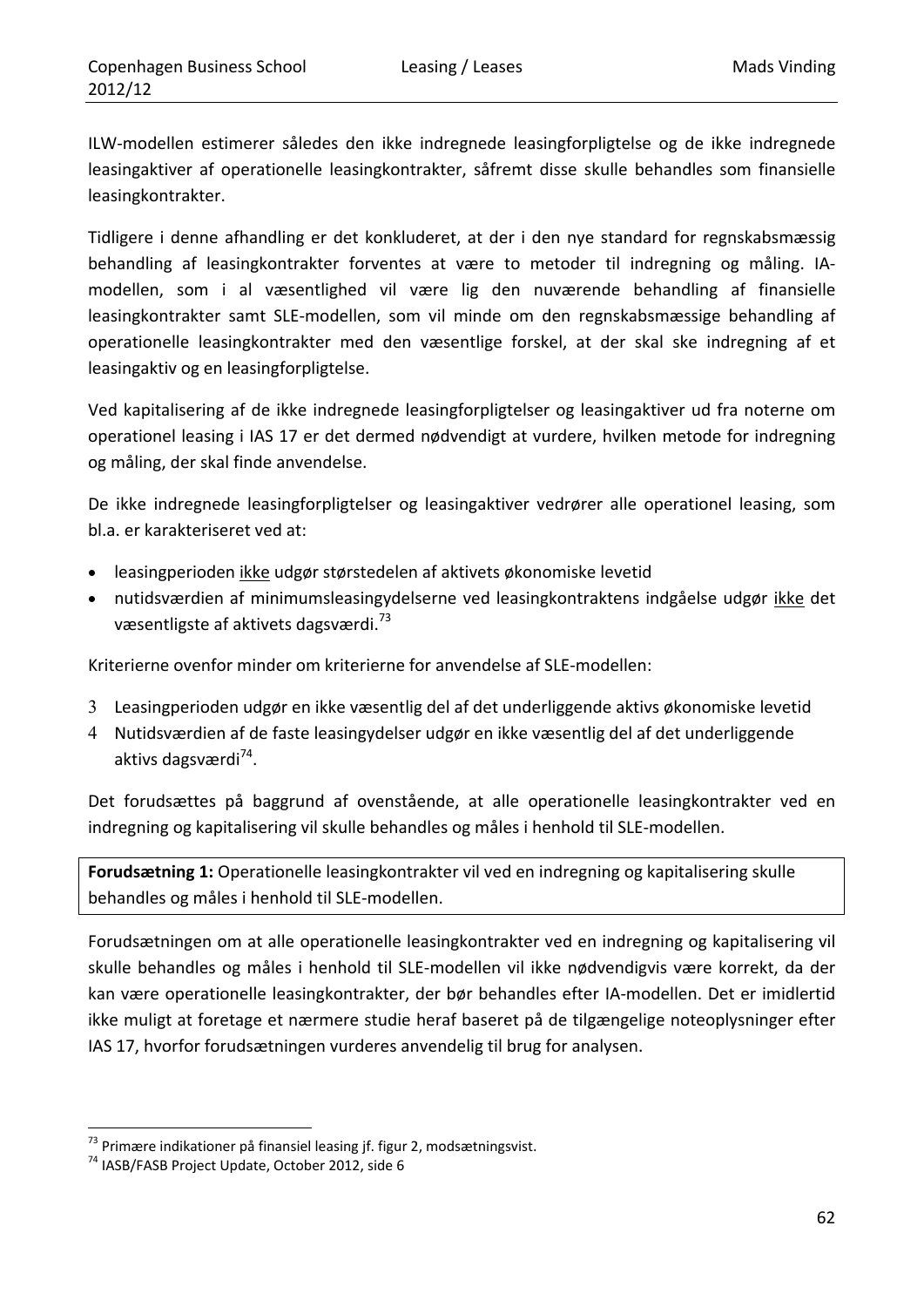ILW-modellen estimerer således den ikke indregnede leasingforpligtelse og de ikke indregnede leasingaktiver af operationelle leasingkontrakter, såfremt disse skulle behandles som finansielle leasingkontrakter.

Tidligere i denne afhandling er det konkluderet, at der i den nye standard for regnskabsmæssig behandling af leasingkontrakter forventes at være to metoder til indregning og måling. IA-modellen, som i al væsentlighed vil være lig den nuværende behandling af finansielle leasingkontrakter samt SLE-modellen, som vil minde om den regnskabsmæssige behandling af operationelle leasingkontrakter med den væsentlige forskel, at der skal ske indregning af et leasingaktiv og en leasingforpligtelse.

Ved kapitalisering af de ikke indregnede leasingforpligtelser og leasingaktiver ud fra noterne om operationel leasing i IAS 17 er det dermed nødvendigt at vurdere, hvilken metode for indregning og måling, der skal finde anvendelse.

De ikke indregnede leasingforpligtelser og leasingaktiver vedrører alle operationel leasing, som bl.a. er karakteriseret ved at:

- leasingperioden <u>ikke</u> udgør størstedelen af aktivets økonomiske levetid
- nutidsværdien af minimumsleasingydelserne ved leasingkontraktens indgåelse udgør <u>ikke</u> det væsentligste af aktivets dagsværdi.[73]

Kriterierne ovenfor minder om kriterierne for anvendelse af SLE-modellen:

3 Leasingperioden udgør en ikke væsentlig del af det underliggende aktivs økonomiske levetid
4 Nutidsværdien af de faste leasingydelser udgør en ikke væsentlig del af det underliggende aktivs dagsværdi[74].

Det forudsættes på baggrund af ovenstående, at alle operationelle leasingkontrakter ved en indregning og kapitalisering vil skulle behandles og måles i henhold til SLE-modellen.

**Forudsætning 1:** Operationelle leasingkontrakter vil ved en indregning og kapitalisering skulle behandles og måles i henhold til SLE-modellen.

Forudsætningen om at alle operationelle leasingkontrakter ved en indregning og kapitalisering vil skulle behandles og måles i henhold til SLE-modellen vil ikke nødvendigvis være korrekt, da der kan være operationelle leasingkontrakter, der bør behandles efter IA-modellen. Det er imidlertid ikke muligt at foretage et nærmere studie heraf baseret på de tilgængelige noteoplysninger efter IAS 17, hvorfor forudsætningen vurderes anvendelig til brug for analysen.

---

[73] Primære indikationer på finansiel leasing jf. figur 2, modsætningsvist.

[74] IASB/FASB Project Update, October 2012, side 6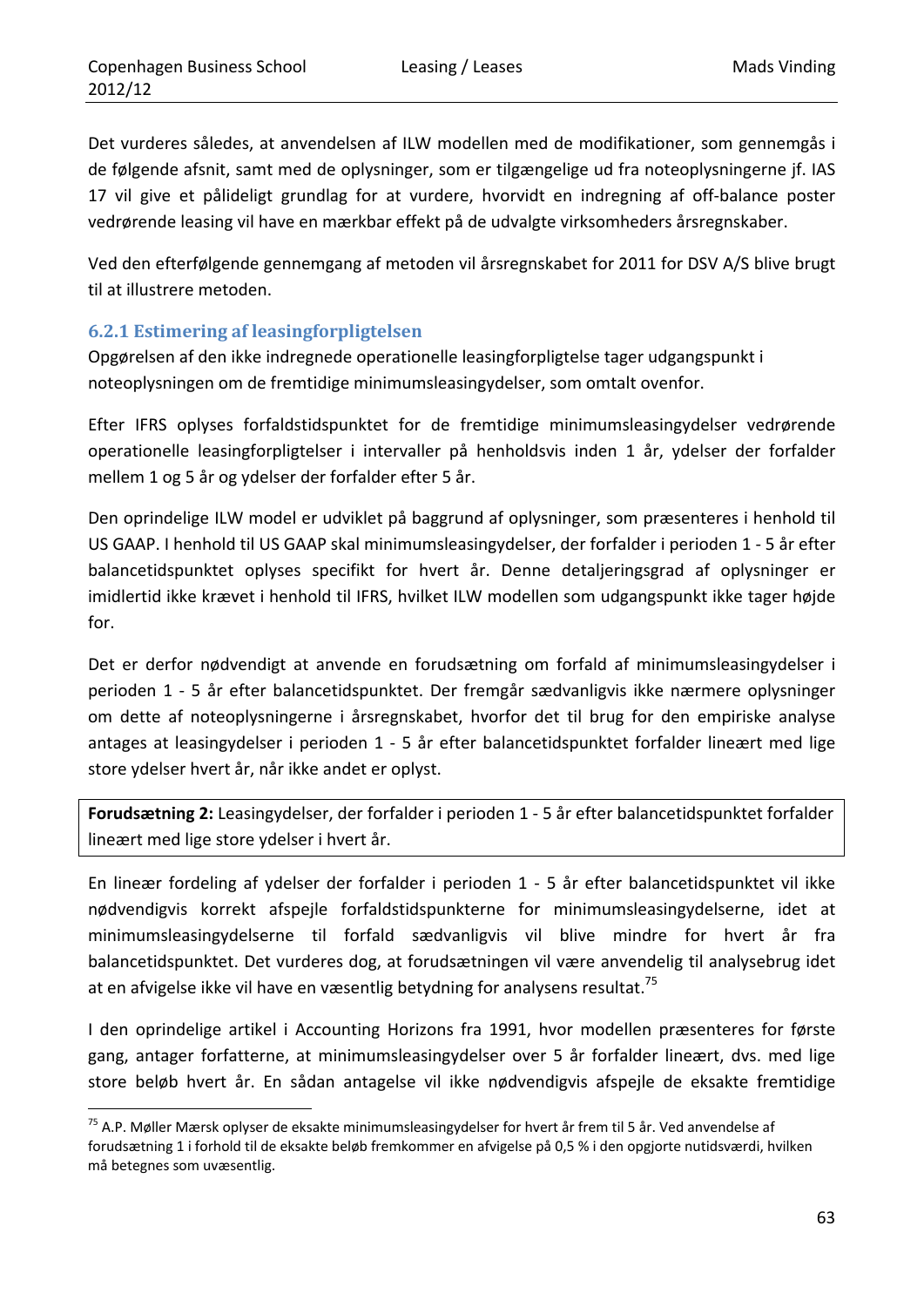Det vurderes således, at anvendelsen af ILW modellen med de modifikationer, som gennemgås i de følgende afsnit, samt med de oplysninger, som er tilgængelige ud fra noteoplysningerne jf. IAS 17 vil give et pålideligt grundlag for at vurdere, hvorvidt en indregning af off-balance poster vedrørende leasing vil have en mærkbar effekt på de udvalgte virksomheders årsregnskaber.

Ved den efterfølgende gennemgang af metoden vil årsregnskabet for 2011 for DSV A/S blive brugt til at illustrere metoden.

### 6.2.1 Estimering af leasingforpligtelsen

Opgørelsen af den ikke indregnede operationelle leasingforpligtelse tager udgangspunkt i noteoplysningen om de fremtidige minimumsleasingydelser, som omtalt ovenfor.

Efter IFRS oplyses forfaldstidspunktet for de fremtidige minimumsleasingydelser vedrørende operationelle leasingforpligtelser i intervaller på henholdsvis inden 1 år, ydelser der forfalder mellem 1 og 5 år og ydelser der forfalder efter 5 år.

Den oprindelige ILW model er udviklet på baggrund af oplysninger, som præsenteres i henhold til US GAAP. I henhold til US GAAP skal minimumsleasingydelser, der forfalder i perioden 1 - 5 år efter balancetidspunktet oplyses specifikt for hvert år. Denne detaljeringsgrad af oplysninger er imidlertid ikke krævet i henhold til IFRS, hvilket ILW modellen som udgangspunkt ikke tager højde for.

Det er derfor nødvendigt at anvende en forudsætning om forfald af minimumsleasingydelser i perioden 1 - 5 år efter balancetidspunktet. Der fremgår sædvanligvis ikke nærmere oplysninger om dette af noteoplysningerne i årsregnskabet, hvorfor det til brug for den empiriske analyse antages at leasingydelser i perioden 1 - 5 år efter balancetidspunktet forfalder lineært med lige store ydelser hvert år, når ikke andet er oplyst.

> **Forudsætning 2:** Leasingydelser, der forfalder i perioden 1 - 5 år efter balancetidspunktet forfalder lineært med lige store ydelser i hvert år.

En lineær fordeling af ydelser der forfalder i perioden 1 - 5 år efter balancetidspunktet vil ikke nødvendigvis korrekt afspejle forfaldstidspunkterne for minimumsleasingydelserne, idet at minimumsleasingydelserne til forfald sædvanligvis vil blive mindre for hvert år fra balancetidspunktet. Det vurderes dog, at forudsætningen vil være anvendelig til analysebrug idet at en afvigelse ikke vil have en væsentlig betydning for analysens resultat.[75]

I den oprindelige artikel i Accounting Horizons fra 1991, hvor modellen præsenteres for første gang, antager forfatterne, at minimumsleasingydelser over 5 år forfalder lineært, dvs. med lige store beløb hvert år. En sådan antagelse vil ikke nødvendigvis afspejle de eksakte fremtidige

---

[75] A.P. Møller Mærsk oplyser de eksakte minimumsleasingydelser for hvert år frem til 5 år. Ved anvendelse af forudsætning 1 i forhold til de eksakte beløb fremkommer en afvigelse på 0,5 % i den opgjorte nutidsværdi, hvilken må betegnes som uvæsentlig.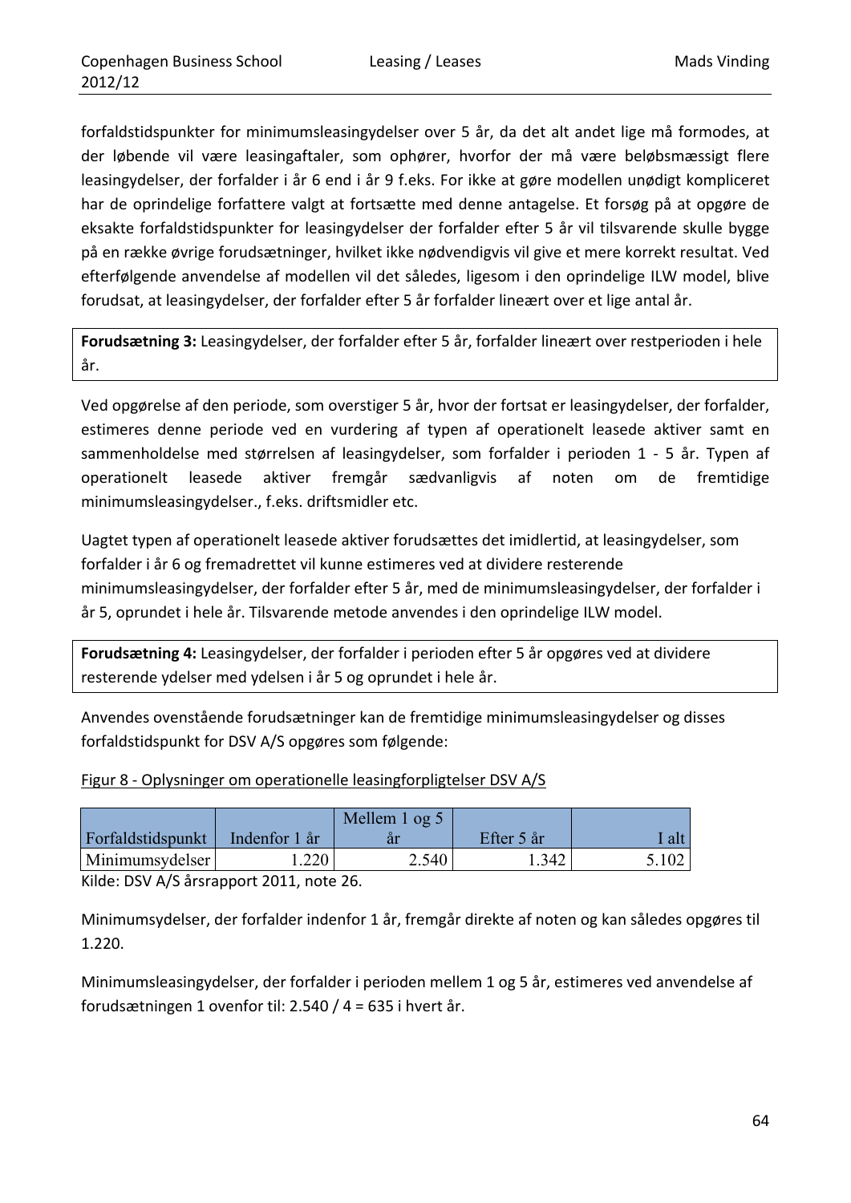forfaldstidspunkter for minimumsleasingydelser over 5 år, da det alt andet lige må formodes, at der løbende vil være leasingaftaler, som ophører, hvorfor der må være beløbsmæssigt flere leasingydelser, der forfalder i år 6 end i år 9 f.eks. For ikke at gøre modellen unødigt kompliceret har de oprindelige forfattere valgt at fortsætte med denne antagelse. Et forsøg på at opgøre de eksakte forfaldstidspunkter for leasingydelser der forfalder efter 5 år vil tilsvarende skulle bygge på en række øvrige forudsætninger, hvilket ikke nødvendigvis vil give et mere korrekt resultat. Ved efterfølgende anvendelse af modellen vil det således, ligesom i den oprindelige ILW model, blive forudsat, at leasingydelser, der forfalder efter 5 år forfalder lineært over et lige antal år.

**Forudsætning 3:** Leasingydelser, der forfalder efter 5 år, forfalder lineært over restperioden i hele år.

Ved opgørelse af den periode, som overstiger 5 år, hvor der fortsat er leasingydelser, der forfalder, estimeres denne periode ved en vurdering af typen af operationelt leasede aktiver samt en sammenholdelse med størrelsen af leasingydelser, som forfalder i perioden 1 - 5 år. Typen af operationelt leasede aktiver fremgår sædvanligvis af noten om de fremtidige minimumsleasingydelser., f.eks. driftsmidler etc.

Uagtet typen af operationelt leasede aktiver forudsættes det imidlertid, at leasingydelser, som forfalder i år 6 og fremadrettet vil kunne estimeres ved at dividere resterende minimumsleasingydelser, der forfalder efter 5 år, med de minimumsleasingydelser, der forfalder i år 5, oprundet i hele år. Tilsvarende metode anvendes i den oprindelige ILW model.

**Forudsætning 4:** Leasingydelser, der forfalder i perioden efter 5 år opgøres ved at dividere resterende ydelser med ydelsen i år 5 og oprundet i hele år.

Anvendes ovenstående forudsætninger kan de fremtidige minimumsleasingydelser og disses forfaldstidspunkt for DSV A/S opgøres som følgende:

Figur 8 - Oplysninger om operationelle leasingforpligtelser DSV A/S

| Forfaldstidspunkt | Indenfor 1 år | Mellem 1 og 5 år | Efter 5 år | I alt |
|---|---|---|---|---|
| Minimumsydelser | 1.220 | 2.540 | 1.342 | 5.102 |

Kilde: DSV A/S årsrapport 2011, note 26.

Minimumsydelser, der forfalder indenfor 1 år, fremgår direkte af noten og kan således opgøres til 1.220.

Minimumsleasingydelser, der forfalder i perioden mellem 1 og 5 år, estimeres ved anvendelse af forudsætningen 1 ovenfor til: 2.540 / 4 = 635 i hvert år.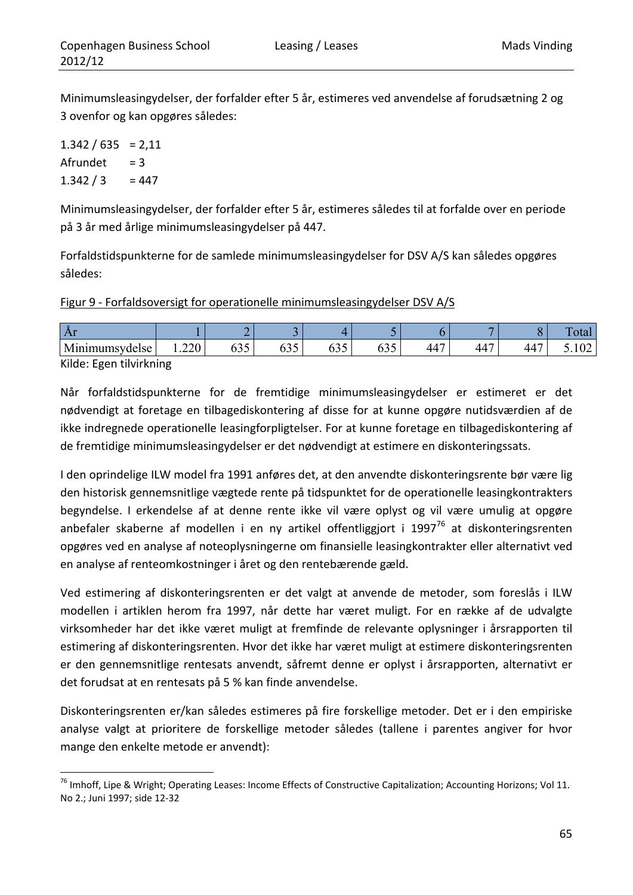Minimumsleasingydelser, der forfalder efter 5 år, estimeres ved anvendelse af forudsætning 2 og 3 ovenfor og kan opgøres således:

1.342 / 635 = 2,11
Afrundet = 3
1.342 / 3 = 447

Minimumsleasingydelser, der forfalder efter 5 år, estimeres således til at forfalde over en periode på 3 år med årlige minimumsleasingydelser på 447.

Forfaldstidspunkterne for de samlede minimumsleasingydelser for DSV A/S kan således opgøres således:

Figur 9 - Forfaldsoversigt for operationelle minimumsleasingydelser DSV A/S

| År | 1 | 2 | 3 | 4 | 5 | 6 | 7 | 8 | Total |
|---|---|---|---|---|---|---|---|---|---|
| Minimumsydelse | 1.220 | 635 | 635 | 635 | 635 | 447 | 447 | 447 | 5.102 |

Kilde: Egen tilvirkning

Når forfaldstidspunkterne for de fremtidige minimumsleasingydelser er estimeret er det nødvendigt at foretage en tilbagediskontering af disse for at kunne opgøre nutidsværdien af de ikke indregnede operationelle leasingforpligtelser. For at kunne foretage en tilbagediskontering af de fremtidige minimumsleasingydelser er det nødvendigt at estimere en diskonteringssats.

I den oprindelige ILW model fra 1991 anføres det, at den anvendte diskonteringsrente bør være lig den historisk gennemsnitlige vægtede rente på tidspunktet for de operationelle leasingkontrakters begyndelse. I erkendelse af at denne rente ikke vil være oplyst og vil være umulig at opgøre anbefaler skaberne af modellen i en ny artikel offentliggjort i 1997[76] at diskonteringsrenten opgøres ved en analyse af noteoplysningerne om finansielle leasingkontrakter eller alternativt ved en analyse af renteomkostninger i året og den rentebærende gæld.

Ved estimering af diskonteringsrenten er det valgt at anvende de metoder, som foreslås i ILW modellen i artiklen herom fra 1997, når dette har været muligt. For en række af de udvalgte virksomheder har det ikke været muligt at fremfinde de relevante oplysninger i årsrapporten til estimering af diskonteringsrenten. Hvor det ikke har været muligt at estimere diskonteringsrenten er den gennemsnitlige rentesats anvendt, såfremt denne er oplyst i årsrapporten, alternativt er det forudsat at en rentesats på 5 % kan finde anvendelse.

Diskonteringsrenten er/kan således estimeres på fire forskellige metoder. Det er i den empiriske analyse valgt at prioritere de forskellige metoder således (tallene i parentes angiver for hvor mange den enkelte metode er anvendt):

[76] Imhoff, Lipe & Wright; Operating Leases: Income Effects of Constructive Capitalization; Accounting Horizons; Vol 11. No 2.; Juni 1997; side 12-32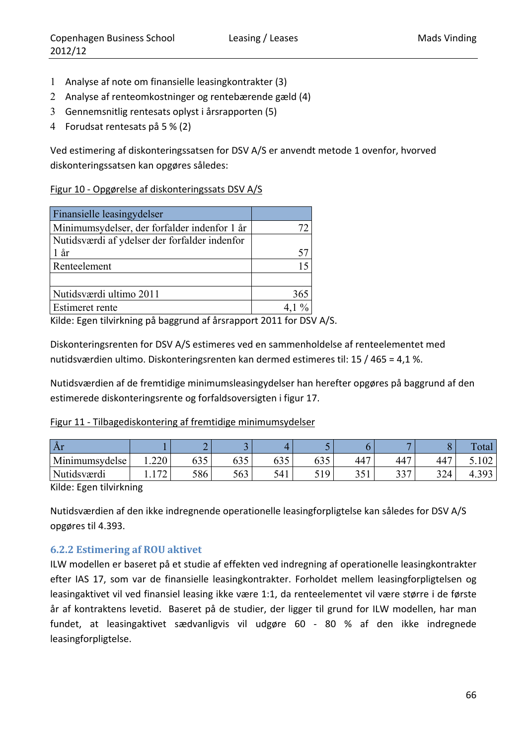1 Analyse af note om finansielle leasingkontrakter (3)
2 Analyse af renteomkostninger og rentebærende gæld (4)
3 Gennemsnitlig rentesats oplyst i årsrapporten (5)
4 Forudsat rentesats på 5 % (2)

Ved estimering af diskonteringssatsen for DSV A/S er anvendt metode 1 ovenfor, hvorved diskonteringssatsen kan opgøres således:

Figur 10 - Opgørelse af diskonteringssats DSV A/S

| Finansielle leasingydelser | |
|---|---|
| Minimumsydelser, der forfalder indenfor 1 år | 72 |
| Nutidsværdi af ydelser der forfalder indenfor 1 år | 57 |
| Renteelement | 15 |
| | |
| Nutidsværdi ultimo 2011 | 365 |
| Estimeret rente | 4,1 % |

Kilde: Egen tilvirkning på baggrund af årsrapport 2011 for DSV A/S.

Diskonteringsrenten for DSV A/S estimeres ved en sammenholdelse af renteelementet med nutidsværdien ultimo. Diskonteringsrenten kan dermed estimeres til: 15 / 465 = 4,1 %.

Nutidsværdien af de fremtidige minimumsleasingydelser han herefter opgøres på baggrund af den estimerede diskonteringsrente og forfaldsoversigten i figur 17.

Figur 11 - Tilbagediskontering af fremtidige minimumsydelser

| År | 1 | 2 | 3 | 4 | 5 | 6 | 7 | 8 | Total |
|---|---|---|---|---|---|---|---|---|---|
| Minimumsydelse | 1.220 | 635 | 635 | 635 | 635 | 447 | 447 | 447 | 5.102 |
| Nutidsværdi | 1.172 | 586 | 563 | 541 | 519 | 351 | 337 | 324 | 4.393 |

Kilde: Egen tilvirkning

Nutidsværdien af den ikke indregnende operationelle leasingforpligtelse kan således for DSV A/S opgøres til 4.393.

### 6.2.2 Estimering af ROU aktivet

ILW modellen er baseret på et studie af effekten ved indregning af operationelle leasingkontrakter efter IAS 17, som var de finansielle leasingkontrakter. Forholdet mellem leasingforpligtelsen og leasingaktivet vil ved finansiel leasing ikke være 1:1, da renteelementet vil være større i de første år af kontraktens levetid. Baseret på de studier, der ligger til grund for ILW modellen, har man fundet, at leasingaktivet sædvanligvis vil udgøre 60 - 80 % af den ikke indregnede leasingforpligtelse.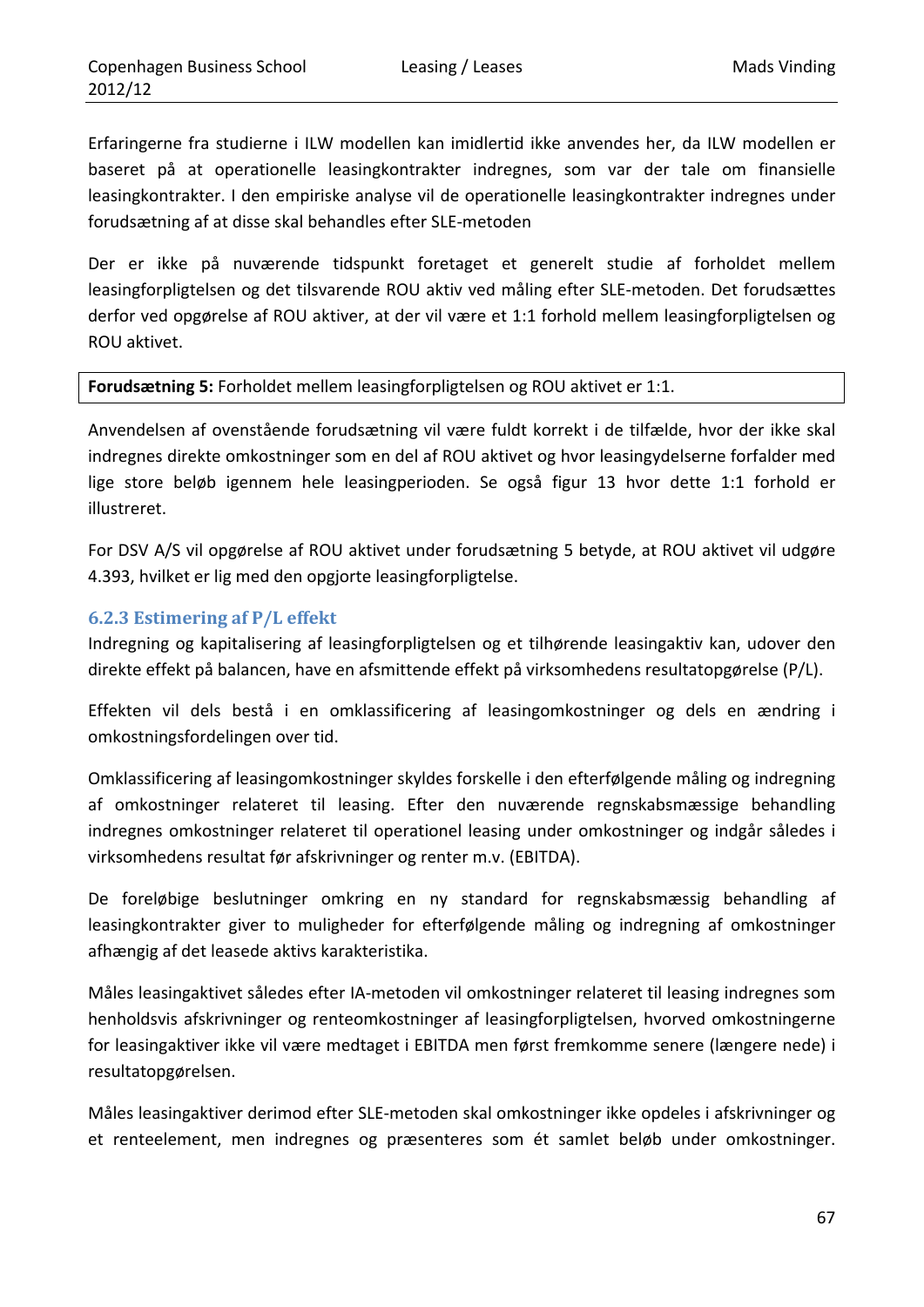Erfaringerne fra studierne i ILW modellen kan imidlertid ikke anvendes her, da ILW modellen er baseret på at operationelle leasingkontrakter indregnes, som var der tale om finansielle leasingkontrakter. I den empiriske analyse vil de operationelle leasingkontrakter indregnes under forudsætning af at disse skal behandles efter SLE-metoden

Der er ikke på nuværende tidspunkt foretaget et generelt studie af forholdet mellem leasingforpligtelsen og det tilsvarende ROU aktiv ved måling efter SLE-metoden. Det forudsættes derfor ved opgørelse af ROU aktiver, at der vil være et 1:1 forhold mellem leasingforpligtelsen og ROU aktivet.

**Forudsætning 5:** Forholdet mellem leasingforpligtelsen og ROU aktivet er 1:1.

Anvendelsen af ovenstående forudsætning vil være fuldt korrekt i de tilfælde, hvor der ikke skal indregnes direkte omkostninger som en del af ROU aktivet og hvor leasingydelserne forfalder med lige store beløb igennem hele leasingperioden. Se også figur 13 hvor dette 1:1 forhold er illustreret.

For DSV A/S vil opgørelse af ROU aktivet under forudsætning 5 betyde, at ROU aktivet vil udgøre 4.393, hvilket er lig med den opgjorte leasingforpligtelse.

### 6.2.3 Estimering af P/L effekt

Indregning og kapitalisering af leasingforpligtelsen og et tilhørende leasingaktiv kan, udover den direkte effekt på balancen, have en afsmittende effekt på virksomhedens resultatopgørelse (P/L).

Effekten vil dels bestå i en omklassificering af leasingomkostninger og dels en ændring i omkostningsfordelingen over tid.

Omklassificering af leasingomkostninger skyldes forskelle i den efterfølgende måling og indregning af omkostninger relateret til leasing. Efter den nuværende regnskabsmæssige behandling indregnes omkostninger relateret til operationel leasing under omkostninger og indgår således i virksomhedens resultat før afskrivninger og renter m.v. (EBITDA).

De foreløbige beslutninger omkring en ny standard for regnskabsmæssig behandling af leasingkontrakter giver to muligheder for efterfølgende måling og indregning af omkostninger afhængig af det leasede aktivs karakteristika.

Måles leasingaktivet således efter IA-metoden vil omkostninger relateret til leasing indregnes som henholdsvis afskrivninger og renteomkostninger af leasingforpligtelsen, hvorved omkostningerne for leasingaktiver ikke vil være medtaget i EBITDA men først fremkomme senere (længere nede) i resultatopgørelsen.

Måles leasingaktiver derimod efter SLE-metoden skal omkostninger ikke opdeles i afskrivninger og et renteelement, men indregnes og præsenteres som ét samlet beløb under omkostninger.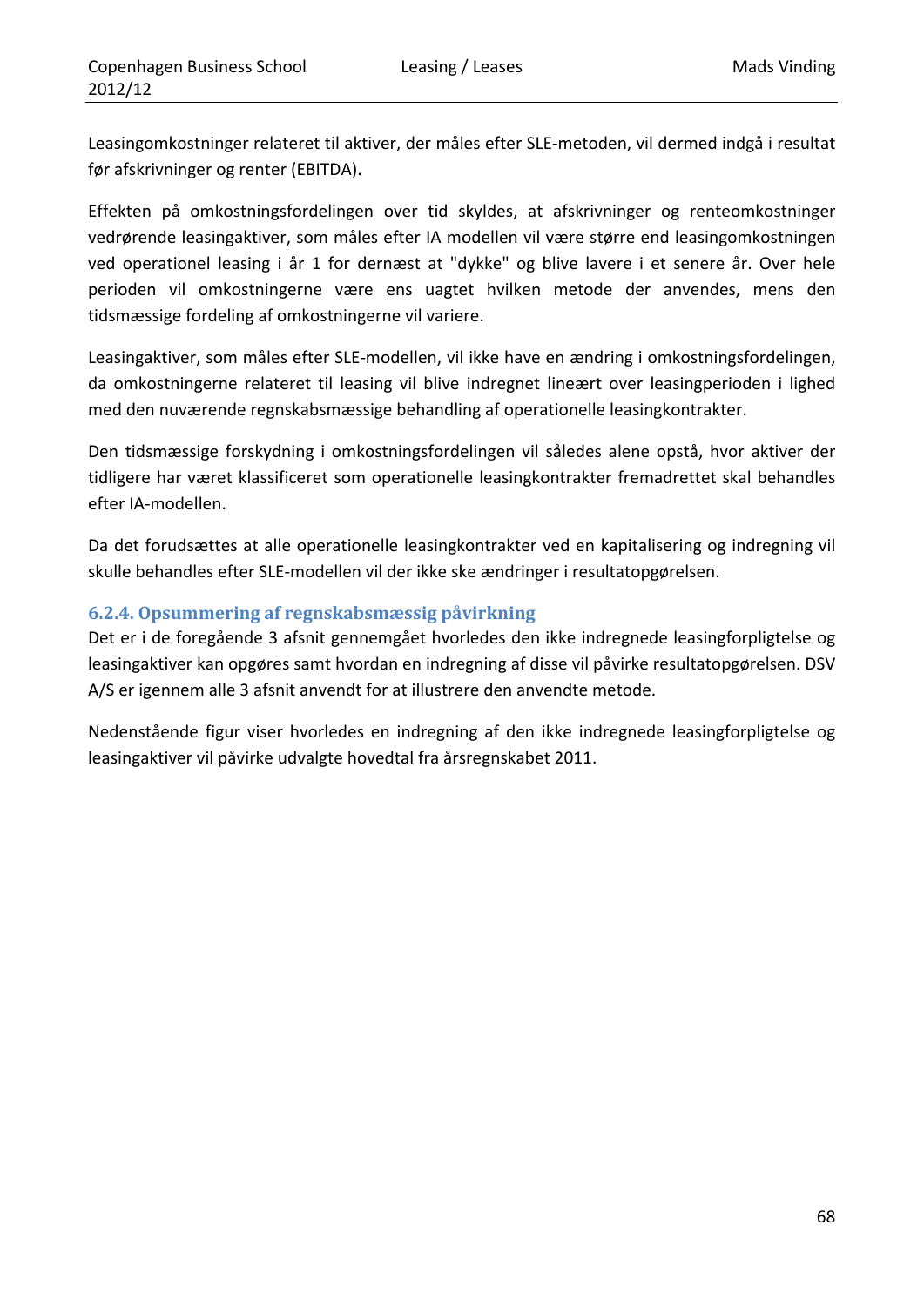Leasingomkostninger relateret til aktiver, der måles efter SLE-metoden, vil dermed indgå i resultat før afskrivninger og renter (EBITDA).

Effekten på omkostningsfordelingen over tid skyldes, at afskrivninger og renteomkostninger vedrørende leasingaktiver, som måles efter IA modellen vil være større end leasingomkostningen ved operationel leasing i år 1 for dernæst at "dykke" og blive lavere i et senere år. Over hele perioden vil omkostningerne være ens uagtet hvilken metode der anvendes, mens den tidsmæssige fordeling af omkostningerne vil variere.

Leasingaktiver, som måles efter SLE-modellen, vil ikke have en ændring i omkostningsfordelingen, da omkostningerne relateret til leasing vil blive indregnet lineært over leasingperioden i lighed med den nuværende regnskabsmæssige behandling af operationelle leasingkontrakter.

Den tidsmæssige forskydning i omkostningsfordelingen vil således alene opstå, hvor aktiver der tidligere har været klassificeret som operationelle leasingkontrakter fremadrettet skal behandles efter IA-modellen.

Da det forudsættes at alle operationelle leasingkontrakter ved en kapitalisering og indregning vil skulle behandles efter SLE-modellen vil der ikke ske ændringer i resultatopgørelsen.

### 6.2.4. Opsummering af regnskabsmæssig påvirkning

Det er i de foregående 3 afsnit gennemgået hvorledes den ikke indregnede leasingforpligtelse og leasingaktiver kan opgøres samt hvordan en indregning af disse vil påvirke resultatopgørelsen. DSV A/S er igennem alle 3 afsnit anvendt for at illustrere den anvendte metode.

Nedenstående figur viser hvorledes en indregning af den ikke indregnede leasingforpligtelse og leasingaktiver vil påvirke udvalgte hovedtal fra årsregnskabet 2011.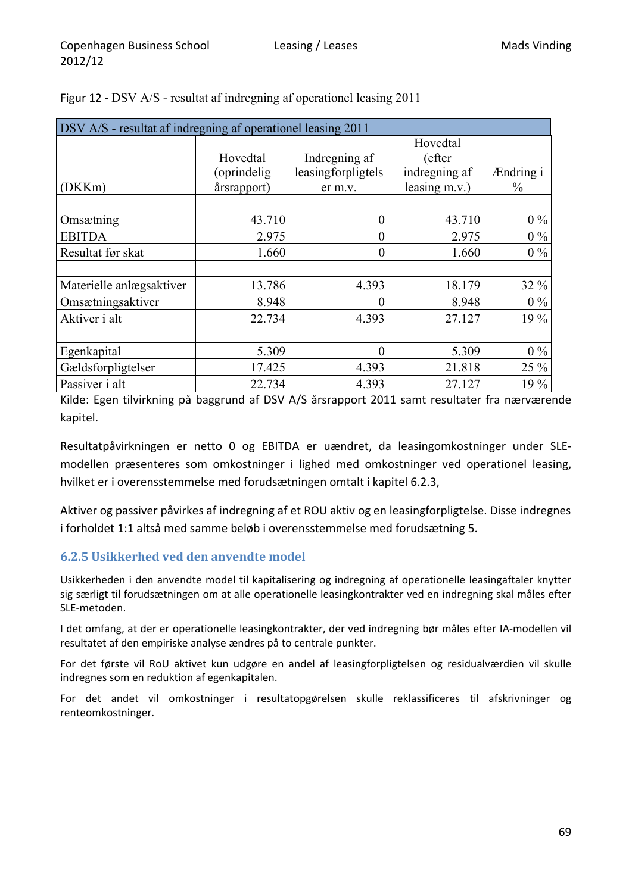Figur 12 - DSV A/S - resultat af indregning af operationel leasing 2011

| DSV A/S - resultat af indregning af operationel leasing 2011 | | | | |
|---|---|---|---|---|
| (DKKm) | Hovedtal (oprindelig årsrapport) | Indregning af leasingforpligtelser m.v. | Hovedtal (efter indregning af leasing m.v.) | Ændring i % |
| | | | | |
| Omsætning | 43.710 | 0 | 43.710 | 0 % |
| EBITDA | 2.975 | 0 | 2.975 | 0 % |
| Resultat før skat | 1.660 | 0 | 1.660 | 0 % |
| | | | | |
| Materielle anlægsaktiver | 13.786 | 4.393 | 18.179 | 32 % |
| Omsætningsaktiver | 8.948 | 0 | 8.948 | 0 % |
| Aktiver i alt | 22.734 | 4.393 | 27.127 | 19 % |
| | | | | |
| Egenkapital | 5.309 | 0 | 5.309 | 0 % |
| Gældsforpligtelser | 17.425 | 4.393 | 21.818 | 25 % |
| Passiver i alt | 22.734 | 4.393 | 27.127 | 19 % |

Kilde: Egen tilvirkning på baggrund af DSV A/S årsrapport 2011 samt resultater fra nærværende kapitel.

Resultatpåvirkningen er netto 0 og EBITDA er uændret, da leasingomkostninger under SLE-modellen præsenteres som omkostninger i lighed med omkostninger ved operationel leasing, hvilket er i overensstemmelse med forudsætningen omtalt i kapitel 6.2.3,

Aktiver og passiver påvirkes af indregning af et ROU aktiv og en leasingforpligtelse. Disse indregnes i forholdet 1:1 altså med samme beløb i overensstemmelse med forudsætning 5.

### 6.2.5 Usikkerhed ved den anvendte model

Usikkerheden i den anvendte model til kapitalisering og indregning af operationelle leasingaftaler knytter sig særligt til forudsætningen om at alle operationelle leasingkontrakter ved en indregning skal måles efter SLE-metoden.

I det omfang, at der er operationelle leasingkontrakter, der ved indregning bør måles efter IA-modellen vil resultatet af den empiriske analyse ændres på to centrale punkter.

For det første vil RoU aktivet kun udgøre en andel af leasingforpligtelsen og residualværdien vil skulle indregnes som en reduktion af egenkapitalen.

For det andet vil omkostninger i resultatopgørelsen skulle reklassificeres til afskrivninger og renteomkostninger.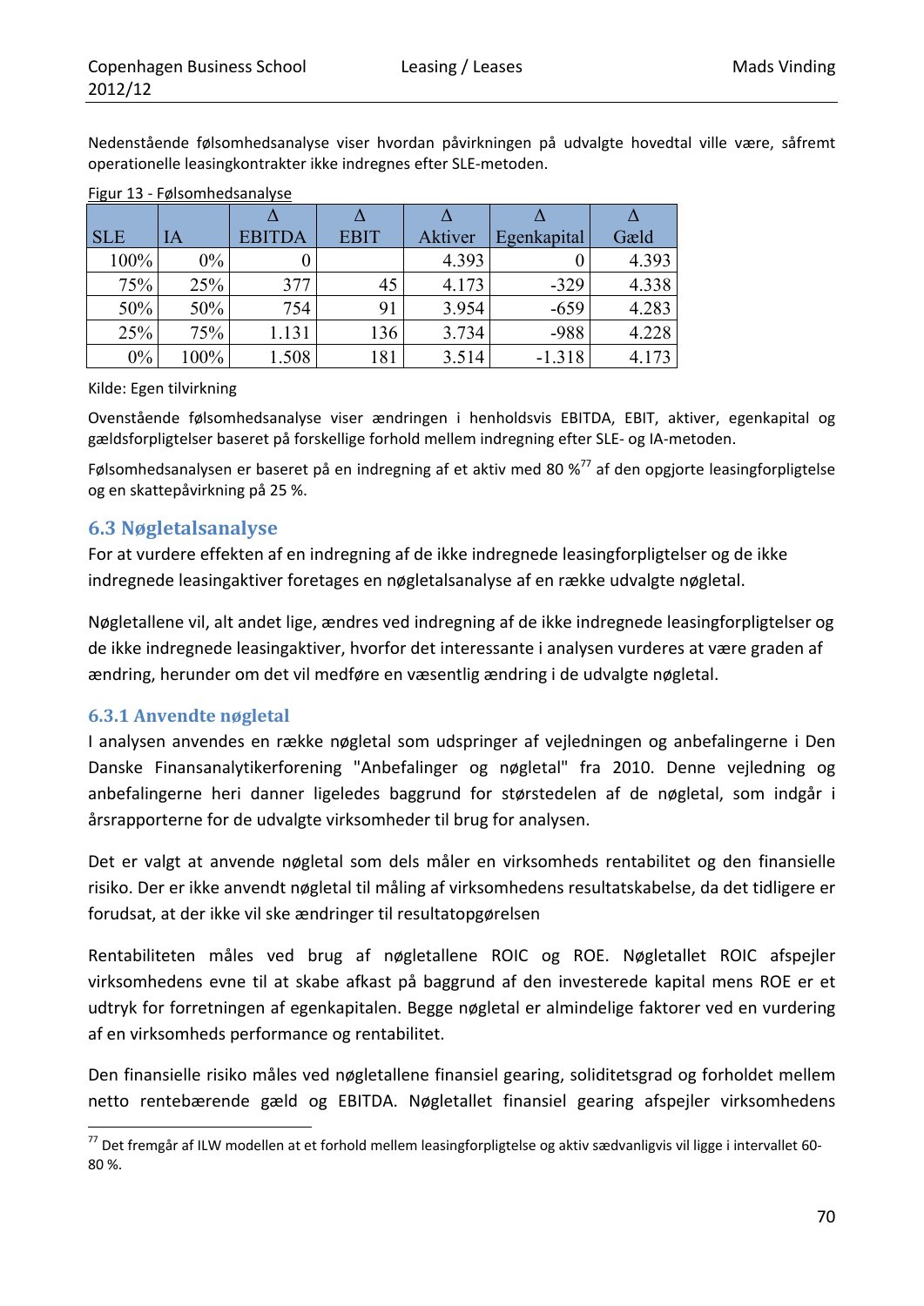Nedenstående følsomhedsanalyse viser hvordan påvirkningen på udvalgte hovedtal ville være, såfremt operationelle leasingkontrakter ikke indregnes efter SLE-metoden.

Figur 13 - Følsomhedsanalyse

| SLE | IA | Δ EBITDA | Δ EBIT | Δ Aktiver | Δ Egenkapital | Δ Gæld |
|---|---|---|---|---|---|---|
| 100% | 0% | 0 | | 4.393 | 0 | 4.393 |
| 75% | 25% | 377 | 45 | 4.173 | -329 | 4.338 |
| 50% | 50% | 754 | 91 | 3.954 | -659 | 4.283 |
| 25% | 75% | 1.131 | 136 | 3.734 | -988 | 4.228 |
| 0% | 100% | 1.508 | 181 | 3.514 | -1.318 | 4.173 |

Kilde: Egen tilvirkning

Ovenstående følsomhedsanalyse viser ændringen i henholdsvis EBITDA, EBIT, aktiver, egenkapital og gældsforpligtelser baseret på forskellige forhold mellem indregning efter SLE- og IA-metoden.

Følsomhedsanalysen er baseret på en indregning af et aktiv med 80 %[77] af den opgjorte leasingforpligtelse og en skattepåvirkning på 25 %.

## 6.3 Nøgletalsanalyse

For at vurdere effekten af en indregning af de ikke indregnede leasingforpligtelser og de ikke indregnede leasingaktiver foretages en nøgletalsanalyse af en række udvalgte nøgletal.

Nøgletallene vil, alt andet lige, ændres ved indregning af de ikke indregnede leasingforpligtelser og de ikke indregnede leasingaktiver, hvorfor det interessante i analysen vurderes at være graden af ændring, herunder om det vil medføre en væsentlig ændring i de udvalgte nøgletal.

### 6.3.1 Anvendte nøgletal

I analysen anvendes en række nøgletal som udspringer af vejledningen og anbefalingerne i Den Danske Finansanalytikerforening "Anbefalinger og nøgletal" fra 2010. Denne vejledning og anbefalingerne heri danner ligeledes baggrund for størstedelen af de nøgletal, som indgår i årsrapporterne for de udvalgte virksomheder til brug for analysen.

Det er valgt at anvende nøgletal som dels måler en virksomheds rentabilitet og den finansielle risiko. Der er ikke anvendt nøgletal til måling af virksomhedens resultatskabelse, da det tidligere er forudsat, at der ikke vil ske ændringer til resultatopgørelsen

Rentabiliteten måles ved brug af nøgletallene ROIC og ROE. Nøgletallet ROIC afspejler virksomhedens evne til at skabe afkast på baggrund af den investerede kapital mens ROE er et udtryk for forretningen af egenkapitalen. Begge nøgletal er almindelige faktorer ved en vurdering af en virksomheds performance og rentabilitet.

Den finansielle risiko måles ved nøgletallene finansiel gearing, soliditetsgrad og forholdet mellem netto rentebærende gæld og EBITDA. Nøgletallet finansiel gearing afspejler virksomhedens

[77] Det fremgår af ILW modellen at et forhold mellem leasingforpligtelse og aktiv sædvanligvis vil ligge i intervallet 60-80 %.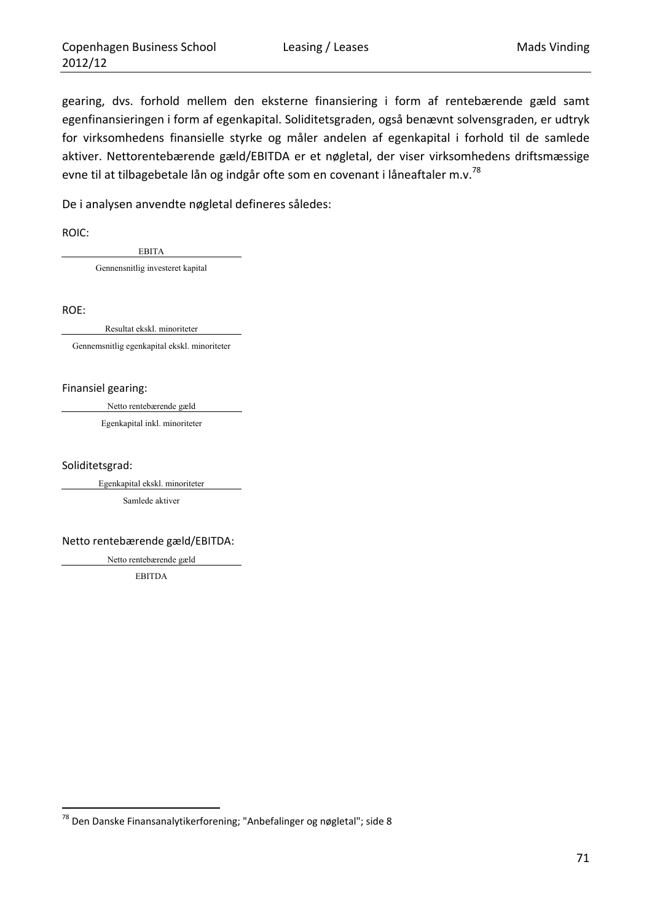gearing, dvs. forhold mellem den eksterne finansiering i form af rentebærende gæld samt egenfinansieringen i form af egenkapital. Soliditetsgraden, også benævnt solvensgraden, er udtryk for virksomhedens finansielle styrke og måler andelen af egenkapital i forhold til de samlede aktiver. Nettorentebærende gæld/EBITDA er et nøgletal, der viser virksomhedens driftsmæssige evne til at tilbagebetale lån og indgår ofte som en covenant i låneaftaler m.v.[78]

De i analysen anvendte nøgletal defineres således:

ROIC:

$$\frac{\text{EBITA}}{\text{Gennensnitlig investeret kapital}}$$

ROE:

$$\frac{\text{Resultat ekskl. minoriteter}}{\text{Gennemsnitlig egenkapital ekskl. minoriteter}}$$

Finansiel gearing:

$$\frac{\text{Netto rentebærende gæld}}{\text{Egenkapital inkl. minoriteter}}$$

Soliditetsgrad:

$$\frac{\text{Egenkapital ekskl. minoriteter}}{\text{Samlede aktiver}}$$

Netto rentebærende gæld/EBITDA:

$$\frac{\text{Netto rentebærende gæld}}{\text{EBITDA}}$$

---

[78] Den Danske Finansanalytikerforening; "Anbefalinger og nøgletal"; side 8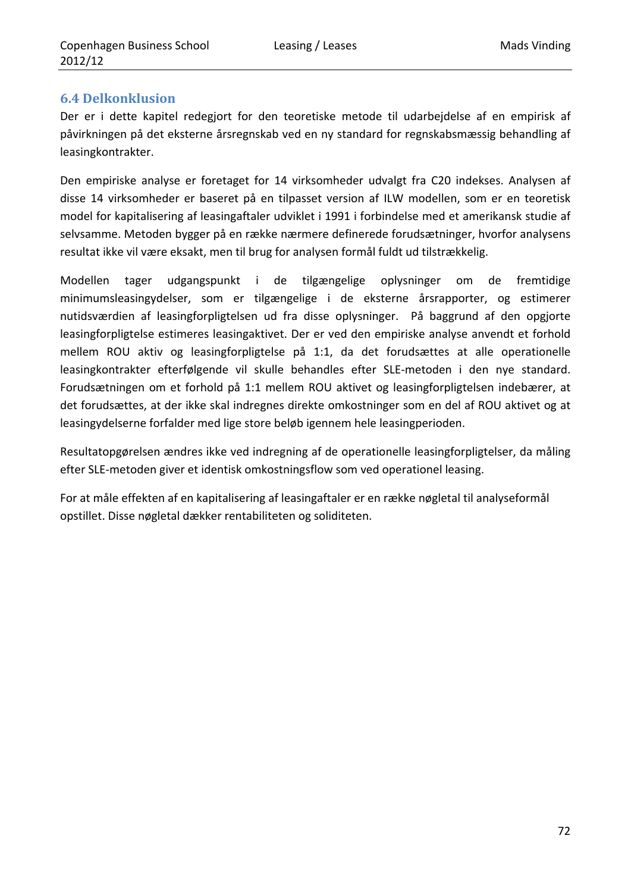## 6.4 Delkonklusion

Der er i dette kapitel redegjort for den teoretiske metode til udarbejdelse af en empirisk af påvirkningen på det eksterne årsregnskab ved en ny standard for regnskabsmæssig behandling af leasingkontrakter.

Den empiriske analyse er foretaget for 14 virksomheder udvalgt fra C20 indekses. Analysen af disse 14 virksomheder er baseret på en tilpasset version af ILW modellen, som er en teoretisk model for kapitalisering af leasingaftaler udviklet i 1991 i forbindelse med et amerikansk studie af selvsamme. Metoden bygger på en række nærmere definerede forudsætninger, hvorfor analysens resultat ikke vil være eksakt, men til brug for analysen formål fuldt ud tilstrækkelig.

Modellen tager udgangspunkt i de tilgængelige oplysninger om de fremtidige minimumsleasingydelser, som er tilgængelige i de eksterne årsrapporter, og estimerer nutidsværdien af leasingforpligtelsen ud fra disse oplysninger. På baggrund af den opgjorte leasingforpligtelse estimeres leasingaktivet. Der er ved den empiriske analyse anvendt et forhold mellem ROU aktiv og leasingforpligtelse på 1:1, da det forudsættes at alle operationelle leasingkontrakter efterfølgende vil skulle behandles efter SLE-metoden i den nye standard. Forudsætningen om et forhold på 1:1 mellem ROU aktivet og leasingforpligtelsen indebærer, at det forudsættes, at der ikke skal indregnes direkte omkostninger som en del af ROU aktivet og at leasingydelserne forfalder med lige store beløb igennem hele leasingperioden.

Resultatopgørelsen ændres ikke ved indregning af de operationelle leasingforpligtelser, da måling efter SLE-metoden giver et identisk omkostningsflow som ved operationel leasing.

For at måle effekten af en kapitalisering af leasingaftaler er en række nøgletal til analyseformål opstillet. Disse nøgletal dækker rentabiliteten og soliditeten.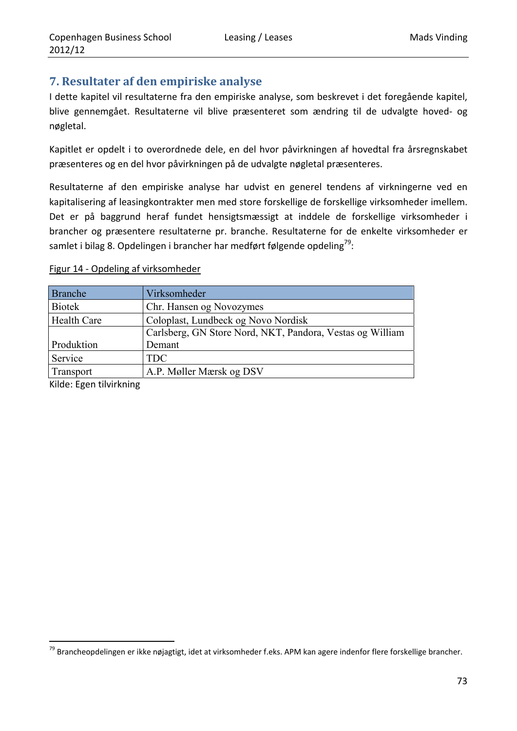## 7. Resultater af den empiriske analyse

I dette kapitel vil resultaterne fra den empiriske analyse, som beskrevet i det foregående kapitel, blive gennemgået. Resultaterne vil blive præsenteret som ændring til de udvalgte hoved- og nøgletal.

Kapitlet er opdelt i to overordnede dele, en del hvor påvirkningen af hovedtal fra årsregnskabet præsenteres og en del hvor påvirkningen på de udvalgte nøgletal præsenteres.

Resultaterne af den empiriske analyse har udvist en generel tendens af virkningerne ved en kapitalisering af leasingkontrakter men med store forskellige de forskellige virksomheder imellem. Det er på baggrund heraf fundet hensigtsmæssigt at inddele de forskellige virksomheder i brancher og præsentere resultaterne pr. branche. Resultaterne for de enkelte virksomheder er samlet i bilag 8. Opdelingen i brancher har medført følgende opdeling[79]:

Figur 14 - Opdeling af virksomheder

| Branche | Virksomheder |
|---|---|
| Biotek | Chr. Hansen og Novozymes |
| Health Care | Coloplast, Lundbeck og Novo Nordisk |
| Produktion | Carlsberg, GN Store Nord, NKT, Pandora, Vestas og William Demant |
| Service | TDC |
| Transport | A.P. Møller Mærsk og DSV |

Kilde: Egen tilvirkning

[79] Brancheopdelingen er ikke nøjagtigt, idet at virksomheder f.eks. APM kan agere indenfor flere forskellige brancher.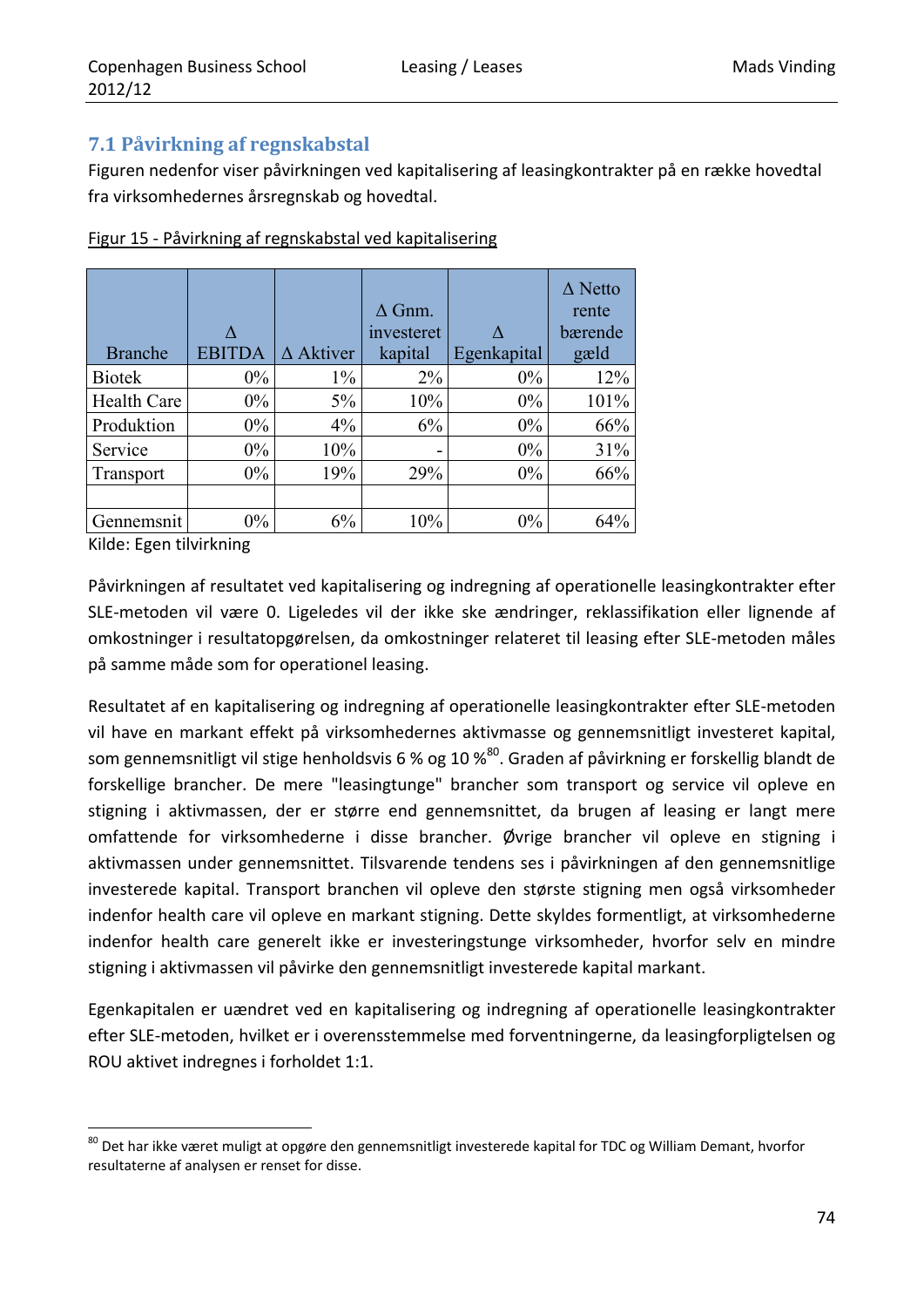## 7.1 Påvirkning af regnskabstal

Figuren nedenfor viser påvirkningen ved kapitalisering af leasingkontrakter på en række hovedtal fra virksomhedernes årsregnskab og hovedtal.

Figur 15 - Påvirkning af regnskabstal ved kapitalisering

| Branche | Δ EBITDA | Δ Aktiver | Δ Gnm. investeret kapital | Δ Egenkapital | Δ Netto rente bærende gæld |
|---|---|---|---|---|---|
| Biotek | 0% | 1% | 2% | 0% | 12% |
| Health Care | 0% | 5% | 10% | 0% | 101% |
| Produktion | 0% | 4% | 6% | 0% | 66% |
| Service | 0% | 10% | - | 0% | 31% |
| Transport | 0% | 19% | 29% | 0% | 66% |
| | | | | | |
| Gennemsnit | 0% | 6% | 10% | 0% | 64% |

Kilde: Egen tilvirkning

Påvirkningen af resultatet ved kapitalisering og indregning af operationelle leasingkontrakter efter SLE-metoden vil være 0. Ligeledes vil der ikke ske ændringer, reklassifikation eller lignende af omkostninger i resultatopgørelsen, da omkostninger relateret til leasing efter SLE-metoden måles på samme måde som for operationel leasing.

Resultatet af en kapitalisering og indregning af operationelle leasingkontrakter efter SLE-metoden vil have en markant effekt på virksomhedernes aktivmasse og gennemsnitligt investeret kapital, som gennemsnitligt vil stige henholdsvis 6 % og 10 %[80]. Graden af påvirkning er forskellig blandt de forskellige brancher. De mere "leasingtunge" brancher som transport og service vil opleve en stigning i aktivmassen, der er større end gennemsnittet, da brugen af leasing er langt mere omfattende for virksomhederne i disse brancher. Øvrige brancher vil opleve en stigning i aktivmassen under gennemsnittet. Tilsvarende tendens ses i påvirkningen af den gennemsnitlige investerede kapital. Transport branchen vil opleve den største stigning men også virksomheder indenfor health care vil opleve en markant stigning. Dette skyldes formentligt, at virksomhederne indenfor health care generelt ikke er investeringstunge virksomheder, hvorfor selv en mindre stigning i aktivmassen vil påvirke den gennemsnitligt investerede kapital markant.

Egenkapitalen er uændret ved en kapitalisering og indregning af operationelle leasingkontrakter efter SLE-metoden, hvilket er i overensstemmelse med forventningerne, da leasingforpligtelsen og ROU aktivet indregnes i forholdet 1:1.

[80] Det har ikke været muligt at opgøre den gennemsnitligt investerede kapital for TDC og William Demant, hvorfor resultaterne af analysen er renset for disse.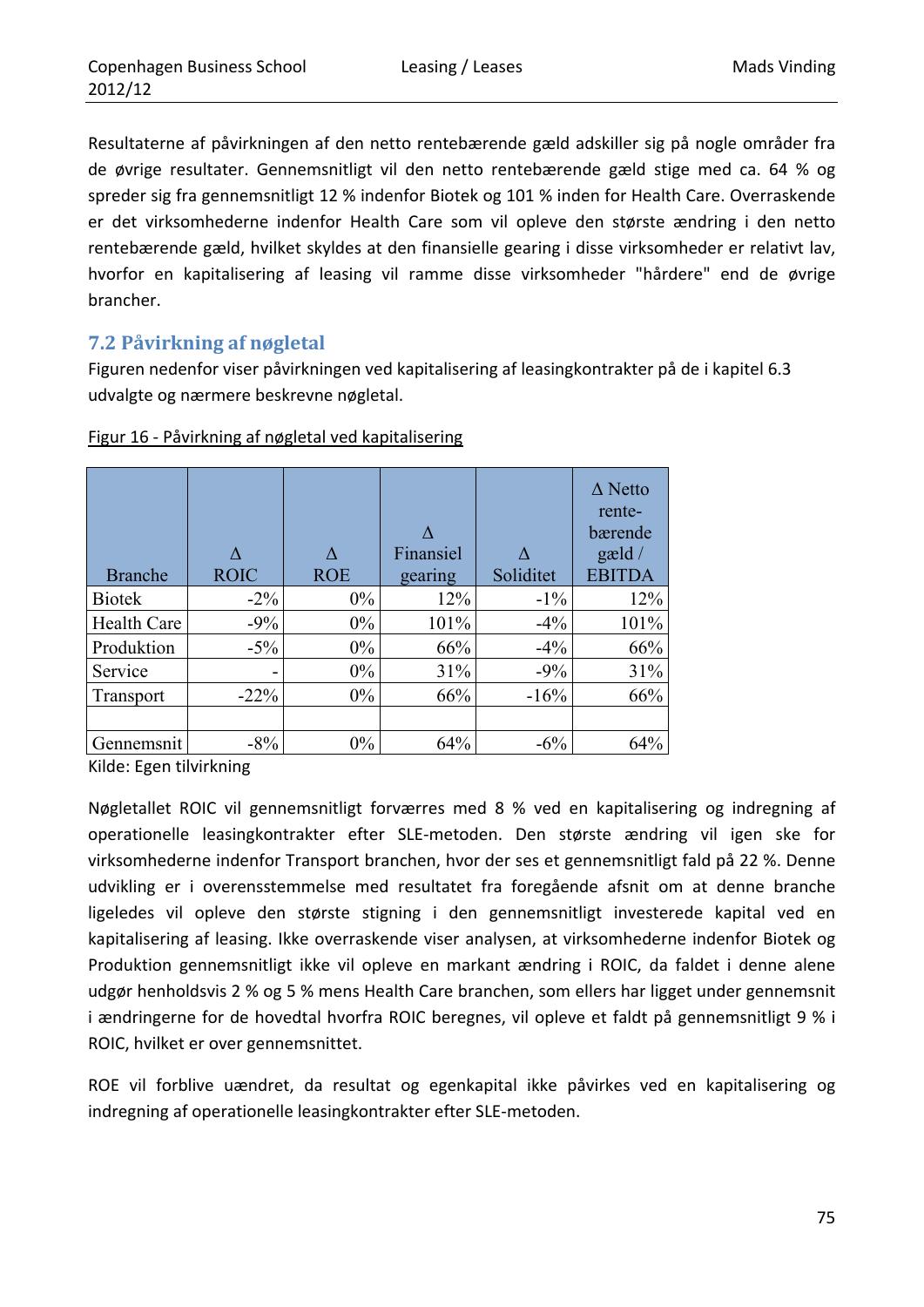Resultaterne af påvirkningen af den netto rentebærende gæld adskiller sig på nogle områder fra de øvrige resultater. Gennemsnitligt vil den netto rentebærende gæld stige med ca. 64 % og spreder sig fra gennemsnitligt 12 % indenfor Biotek og 101 % inden for Health Care. Overraskende er det virksomhederne indenfor Health Care som vil opleve den største ændring i den netto rentebærende gæld, hvilket skyldes at den finansielle gearing i disse virksomheder er relativt lav, hvorfor en kapitalisering af leasing vil ramme disse virksomheder "hårdere" end de øvrige brancher.

## 7.2 Påvirkning af nøgletal

Figuren nedenfor viser påvirkningen ved kapitalisering af leasingkontrakter på de i kapitel 6.3 udvalgte og nærmere beskrevne nøgletal.

Figur 16 - Påvirkning af nøgletal ved kapitalisering

| Branche | Δ ROIC | Δ ROE | Δ Finansiel gearing | Δ Soliditet | Δ Netto rente-bærende gæld / EBITDA |
|---|---|---|---|---|---|
| Biotek | -2% | 0% | 12% | -1% | 12% |
| Health Care | -9% | 0% | 101% | -4% | 101% |
| Produktion | -5% | 0% | 66% | -4% | 66% |
| Service | - | 0% | 31% | -9% | 31% |
| Transport | -22% | 0% | 66% | -16% | 66% |
| | | | | | |
| Gennemsnit | -8% | 0% | 64% | -6% | 64% |

Kilde: Egen tilvirkning

Nøgletallet ROIC vil gennemsnitligt forværres med 8 % ved en kapitalisering og indregning af operationelle leasingkontrakter efter SLE-metoden. Den største ændring vil igen ske for virksomhederne indenfor Transport branchen, hvor der ses et gennemsnitligt fald på 22 %. Denne udvikling er i overensstemmelse med resultatet fra foregående afsnit om at denne branche ligeledes vil opleve den største stigning i den gennemsnitligt investerede kapital ved en kapitalisering af leasing. Ikke overraskende viser analysen, at virksomhederne indenfor Biotek og Produktion gennemsnitligt ikke vil opleve en markant ændring i ROIC, da faldet i denne alene udgør henholdsvis 2 % og 5 % mens Health Care branchen, som ellers har ligget under gennemsnit i ændringerne for de hovedtal hvorfra ROIC beregnes, vil opleve et faldt på gennemsnitligt 9 % i ROIC, hvilket er over gennemsnittet.

ROE vil forblive uændret, da resultat og egenkapital ikke påvirkes ved en kapitalisering og indregning af operationelle leasingkontrakter efter SLE-metoden.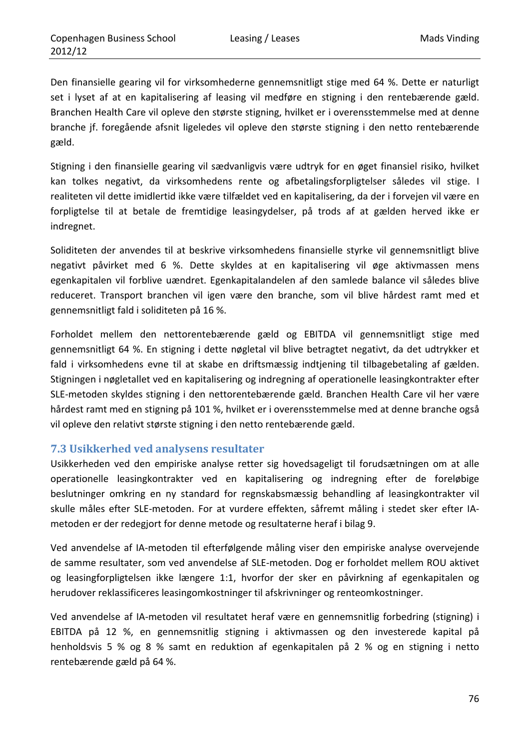Den finansielle gearing vil for virksomhederne gennemsnitligt stige med 64 %. Dette er naturligt set i lyset af at en kapitalisering af leasing vil medføre en stigning i den rentebærende gæld. Branchen Health Care vil opleve den største stigning, hvilket er i overensstemmelse med at denne branche jf. foregående afsnit ligeledes vil opleve den største stigning i den netto rentebærende gæld.

Stigning i den finansielle gearing vil sædvanligvis være udtryk for en øget finansiel risiko, hvilket kan tolkes negativt, da virksomhedens rente og afbetalingsforpligtelser således vil stige. I realiteten vil dette imidlertid ikke være tilfældet ved en kapitalisering, da der i forvejen vil være en forpligtelse til at betale de fremtidige leasingydelser, på trods af at gælden herved ikke er indregnet.

Soliditeten der anvendes til at beskrive virksomhedens finansielle styrke vil gennemsnitligt blive negativt påvirket med 6 %. Dette skyldes at en kapitalisering vil øge aktivmassen mens egenkapitalen vil forblive uændret. Egenkapitalandelen af den samlede balance vil således blive reduceret. Transport branchen vil igen være den branche, som vil blive hårdest ramt med et gennemsnitligt fald i soliditeten på 16 %.

Forholdet mellem den nettorentebærende gæld og EBITDA vil gennemsnitligt stige med gennemsnitligt 64 %. En stigning i dette nøgletal vil blive betragtet negativt, da det udtrykker et fald i virksomhedens evne til at skabe en driftsmæssig indtjening til tilbagebetaling af gælden. Stigningen i nøgletallet ved en kapitalisering og indregning af operationelle leasingkontrakter efter SLE-metoden skyldes stigning i den nettorentebærende gæld. Branchen Health Care vil her være hårdest ramt med en stigning på 101 %, hvilket er i overensstemmelse med at denne branche også vil opleve den relativt største stigning i den netto rentebærende gæld.

### 7.3 Usikkerhed ved analysens resultater

Usikkerheden ved den empiriske analyse retter sig hovedsageligt til forudsætningen om at alle operationelle leasingkontrakter ved en kapitalisering og indregning efter de foreløbige beslutninger omkring en ny standard for regnskabsmæssig behandling af leasingkontrakter vil skulle måles efter SLE-metoden. For at vurdere effekten, såfremt måling i stedet sker efter IA-metoden er der redegjort for denne metode og resultaterne heraf i bilag 9.

Ved anvendelse af IA-metoden til efterfølgende måling viser den empiriske analyse overvejende de samme resultater, som ved anvendelse af SLE-metoden. Dog er forholdet mellem ROU aktivet og leasingforpligtelsen ikke længere 1:1, hvorfor der sker en påvirkning af egenkapitalen og herudover reklassificeres leasingomkostninger til afskrivninger og renteomkostninger.

Ved anvendelse af IA-metoden vil resultatet heraf være en gennemsnitlig forbedring (stigning) i EBITDA på 12 %, en gennemsnitlig stigning i aktivmassen og den investerede kapital på henholdsvis 5 % og 8 % samt en reduktion af egenkapitalen på 2 % og en stigning i netto rentebærende gæld på 64 %.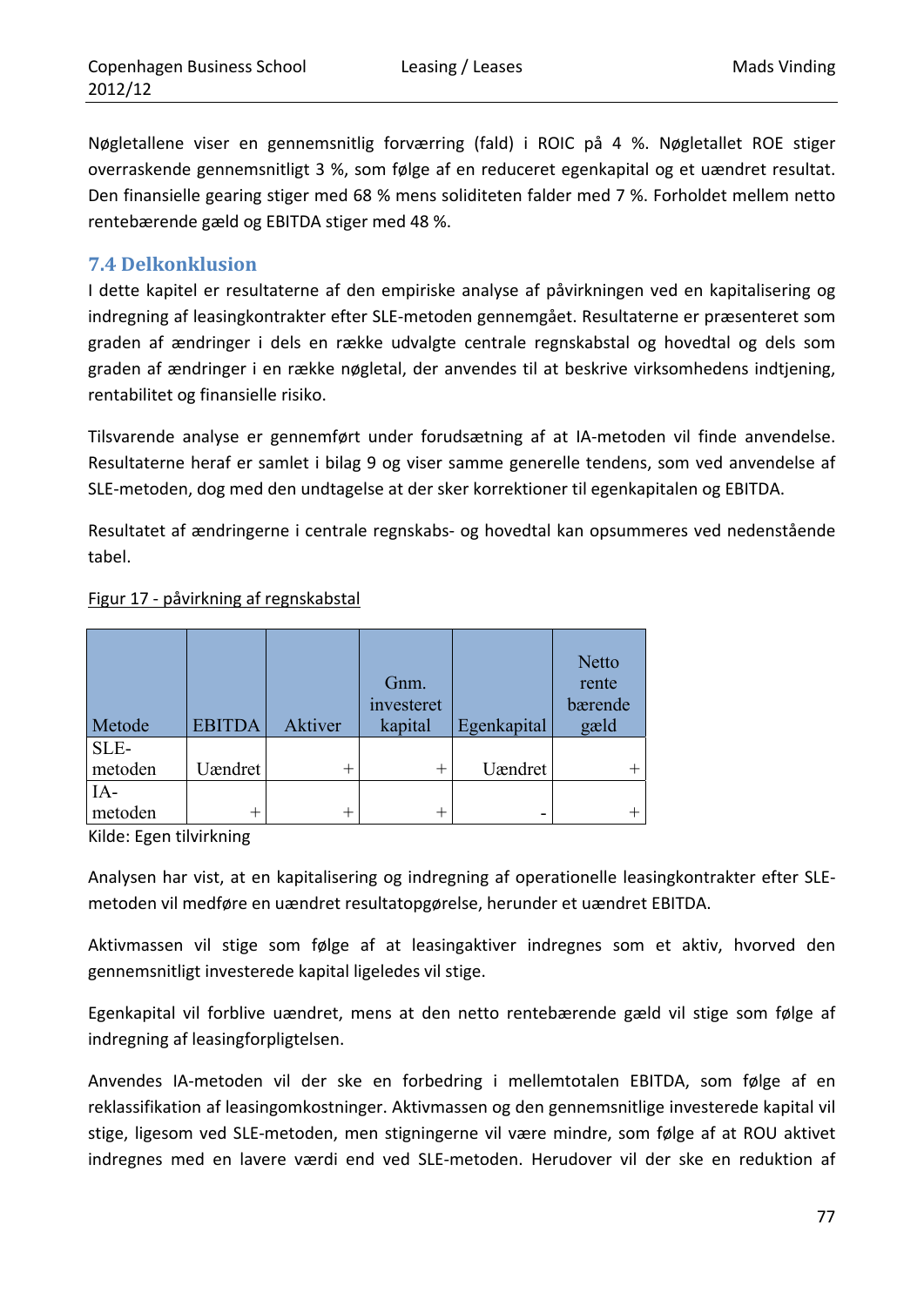Nøgletallene viser en gennemsnitlig forværring (fald) i ROIC på 4 %. Nøgletallet ROE stiger overraskende gennemsnitligt 3 %, som følge af en reduceret egenkapital og et uændret resultat. Den finansielle gearing stiger med 68 % mens soliditeten falder med 7 %. Forholdet mellem netto rentebærende gæld og EBITDA stiger med 48 %.

## 7.4 Delkonklusion

I dette kapitel er resultaterne af den empiriske analyse af påvirkningen ved en kapitalisering og indregning af leasingkontrakter efter SLE-metoden gennemgået. Resultaterne er præsenteret som graden af ændringer i dels en række udvalgte centrale regnskabstal og hovedtal og dels som graden af ændringer i en række nøgletal, der anvendes til at beskrive virksomhedens indtjening, rentabilitet og finansielle risiko.

Tilsvarende analyse er gennemført under forudsætning af at IA-metoden vil finde anvendelse. Resultaterne heraf er samlet i bilag 9 og viser samme generelle tendens, som ved anvendelse af SLE-metoden, dog med den undtagelse at der sker korrektioner til egenkapitalen og EBITDA.

Resultatet af ændringerne i centrale regnskabs- og hovedtal kan opsummeres ved nedenstående tabel.

Figur 17 - påvirkning af regnskabstal

| Metode | EBITDA | Aktiver | Gnm. investeret kapital | Egenkapital | Netto rente bærende gæld |
|---|---|---|---|---|---|
| SLE-metoden | Uændret | + | + | Uændret | + |
| IA-metoden | + | + | + | - | + |

Kilde: Egen tilvirkning

Analysen har vist, at en kapitalisering og indregning af operationelle leasingkontrakter efter SLE-metoden vil medføre en uændret resultatopgørelse, herunder et uændret EBITDA.

Aktivmassen vil stige som følge af at leasingaktiver indregnes som et aktiv, hvorved den gennemsnitligt investerede kapital ligeledes vil stige.

Egenkapital vil forblive uændret, mens at den netto rentebærende gæld vil stige som følge af indregning af leasingforpligtelsen.

Anvendes IA-metoden vil der ske en forbedring i mellemtotalen EBITDA, som følge af en reklassifikation af leasingomkostninger. Aktivmassen og den gennemsnitlige investerede kapital vil stige, ligesom ved SLE-metoden, men stigningerne vil være mindre, som følge af at ROU aktivet indregnes med en lavere værdi end ved SLE-metoden. Herudover vil der ske en reduktion af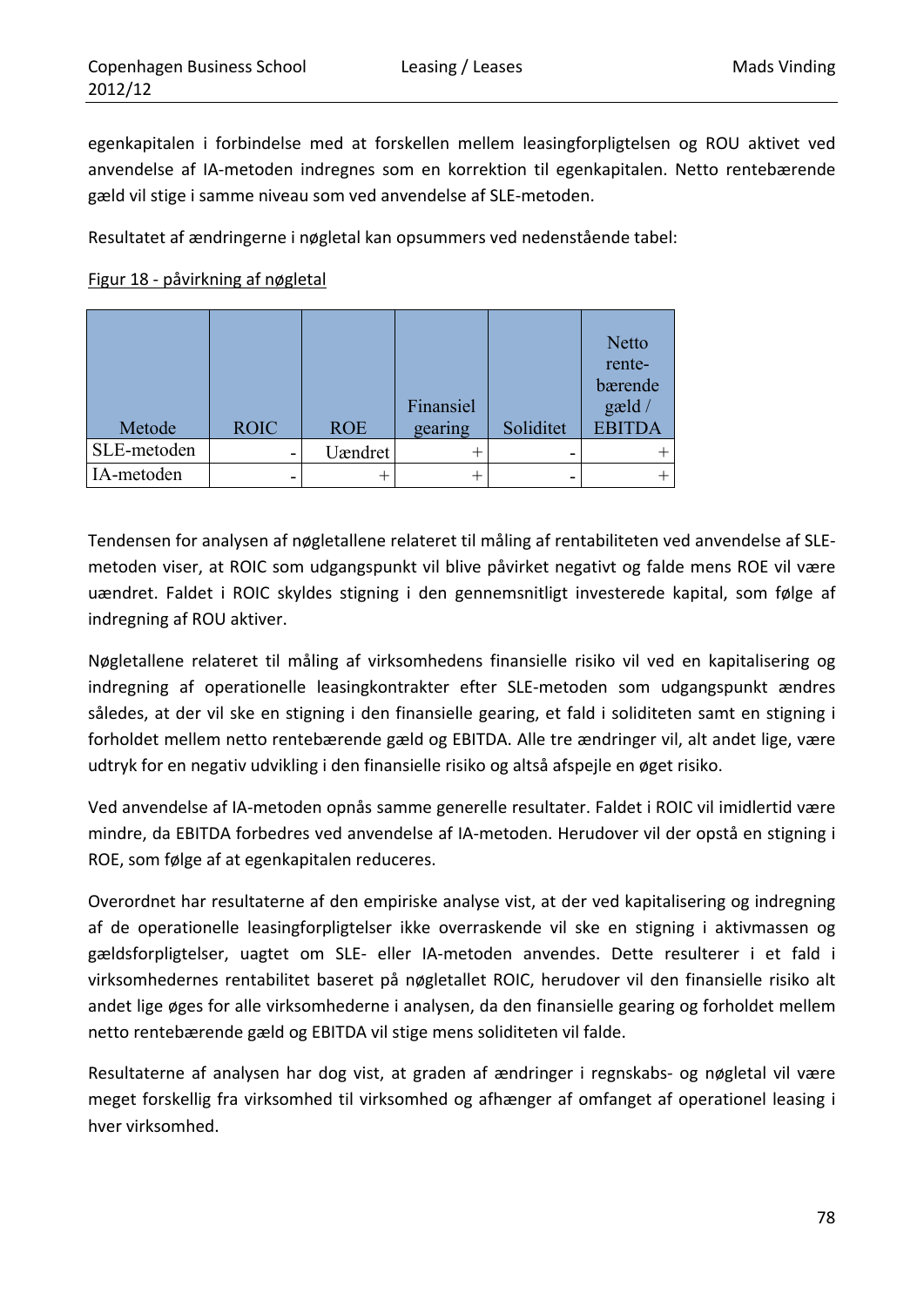egenkapitalen i forbindelse med at forskellen mellem leasingforpligtelsen og ROU aktivet ved anvendelse af IA-metoden indregnes som en korrektion til egenkapitalen. Netto rentebærende gæld vil stige i samme niveau som ved anvendelse af SLE-metoden.

Resultatet af ændringerne i nøgletal kan opsummers ved nedenstående tabel:

Figur 18 - påvirkning af nøgletal

| Metode | ROIC | ROE | Finansiel gearing | Soliditet | Netto rentebærende gæld / EBITDA |
|---|---|---|---|---|---|
| SLE-metoden | - | Uændret | + | - | + |
| IA-metoden | - | + | + | - | + |

Tendensen for analysen af nøgletallene relateret til måling af rentabiliteten ved anvendelse af SLE-metoden viser, at ROIC som udgangspunkt vil blive påvirket negativt og falde mens ROE vil være uændret. Faldet i ROIC skyldes stigning i den gennemsnitligt investerede kapital, som følge af indregning af ROU aktiver.

Nøgletallene relateret til måling af virksomhedens finansielle risiko vil ved en kapitalisering og indregning af operationelle leasingkontrakter efter SLE-metoden som udgangspunkt ændres således, at der vil ske en stigning i den finansielle gearing, et fald i soliditeten samt en stigning i forholdet mellem netto rentebærende gæld og EBITDA. Alle tre ændringer vil, alt andet lige, være udtryk for en negativ udvikling i den finansielle risiko og altså afspejle en øget risiko.

Ved anvendelse af IA-metoden opnås samme generelle resultater. Faldet i ROIC vil imidlertid være mindre, da EBITDA forbedres ved anvendelse af IA-metoden. Herudover vil der opstå en stigning i ROE, som følge af at egenkapitalen reduceres.

Overordnet har resultaterne af den empiriske analyse vist, at der ved kapitalisering og indregning af de operationelle leasingforpligtelser ikke overraskende vil ske en stigning i aktivmassen og gældsforpligtelser, uagtet om SLE- eller IA-metoden anvendes. Dette resulterer i et fald i virksomhedernes rentabilitet baseret på nøgletallet ROIC, herudover vil den finansielle risiko alt andet lige øges for alle virksomhederne i analysen, da den finansielle gearing og forholdet mellem netto rentebærende gæld og EBITDA vil stige mens soliditeten vil falde.

Resultaterne af analysen har dog vist, at graden af ændringer i regnskabs- og nøgletal vil være meget forskellig fra virksomhed til virksomhed og afhænger af omfanget af operationel leasing i hver virksomhed.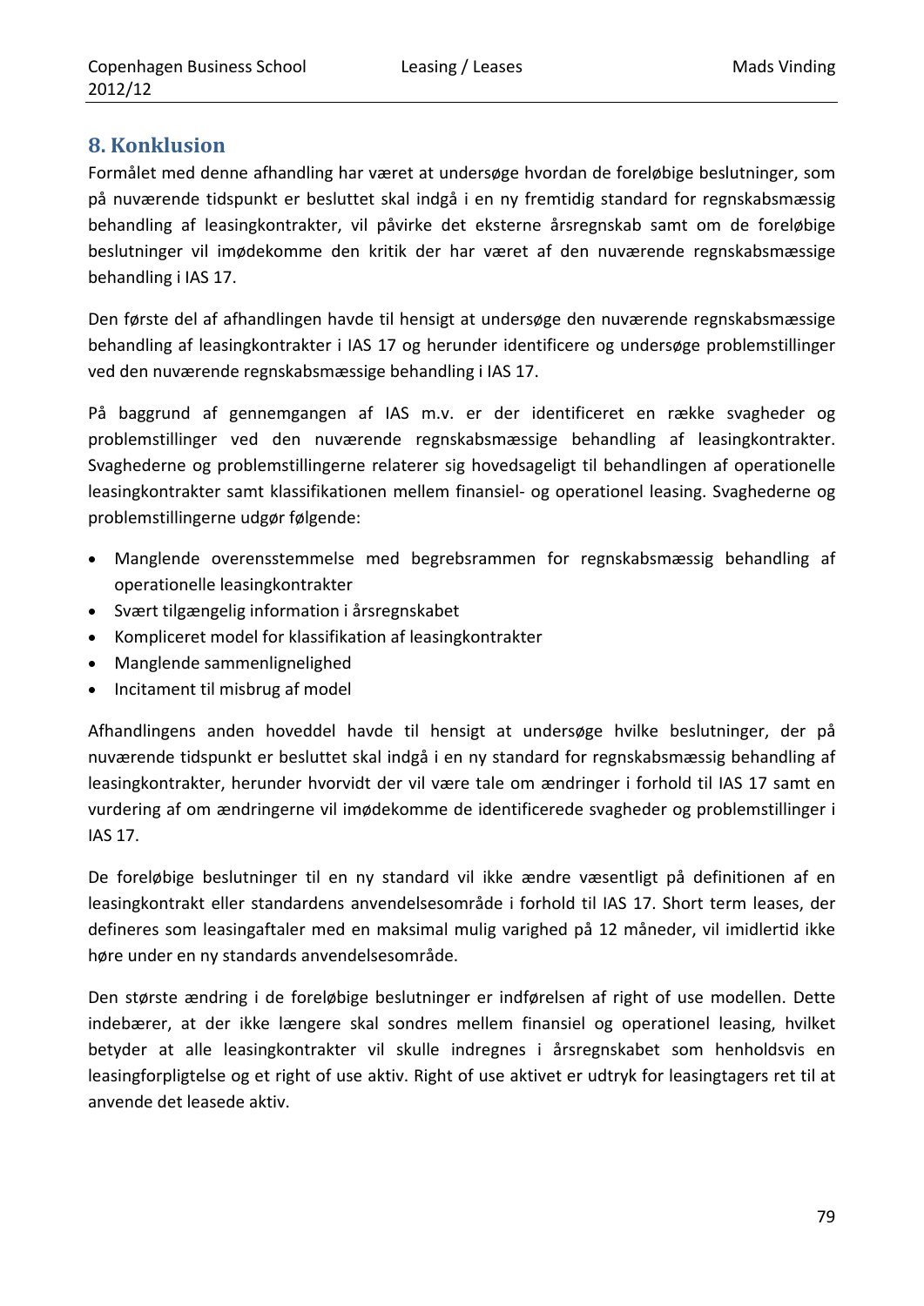## 8. Konklusion

Formålet med denne afhandling har været at undersøge hvordan de foreløbige beslutninger, som på nuværende tidspunkt er besluttet skal indgå i en ny fremtidig standard for regnskabsmæssig behandling af leasingkontrakter, vil påvirke det eksterne årsregnskab samt om de foreløbige beslutninger vil imødekomme den kritik der har været af den nuværende regnskabsmæssige behandling i IAS 17.

Den første del af afhandlingen havde til hensigt at undersøge den nuværende regnskabsmæssige behandling af leasingkontrakter i IAS 17 og herunder identificere og undersøge problemstillinger ved den nuværende regnskabsmæssige behandling i IAS 17.

På baggrund af gennemgangen af IAS m.v. er der identificeret en række svagheder og problemstillinger ved den nuværende regnskabsmæssige behandling af leasingkontrakter. Svaghederne og problemstillingerne relaterer sig hovedsageligt til behandlingen af operationelle leasingkontrakter samt klassifikationen mellem finansiel- og operationel leasing. Svaghederne og problemstillingerne udgør følgende:

- Manglende overensstemmelse med begrebsrammen for regnskabsmæssig behandling af operationelle leasingkontrakter
- Svært tilgængelig information i årsregnskabet
- Kompliceret model for klassifikation af leasingkontrakter
- Manglende sammenlignelighed
- Incitament til misbrug af model

Afhandlingens anden hoveddel havde til hensigt at undersøge hvilke beslutninger, der på nuværende tidspunkt er besluttet skal indgå i en ny standard for regnskabsmæssig behandling af leasingkontrakter, herunder hvorvidt der vil være tale om ændringer i forhold til IAS 17 samt en vurdering af om ændringerne vil imødekomme de identificerede svagheder og problemstillinger i IAS 17.

De foreløbige beslutninger til en ny standard vil ikke ændre væsentligt på definitionen af en leasingkontrakt eller standardens anvendelsesområde i forhold til IAS 17. Short term leases, der defineres som leasingaftaler med en maksimal mulig varighed på 12 måneder, vil imidlertid ikke høre under en ny standards anvendelsesområde.

Den største ændring i de foreløbige beslutninger er indførelsen af right of use modellen. Dette indebærer, at der ikke længere skal sondres mellem finansiel og operationel leasing, hvilket betyder at alle leasingkontrakter vil skulle indregnes i årsregnskabet som henholdsvis en leasingforpligtelse og et right of use aktiv. Right of use aktivet er udtryk for leasingtagers ret til at anvende det leasede aktiv.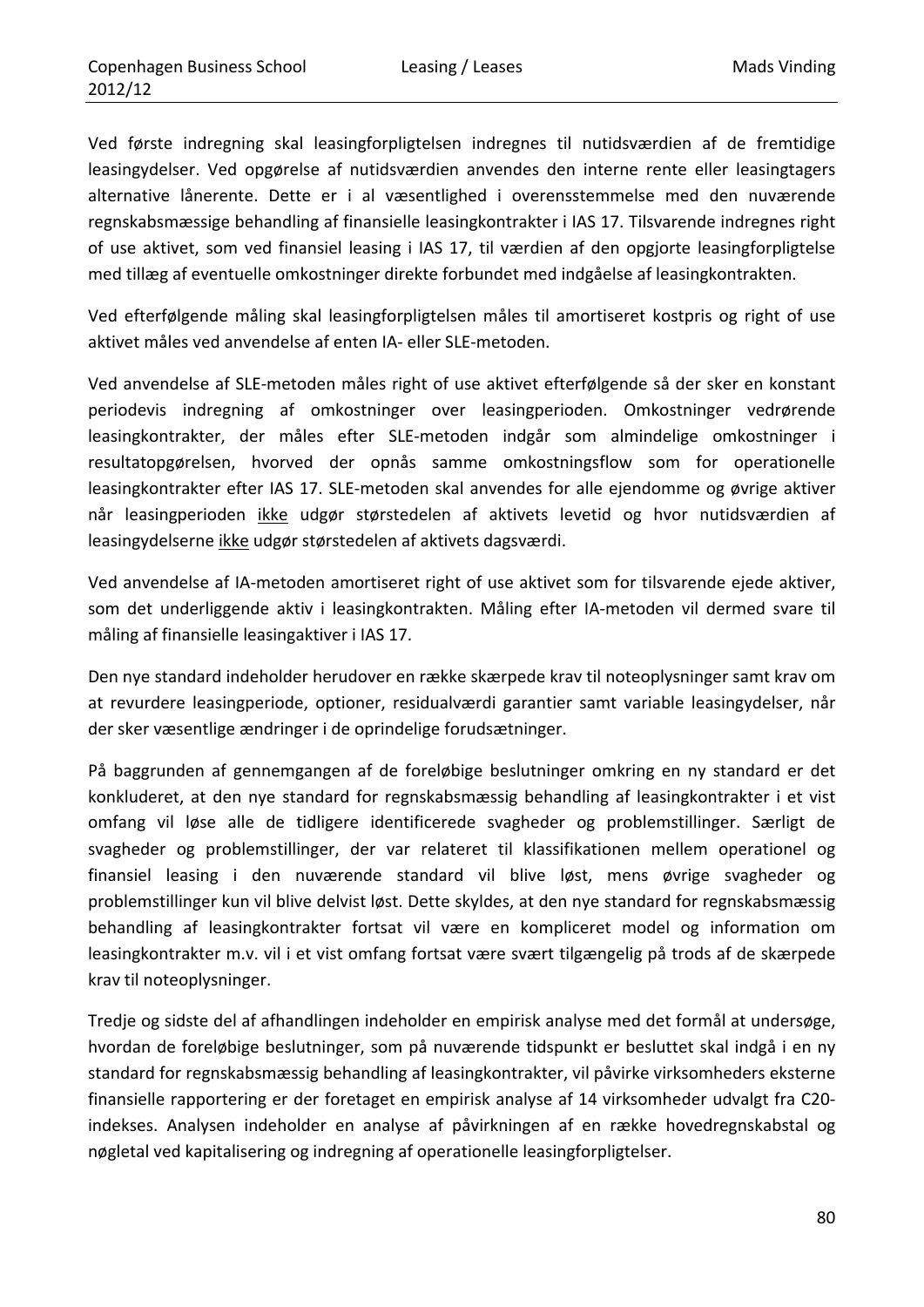Ved første indregning skal leasingforpligtelsen indregnes til nutidsværdien af de fremtidige leasingydelser. Ved opgørelse af nutidsværdien anvendes den interne rente eller leasingtagers alternative lånerente. Dette er i al væsentlighed i overensstemmelse med den nuværende regnskabsmæssige behandling af finansielle leasingkontrakter i IAS 17. Tilsvarende indregnes right of use aktivet, som ved finansiel leasing i IAS 17, til værdien af den opgjorte leasingforpligtelse med tillæg af eventuelle omkostninger direkte forbundet med indgåelse af leasingkontrakten.

Ved efterfølgende måling skal leasingforpligtelsen måles til amortiseret kostpris og right of use aktivet måles ved anvendelse af enten IA- eller SLE-metoden.

Ved anvendelse af SLE-metoden måles right of use aktivet efterfølgende så der sker en konstant periodevis indregning af omkostninger over leasingperioden. Omkostninger vedrørende leasingkontrakter, der måles efter SLE-metoden indgår som almindelige omkostninger i resultatopgørelsen, hvorved der opnås samme omkostningsflow som for operationelle leasingkontrakter efter IAS 17. SLE-metoden skal anvendes for alle ejendomme og øvrige aktiver når leasingperioden ikke udgør størstedelen af aktivets levetid og hvor nutidsværdien af leasingydelserne ikke udgør størstedelen af aktivets dagsværdi.

Ved anvendelse af IA-metoden amortiseret right of use aktivet som for tilsvarende ejede aktiver, som det underliggende aktiv i leasingkontrakten. Måling efter IA-metoden vil dermed svare til måling af finansielle leasingaktiver i IAS 17.

Den nye standard indeholder herudover en række skærpede krav til noteoplysninger samt krav om at revurdere leasingperiode, optioner, residualværdi garantier samt variable leasingydelser, når der sker væsentlige ændringer i de oprindelige forudsætninger.

På baggrunden af gennemgangen af de foreløbige beslutninger omkring en ny standard er det konkluderet, at den nye standard for regnskabsmæssig behandling af leasingkontrakter i et vist omfang vil løse alle de tidligere identificerede svagheder og problemstillinger. Særligt de svagheder og problemstillinger, der var relateret til klassifikationen mellem operationel og finansiel leasing i den nuværende standard vil blive løst, mens øvrige svagheder og problemstillinger kun vil blive delvist løst. Dette skyldes, at den nye standard for regnskabsmæssig behandling af leasingkontrakter fortsat vil være en kompliceret model og information om leasingkontrakter m.v. vil i et vist omfang fortsat være svært tilgængelig på trods af de skærpede krav til noteoplysninger.

Tredje og sidste del af afhandlingen indeholder en empirisk analyse med det formål at undersøge, hvordan de foreløbige beslutninger, som på nuværende tidspunkt er besluttet skal indgå i en ny standard for regnskabsmæssig behandling af leasingkontrakter, vil påvirke virksomheders eksterne finansielle rapportering er der foretaget en empirisk analyse af 14 virksomheder udvalgt fra C20-indekses. Analysen indeholder en analyse af påvirkningen af en række hovedregnskabstal og nøgletal ved kapitalisering og indregning af operationelle leasingforpligtelser.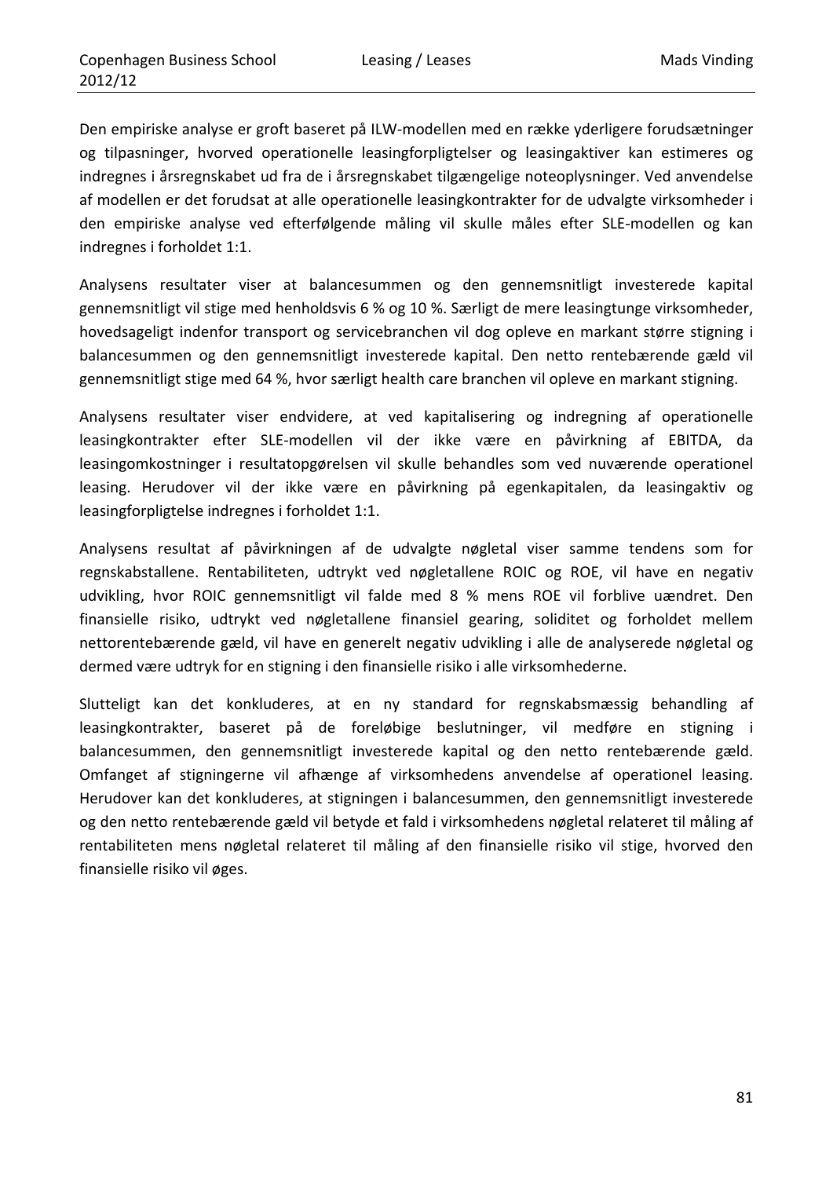Den empiriske analyse er groft baseret på ILW-modellen med en række yderligere forudsætninger og tilpasninger, hvorved operationelle leasingforpligtelser og leasingaktiver kan estimeres og indregnes i årsregnskabet ud fra de i årsregnskabet tilgængelige noteoplysninger. Ved anvendelse af modellen er det forudsat at alle operationelle leasingkontrakter for de udvalgte virksomheder i den empiriske analyse ved efterfølgende måling vil skulle måles efter SLE-modellen og kan indregnes i forholdet 1:1.

Analysens resultater viser at balancesummen og den gennemsnitligt investerede kapital gennemsnitligt vil stige med henholdsvis 6 % og 10 %. Særligt de mere leasingtunge virksomheder, hovedsageligt indenfor transport og servicebranchen vil dog opleve en markant større stigning i balancesummen og den gennemsnitligt investerede kapital. Den netto rentebærende gæld vil gennemsnitligt stige med 64 %, hvor særligt health care branchen vil opleve en markant stigning.

Analysens resultater viser endvidere, at ved kapitalisering og indregning af operationelle leasingkontrakter efter SLE-modellen vil der ikke være en påvirkning af EBITDA, da leasingomkostninger i resultatopgørelsen vil skulle behandles som ved nuværende operationel leasing. Herudover vil der ikke være en påvirkning på egenkapitalen, da leasingaktiv og leasingforpligtelse indregnes i forholdet 1:1.

Analysens resultat af påvirkningen af de udvalgte nøgletal viser samme tendens som for regnskabstallene. Rentabiliteten, udtrykt ved nøgletallene ROIC og ROE, vil have en negativ udvikling, hvor ROIC gennemsnitligt vil falde med 8 % mens ROE vil forblive uændret. Den finansielle risiko, udtrykt ved nøgletallene finansiel gearing, soliditet og forholdet mellem nettorentebærende gæld, vil have en generelt negativ udvikling i alle de analyserede nøgletal og dermed være udtryk for en stigning i den finansielle risiko i alle virksomhederne.

Slutteligt kan det konkluderes, at en ny standard for regnskabsmæssig behandling af leasingkontrakter, baseret på de foreløbige beslutninger, vil medføre en stigning i balancesummen, den gennemsnitligt investerede kapital og den netto rentebærende gæld. Omfanget af stigningerne vil afhænge af virksomhedens anvendelse af operationel leasing. Herudover kan det konkluderes, at stigningen i balancesummen, den gennemsnitligt investerede og den netto rentebærende gæld vil betyde et fald i virksomhedens nøgletal relateret til måling af rentabiliteten mens nøgletal relateret til måling af den finansielle risiko vil stige, hvorved den finansielle risiko vil øges.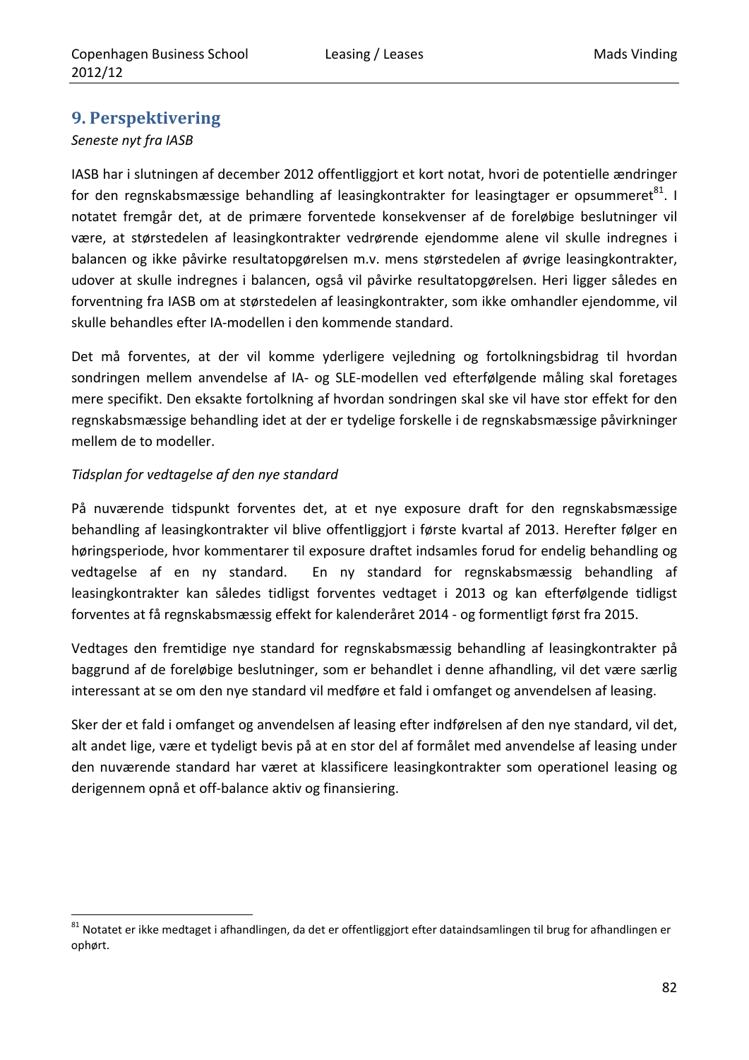## 9. Perspektivering

*Seneste nyt fra IASB*

IASB har i slutningen af december 2012 offentliggjort et kort notat, hvori de potentielle ændringer for den regnskabsmæssige behandling af leasingkontrakter for leasingtager er opsummeret[81]. I notatet fremgår det, at de primære forventede konsekvenser af de foreløbige beslutninger vil være, at størstedelen af leasingkontrakter vedrørende ejendomme alene vil skulle indregnes i balancen og ikke påvirke resultatopgørelsen m.v. mens størstedelen af øvrige leasingkontrakter, udover at skulle indregnes i balancen, også vil påvirke resultatopgørelsen. Heri ligger således en forventning fra IASB om at størstedelen af leasingkontrakter, som ikke omhandler ejendomme, vil skulle behandles efter IA-modellen i den kommende standard.

Det må forventes, at der vil komme yderligere vejledning og fortolkningsbidrag til hvordan sondringen mellem anvendelse af IA- og SLE-modellen ved efterfølgende måling skal foretages mere specifikt. Den eksakte fortolkning af hvordan sondringen skal ske vil have stor effekt for den regnskabsmæssige behandling idet at der er tydelige forskelle i de regnskabsmæssige påvirkninger mellem de to modeller.

*Tidsplan for vedtagelse af den nye standard*

På nuværende tidspunkt forventes det, at et nye exposure draft for den regnskabsmæssige behandling af leasingkontrakter vil blive offentliggjort i første kvartal af 2013. Herefter følger en høringsperiode, hvor kommentarer til exposure draftet indsamles forud for endelig behandling og vedtagelse af en ny standard. En ny standard for regnskabsmæssig behandling af leasingkontrakter kan således tidligst forventes vedtaget i 2013 og kan efterfølgende tidligst forventes at få regnskabsmæssig effekt for kalenderåret 2014 - og formentligt først fra 2015.

Vedtages den fremtidige nye standard for regnskabsmæssig behandling af leasingkontrakter på baggrund af de foreløbige beslutninger, som er behandlet i denne afhandling, vil det være særlig interessant at se om den nye standard vil medføre et fald i omfanget og anvendelsen af leasing.

Sker der et fald i omfanget og anvendelsen af leasing efter indførelsen af den nye standard, vil det, alt andet lige, være et tydeligt bevis på at en stor del af formålet med anvendelse af leasing under den nuværende standard har været at klassificere leasingkontrakter som operationel leasing og derigennem opnå et off-balance aktiv og finansiering.

---

[81] Notatet er ikke medtaget i afhandlingen, da det er offentliggjort efter dataindsamlingen til brug for afhandlingen er ophørt.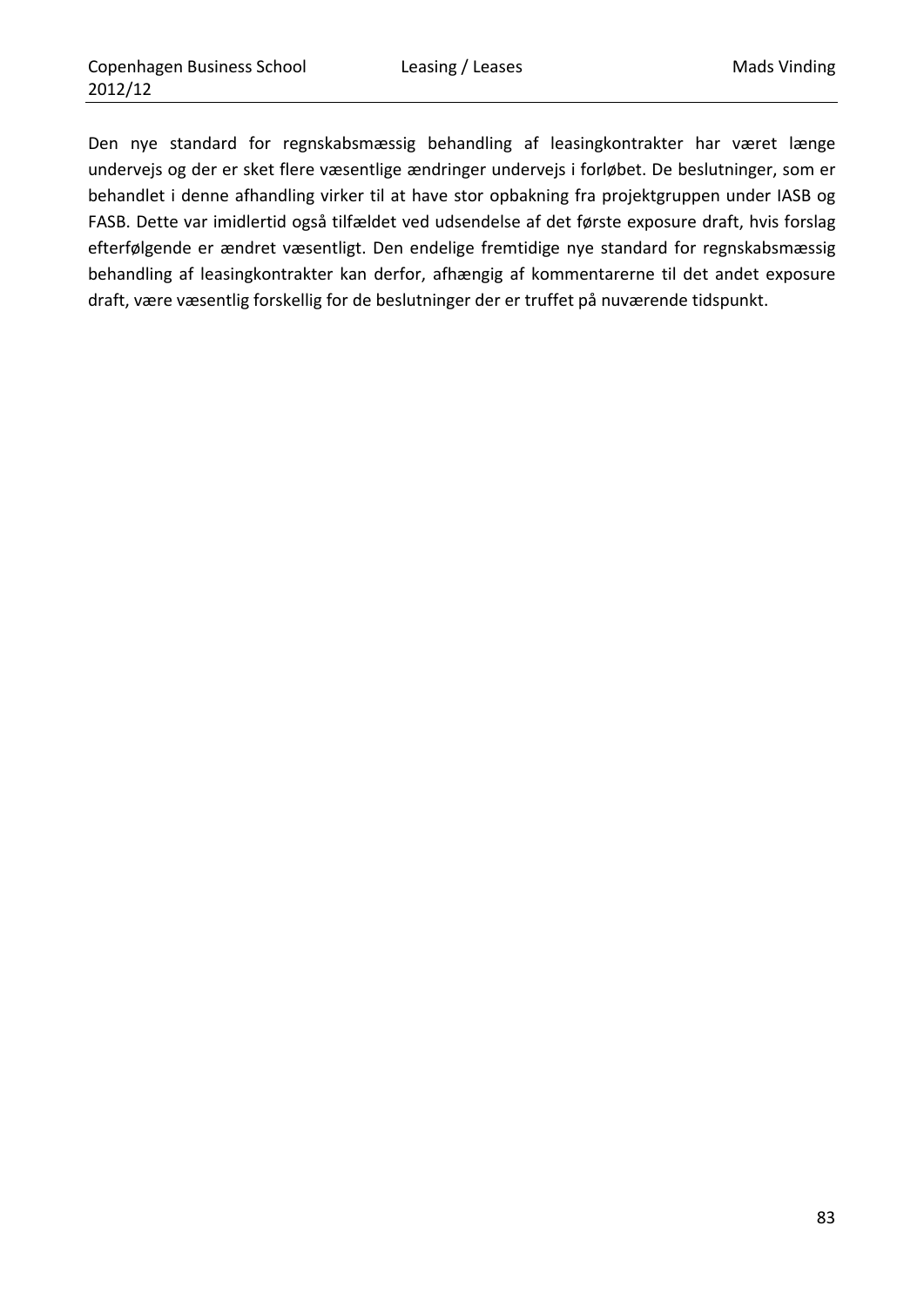Den nye standard for regnskabsmæssig behandling af leasingkontrakter har været længe undervejs og der er sket flere væsentlige ændringer undervejs i forløbet. De beslutninger, som er behandlet i denne afhandling virker til at have stor opbakning fra projektgruppen under IASB og FASB. Dette var imidlertid også tilfældet ved udsendelse af det første exposure draft, hvis forslag efterfølgende er ændret væsentligt. Den endelige fremtidige nye standard for regnskabsmæssig behandling af leasingkontrakter kan derfor, afhængig af kommentarerne til det andet exposure draft, være væsentlig forskellig for de beslutninger der er truffet på nuværende tidspunkt.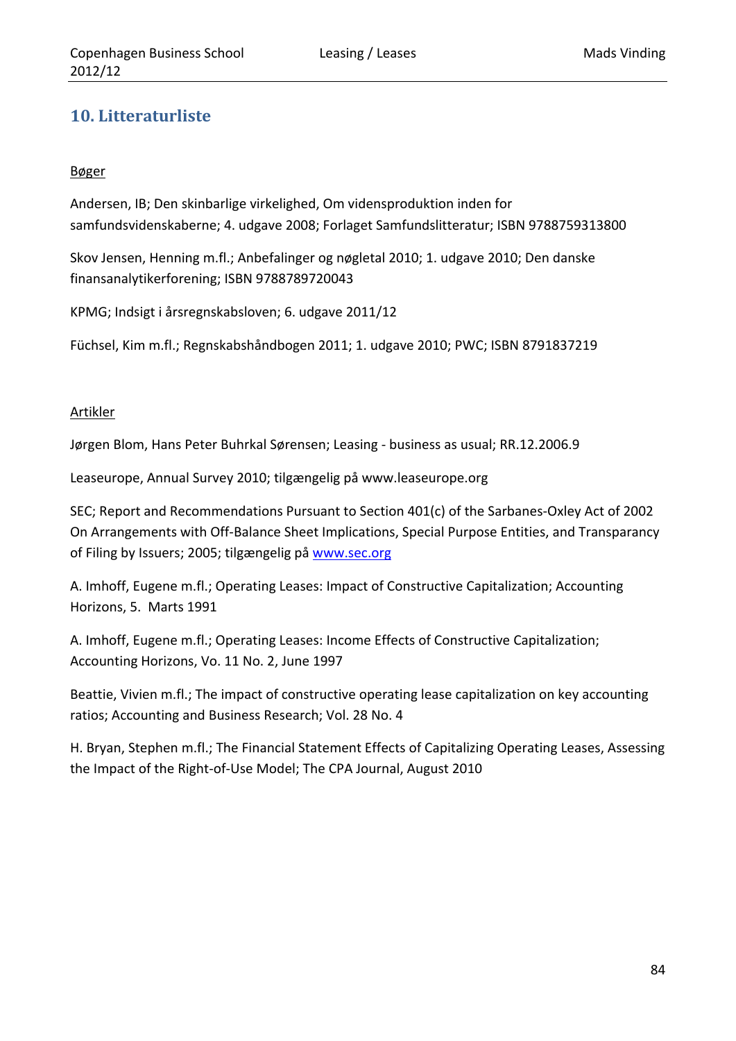## 10. Litteraturliste

Bøger

Andersen, IB; Den skinbarlige virkelighed, Om vidensproduktion inden for samfundsvidenskaberne; 4. udgave 2008; Forlaget Samfundslitteratur; ISBN 9788759313800

Skov Jensen, Henning m.fl.; Anbefalinger og nøgletal 2010; 1. udgave 2010; Den danske finansanalytikerforening; ISBN 9788789720043

KPMG; Indsigt i årsregnskabsloven; 6. udgave 2011/12

Füchsel, Kim m.fl.; Regnskabshåndbogen 2011; 1. udgave 2010; PWC; ISBN 8791837219

Artikler

Jørgen Blom, Hans Peter Buhrkal Sørensen; Leasing - business as usual; RR.12.2006.9

Leaseurope, Annual Survey 2010; tilgængelig på www.leaseurope.org

SEC; Report and Recommendations Pursuant to Section 401(c) of the Sarbanes-Oxley Act of 2002 On Arrangements with Off-Balance Sheet Implications, Special Purpose Entities, and Transparancy of Filing by Issuers; 2005; tilgængelig på www.sec.org

A. Imhoff, Eugene m.fl.; Operating Leases: Impact of Constructive Capitalization; Accounting Horizons, 5. Marts 1991

A. Imhoff, Eugene m.fl.; Operating Leases: Income Effects of Constructive Capitalization; Accounting Horizons, Vo. 11 No. 2, June 1997

Beattie, Vivien m.fl.; The impact of constructive operating lease capitalization on key accounting ratios; Accounting and Business Research; Vol. 28 No. 4

H. Bryan, Stephen m.fl.; The Financial Statement Effects of Capitalizing Operating Leases, Assessing the Impact of the Right-of-Use Model; The CPA Journal, August 2010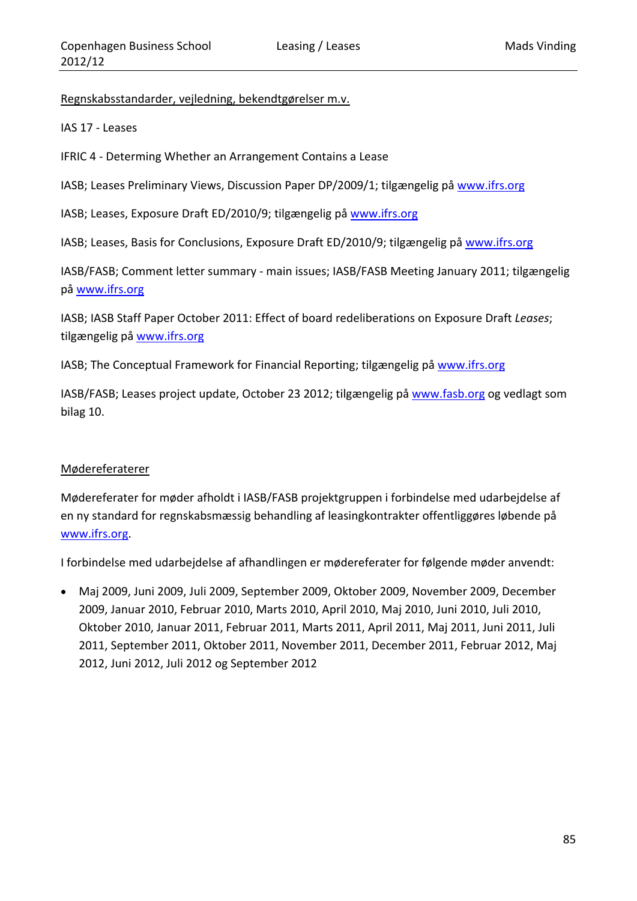Regnskabsstandarder, vejledning, bekendtgørelser m.v.

IAS 17 - Leases

IFRIC 4 - Determing Whether an Arrangement Contains a Lease

IASB; Leases Preliminary Views, Discussion Paper DP/2009/1; tilgængelig på www.ifrs.org

IASB; Leases, Exposure Draft ED/2010/9; tilgængelig på www.ifrs.org

IASB; Leases, Basis for Conclusions, Exposure Draft ED/2010/9; tilgængelig på www.ifrs.org

IASB/FASB; Comment letter summary - main issues; IASB/FASB Meeting January 2011; tilgængelig på www.ifrs.org

IASB; IASB Staff Paper October 2011: Effect of board redeliberations on Exposure Draft *Leases*; tilgængelig på www.ifrs.org

IASB; The Conceptual Framework for Financial Reporting; tilgængelig på www.ifrs.org

IASB/FASB; Leases project update, October 23 2012; tilgængelig på www.fasb.org og vedlagt som bilag 10.

Mødereferaterer

Mødereferater for møder afholdt i IASB/FASB projektgruppen i forbindelse med udarbejdelse af en ny standard for regnskabsmæssig behandling af leasingkontrakter offentliggøres løbende på www.ifrs.org.

I forbindelse med udarbejdelse af afhandlingen er mødereferater for følgende møder anvendt:

- Maj 2009, Juni 2009, Juli 2009, September 2009, Oktober 2009, November 2009, December 2009, Januar 2010, Februar 2010, Marts 2010, April 2010, Maj 2010, Juni 2010, Juli 2010, Oktober 2010, Januar 2011, Februar 2011, Marts 2011, April 2011, Maj 2011, Juni 2011, Juli 2011, September 2011, Oktober 2011, November 2011, December 2011, Februar 2012, Maj 2012, Juni 2012, Juli 2012 og September 2012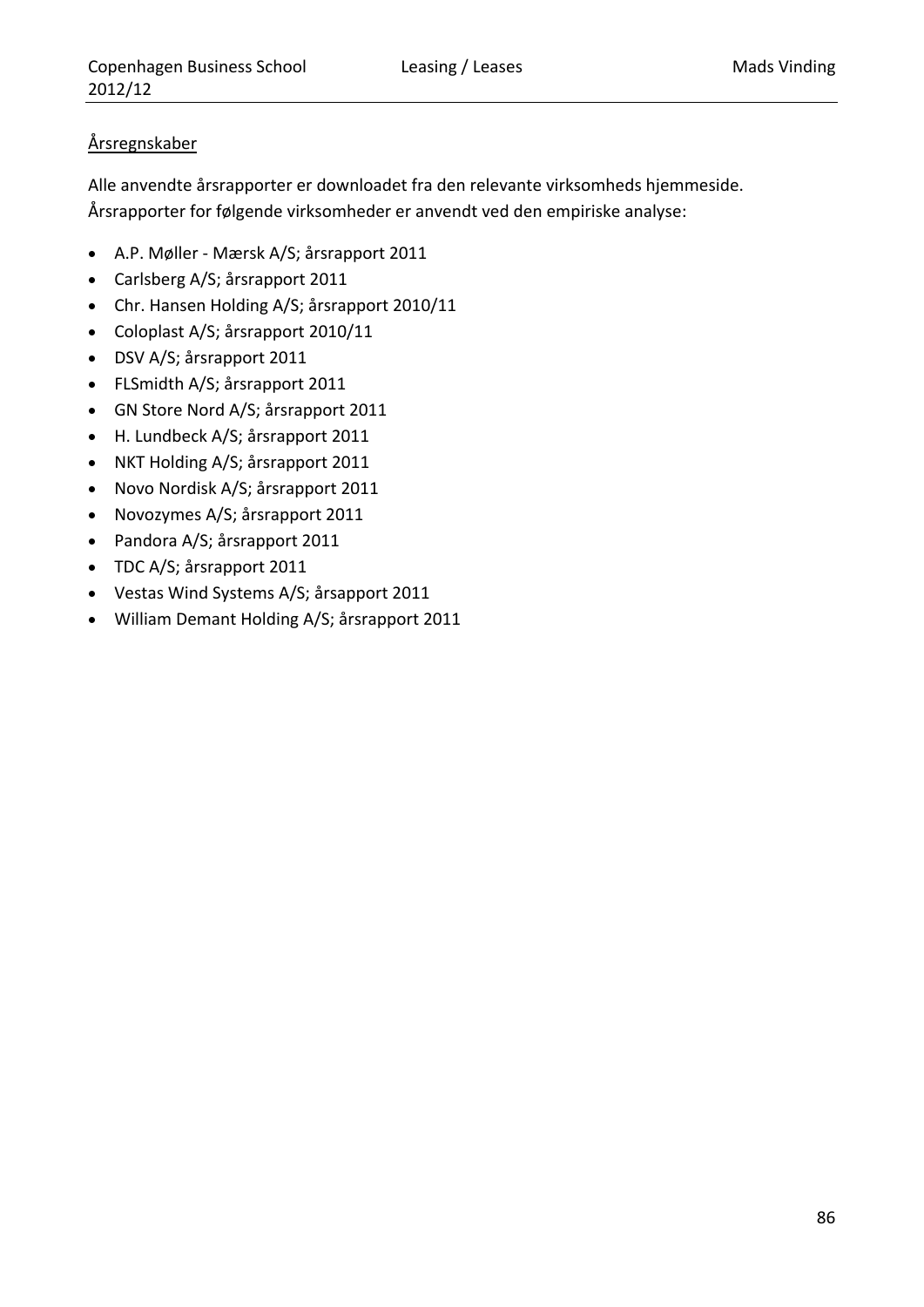<u>Årsregnskaber</u>

Alle anvendte årsrapporter er downloadet fra den relevante virksomheds hjemmeside. Årsrapporter for følgende virksomheder er anvendt ved den empiriske analyse:

- A.P. Møller - Mærsk A/S; årsrapport 2011
- Carlsberg A/S; årsrapport 2011
- Chr. Hansen Holding A/S; årsrapport 2010/11
- Coloplast A/S; årsrapport 2010/11
- DSV A/S; årsrapport 2011
- FLSmidth A/S; årsrapport 2011
- GN Store Nord A/S; årsrapport 2011
- H. Lundbeck A/S; årsrapport 2011
- NKT Holding A/S; årsrapport 2011
- Novo Nordisk A/S; årsrapport 2011
- Novozymes A/S; årsrapport 2011
- Pandora A/S; årsrapport 2011
- TDC A/S; årsrapport 2011
- Vestas Wind Systems A/S; årsapport 2011
- William Demant Holding A/S; årsrapport 2011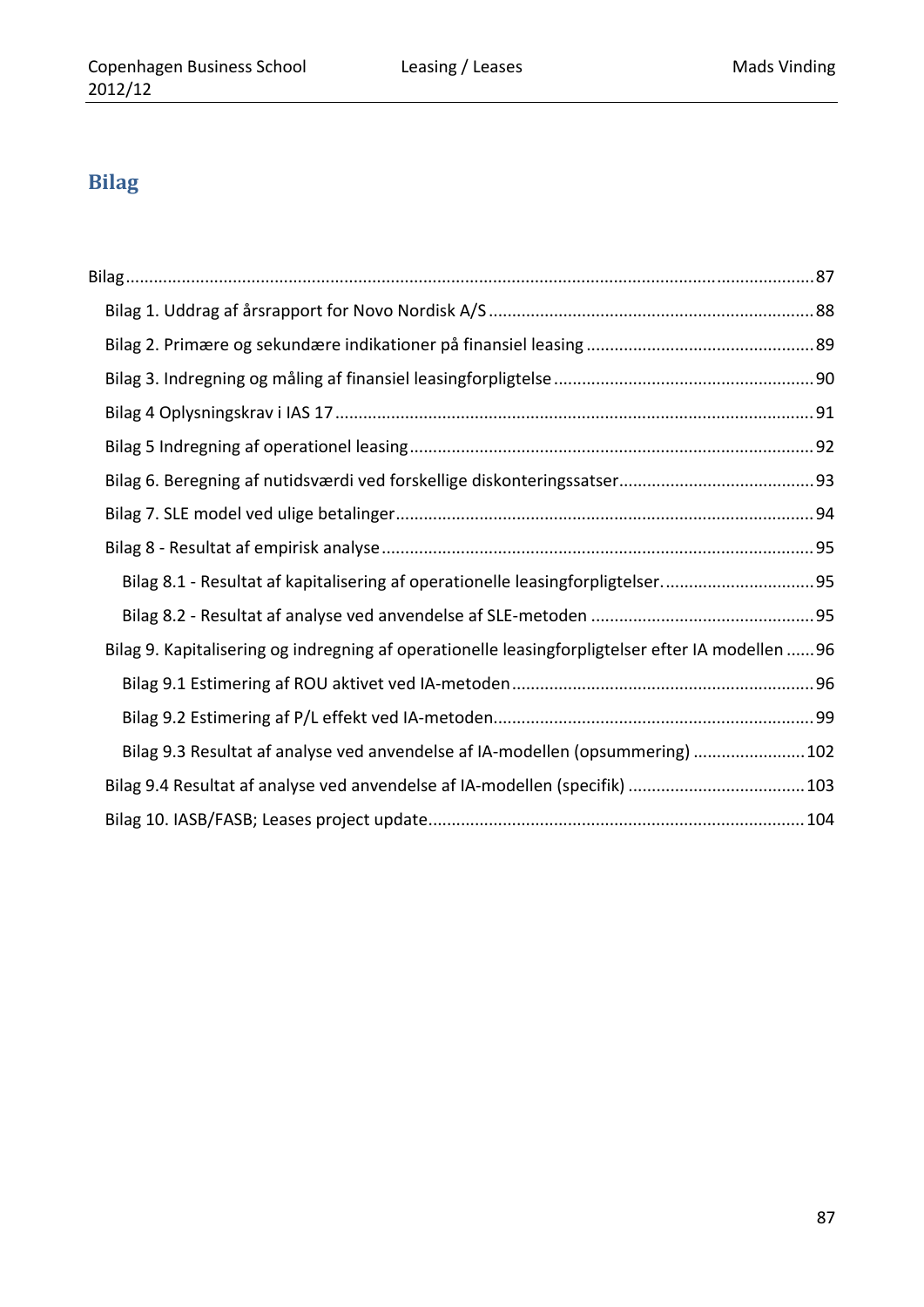# Bilag

- Bilag ..... 87
  - Bilag 1. Uddrag af årsrapport for Novo Nordisk A/S ..... 88
  - Bilag 2. Primære og sekundære indikationer på finansiel leasing ..... 89
  - Bilag 3. Indregning og måling af finansiel leasingforpligtelse ..... 90
  - Bilag 4 Oplysningskrav i IAS 17 ..... 91
  - Bilag 5 Indregning af operationel leasing ..... 92
  - Bilag 6. Beregning af nutidsværdi ved forskellige diskonteringssatser ..... 93
  - Bilag 7. SLE model ved ulige betalinger ..... 94
  - Bilag 8 - Resultat af empirisk analyse ..... 95
    - Bilag 8.1 - Resultat af kapitalisering af operationelle leasingforpligtelser. ..... 95
    - Bilag 8.2 - Resultat af analyse ved anvendelse af SLE-metoden ..... 95
  - Bilag 9. Kapitalisering og indregning af operationelle leasingforpligtelser efter IA modellen ..... 96
    - Bilag 9.1 Estimering af ROU aktivet ved IA-metoden ..... 96
    - Bilag 9.2 Estimering af P/L effekt ved IA-metoden ..... 99
    - Bilag 9.3 Resultat af analyse ved anvendelse af IA-modellen (opsummering) ..... 102
  - Bilag 9.4 Resultat af analyse ved anvendelse af IA-modellen (specifik) ..... 103
  - Bilag 10. IASB/FASB; Leases project update ..... 104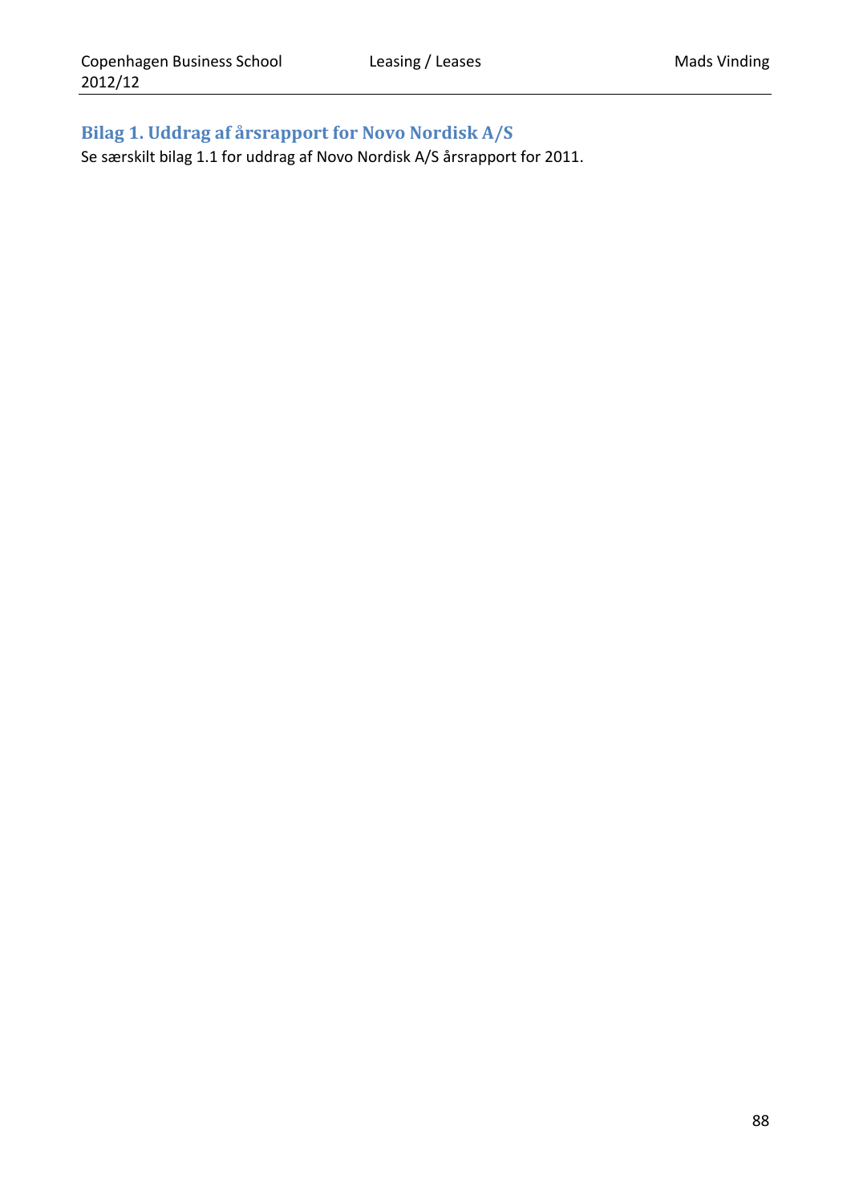## Bilag 1. Uddrag af årsrapport for Novo Nordisk A/S

Se særskilt bilag 1.1 for uddrag af Novo Nordisk A/S årsrapport for 2011.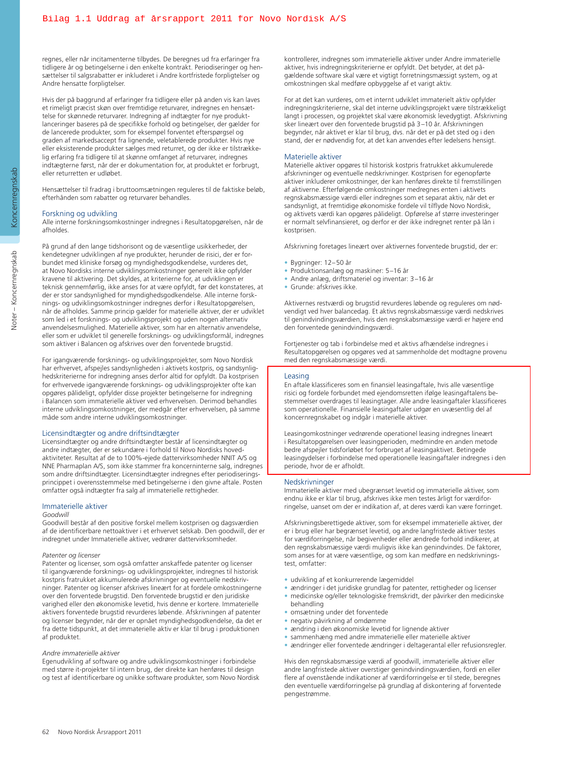regnes, eller når incitamenterne tilbydes. De beregnes ud fra erfaringer fra tidligere år og betingelserne i den enkelte kontrakt. Periodiseringer og hensættelser til salgsrabatter er inkluderet i Andre kortfristede forpligtelser og Andre hensatte forpligtelser.

Hvis der på baggrund af erfaringer fra tidligere eller på anden vis kan laves et rimeligt præcist skøn over fremtidige returvarer, indregnes en hensættelse for skønnede returvarer. Indregning af indtægter for nye produktlanceringer baseres på de specifikke forhold og betingelser, der gælder for de lancerede produkter, som for eksempel forventet efterspørgsel og graden af markedsaccept fra lignende, veletablerede produkter. Hvis nye eller eksisterende produkter sælges med returret, og der ikke er tilstrækkelig erfaring fra tidligere til at skønne omfanget af returvarer, indregnes indtægterne først, når der er dokumentation for, at produktet er forbrugt, eller returretten er udløbet.

Hensættelser til fradrag i bruttoomsætningen reguleres til de faktiske beløb, efterhånden som rabatter og returvarer behandles.

## Forskning og udvikling

Alle interne forskningsomkostninger indregnes i Resultatopgørelsen, når de afholdes.

På grund af den lange tidshorisont og de væsentlige usikkerheder, der kendetegner udviklingen af nye produkter, herunder de risici, der er forbundet med kliniske forsøg og myndighedsgodkendelse, vurderes det, at Novo Nordisks interne udviklingsomkostninger generelt ikke opfylder kravene til aktivering. Det skyldes, at kriterierne for, at udviklingen er teknisk gennemførlig, ikke anses for at være opfyldt, før det konstateres, at der er stor sandsynlighed for myndighedsgodkendelse. Alle interne forsknings- og udviklingsomkostninger indregnes derfor i Resultatopgørelsen, når de afholdes. Samme princip gælder for materielle aktiver, der er udviklet som led i et forsknings- og udviklingsprojekt og uden nogen alternativ anvendelsesmulighed. Materielle aktiver, som har en alternativ anvendelse, eller som er udviklet til generelle forsknings- og udviklingsformål, indregnes som aktiver i Balancen og afskrives over den forventede brugstid.

For igangværende forsknings- og udviklingsprojekter, som Novo Nordisk har erhvervet, afspejles sandsynligheden i aktivets kostpris, og sandsynlighedskriterierne for indregning anses derfor altid for opfyldt. Da kostprisen for erhvervede igangværende forsknings- og udviklingsprojekter ofte kan opgøres pålideligt, opfylder disse projekter betingelserne for indregning i Balancen som immaterielle aktiver ved erhvervelsen. Derimod behandles interne udviklingsomkostninger, der medgår efter erhvervelsen, på samme måde som andre interne udviklingsomkostninger.

## Licensindtægter og andre driftsindtægter

Licensindtægter og andre driftsindtægter består af licensindtægter og andre indtægter, der er sekundære i forhold til Novo Nordisks hovedaktiviteter. Resultat af de to 100%-ejede dattervirksomheder NNIT A/S og NNE Pharmaplan A/S, som ikke stammer fra koncerninterne salg, indregnes som andre driftsindtægter. Licensindtægter indregnes efter periodiseringsprincippet i overensstemmelse med betingelserne i den givne aftale. Posten omfatter også indtægter fra salg af immaterielle rettigheder.

## Immaterielle aktiver

*Goodwill*

Goodwill består af den positive forskel mellem kostprisen og dagsværdien af de identificerbare nettoaktiver i et erhvervet selskab. Den goodwill, der er indregnet under Immaterielle aktiver, vedrører dattervirksomheder.

*Patenter og licenser*

Patenter og licenser, som også omfatter anskaffede patenter og licenser til igangværende forsknings- og udviklingsprojekter, indregnes til historisk kostpris fratrukket akkumulerede afskrivninger og eventuelle nedskrivninger. Patenter og licenser afskrives lineært for at fordele omkostningerne over den forventede brugstid. Den forventede brugstid er den juridiske varighed eller den økonomiske levetid, hvis denne er kortere. Immaterielle aktivers forventede brugstid revurderes løbende. Afskrivningen af patenter og licenser begynder, når der er opnået myndighedsgodkendelse, da det er fra dette tidspunkt, at det immaterielle aktiv er klar til brug i produktionen af produktet.

*Andre immaterielle aktiver*

Egenudvikling af software og andre udviklingsomkostninger i forbindelse med større it-projekter til intern brug, der direkte kan henføres til design og test af identificerbare og unikke software produkter, som Novo Nordisk kontrollerer, indregnes som immaterielle aktiver under Andre immaterielle aktiver, hvis indregningskriterierne er opfyldt. Det betyder, at det pågældende software skal være et vigtigt forretningsmæssigt system, og at omkostningen skal medføre opbyggelse af et varigt aktiv.

For at det kan vurderes, om et internt udviklet immaterielt aktiv opfylder indregningskriterierne, skal det interne udviklingsprojekt være tilstrækkeligt langt i processen, og projektet skal være økonomisk levedygtigt. Afskrivning sker lineært over den forventede brugstid på 3–10 år. Afskrivningen begynder, når aktivet er klar til brug, dvs. når det er på det sted og i den stand, der er nødvendig for, at det kan anvendes efter ledelsens hensigt.

## Materielle aktiver

Materielle aktiver opgøres til historisk kostpris fratrukket akkumulerede afskrivninger og eventuelle nedskrivninger. Kostprisen for egenopførte aktiver inkluderer omkostninger, der kan henføres direkte til fremstillingen af aktiverne. Efterfølgende omkostninger medregnes enten i aktivets regnskabsmæssige værdi eller indregnes som et separat aktiv, når det er sandsynligt, at fremtidige økonomiske fordele vil tilflyde Novo Nordisk, og aktivets værdi kan opgøres pålideligt. Opførelse af større investeringer er normalt selvfinansieret, og derfor er der ikke indregnet renter på lån i kostprisen.

Afskrivning foretages lineært over aktivernes forventede brugstid, der er:

- Bygninger: 12–50 år
- Produktionsanlæg og maskiner: 5–16 år
- Andre anlæg, driftsmateriel og inventar: 3–16 år
- Grunde: afskrives ikke.

Aktivernes restværdi og brugstid revurderes løbende og reguleres om nødvendigt ved hver balancedag. Et aktivs regnskabsmæssige værdi nedskrives til genindvindingsværdien, hvis den regnskabsmæssige værdi er højere end den forventede genindvindingsværdi.

Fortjenester og tab i forbindelse med et aktivs afhændelse indregnes i Resultatopgørelsen og opgøres ved at sammenholde det modtagne provenu med den regnskabsmæssige værdi.

## Leasing

En aftale klassificeres som en finansiel leasingaftale, hvis alle væsentlige risici og fordele forbundet med ejendomsretten ifølge leasingaftalens bestemmelser overdrages til leasingtager. Alle andre leasingaftaler klassificeres som operationelle. Finansielle leasingaftaler udgør en uvæsentlig del af koncernregnskabet og indgår i materielle aktiver.

Leasingomkostninger vedrørende operationel leasing indregnes lineært i Resultatopgørelsen over leasingperioden, medmindre en anden metode bedre afspejler tidsforløbet for forbruget af leasingaktivet. Betingede leasingydelser i forbindelse med operationelle leasingaftaler indregnes i den periode, hvor de er afholdt.

## Nedskrivninger

Immaterielle aktiver med ubegrænset levetid og immaterielle aktiver, som endnu ikke er klar til brug, afskrives ikke men testes årligt for værdiforringelse, uanset om der er indikation af, at deres værdi kan være forringet.

Afskrivningsberettigede aktiver, som for eksempel immaterielle aktiver, der er i brug eller har begrænset levetid, og andre langfristede aktiver testes for værdiforringelse, når begivenheder eller ændrede forhold indikerer, at den regnskabsmæssige værdi muligvis ikke kan genindvindes. De faktorer, som anses for at være væsentlige, og som kan medføre en nedskrivningstest, omfatter:

- udvikling af et konkurrerende lægemiddel
- ændringer i det juridiske grundlag for patenter, rettigheder og licenser
- medicinske og/eller teknologiske fremskridt, der påvirker den medicinske behandling
- omsætning under det forventede
- negativ påvirkning af omdømme
- ændring i den økonomiske levetid for lignende aktiver
- sammenhæng med andre immaterielle eller materielle aktiver
- ændringer eller forventede ændringer i deltagerantal eller refusionsregler.

Hvis den regnskabsmæssige værdi af goodwill, immaterielle aktiver eller andre langfristede aktiver overstiger genindvindingsværdien, fordi en eller flere af ovenstående indikationer af værdiforringelse er til stede, beregnes den eventuelle værdiforringelse på grundlag af diskontering af forventede pengestrømme.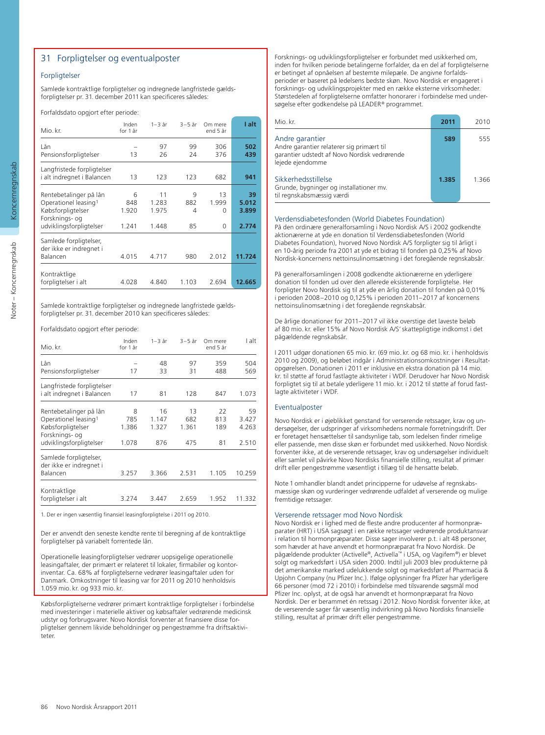## 31 Forpligtelser og eventualposter

### Forpligtelser

Samlede kontraktlige forpligtelser og indregnede langfristede gældsforpligtelser pr. 31. december 2011 kan specificeres således:

Forfaldsdato opgjort efter periode:

| Mio. kr. | Inden for 1 år | 1–3 år | 3–5 år | Om mere end 5 år | I alt |
|---|---|---|---|---|---|
| Lån | – | 97 | 99 | 306 | **502** |
| Pensionsforpligtelser | 13 | 26 | 24 | 376 | **439** |
| Langfristede forpligtelser i alt indregnet i Balancen | 13 | 123 | 123 | 682 | **941** |
| Rentebetalinger på lån | 6 | 11 | 9 | 13 | **39** |
| Operationel leasing[1] | 848 | 1.283 | 882 | 1.999 | **5.012** |
| Købsforpligtelser | 1.920 | 1.975 | 4 | 0 | **3.899** |
| Forsknings- og udviklingsforpligtelser | 1.241 | 1.448 | 85 | 0 | **2.774** |
| Samlede forpligtelser, der ikke er indregnet i Balancen | 4.015 | 4.717 | 980 | 2.012 | **11.724** |
| Kontraktlige forpligtelser i alt | 4.028 | 4.840 | 1.103 | 2.694 | **12.665** |

Samlede kontraktlige forpligtelser og indregnede langfristede gældsforpligtelser pr. 31. december 2010 kan specificeres således:

Forfaldsdato opgjort efter periode:

| Mio. kr. | Inden for 1 år | 1–3 år | 3–5 år | Om mere end 5 år | I alt |
|---|---|---|---|---|---|
| Lån | – | 48 | 97 | 359 | 504 |
| Pensionsforpligtelser | 17 | 33 | 31 | 488 | 569 |
| Langfristede forpligtelser i alt indregnet i Balancen | 17 | 81 | 128 | 847 | 1.073 |
| Rentebetalinger på lån | 8 | 16 | 13 | 22 | 59 |
| Operationel leasing[1] | 785 | 1.147 | 682 | 813 | 3.427 |
| Købsforpligtelser | 1.386 | 1.327 | 1.361 | 189 | 4.263 |
| Forsknings- og udviklingsforpligtelser | 1.078 | 876 | 475 | 81 | 2.510 |
| Samlede forpligtelser, der ikke er indregnet i Balancen | 3.257 | 3.366 | 2.531 | 1.105 | 10.259 |
| Kontraktlige forpligtelser i alt | 3.274 | 3.447 | 2.659 | 1.952 | 11.332 |

1. Der er ingen væsentlig finansiel leasingforpligtelse i 2011 og 2010.

Der er anvendt den seneste kendte rente til beregning af de kontraktlige forpligtelser på variabelt forrentede lån.

Operationelle leasingforpligtelser vedrører uopsigelige operationelle leasingaftaler, der primært er relateret til lokaler, firmabiler og kontorinventar. Ca. 68% af forpligtelserne vedrører leasingaftaler uden for Danmark. Omkostninger til leasing var for 2011 og 2010 henholdsvis 1.059 mio. kr. og 933 mio. kr.

Købsforpligtelserne vedrører primært kontraktlige forpligtelser i forbindelse med investeringer i materielle aktiver og købsaftaler vedrørende medicinsk udstyr og forbrugsvarer. Novo Nordisk forventer at finansiere disse forpligtelser gennem likvide beholdninger og pengestrømme fra driftsaktiviteter.

Forsknings- og udviklingsforpligtelser er forbundet med usikkerhed om, inden for hvilken periode betalingerne forfalder, da en del af forpligtelserne er betinget af opnåelsen af bestemte milepæle. De angivne forfaldsperioder er baseret på ledelsens bedste skøn. Novo Nordisk er engageret i forsknings- og udviklingsprojekter med en række eksterne virksomheder. Størstedelen af forpligtelserne omfatter honorarer i forbindelse med undersøgelse efter godkendelse på LEADER® programmet.

| Mio. kr. | 2011 | 2010 |
|---|---|---|
| **Andre garantier**<br>Andre garantier relaterer sig primært til garantier udstedt af Novo Nordisk vedrørende lejede ejendomme | **589** | 555 |
| **Sikkerhedsstillelse**<br>Grunde, bygninger og installationer mv. til regnskabsmæssig værdi | **1.385** | 1.366 |

### Verdensdiabetesfonden (World Diabetes Foundation)

På den ordinære generalforsamling i Novo Nordisk A/S i 2002 godkendte aktionærerne at yde en donation til Verdensdiabetesfonden (World Diabetes Foundation), hvorved Novo Nordisk A/S forpligter sig til årligt i en 10-årig periode fra 2001 at yde et bidrag til fonden på 0,25% af Novo Nordisk-koncernens nettoinsulinomsætning i det foregående regnskabsår.

På generalforsamlingen i 2008 godkendte aktionærerne en yderligere donation til fonden ud over den allerede eksisterende forpligtelse. Her forpligter Novo Nordisk sig til at yde en årlig donation til fonden på 0,01% i perioden 2008–2010 og 0,125% i perioden 2011–2017 af koncernens nettoinsulinomsætning i det foregående regnskabsår.

De årlige donationer for 2011–2017 vil ikke overstige det laveste beløb af 80 mio. kr. eller 15% af Novo Nordisk A/S' skattepligtige indkomst i det pågældende regnskabsår.

I 2011 udgør donationen 65 mio. kr. (69 mio. kr. og 68 mio. kr. i henholdsvis 2010 og 2009), og beløbet indgår i Administrationsomkostninger i Resultatopgørelsen. Donationen i 2011 er inklusive en ekstra donation på 14 mio. kr. til støtte af forud fastlagte aktiviteter i WDF. Derudover har Novo Nordisk forpligtet sig til at betale yderligere 11 mio. kr. i 2012 til støtte af forud fastlagte aktiviteter i WDF.

### Eventualposter

Novo Nordisk er i øjeblikket genstand for verserende retssager, krav og undersøgelser, der udspringer af virksomhedens normale forretningsdrift. Der er foretaget hensættelser til sandsynlige tab, som ledelsen finder rimelige eller passende, men disse skøn er forbundet med usikkerhed. Novo Nordisk forventer ikke, at de verserende retssager, krav og undersøgelser individuelt eller samlet vil påvirke Novo Nordisks finansielle stilling, resultat af primær drift eller pengestrømme væsentligt i tillæg til de hensatte beløb.

Note 1 omhandler blandt andet principperne for udøvelse af regnskabsmæssige skøn og vurderinger vedrørende udfaldet af verserende og mulige fremtidige retssager.

### Verserende retssager mod Novo Nordisk

Novo Nordisk er i lighed med de fleste andre producenter af hormonpræparater (HRT) i USA sagsøgt i en række retssager vedrørende produktansvar i relation til hormonpræparater. Disse sager involverer p.t. i alt 48 personer, som hævder at have anvendt et hormonpræparat fra Novo Nordisk. De pågældende produkter (Activelle®, Activella™ i USA, og Vagifem®) er blevet solgt og markedsført i USA siden 2000. Indtil juli 2003 blev produkterne på det amerikanske marked udelukkende solgt og markedsført af Pharmacia & Upjohn Company (nu Pfizer Inc.). Ifølge oplysninger fra Pfizer har yderligere 66 personer (mod 72 i 2010) i forbindelse med tilsvarende søgsmål mod Pfizer Inc. oplyst, at de også har anvendt et hormonpræparat fra Novo Nordisk. Der er berammet én retssag i 2012. Novo Nordisk forventer ikke, at de verserende sager får væsentlig indvirkning på Novo Nordisks finansielle stilling, resultat af primær drift eller pengestrømme.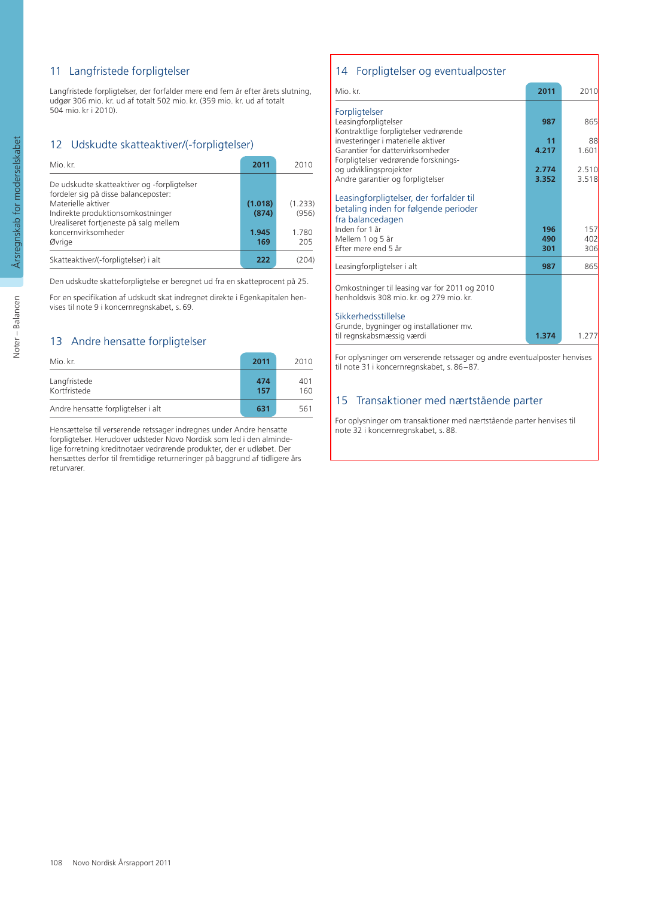## 11 Langfristede forpligtelser

Langfristede forpligtelser, der forfalder mere end fem år efter årets slutning, udgør 306 mio. kr. ud af totalt 502 mio. kr. (359 mio. kr. ud af totalt 504 mio. kr i 2010).

## 12 Udskudte skatteaktiver/(-forpligtelser)

| Mio. kr. | 2011 | 2010 |
|---|---|---|
| De udskudte skatteaktiver og -forpligtelser fordeler sig på disse balanceposter: | | |
| Materielle aktiver | **(1.018)** | (1.233) |
| Indirekte produktionsomkostninger | **(874)** | (956) |
| Urealiseret fortjeneste på salg mellem koncernvirksomheder | **1.945** | 1.780 |
| Øvrige | **169** | 205 |
| Skatteaktiver/(-forpligtelser) i alt | **222** | (204) |

Den udskudte skatteforpligtelse er beregnet ud fra en skatteprocent på 25.

For en specifikation af udskudt skat indregnet direkte i Egenkapitalen henvises til note 9 i koncernregnskabet, s. 69.

## 13 Andre hensatte forpligtelser

| Mio. kr. | 2011 | 2010 |
|---|---|---|
| Langfristede | **474** | 401 |
| Kortfristede | **157** | 160 |
| Andre hensatte forpligtelser i alt | **631** | 561 |

Hensættelse til verserende retssager indregnes under Andre hensatte forpligtelser. Herudover udsteder Novo Nordisk som led i den almindelige forretning kreditnotaer vedrørende produkter, der er udløbet. Der hensættes derfor til fremtidige returneringer på baggrund af tidligere års returvarer.

## 14 Forpligtelser og eventualposter

| Mio. kr. | 2011 | 2010 |
|---|---|---|
| **Forpligtelser** | | |
| Leasingforpligtelser | **987** | 865 |
| Kontraktlige forpligtelser vedrørende investeringer i materielle aktiver | **11** | 88 |
| Garantier for dattervirksomheder | **4.217** | 1.601 |
| Forpligtelser vedrørende forsknings- og udviklingsprojekter | **2.774** | 2.510 |
| Andre garantier og forpligtelser | **3.352** | 3.518 |
| **Leasingforpligtelser, der forfalder til betaling inden for følgende perioder fra balancedagen** | | |
| Inden for 1 år | **196** | 157 |
| Mellem 1 og 5 år | **490** | 402 |
| Efter mere end 5 år | **301** | 306 |
| Leasingforpligtelser i alt | **987** | 865 |
| Omkostninger til leasing var for 2011 og 2010 henholdsvis 308 mio. kr. og 279 mio. kr. | | |
| **Sikkerhedsstillelse** | | |
| Grunde, bygninger og installationer mv. til regnskabsmæssig værdi | **1.374** | 1.277 |

For oplysninger om verserende retssager og andre eventualposter henvises til note 31 i koncernregnskabet, s. 86–87.

## 15 Transaktioner med nærtstående parter

For oplysninger om transaktioner med nærtstående parter henvises til note 32 i koncernregnskabet, s. 88.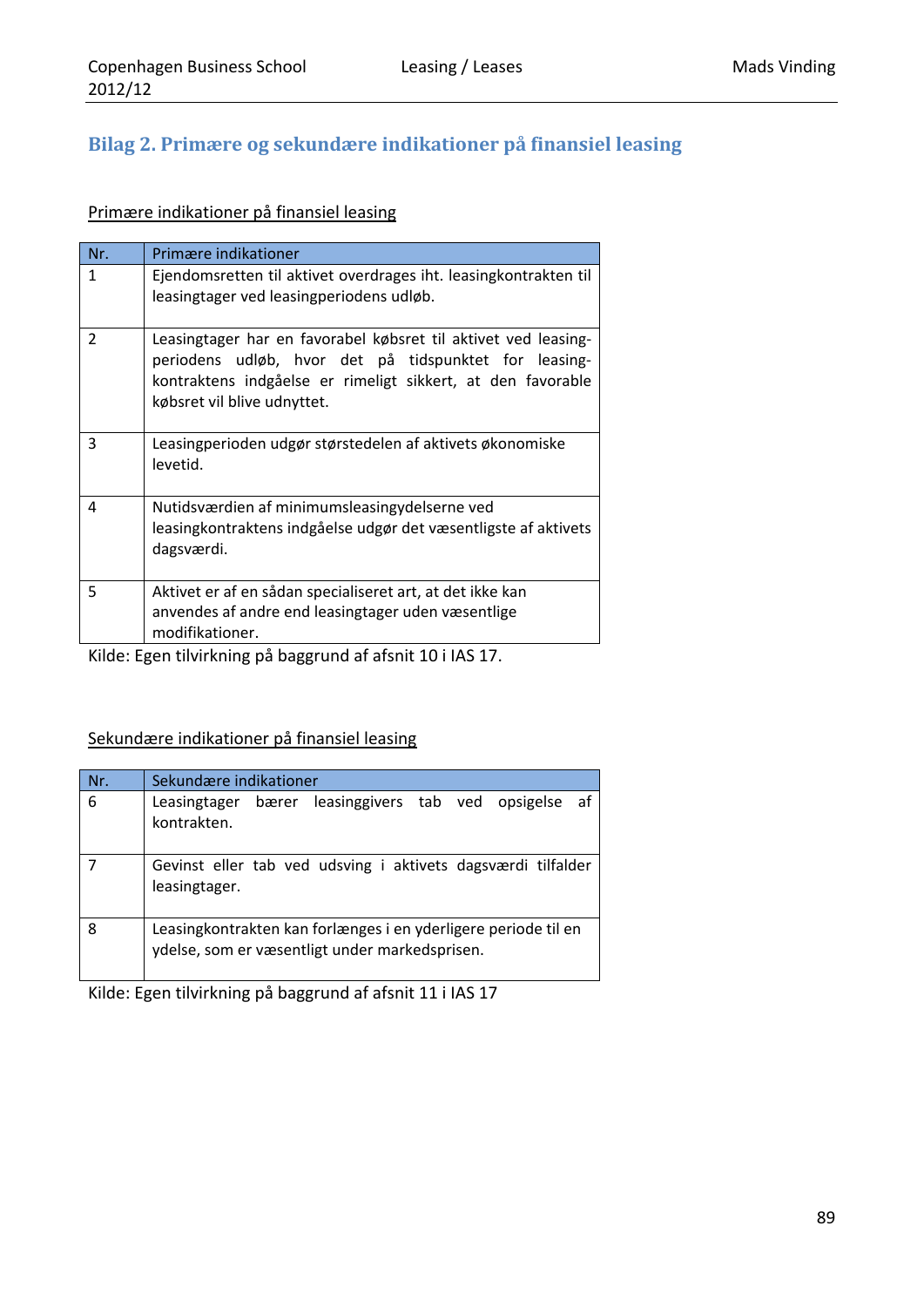## Bilag 2. Primære og sekundære indikationer på finansiel leasing

Primære indikationer på finansiel leasing

| Nr. | Primære indikationer |
|---|---|
| 1 | Ejendomsretten til aktivet overdrages iht. leasingkontrakten til leasingtager ved leasingperiodens udløb. |
| 2 | Leasingtager har en favorabel købsret til aktivet ved leasingperiodens udløb, hvor det på tidspunktet for leasingkontraktens indgåelse er rimeligt sikkert, at den favorable købsret vil blive udnyttet. |
| 3 | Leasingperioden udgør størstedelen af aktivets økonomiske levetid. |
| 4 | Nutidsværdien af minimumsleasingydelserne ved leasingkontraktens indgåelse udgør det væsentligste af aktivets dagsværdi. |
| 5 | Aktivet er af en sådan specialiseret art, at det ikke kan anvendes af andre end leasingtager uden væsentlige modifikationer. |

Kilde: Egen tilvirkning på baggrund af afsnit 10 i IAS 17.

Sekundære indikationer på finansiel leasing

| Nr. | Sekundære indikationer |
|---|---|
| 6 | Leasingtager bærer leasinggivers tab ved opsigelse af kontrakten. |
| 7 | Gevinst eller tab ved udsving i aktivets dagsværdi tilfalder leasingtager. |
| 8 | Leasingkontrakten kan forlænges i en yderligere periode til en ydelse, som er væsentligt under markedsprisen. |

Kilde: Egen tilvirkning på baggrund af afsnit 11 i IAS 17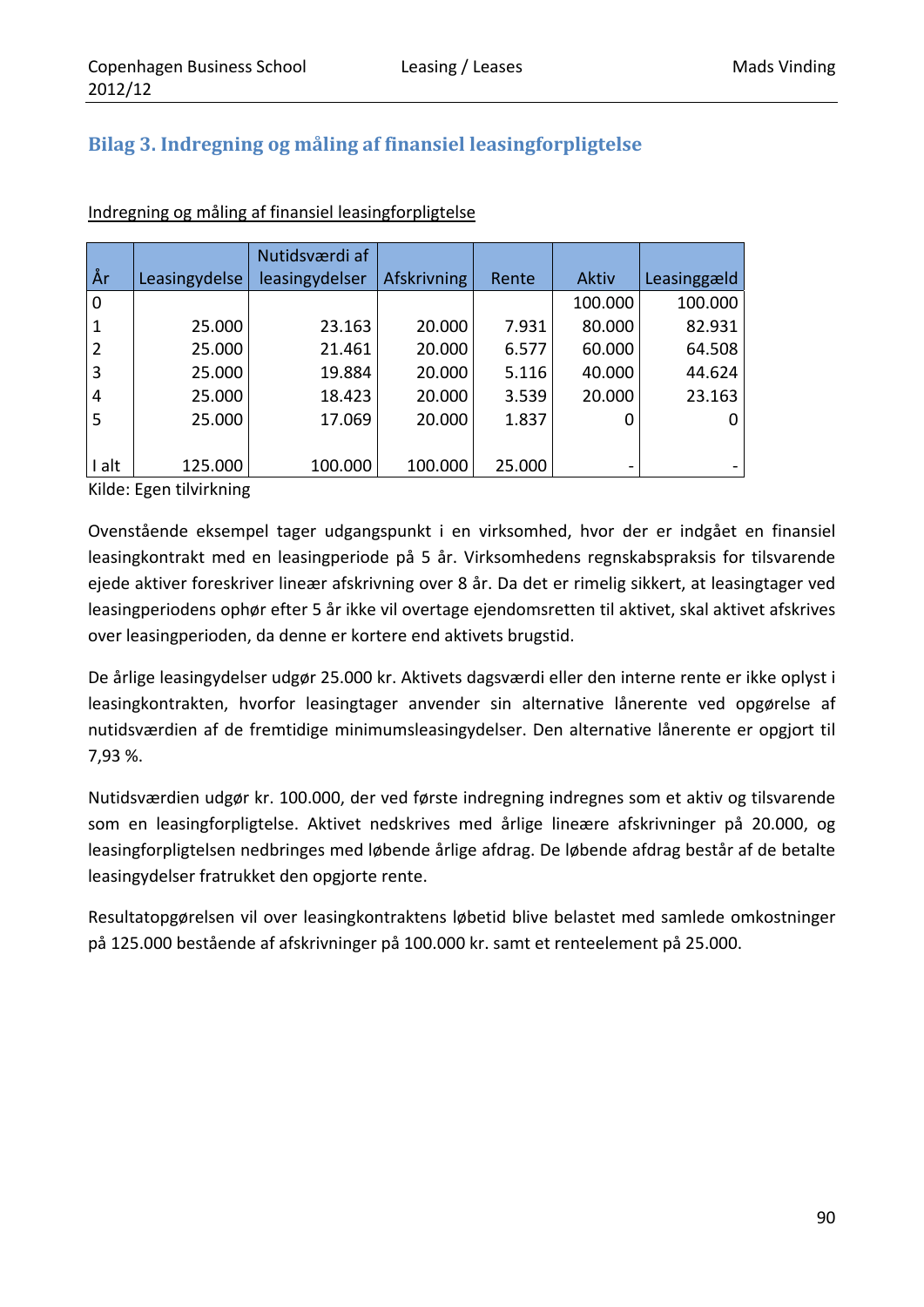## Bilag 3. Indregning og måling af finansiel leasingforpligtelse

Indregning og måling af finansiel leasingforpligtelse

| År | Leasingydelse | Nutidsværdi af leasingydelser | Afskrivning | Rente | Aktiv | Leasinggæld |
|---|---|---|---|---|---|---|
| 0 | | | | | 100.000 | 100.000 |
| 1 | 25.000 | 23.163 | 20.000 | 7.931 | 80.000 | 82.931 |
| 2 | 25.000 | 21.461 | 20.000 | 6.577 | 60.000 | 64.508 |
| 3 | 25.000 | 19.884 | 20.000 | 5.116 | 40.000 | 44.624 |
| 4 | 25.000 | 18.423 | 20.000 | 3.539 | 20.000 | 23.163 |
| 5 | 25.000 | 17.069 | 20.000 | 1.837 | 0 | 0 |
| | | | | | | |
| I alt | 125.000 | 100.000 | 100.000 | 25.000 | - | - |

Kilde: Egen tilvirkning

Ovenstående eksempel tager udgangspunkt i en virksomhed, hvor der er indgået en finansiel leasingkontrakt med en leasingperiode på 5 år. Virksomhedens regnskabspraksis for tilsvarende ejede aktiver foreskriver lineær afskrivning over 8 år. Da det er rimelig sikkert, at leasingtager ved leasingperiodens ophør efter 5 år ikke vil overtage ejendomsretten til aktivet, skal aktivet afskrives over leasingperioden, da denne er kortere end aktivets brugstid.

De årlige leasingydelser udgør 25.000 kr. Aktivets dagsværdi eller den interne rente er ikke oplyst i leasingkontrakten, hvorfor leasingtager anvender sin alternative lånerente ved opgørelse af nutidsværdien af de fremtidige minimumsleasingydelser. Den alternative lånerente er opgjort til 7,93 %.

Nutidsværdien udgør kr. 100.000, der ved første indregning indregnes som et aktiv og tilsvarende som en leasingforpligtelse. Aktivet nedskrives med årlige lineære afskrivninger på 20.000, og leasingforpligtelsen nedbringes med løbende årlige afdrag. De løbende afdrag består af de betalte leasingydelser fratrukket den opgjorte rente.

Resultatopgørelsen vil over leasingkontraktens løbetid blive belastet med samlede omkostninger på 125.000 bestående af afskrivninger på 100.000 kr. samt et renteelement på 25.000.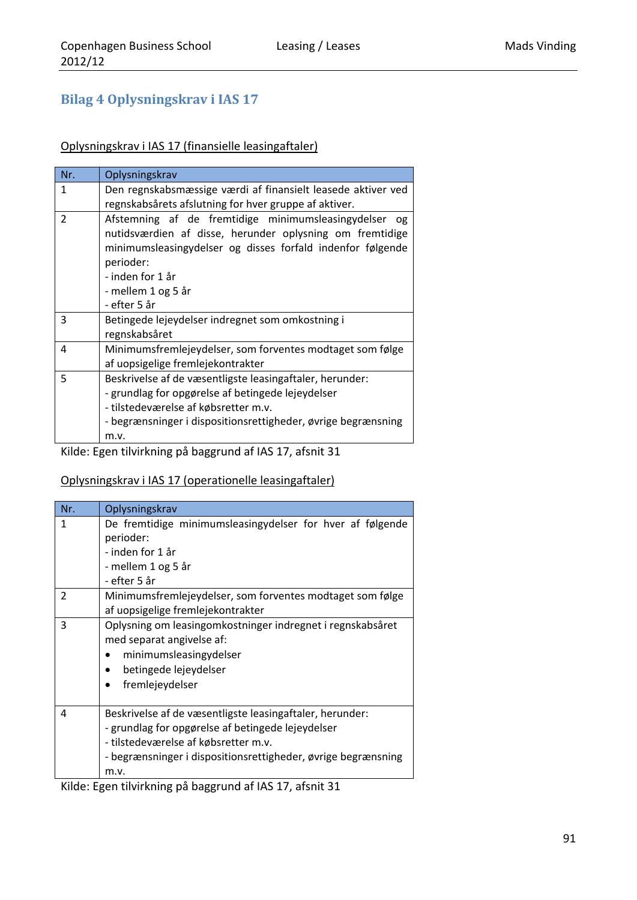## Bilag 4 Oplysningskrav i IAS 17

Oplysningskrav i IAS 17 (finansielle leasingaftaler)

| Nr. | Oplysningskrav |
|---|---|
| 1 | Den regnskabsmæssige værdi af finansielt leasede aktiver ved regnskabsårets afslutning for hver gruppe af aktiver. |
| 2 | Afstemning af de fremtidige minimumsleasingydelser og nutidsværdien af disse, herunder oplysning om fremtidige minimumsleasingydelser og disses forfald indenfor følgende perioder:<br>- inden for 1 år<br>- mellem 1 og 5 år<br>- efter 5 år |
| 3 | Betingede lejeydelser indregnet som omkostning i regnskabsåret |
| 4 | Minimumsfremlejeydelser, som forventes modtaget som følge af uopsigelige fremlejekontrakter |
| 5 | Beskrivelse af de væsentligste leasingaftaler, herunder:<br>- grundlag for opgørelse af betingede lejeydelser<br>- tilstedeværelse af købsretter m.v.<br>- begrænsninger i dispositionsrettigheder, øvrige begrænsning m.v. |

Kilde: Egen tilvirkning på baggrund af IAS 17, afsnit 31

Oplysningskrav i IAS 17 (operationelle leasingaftaler)

| Nr. | Oplysningskrav |
|---|---|
| 1 | De fremtidige minimumsleasingydelser for hver af følgende perioder:<br>- inden for 1 år<br>- mellem 1 og 5 år<br>- efter 5 år |
| 2 | Minimumsfremlejeydelser, som forventes modtaget som følge af uopsigelige fremlejekontrakter |
| 3 | Oplysning om leasingomkostninger indregnet i regnskabsåret med separat angivelse af:<br>• minimumsleasingydelser<br>• betingede lejeydelser<br>• fremlejeydelser |
| 4 | Beskrivelse af de væsentligste leasingaftaler, herunder:<br>- grundlag for opgørelse af betingede lejeydelser<br>- tilstedeværelse af købsretter m.v.<br>- begrænsninger i dispositionsrettigheder, øvrige begrænsning m.v. |

Kilde: Egen tilvirkning på baggrund af IAS 17, afsnit 31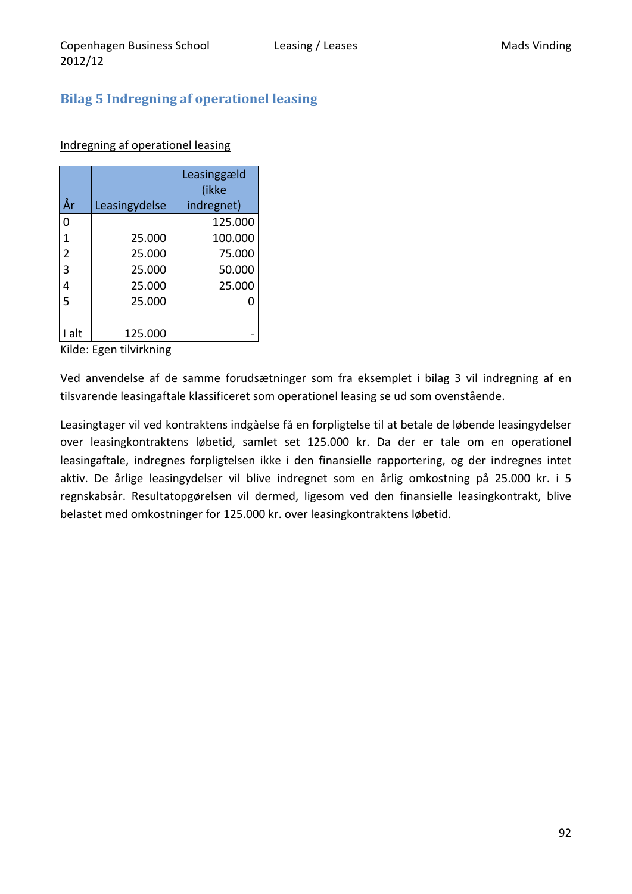# Bilag 5 Indregning af operationel leasing

<u>Indregning af operationel leasing</u>

| År | Leasingydelse | Leasinggæld (ikke indregnet) |
|---|---|---|
| 0 | | 125.000 |
| 1 | 25.000 | 100.000 |
| 2 | 25.000 | 75.000 |
| 3 | 25.000 | 50.000 |
| 4 | 25.000 | 25.000 |
| 5 | 25.000 | 0 |
| | | |
| I alt | 125.000 | - |

Kilde: Egen tilvirkning

Ved anvendelse af de samme forudsætninger som fra eksemplet i bilag 3 vil indregning af en tilsvarende leasingaftale klassificeret som operationel leasing se ud som ovenstående.

Leasingtager vil ved kontraktens indgåelse få en forpligtelse til at betale de løbende leasingydelser over leasingkontraktens løbetid, samlet set 125.000 kr. Da der er tale om en operationel leasingaftale, indregnes forpligtelsen ikke i den finansielle rapportering, og der indregnes intet aktiv. De årlige leasingydelser vil blive indregnet som en årlig omkostning på 25.000 kr. i 5 regnskabsår. Resultatopgørelsen vil dermed, ligesom ved den finansielle leasingkontrakt, blive belastet med omkostninger for 125.000 kr. over leasingkontraktens løbetid.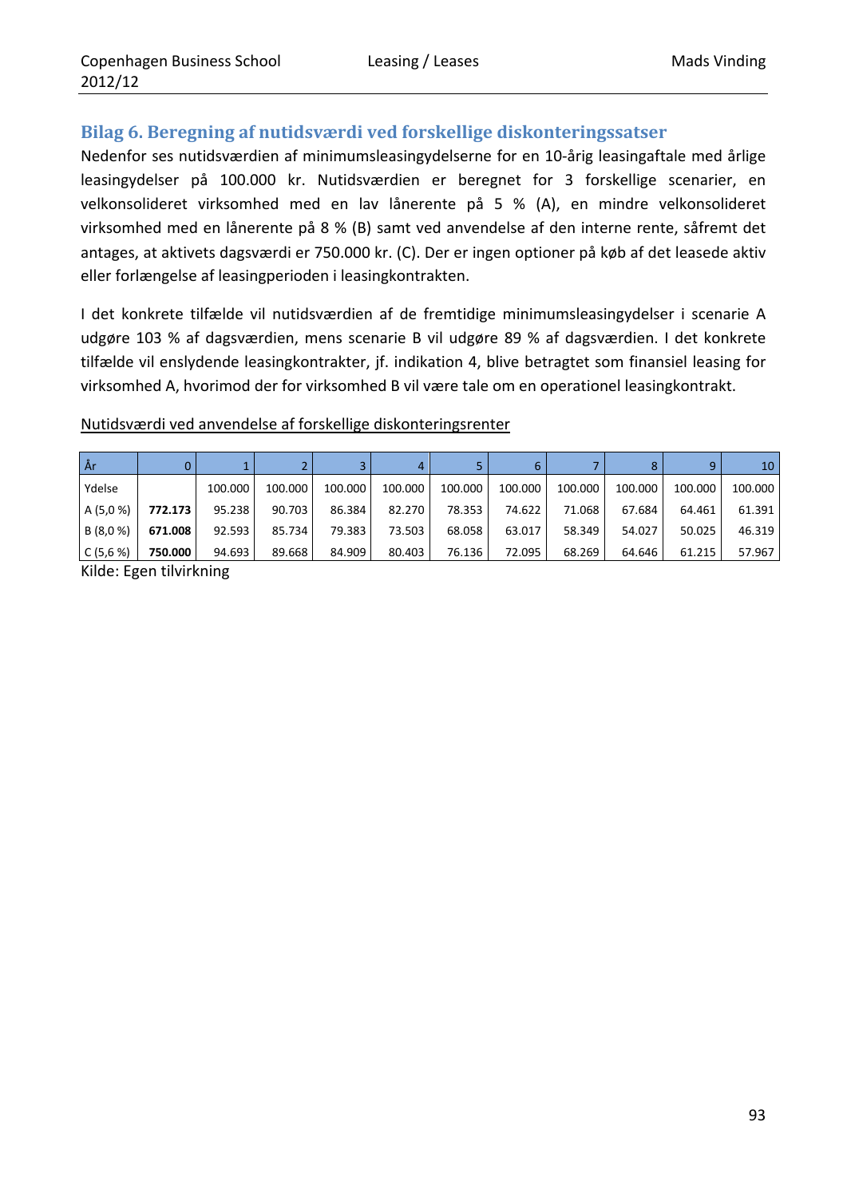## Bilag 6. Beregning af nutidsværdi ved forskellige diskonteringssatser

Nedenfor ses nutidsværdien af minimumsleasingydelserne for en 10-årig leasingaftale med årlige leasingydelser på 100.000 kr. Nutidsværdien er beregnet for 3 forskellige scenarier, en velkonsolideret virksomhed med en lav lånerente på 5 % (A), en mindre velkonsolideret virksomhed med en lånerente på 8 % (B) samt ved anvendelse af den interne rente, såfremt det antages, at aktivets dagsværdi er 750.000 kr. (C). Der er ingen optioner på køb af det leasede aktiv eller forlængelse af leasingperioden i leasingkontrakten.

I det konkrete tilfælde vil nutidsværdien af de fremtidige minimumsleasingydelser i scenarie A udgøre 103 % af dagsværdien, mens scenarie B vil udgøre 89 % af dagsværdien. I det konkrete tilfælde vil enslydende leasingkontrakter, jf. indikation 4, blive betragtet som finansiel leasing for virksomhed A, hvorimod der for virksomhed B vil være tale om en operationel leasingkontrakt.

Nutidsværdi ved anvendelse af forskellige diskonteringsrenter

| År | 0 | 1 | 2 | 3 | 4 | 5 | 6 | 7 | 8 | 9 | 10 |
|---|---|---|---|---|---|---|---|---|---|---|---|
| Ydelse | | 100.000 | 100.000 | 100.000 | 100.000 | 100.000 | 100.000 | 100.000 | 100.000 | 100.000 | 100.000 |
| A (5,0 %) | **772.173** | 95.238 | 90.703 | 86.384 | 82.270 | 78.353 | 74.622 | 71.068 | 67.684 | 64.461 | 61.391 |
| B (8,0 %) | **671.008** | 92.593 | 85.734 | 79.383 | 73.503 | 68.058 | 63.017 | 58.349 | 54.027 | 50.025 | 46.319 |
| C (5,6 %) | **750.000** | 94.693 | 89.668 | 84.909 | 80.403 | 76.136 | 72.095 | 68.269 | 64.646 | 61.215 | 57.967 |

Kilde: Egen tilvirkning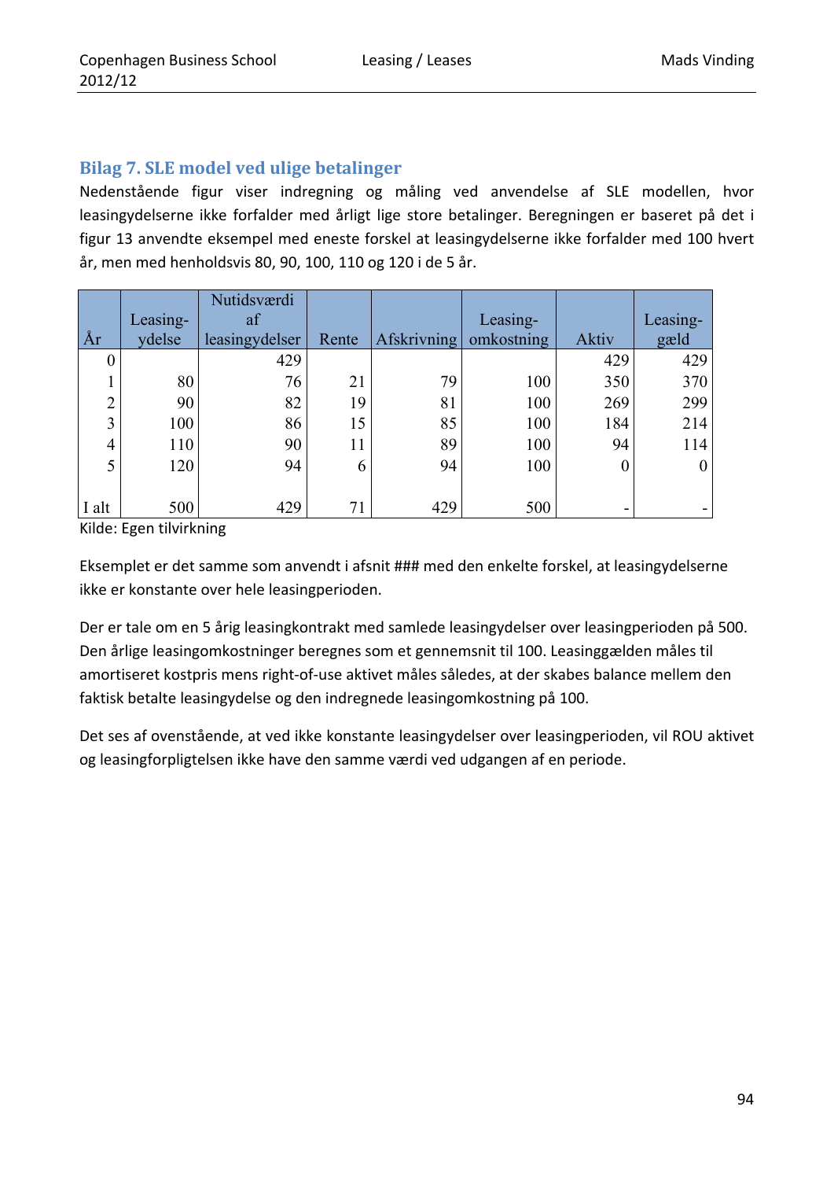## Bilag 7. SLE model ved ulige betalinger

Nedenstående figur viser indregning og måling ved anvendelse af SLE modellen, hvor leasingydelserne ikke forfalder med årligt lige store betalinger. Beregningen er baseret på det i figur 13 anvendte eksempel med eneste forskel at leasingydelserne ikke forfalder med 100 hvert år, men med henholdsvis 80, 90, 100, 110 og 120 i de 5 år.

| År | Leasing-ydelse | Nutidsværdi af leasingydelser | Rente | Afskrivning | Leasing-omkostning | Aktiv | Leasing-gæld |
|---|---|---|---|---|---|---|---|
| 0 | | 429 | | | | 429 | 429 |
| 1 | 80 | 76 | 21 | 79 | 100 | 350 | 370 |
| 2 | 90 | 82 | 19 | 81 | 100 | 269 | 299 |
| 3 | 100 | 86 | 15 | 85 | 100 | 184 | 214 |
| 4 | 110 | 90 | 11 | 89 | 100 | 94 | 114 |
| 5 | 120 | 94 | 6 | 94 | 100 | 0 | 0 |
| I alt | 500 | 429 | 71 | 429 | 500 | - | - |

Kilde: Egen tilvirkning

Eksemplet er det samme som anvendt i afsnit ### med den enkelte forskel, at leasingydelserne ikke er konstante over hele leasingperioden.

Der er tale om en 5 årig leasingkontrakt med samlede leasingydelser over leasingperioden på 500. Den årlige leasingomkostninger beregnes som et gennemsnit til 100. Leasinggælden måles til amortiseret kostpris mens right-of-use aktivet måles således, at der skabes balance mellem den faktisk betalte leasingydelse og den indregnede leasingomkostning på 100.

Det ses af ovenstående, at ved ikke konstante leasingydelser over leasingperioden, vil ROU aktivet og leasingforpligtelsen ikke have den samme værdi ved udgangen af en periode.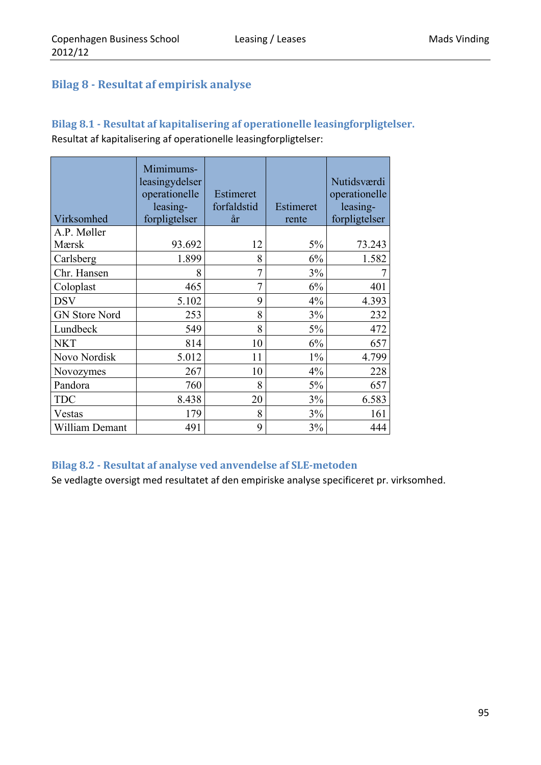## Bilag 8 - Resultat af empirisk analyse

### Bilag 8.1 - Resultat af kapitalisering af operationelle leasingforpligtelser.

Resultat af kapitalisering af operationelle leasingforpligtelser:

| Virksomhed | Mimimums-leasingydelser operationelle leasing-forpligtelser | Estimeret forfaldstid år | Estimeret rente | Nutidsværdi operationelle leasing-forpligtelser |
|---|---|---|---|---|
| A.P. Møller Mærsk | 93.692 | 12 | 5% | 73.243 |
| Carlsberg | 1.899 | 8 | 6% | 1.582 |
| Chr. Hansen | 8 | 7 | 3% | 7 |
| Coloplast | 465 | 7 | 6% | 401 |
| DSV | 5.102 | 9 | 4% | 4.393 |
| GN Store Nord | 253 | 8 | 3% | 232 |
| Lundbeck | 549 | 8 | 5% | 472 |
| NKT | 814 | 10 | 6% | 657 |
| Novo Nordisk | 5.012 | 11 | 1% | 4.799 |
| Novozymes | 267 | 10 | 4% | 228 |
| Pandora | 760 | 8 | 5% | 657 |
| TDC | 8.438 | 20 | 3% | 6.583 |
| Vestas | 179 | 8 | 3% | 161 |
| William Demant | 491 | 9 | 3% | 444 |

### Bilag 8.2 - Resultat af analyse ved anvendelse af SLE-metoden

Se vedlagte oversigt med resultatet af den empiriske analyse specificeret pr. virksomhed.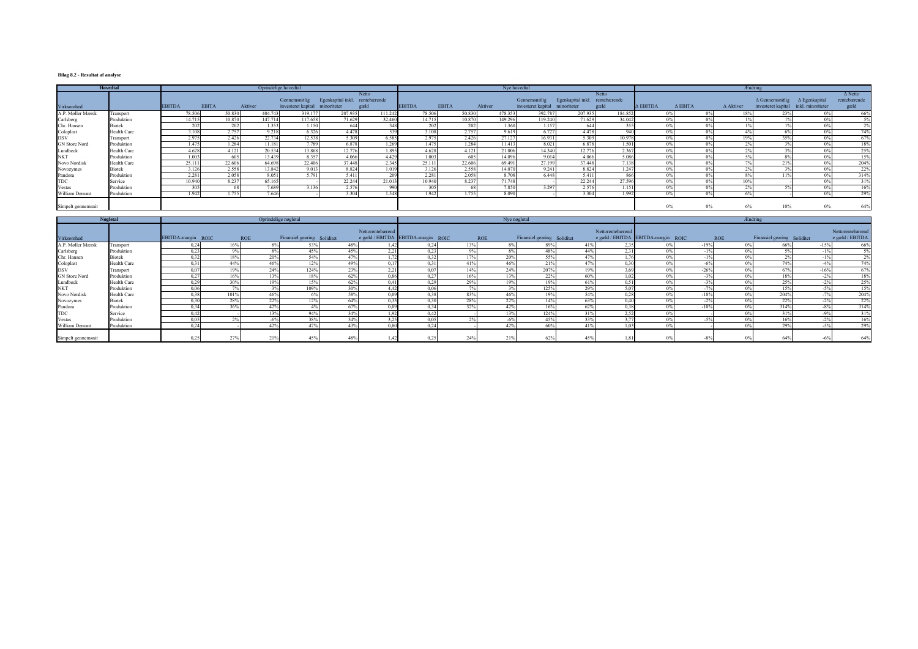**Bilag 8.2 - Resultat af analyse**

| Hovedtal | | Oprindelige hovedtal | | | | | | Nye hovedtal | | | | | | Ændring | | | | | |
|---|---|---|---|---|---|---|---|---|---|---|---|---|---|---|---|---|---|---|---|
| Virksomhed | | EBITDA | EBITA | Aktiver | Gennemsnitlig investeret kapital | Egenkapital inkl. minoriteter | Netto rentebærende gæld | EBITDA | EBITA | Aktiver | Gennemsnitlig investeret kapital | Egenkapital inkl. minoriteter | Netto rentebærende gæld | Δ EBITDA | Δ EBITA | Δ Aktiver | Δ Gennemsnitlig investeret kapital | Δ Egenkapital inkl. minoriteter | Δ Netto rentebærende gæld |
| A.P. Møller Mærsk | Transport | 78.506 | 50.830 | 404.743 | 319.177 | 207.935 | 111.242 | 78.506 | 50.830 | 478.353 | 392.787 | 207.935 | 184.852 | 0% | 0% | 18% | 23% | 0% | 66% |
| Carlsberg | Produktion | 14.715 | 10.870 | 147.714 | 117.658 | 71.629 | 32.460 | 14.715 | 10.870 | 149.296 | 119.240 | 71.629 | 34.042 | 0% | 0% | 1% | 1% | 0% | 5% |
| Chr. Hansen | Biotek | 202 | 202 | 1.353 | 1.150 | 644 | 348 | 202 | 202 | 1.360 | 1.157 | 644 | 355 | 0% | 0% | 1% | 1% | 0% | 2% |
| Coloplast | Health Care | 3.108 | 2.757 | 9.218 | 6.326 | 4.478 | 539 | 3.108 | 2.757 | 9.619 | 6.727 | 4.478 | 940 | 0% | 0% | 4% | 6% | 0% | 74% |
| DSV | Transport | 2.975 | 2.426 | 22.734 | 12.538 | 5.309 | 6.585 | 2.975 | 2.426 | 27.127 | 16.931 | 5.309 | 10.978 | 0% | 0% | 19% | 35% | 0% | 67% |
| GN Store Nord | Produktion | 1.475 | 1.284 | 11.181 | 7.789 | 6.878 | 1.269 | 1.475 | 1.284 | 11.413 | 8.021 | 6.878 | 1.501 | 0% | 0% | 2% | 3% | 0% | 18% |
| Lundbeck | Health Care | 4.628 | 4.121 | 20.534 | 13.868 | 12.776 | 1.895 | 4.628 | 4.121 | 21.006 | 14.340 | 12.776 | 2.367 | 0% | 0% | 2% | 3% | 0% | 25% |
| NKT | Produktion | 1.003 | 605 | 13.439 | 8.357 | 4.066 | 4.429 | 1.003 | 605 | 14.096 | 9.014 | 4.066 | 5.086 | 0% | 0% | 5% | 8% | 0% | 15% |
| Novo Nordisk | Health Care | 25.111 | 22.606 | 64.698 | 22.406 | 37.448 | 2.345 | 25.111 | 22.606 | 69.491 | 27.199 | 37.448 | 7.138 | 0% | 0% | 7% | 21% | 0% | 204% |
| Novozymes | Biotek | 3.126 | 2.558 | 13.842 | 9.013 | 8.824 | 1.019 | 3.126 | 2.558 | 14.070 | 9.241 | 8.824 | 1.247 | 0% | 0% | 2% | 3% | 0% | 22% |
| Pandora | Produktion | 2.281 | 2.058 | 8.051 | 5.791 | 5.411 | 209 | 2.281 | 2.058 | 8.708 | 6.448 | 5.411 | 866 | 0% | 0% | 8% | 11% | 0% | 314% |
| TDC | Service | 10.940 | 8.237 | 65.165 | - | 22.244 | 21.013 | 10.940 | 8.237 | 71.748 | - | 22.244 | 27.596 | 0% | 0% | 10% | - | 0% | 31% |
| Vestas | Produktion | 305 | 68 | 7.689 | 3.136 | 2.576 | 990 | 305 | 68 | 7.850 | 3.297 | 2.576 | 1.151 | 0% | 0% | 2% | 5% | 0% | 16% |
| William Demant | Produktion | 1.942 | 1.755 | 7.646 | - | 3.304 | 1.548 | 1.942 | 1.755 | 8.090 | - | 3.304 | 1.992 | 0% | 0% | 6% | - | 0% | 29% |
| Simpelt gennemsnit | | | | | | | | | | | | | | 0% | 0% | 6% | 10% | 0% | 64% |

| Nøgletal | | Oprindelige nøgletal | | | | | | Nye nøgletal | | | | | | Ændring | | | | | |
|---|---|---|---|---|---|---|---|---|---|---|---|---|---|---|---|---|---|---|---|
| Virksomhed | | EBITDA-margin | ROIC | ROE | Finansiel gearing | Soliditet | Nettorentebærende gæld / EBITDA | EBITDA-margin | ROIC | ROE | Finansiel gearing | Soliditet | Nettorentebærende gæld / EBITDA | EBITDA-margin | ROIC | ROE | Finansiel gearing | Soliditet | Nettorentebærende gæld / EBITDA |
| A.P. Møller Mærsk | Transport | 0,24 | 16% | 8% | 53% | 48% | 1,42 | 0,24 | 13% | 8% | 89% | 41% | 2,35 | 0% | -19% | 0% | 66% | -15% | 66% |
| Carlsberg | Produktion | 0,23 | 9% | 8% | 45% | 45% | 2,21 | 0,23 | 9% | 8% | 48% | 44% | 2,31 | 0% | -1% | 0% | 5% | -1% | 5% |
| Chr. Hansen | Biotek | 0,32 | 18% | 20% | 54% | 47% | 1,72 | 0,32 | 17% | 20% | 55% | 47% | 1,76 | 0% | -1% | 0% | 2% | -1% | 2% |
| Coloplast | Health Care | 0,31 | 44% | 46% | 12% | 49% | 0,17 | 0,31 | 41% | 46% | 21% | 47% | 0,30 | 0% | -6% | 0% | 74% | -4% | 74% |
| DSV | Transport | 0,07 | 19% | 24% | 124% | 23% | 2,21 | 0,07 | 14% | 24% | 207% | 19% | 3,69 | 0% | -26% | 0% | 67% | -16% | 67% |
| GN Store Nord | Produktion | 0,27 | 16% | 13% | 18% | 62% | 0,86 | 0,27 | 16% | 13% | 22% | 60% | 1,02 | 0% | -3% | 0% | 18% | -2% | 18% |
| Lundbeck | Health Care | 0,29 | 30% | 19% | 15% | 62% | 0,41 | 0,29 | 29% | 19% | 19% | 61% | 0,51 | 0% | -3% | 0% | 25% | -2% | 25% |
| NKT | Produktion | 0,06 | 7% | 3% | 109% | 30% | 4,42 | 0,06 | 7% | 3% | 125% | 29% | 5,07 | 0% | -7% | 0% | 15% | -5% | 15% |
| Novo Nordisk | Health Care | 0,38 | 101% | 46% | 6% | 58% | 0,09 | 0,38 | 83% | 46% | 19% | 54% | 0,28 | 0% | -18% | 0% | 204% | -7% | 204% |
| Novozymes | Biotek | 0,30 | 28% | 22% | 12% | 64% | 0,33 | 0,30 | 28% | 22% | 14% | 63% | 0,40 | 0% | -2% | 0% | 22% | -2% | 22% |
| Pandora | Produktion | 0,34 | 36% | 42% | 4% | 67% | 0,09 | 0,34 | 32% | 42% | 16% | 62% | 0,38 | 0% | -10% | 0% | 314% | -8% | 314% |
| TDC | Service | 0,42 | - | 13% | 94% | 34% | 1,92 | 0,42 | - | 13% | 124% | 31% | 2,52 | 0% | - | 0% | 31% | -9% | 31% |
| Vestas | Produktion | 0,05 | 2% | -6% | 38% | 34% | 3,25 | 0,05 | 2% | -6% | 45% | 33% | 3,77 | 0% | -5% | 0% | 16% | -2% | 16% |
| William Demant | Produktion | 0,24 | - | 42% | 47% | 43% | 0,80 | 0,24 | - | 42% | 60% | 41% | 1,03 | 0% | - | 0% | 29% | -5% | 29% |
| Simpelt gennemsnit | | 0,25 | 27% | 21% | 45% | 48% | 1,42 | 0,25 | 24% | 21% | 62% | 45% | 1,81 | 0% | -8% | 0% | 64% | -6% | 64% |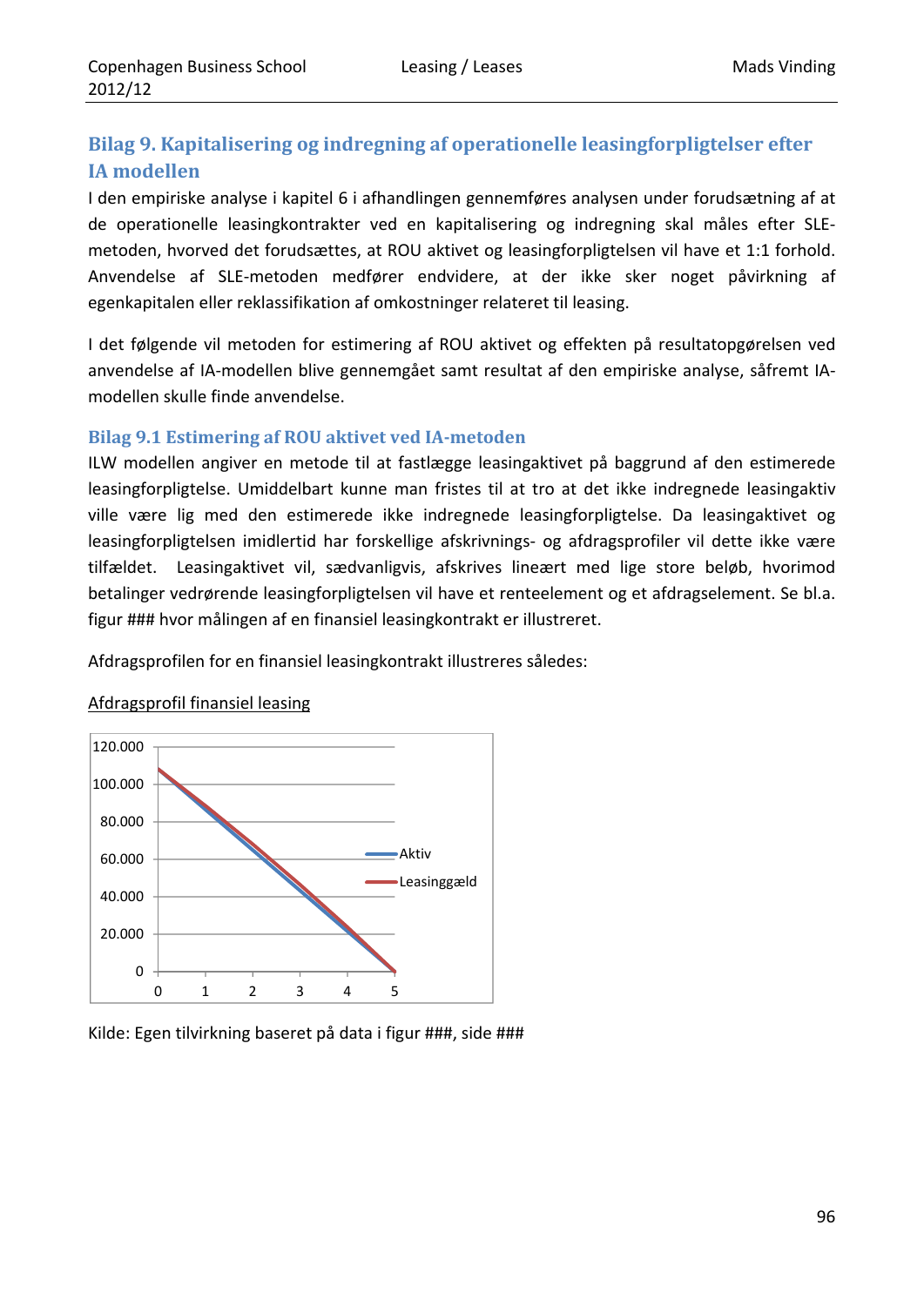## Bilag 9. Kapitalisering og indregning af operationelle leasingforpligtelser efter IA modellen

I den empiriske analyse i kapitel 6 i afhandlingen gennemføres analysen under forudsætning af at de operationelle leasingkontrakter ved en kapitalisering og indregning skal måles efter SLE-metoden, hvorved det forudsættes, at ROU aktivet og leasingforpligtelsen vil have et 1:1 forhold. Anvendelse af SLE-metoden medfører endvidere, at der ikke sker noget påvirkning af egenkapitalen eller reklassifikation af omkostninger relateret til leasing.

I det følgende vil metoden for estimering af ROU aktivet og effekten på resultatopgørelsen ved anvendelse af IA-modellen blive gennemgået samt resultat af den empiriske analyse, såfremt IA-modellen skulle finde anvendelse.

### Bilag 9.1 Estimering af ROU aktivet ved IA-metoden

ILW modellen angiver en metode til at fastlægge leasingaktivet på baggrund af den estimerede leasingforpligtelse. Umiddelbart kunne man fristes til at tro at det ikke indregnede leasingaktiv ville være lig med den estimerede ikke indregnede leasingforpligtelse. Da leasingaktivet og leasingforpligtelsen imidlertid har forskellige afskrivnings- og afdragsprofiler vil dette ikke være tilfældet. Leasingaktivet vil, sædvanligvis, afskrives lineært med lige store beløb, hvorimod betalinger vedrørende leasingforpligtelsen vil have et renteelement og et afdragselement. Se bl.a. figur ### hvor målingen af en finansiel leasingkontrakt er illustreret.

Afdragsprofilen for en finansiel leasingkontrakt illustreres således:

Afdragsprofil finansiel leasing

Kilde: Egen tilvirkning baseret på data i figur ###, side ###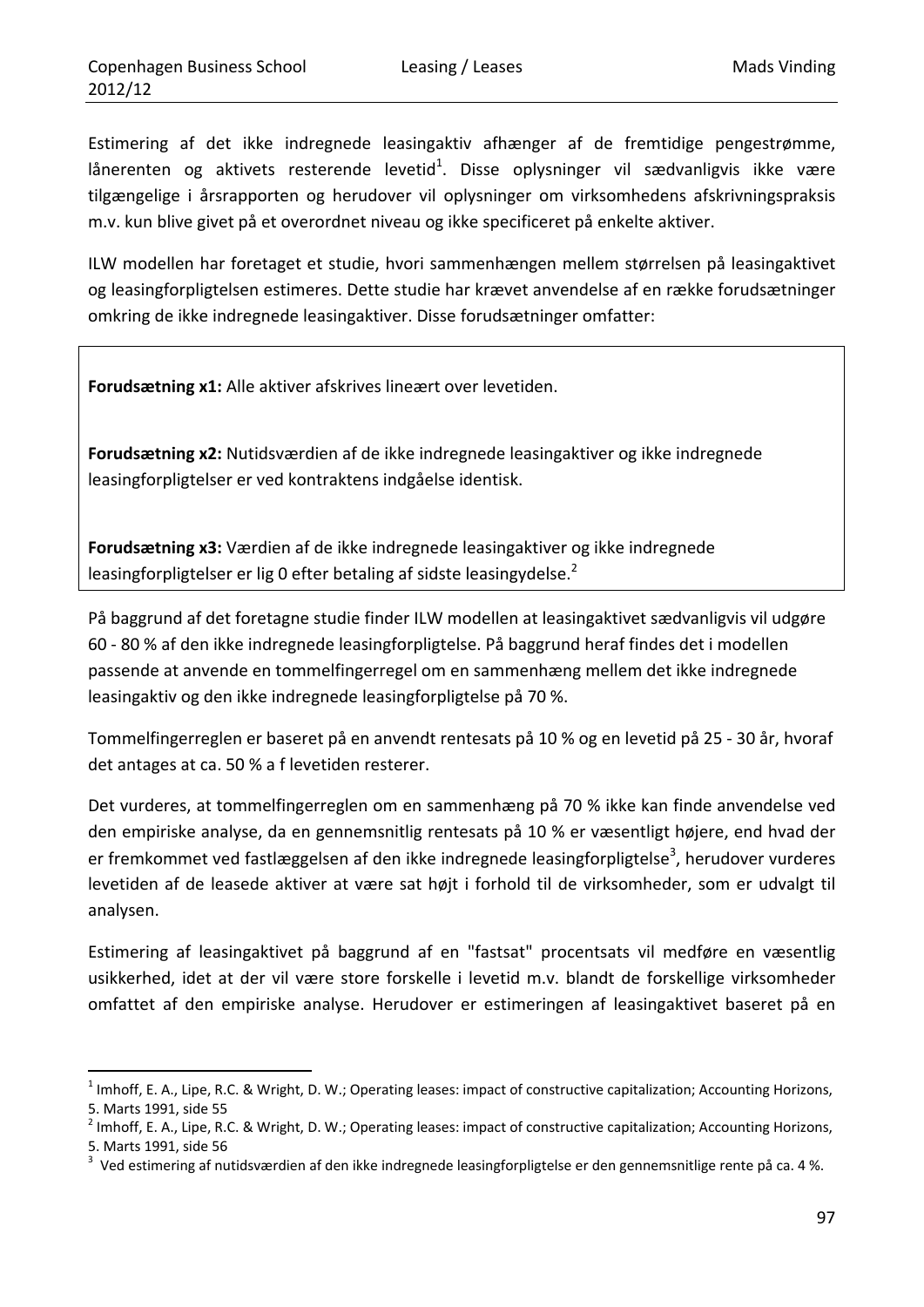Estimering af det ikke indregnede leasingaktiv afhænger af de fremtidige pengestrømme, lånerenten og aktivets resterende levetid[1]. Disse oplysninger vil sædvanligvis ikke være tilgængelige i årsrapporten og herudover vil oplysninger om virksomhedens afskrivningspraksis m.v. kun blive givet på et overordnet niveau og ikke specificeret på enkelte aktiver.

ILW modellen har foretaget et studie, hvori sammenhængen mellem størrelsen på leasingaktivet og leasingforpligtelsen estimeres. Dette studie har krævet anvendelse af en række forudsætninger omkring de ikke indregnede leasingaktiver. Disse forudsætninger omfatter:

**Forudsætning x1:** Alle aktiver afskrives lineært over levetiden.

**Forudsætning x2:** Nutidsværdien af de ikke indregnede leasingaktiver og ikke indregnede leasingforpligtelser er ved kontraktens indgåelse identisk.

**Forudsætning x3:** Værdien af de ikke indregnede leasingaktiver og ikke indregnede leasingforpligtelser er lig 0 efter betaling af sidste leasingydelse.[2]

På baggrund af det foretagne studie finder ILW modellen at leasingaktivet sædvanligvis vil udgøre 60 - 80 % af den ikke indregnede leasingforpligtelse. På baggrund heraf findes det i modellen passende at anvende en tommelfingerregel om en sammenhæng mellem det ikke indregnede leasingaktiv og den ikke indregnede leasingforpligtelse på 70 %.

Tommelfingerreglen er baseret på en anvendt rentesats på 10 % og en levetid på 25 - 30 år, hvoraf det antages at ca. 50 % a f levetiden resterer.

Det vurderes, at tommelfingerreglen om en sammenhæng på 70 % ikke kan finde anvendelse ved den empiriske analyse, da en gennemsnitlig rentesats på 10 % er væsentligt højere, end hvad der er fremkommet ved fastlæggelsen af den ikke indregnede leasingforpligtelse[3], herudover vurderes levetiden af de leasede aktiver at være sat højt i forhold til de virksomheder, som er udvalgt til analysen.

Estimering af leasingaktivet på baggrund af en "fastsat" procentsats vil medføre en væsentlig usikkerhed, idet at der vil være store forskelle i levetid m.v. blandt de forskellige virksomheder omfattet af den empiriske analyse. Herudover er estimeringen af leasingaktivet baseret på en

---

[1] Imhoff, E. A., Lipe, R.C. & Wright, D. W.; Operating leases: impact of constructive capitalization; Accounting Horizons, 5. Marts 1991, side 55

[2] Imhoff, E. A., Lipe, R.C. & Wright, D. W.; Operating leases: impact of constructive capitalization; Accounting Horizons, 5. Marts 1991, side 56

[3] Ved estimering af nutidsværdien af den ikke indregnede leasingforpligtelse er den gennemsnitlige rente på ca. 4 %.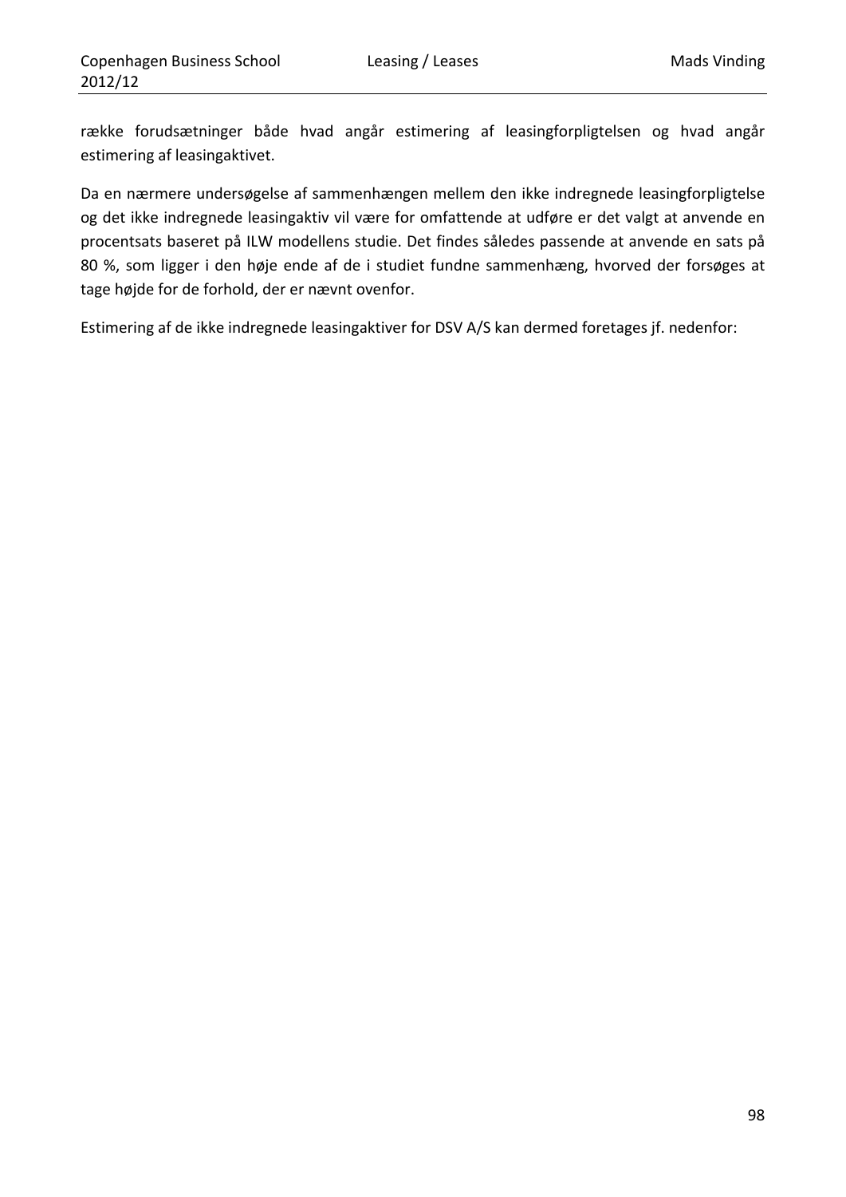række forudsætninger både hvad angår estimering af leasingforpligtelsen og hvad angår estimering af leasingaktivet.

Da en nærmere undersøgelse af sammenhængen mellem den ikke indregnede leasingforpligtelse og det ikke indregnede leasingaktiv vil være for omfattende at udføre er det valgt at anvende en procentsats baseret på ILW modellens studie. Det findes således passende at anvende en sats på 80 %, som ligger i den høje ende af de i studiet fundne sammenhæng, hvorved der forsøges at tage højde for de forhold, der er nævnt ovenfor.

Estimering af de ikke indregnede leasingaktiver for DSV A/S kan dermed foretages jf. nedenfor: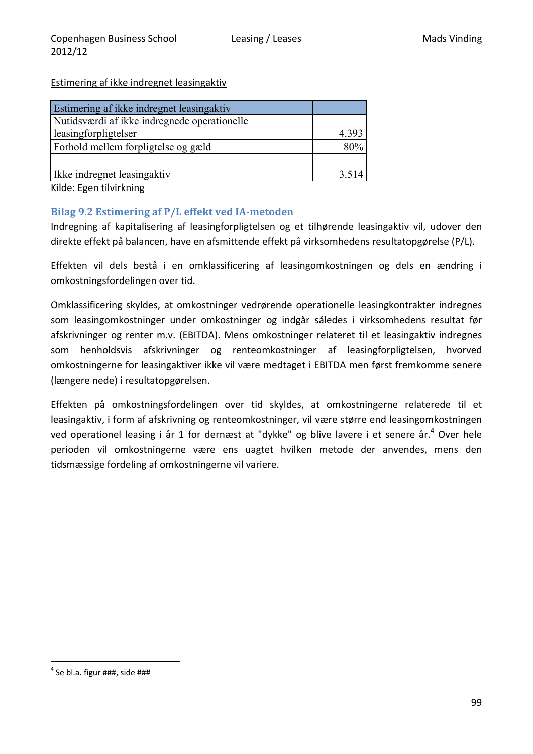Estimering af ikke indregnet leasingaktiv

| Estimering af ikke indregnet leasingaktiv | |
|---|---|
| Nutidsværdi af ikke indregnede operationelle leasingforpligtelser | 4.393 |
| Forhold mellem forpligtelse og gæld | 80% |
| | |
| Ikke indregnet leasingaktiv | 3.514 |

Kilde: Egen tilvirkning

### Bilag 9.2 Estimering af P/L effekt ved IA-metoden

Indregning af kapitalisering af leasingforpligtelsen og et tilhørende leasingaktiv vil, udover den direkte effekt på balancen, have en afsmittende effekt på virksomhedens resultatopgørelse (P/L).

Effekten vil dels bestå i en omklassificering af leasingomkostningen og dels en ændring i omkostningsfordelingen over tid.

Omklassificering skyldes, at omkostninger vedrørende operationelle leasingkontrakter indregnes som leasingomkostninger under omkostninger og indgår således i virksomhedens resultat før afskrivninger og renter m.v. (EBITDA). Mens omkostninger relateret til et leasingaktiv indregnes som henholdsvis afskrivninger og renteomkostninger af leasingforpligtelsen, hvorved omkostningerne for leasingaktiver ikke vil være medtaget i EBITDA men først fremkomme senere (længere nede) i resultatopgørelsen.

Effekten på omkostningsfordelingen over tid skyldes, at omkostningerne relaterede til et leasingaktiv, i form af afskrivning og renteomkostninger, vil være større end leasingomkostningen ved operationel leasing i år 1 for dernæst at "dykke" og blive lavere i et senere år.[4] Over hele perioden vil omkostningerne være ens uagtet hvilken metode der anvendes, mens den tidsmæssige fordeling af omkostningerne vil variere.

[4] Se bl.a. figur ###, side ###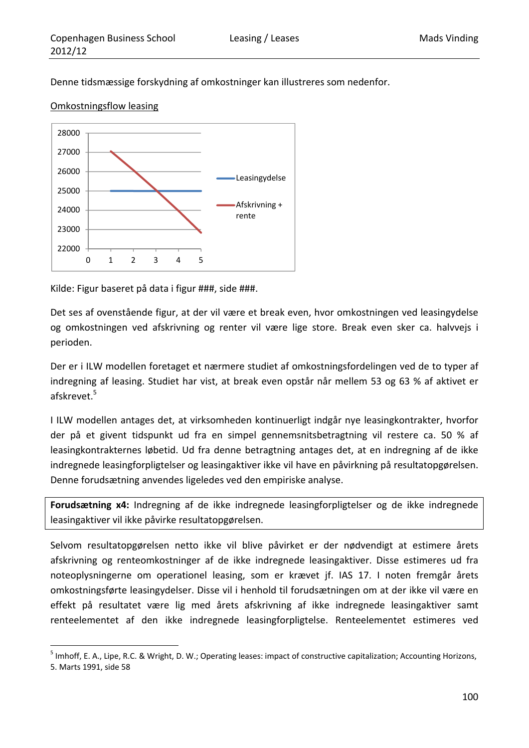Denne tidsmæssige forskydning af omkostninger kan illustreres som nedenfor.

<u>Omkostningsflow leasing</u>

Kilde: Figur baseret på data i figur ###, side ###.

Det ses af ovenstående figur, at der vil være et break even, hvor omkostningen ved leasingydelse og omkostningen ved afskrivning og renter vil være lige store. Break even sker ca. halvvejs i perioden.

Der er i ILW modellen foretaget et nærmere studiet af omkostningsfordelingen ved de to typer af indregning af leasing. Studiet har vist, at break even opstår når mellem 53 og 63 % af aktivet er afskrevet.[5]

I ILW modellen antages det, at virksomheden kontinuerligt indgår nye leasingkontrakter, hvorfor der på et givent tidspunkt ud fra en simpel gennemsnitsbetragtning vil restere ca. 50 % af leasingkontrakternes løbetid. Ud fra denne betragtning antages det, at en indregning af de ikke indregnede leasingforpligtelser og leasingaktiver ikke vil have en påvirkning på resultatopgørelsen. Denne forudsætning anvendes ligeledes ved den empiriske analyse.

**Forudsætning x4:** Indregning af de ikke indregnede leasingforpligtelser og de ikke indregnede leasingaktiver vil ikke påvirke resultatopgørelsen.

Selvom resultatopgørelsen netto ikke vil blive påvirket er der nødvendigt at estimere årets afskrivning og renteomkostninger af de ikke indregnede leasingaktiver. Disse estimeres ud fra noteoplysningerne om operationel leasing, som er krævet jf. IAS 17. I noten fremgår årets omkostningsførte leasingydelser. Disse vil i henhold til forudsætningen om at der ikke vil være en effekt på resultatet være lig med årets afskrivning af ikke indregnede leasingaktiver samt renteelementet af den ikke indregnede leasingforpligtelse. Renteelementet estimeres ved

[5] Imhoff, E. A., Lipe, R.C. & Wright, D. W.; Operating leases: impact of constructive capitalization; Accounting Horizons, 5. Marts 1991, side 58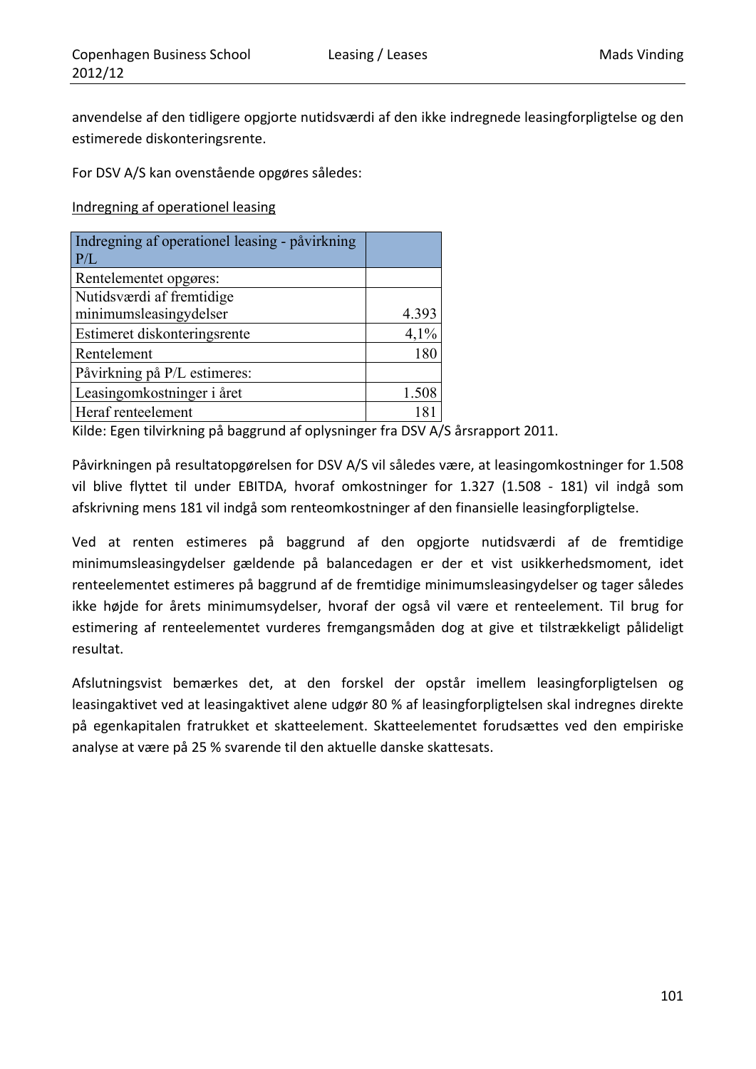anvendelse af den tidligere opgjorte nutidsværdi af den ikke indregnede leasingforpligtelse og den estimerede diskonteringsrente.

For DSV A/S kan ovenstående opgøres således:

Indregning af operationel leasing

| Indregning af operationel leasing - påvirkning P/L | |
|---|---|
| Rentelementet opgøres: | |
| Nutidsværdi af fremtidige minimumsleasingydelser | 4.393 |
| Estimeret diskonteringsrente | 4,1% |
| Rentelement | 180 |
| Påvirkning på P/L estimeres: | |
| Leasingomkostninger i året | 1.508 |
| Heraf renteelement | 181 |

Kilde: Egen tilvirkning på baggrund af oplysninger fra DSV A/S årsrapport 2011.

Påvirkningen på resultatopgørelsen for DSV A/S vil således være, at leasingomkostninger for 1.508 vil blive flyttet til under EBITDA, hvoraf omkostninger for 1.327 (1.508 - 181) vil indgå som afskrivning mens 181 vil indgå som renteomkostninger af den finansielle leasingforpligtelse.

Ved at renten estimeres på baggrund af den opgjorte nutidsværdi af de fremtidige minimumsleasingydelser gældende på balancedagen er der et vist usikkerhedsmoment, idet renteelementet estimeres på baggrund af de fremtidige minimumsleasingydelser og tager således ikke højde for årets minimumsydelser, hvoraf der også vil være et renteelement. Til brug for estimering af renteelementet vurderes fremgangsmåden dog at give et tilstrækkeligt pålideligt resultat.

Afslutningsvist bemærkes det, at den forskel der opstår imellem leasingforpligtelsen og leasingaktivet ved at leasingaktivet alene udgør 80 % af leasingforpligtelsen skal indregnes direkte på egenkapitalen fratrukket et skatteelement. Skatteelementet forudsættes ved den empiriske analyse at være på 25 % svarende til den aktuelle danske skattesats.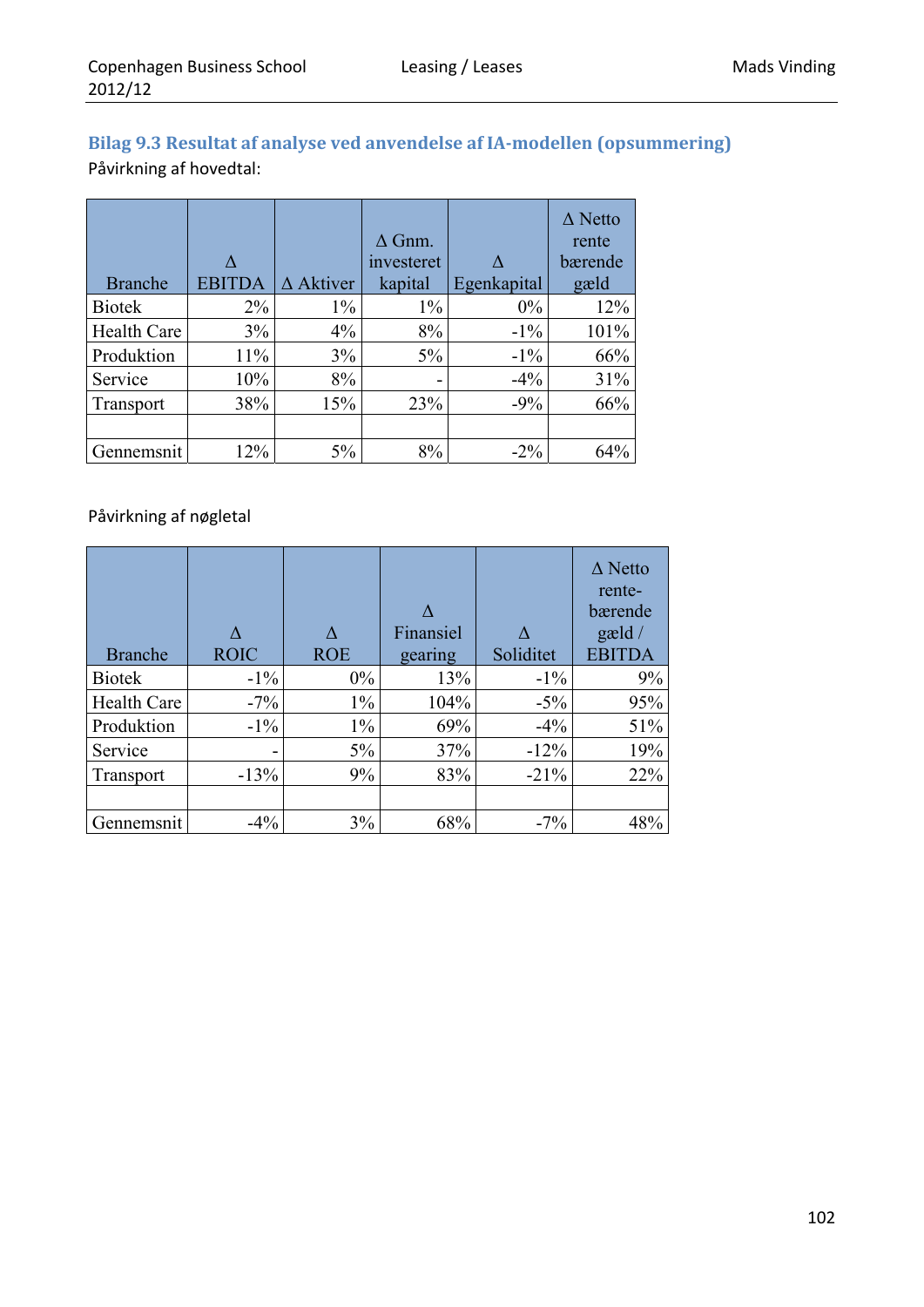## Bilag 9.3 Resultat af analyse ved anvendelse af IA-modellen (opsummering)

Påvirkning af hovedtal:

| Branche | Δ EBITDA | Δ Aktiver | Δ Gnm. investeret kapital | Δ Egenkapital | Δ Netto rente bærende gæld |
|---|---|---|---|---|---|
| Biotek | 2% | 1% | 1% | 0% | 12% |
| Health Care | 3% | 4% | 8% | -1% | 101% |
| Produktion | 11% | 3% | 5% | -1% | 66% |
| Service | 10% | 8% | - | -4% | 31% |
| Transport | 38% | 15% | 23% | -9% | 66% |
| | | | | | |
| Gennemsnit | 12% | 5% | 8% | -2% | 64% |

Påvirkning af nøgletal

| Branche | Δ ROIC | Δ ROE | Δ Finansiel gearing | Δ Soliditet | Δ Netto rente-bærende gæld / EBITDA |
|---|---|---|---|---|---|
| Biotek | -1% | 0% | 13% | -1% | 9% |
| Health Care | -7% | 1% | 104% | -5% | 95% |
| Produktion | -1% | 1% | 69% | -4% | 51% |
| Service | - | 5% | 37% | -12% | 19% |
| Transport | -13% | 9% | 83% | -21% | 22% |
| | | | | | |
| Gennemsnit | -4% | 3% | 68% | -7% | 48% |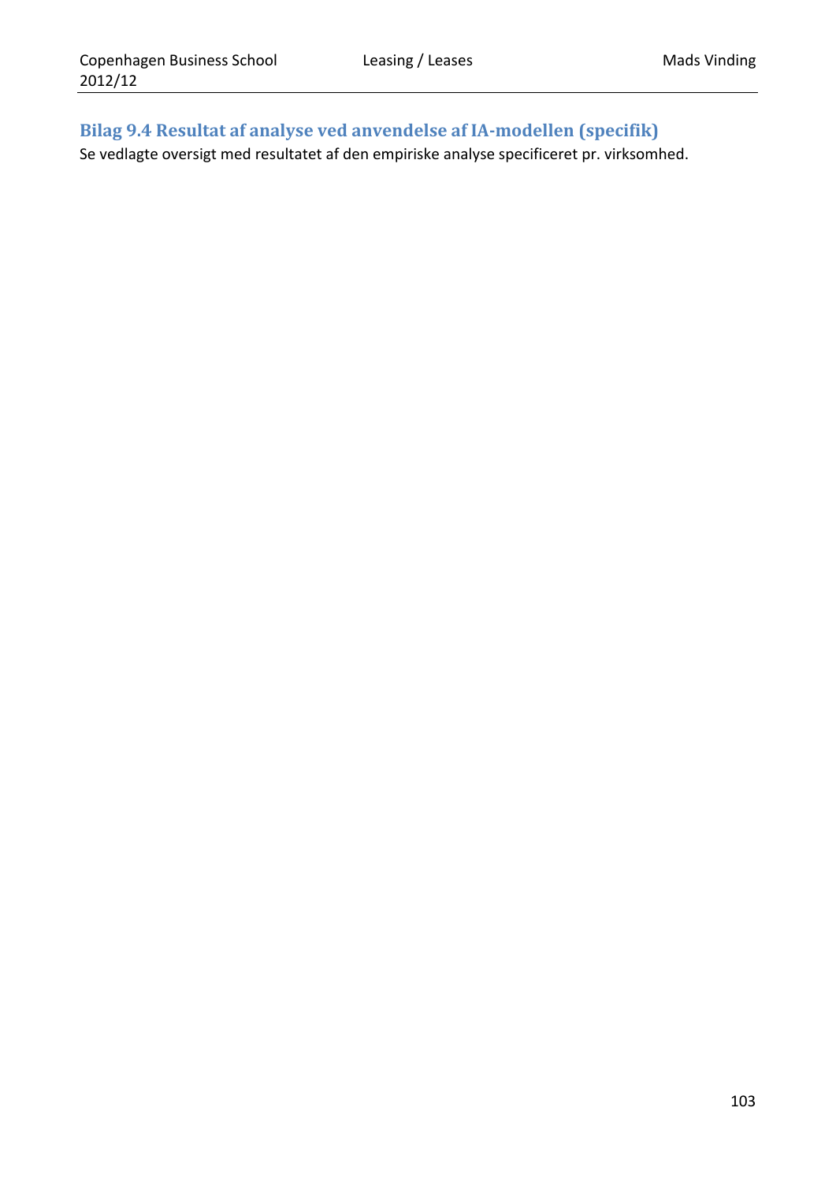## Bilag 9.4 Resultat af analyse ved anvendelse af IA-modellen (specifik)

Se vedlagte oversigt med resultatet af den empiriske analyse specificeret pr. virksomhed.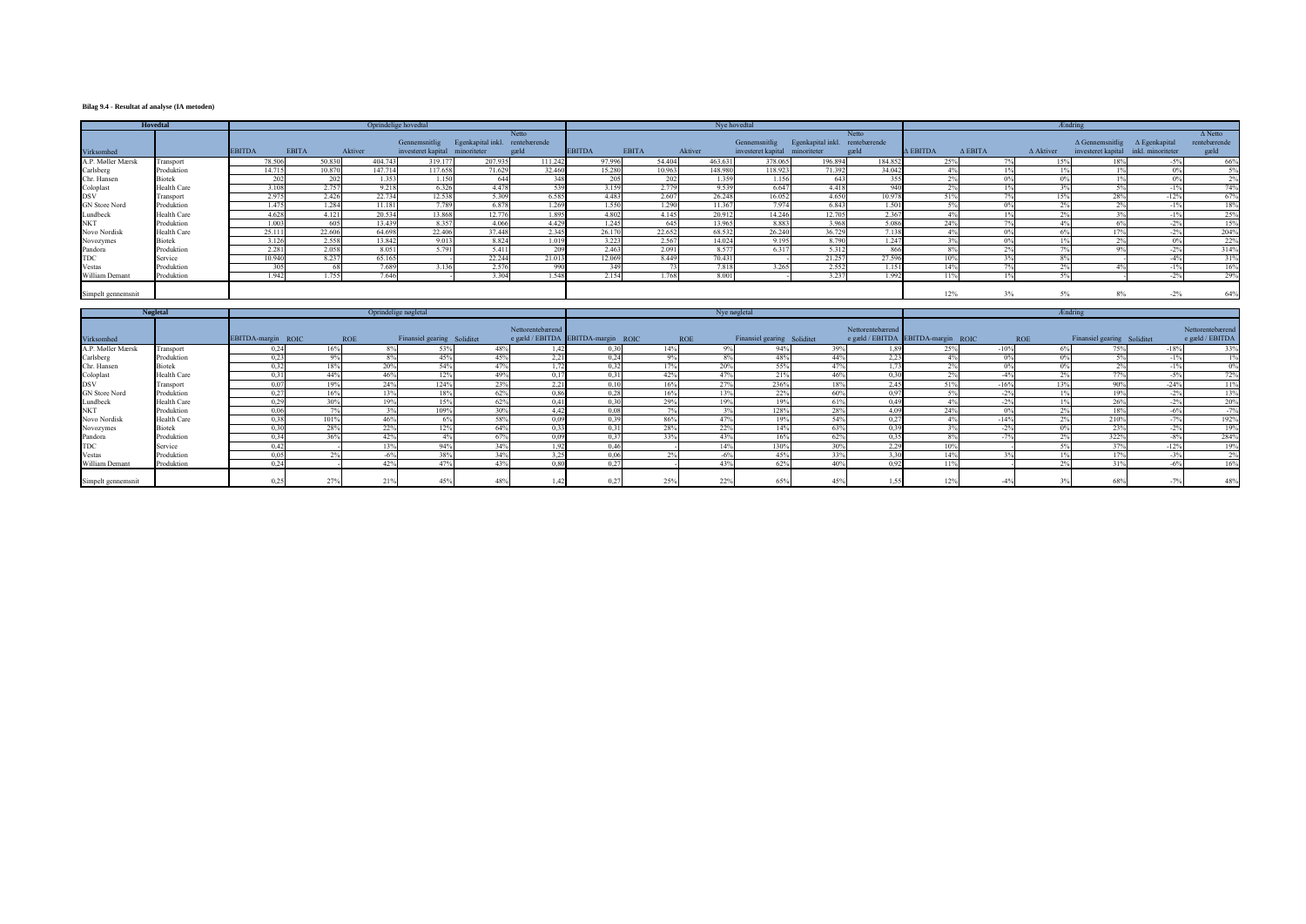#### Bilag 9.4 - Resultat af analyse (IA metoden)

| Hovedtal | | Oprindelige hovedtal | | | | | | Nye hovedtal | | | | | | Ændring | | | | | |
|---|---|---|---|---|---|---|---|---|---|---|---|---|---|---|---|---|---|---|---|
| Virksomhed | | EBITDA | EBITA | Aktiver | Gennemsnitlig investeret kapital | Egenkapital inkl. minoriteter | Netto rentebærende gæld | EBITDA | EBITA | Aktiver | Gennemsnitlig investeret kapital | Egenkapital inkl. minoriteter | Netto rentebærende gæld | Δ EBITDA | Δ EBITA | Δ Aktiver | Δ Gennemsnitlig investeret kapital | Δ Egenkapital inkl. minoriteter | Δ Netto rentebærende gæld |
| A.P. Møller Mærsk | Transport | 78.506 | 50.830 | 404.743 | 319.177 | 207.935 | 111.242 | 97.996 | 54.404 | 463.631 | 378.065 | 196.894 | 184.852 | 25% | 7% | 15% | 18% | -5% | 66% |
| Carlsberg | Produktion | 14.715 | 10.870 | 147.714 | 117.658 | 71.629 | 32.460 | 15.280 | 10.963 | 148.980 | 118.923 | 71.392 | 34.042 | 4% | 1% | 1% | 1% | 0% | 5% |
| Chr. Hansen | Biotek | 202 | 202 | 1.353 | 1.150 | 644 | 348 | 205 | 202 | 1.359 | 1.156 | 643 | 355 | 2% | 0% | 0% | 1% | 0% | 2% |
| Coloplast | Health Care | 3.108 | 2.757 | 9.218 | 6.326 | 4.478 | 539 | 3.159 | 2.779 | 9.539 | 6.647 | 4.418 | 940 | 2% | 1% | 3% | 5% | -1% | 74% |
| DSV | Transport | 2.975 | 2.426 | 22.734 | 12.538 | 5.309 | 6.585 | 4.483 | 2.607 | 26.248 | 16.052 | 4.650 | 10.978 | 51% | 7% | 15% | 28% | -12% | 67% |
| GN Store Nord | Produktion | 1.475 | 1.284 | 11.181 | 7.789 | 6.878 | 1.269 | 1.550 | 1.290 | 11.367 | 7.974 | 6.843 | 1.501 | 5% | 0% | 2% | 2% | -1% | 18% |
| Lundbeck | Health Care | 4.628 | 4.121 | 20.534 | 13.868 | 12.776 | 1.895 | 4.802 | 4.145 | 20.912 | 14.246 | 12.705 | 2.367 | 4% | 1% | 2% | 3% | -1% | 25% |
| NKT | Produktion | 1.003 | 605 | 13.439 | 8.357 | 4.066 | 4.429 | 1.245 | 645 | 13.965 | 8.883 | 3.968 | 5.086 | 24% | 7% | 4% | 6% | -2% | 15% |
| Novo Nordisk | Health Care | 25.111 | 22.606 | 64.698 | 22.406 | 37.448 | 2.345 | 26.170 | 22.652 | 68.532 | 26.240 | 36.729 | 7.138 | 4% | 0% | 6% | 17% | -2% | 204% |
| Novozymes | Biotek | 3.126 | 2.558 | 13.842 | 9.013 | 8.824 | 1.019 | 3.223 | 2.567 | 14.024 | 9.195 | 8.790 | 1.247 | 3% | 0% | 1% | 2% | 0% | 22% |
| Pandora | Produktion | 2.281 | 2.058 | 8.051 | 5.791 | 5.411 | 209 | 2.463 | 2.091 | 8.577 | 6.317 | 5.312 | 866 | 8% | 2% | 7% | 9% | -2% | 314% |
| TDC | Service | 10.940 | 8.237 | 65.165 | - | 22.244 | 21.013 | 12.069 | 8.449 | 70.431 | - | 21.257 | 27.596 | 10% | 3% | 8% | - | -4% | 31% |
| Vestas | Produktion | 305 | 68 | 7.689 | 3.136 | 2.576 | 990 | 349 | 73 | 7.818 | 3.265 | 2.552 | 1.151 | 14% | 7% | 2% | 4% | -1% | 16% |
| William Demant | Produktion | 1.942 | 1.755 | 7.646 | - | 3.304 | 1.548 | 2.154 | 1.768 | 8.001 | - | 3.237 | 1.992 | 11% | 1% | 5% | - | -2% | 29% |
| Simpelt gennemsnit | | | | | | | | | | | | | | 12% | 3% | 5% | 8% | -2% | 64% |

| Nøgletal | | Oprindelige nøgletal | | | | | | Nye nøgletal | | | | | | Ændring | | | | | |
|---|---|---|---|---|---|---|---|---|---|---|---|---|---|---|---|---|---|---|---|
| Virksomhed | | EBITDA-margin | ROIC | ROE | Finansiel gearing | Soliditet | Nettorentebærende gæld / EBITDA | EBITDA-margin | ROIC | ROE | Finansiel gearing | Soliditet | Nettorentebærende gæld / EBITDA | EBITDA-margin | ROIC | ROE | Finansiel gearing | Soliditet | Nettorentebærende gæld / EBITDA |
| A.P. Møller Mærsk | Transport | 0,24 | 16% | 8% | 53% | 48% | 1,42 | 0,30 | 14% | 9% | 94% | 39% | 1,89 | 25% | -10% | 6% | 75% | -18% | 33% |
| Carlsberg | Produktion | 0,23 | 9% | 8% | 45% | 45% | 2,21 | 0,24 | 9% | 8% | 48% | 44% | 2,23 | 4% | 0% | 0% | 5% | -1% | 1% |
| Chr. Hansen | Biotek | 0,32 | 18% | 20% | 54% | 47% | 1,72 | 0,32 | 17% | 20% | 55% | 47% | 1,73 | 2% | 0% | 0% | 2% | -1% | 0% |
| Coloplast | Health Care | 0,31 | 44% | 46% | 12% | 49% | 0,17 | 0,31 | 42% | 47% | 21% | 46% | 0,30 | 2% | -4% | 2% | 77% | -5% | 72% |
| DSV | Transport | 0,07 | 19% | 24% | 124% | 23% | 2,21 | 0,10 | 16% | 27% | 236% | 18% | 2,45 | 51% | -16% | 13% | 90% | -24% | 11% |
| GN Store Nord | Produktion | 0,27 | 16% | 13% | 18% | 62% | 0,86 | 0,28 | 16% | 13% | 22% | 60% | 0,97 | 5% | -2% | 1% | 19% | -2% | 13% |
| Lundbeck | Health Care | 0,29 | 30% | 19% | 15% | 62% | 0,41 | 0,30 | 29% | 19% | 19% | 61% | 0,49 | 4% | -2% | 1% | 26% | -2% | 20% |
| NKT | Produktion | 0,06 | 7% | 3% | 109% | 30% | 4,42 | 0,08 | 7% | 3% | 128% | 28% | 4,09 | 24% | 0% | 2% | 18% | -6% | -7% |
| Novo Nordisk | Health Care | 0,38 | 101% | 46% | 6% | 58% | 0,09 | 0,39 | 86% | 47% | 19% | 54% | 0,27 | 4% | -14% | 2% | 210% | -7% | 192% |
| Novozymes | Biotek | 0,30 | 28% | 22% | 12% | 64% | 0,33 | 0,31 | 28% | 22% | 14% | 63% | 0,39 | 3% | -2% | 0% | 23% | -2% | 19% |
| Pandora | Produktion | 0,34 | 36% | 42% | 4% | 67% | 0,09 | 0,37 | 33% | 43% | 16% | 62% | 0,35 | 8% | -7% | 2% | 322% | -8% | 284% |
| TDC | Service | 0,42 | - | 13% | 94% | 34% | 1,92 | 0,46 | - | 14% | 130% | 30% | 2,29 | 10% | - | 5% | 37% | -12% | 19% |
| Vestas | Produktion | 0,05 | 2% | -6% | 38% | 34% | 3,25 | 0,06 | 2% | -6% | 45% | 33% | 3,30 | 14% | 3% | 1% | 17% | -3% | 2% |
| William Demant | Produktion | 0,24 | - | 42% | 47% | 43% | 0,80 | 0,27 | - | 43% | 62% | 40% | 0,92 | 11% | - | 2% | 31% | -6% | 16% |
| Simpelt gennemsnit | | 0,25 | 27% | 21% | 45% | 48% | 1,42 | 0,27 | 25% | 22% | 65% | 45% | 1,55 | 12% | -4% | 3% | 68% | -7% | 48% |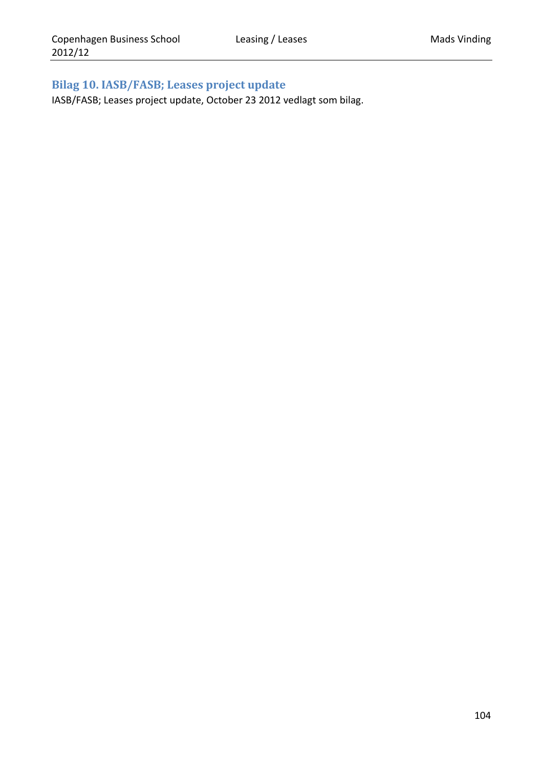## Bilag 10. IASB/FASB; Leases project update

IASB/FASB; Leases project update, October 23 2012 vedlagt som bilag.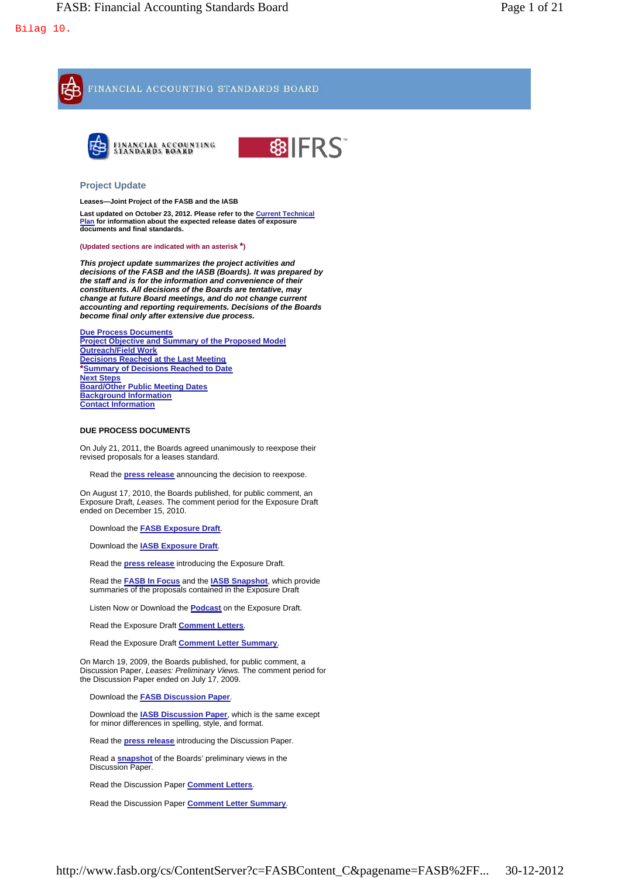Bilag 10.

## Project Update

**Leases—Joint Project of the FASB and the IASB**

**Last updated on October 23, 2012. Please refer to the Current Technical Plan for information about the expected release dates of exposure documents and final standards.**

**(Updated sections are indicated with an asterisk *)**

***This project update summarizes the project activities and decisions of the FASB and the IASB (Boards). It was prepared by the staff and is for the information and convenience of their constituents. All decisions of the Boards are tentative, may change at future Board meetings, and do not change current accounting and reporting requirements. Decisions of the Boards become final only after extensive due process.***

- Due Process Documents
- Project Objective and Summary of the Proposed Model
- Outreach/Field Work
- Decisions Reached at the Last Meeting
- *Summary of Decisions Reached to Date
- Next Steps
- Board/Other Public Meeting Dates
- Background Information
- Contact Information

### DUE PROCESS DOCUMENTS

On July 21, 2011, the Boards agreed unanimously to reexpose their revised proposals for a leases standard.

Read the **press release** announcing the decision to reexpose.

On August 17, 2010, the Boards published, for public comment, an Exposure Draft, *Leases*. The comment period for the Exposure Draft ended on December 15, 2010.

Download the **FASB Exposure Draft**.

Download the **IASB Exposure Draft**.

Read the **press release** introducing the Exposure Draft.

Read the **FASB In Focus** and the **IASB Snapshot**, which provide summaries of the proposals contained in the Exposure Draft

Listen Now or Download the **Podcast** on the Exposure Draft.

Read the Exposure Draft **Comment Letters**.

Read the Exposure Draft **Comment Letter Summary**.

On March 19, 2009, the Boards published, for public comment, a Discussion Paper, *Leases: Preliminary Views.* The comment period for the Discussion Paper ended on July 17, 2009.

Download the **FASB Discussion Paper**.

Download the **IASB Discussion Paper**, which is the same except for minor differences in spelling, style, and format.

Read the **press release** introducing the Discussion Paper.

Read a **snapshot** of the Boards' preliminary views in the Discussion Paper.

Read the Discussion Paper **Comment Letters**.

Read the Discussion Paper **Comment Letter Summary**.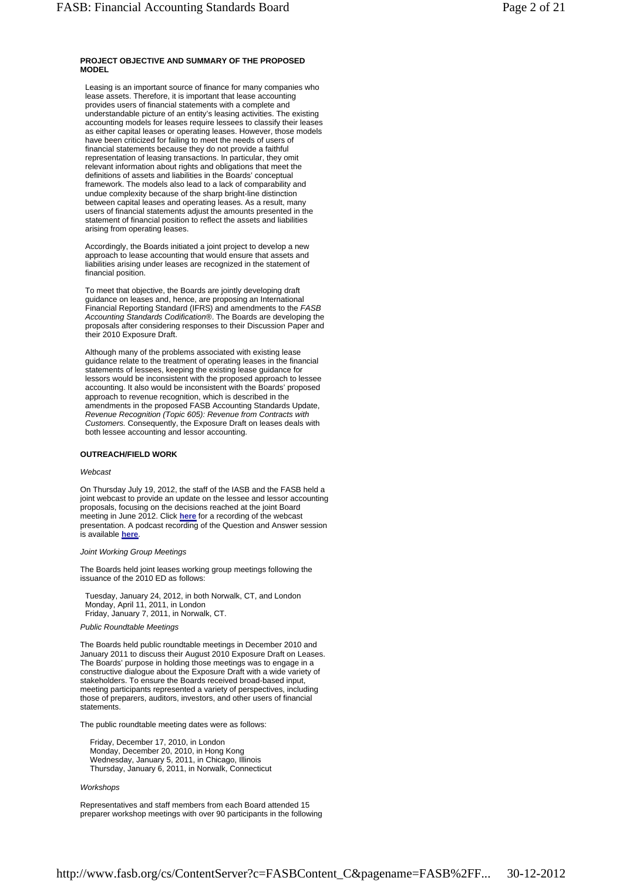**PROJECT OBJECTIVE AND SUMMARY OF THE PROPOSED MODEL**

Leasing is an important source of finance for many companies who lease assets. Therefore, it is important that lease accounting provides users of financial statements with a complete and understandable picture of an entity's leasing activities. The existing accounting models for leases require lessees to classify their leases as either capital leases or operating leases. However, those models have been criticized for failing to meet the needs of users of financial statements because they do not provide a faithful representation of leasing transactions. In particular, they omit relevant information about rights and obligations that meet the definitions of assets and liabilities in the Boards' conceptual framework. The models also lead to a lack of comparability and undue complexity because of the sharp bright-line distinction between capital leases and operating leases. As a result, many users of financial statements adjust the amounts presented in the statement of financial position to reflect the assets and liabilities arising from operating leases.

Accordingly, the Boards initiated a joint project to develop a new approach to lease accounting that would ensure that assets and liabilities arising under leases are recognized in the statement of financial position.

To meet that objective, the Boards are jointly developing draft guidance on leases and, hence, are proposing an International Financial Reporting Standard (IFRS) and amendments to the *FASB Accounting Standards Codification*®. The Boards are developing the proposals after considering responses to their Discussion Paper and their 2010 Exposure Draft.

Although many of the problems associated with existing lease guidance relate to the treatment of operating leases in the financial statements of lessees, keeping the existing lease guidance for lessors would be inconsistent with the proposed approach to lessee accounting. It also would be inconsistent with the Boards' proposed approach to revenue recognition, which is described in the amendments in the proposed FASB Accounting Standards Update, *Revenue Recognition (Topic 605): Revenue from Contracts with Customers.* Consequently, the Exposure Draft on leases deals with both lessee accounting and lessor accounting.

**OUTREACH/FIELD WORK**

*Webcast*

On Thursday July 19, 2012, the staff of the IASB and the FASB held a joint webcast to provide an update on the lessee and lessor accounting proposals, focusing on the decisions reached at the joint Board meeting in June 2012. Click **here** for a recording of the webcast presentation. A podcast recording of the Question and Answer session is available **here**.

*Joint Working Group Meetings*

The Boards held joint leases working group meetings following the issuance of the 2010 ED as follows:

Tuesday, January 24, 2012, in both Norwalk, CT, and London
Monday, April 11, 2011, in London
Friday, January 7, 2011, in Norwalk, CT.

*Public Roundtable Meetings*

The Boards held public roundtable meetings in December 2010 and January 2011 to discuss their August 2010 Exposure Draft on Leases. The Boards' purpose in holding those meetings was to engage in a constructive dialogue about the Exposure Draft with a wide variety of stakeholders. To ensure the Boards received broad-based input, meeting participants represented a variety of perspectives, including those of preparers, auditors, investors, and other users of financial statements.

The public roundtable meeting dates were as follows:

Friday, December 17, 2010, in London
Monday, December 20, 2010, in Hong Kong
Wednesday, January 5, 2011, in Chicago, Illinois
Thursday, January 6, 2011, in Norwalk, Connecticut

*Workshops*

Representatives and staff members from each Board attended 15 preparer workshop meetings with over 90 participants in the following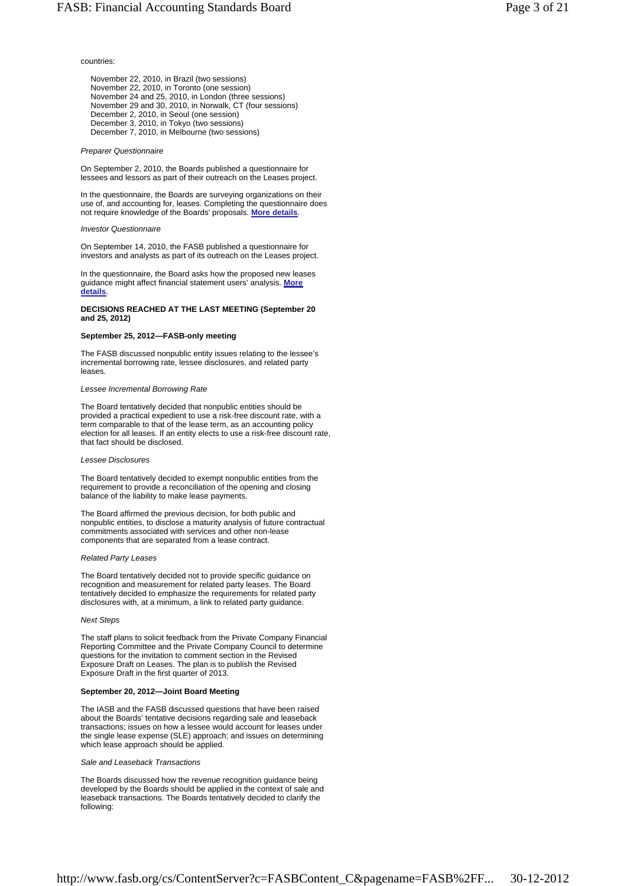countries:

November 22, 2010, in Brazil (two sessions)
November 22, 2010, in Toronto (one session)
November 24 and 25, 2010, in London (three sessions)
November 29 and 30, 2010, in Norwalk, CT (four sessions)
December 2, 2010, in Seoul (one session)
December 3, 2010, in Tokyo (two sessions)
December 7, 2010, in Melbourne (two sessions)

*Preparer Questionnaire*

On September 2, 2010, the Boards published a questionnaire for lessees and lessors as part of their outreach on the Leases project.

In the questionnaire, the Boards are surveying organizations on their use of, and accounting for, leases. Completing the questionnaire does not require knowledge of the Boards' proposals. **More details**.

*Investor Questionnaire*

On September 14, 2010, the FASB published a questionnaire for investors and analysts as part of its outreach on the Leases project.

In the questionnaire, the Board asks how the proposed new leases guidance might affect financial statement users' analysis. **More details**.

**DECISIONS REACHED AT THE LAST MEETING (September 20 and 25, 2012)**

**September 25, 2012—FASB-only meeting**

The FASB discussed nonpublic entity issues relating to the lessee's incremental borrowing rate, lessee disclosures, and related party leases.

*Lessee Incremental Borrowing Rate*

The Board tentatively decided that nonpublic entities should be provided a practical expedient to use a risk-free discount rate, with a term comparable to that of the lease term, as an accounting policy election for all leases. If an entity elects to use a risk-free discount rate, that fact should be disclosed.

*Lessee Disclosures*

The Board tentatively decided to exempt nonpublic entities from the requirement to provide a reconciliation of the opening and closing balance of the liability to make lease payments.

The Board affirmed the previous decision, for both public and nonpublic entities, to disclose a maturity analysis of future contractual commitments associated with services and other non-lease components that are separated from a lease contract.

*Related Party Leases*

The Board tentatively decided not to provide specific guidance on recognition and measurement for related party leases. The Board tentatively decided to emphasize the requirements for related party disclosures with, at a minimum, a link to related party guidance.

*Next Steps*

The staff plans to solicit feedback from the Private Company Financial Reporting Committee and the Private Company Council to determine questions for the invitation to comment section in the Revised Exposure Draft on Leases. The plan is to publish the Revised Exposure Draft in the first quarter of 2013.

**September 20, 2012—Joint Board Meeting**

The IASB and the FASB discussed questions that have been raised about the Boards' tentative decisions regarding sale and leaseback transactions; issues on how a lessee would account for leases under the single lease expense (SLE) approach; and issues on determining which lease approach should be applied.

*Sale and Leaseback Transactions*

The Boards discussed how the revenue recognition guidance being developed by the Boards should be applied in the context of sale and leaseback transactions. The Boards tentatively decided to clarify the following: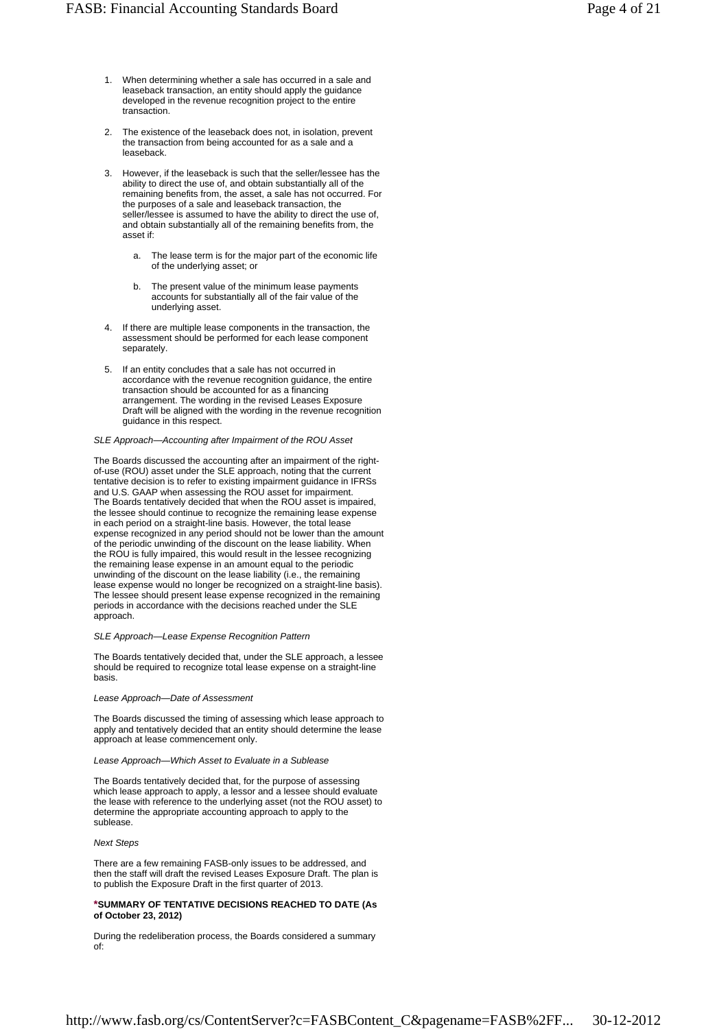1. When determining whether a sale has occurred in a sale and leaseback transaction, an entity should apply the guidance developed in the revenue recognition project to the entire transaction.

2. The existence of the leaseback does not, in isolation, prevent the transaction from being accounted for as a sale and a leaseback.

3. However, if the leaseback is such that the seller/lessee has the ability to direct the use of, and obtain substantially all of the remaining benefits from, the asset, a sale has not occurred. For the purposes of a sale and leaseback transaction, the seller/lessee is assumed to have the ability to direct the use of, and obtain substantially all of the remaining benefits from, the asset if:

   a. The lease term is for the major part of the economic life of the underlying asset; or

   b. The present value of the minimum lease payments accounts for substantially all of the fair value of the underlying asset.

4. If there are multiple lease components in the transaction, the assessment should be performed for each lease component separately.

5. If an entity concludes that a sale has not occurred in accordance with the revenue recognition guidance, the entire transaction should be accounted for as a financing arrangement. The wording in the revised Leases Exposure Draft will be aligned with the wording in the revenue recognition guidance in this respect.

*SLE Approach—Accounting after Impairment of the ROU Asset*

The Boards discussed the accounting after an impairment of the right-of-use (ROU) asset under the SLE approach, noting that the current tentative decision is to refer to existing impairment guidance in IFRSs and U.S. GAAP when assessing the ROU asset for impairment. The Boards tentatively decided that when the ROU asset is impaired, the lessee should continue to recognize the remaining lease expense in each period on a straight-line basis. However, the total lease expense recognized in any period should not be lower than the amount of the periodic unwinding of the discount on the lease liability. When the ROU is fully impaired, this would result in the lessee recognizing the remaining lease expense in an amount equal to the periodic unwinding of the discount on the lease liability (i.e., the remaining lease expense would no longer be recognized on a straight-line basis). The lessee should present lease expense recognized in the remaining periods in accordance with the decisions reached under the SLE approach.

*SLE Approach—Lease Expense Recognition Pattern*

The Boards tentatively decided that, under the SLE approach, a lessee should be required to recognize total lease expense on a straight-line basis.

*Lease Approach—Date of Assessment*

The Boards discussed the timing of assessing which lease approach to apply and tentatively decided that an entity should determine the lease approach at lease commencement only.

*Lease Approach—Which Asset to Evaluate in a Sublease*

The Boards tentatively decided that, for the purpose of assessing which lease approach to apply, a lessor and a lessee should evaluate the lease with reference to the underlying asset (not the ROU asset) to determine the appropriate accounting approach to apply to the sublease.

*Next Steps*

There are a few remaining FASB-only issues to be addressed, and then the staff will draft the revised Leases Exposure Draft. The plan is to publish the Exposure Draft in the first quarter of 2013.

**\*SUMMARY OF TENTATIVE DECISIONS REACHED TO DATE (As of October 23, 2012)**

During the redeliberation process, the Boards considered a summary of: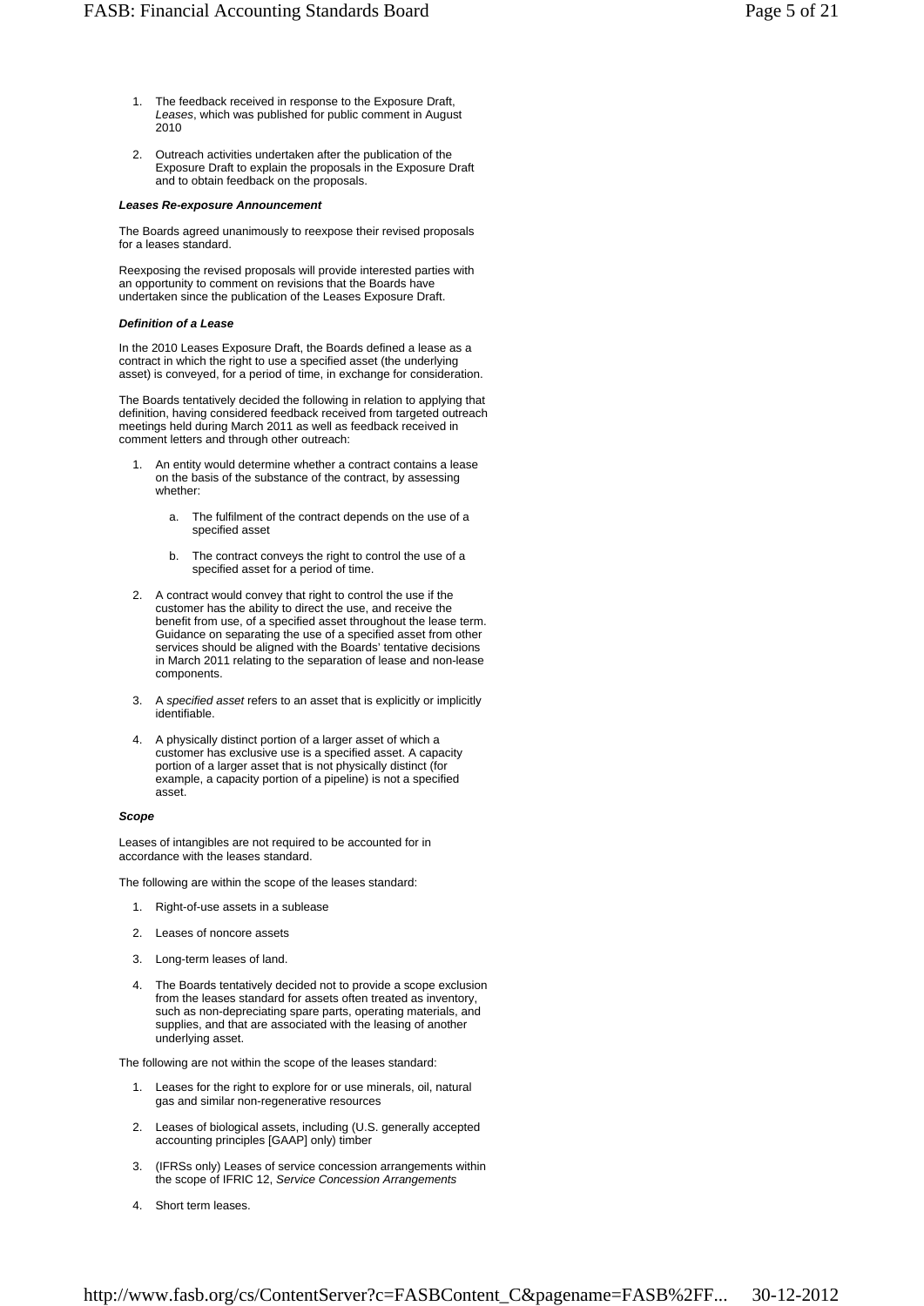1. The feedback received in response to the Exposure Draft, *Leases*, which was published for public comment in August 2010

2. Outreach activities undertaken after the publication of the Exposure Draft to explain the proposals in the Exposure Draft and to obtain feedback on the proposals.

***Leases Re-exposure Announcement***

The Boards agreed unanimously to reexpose their revised proposals for a leases standard.

Reexposing the revised proposals will provide interested parties with an opportunity to comment on revisions that the Boards have undertaken since the publication of the Leases Exposure Draft.

***Definition of a Lease***

In the 2010 Leases Exposure Draft, the Boards defined a lease as a contract in which the right to use a specified asset (the underlying asset) is conveyed, for a period of time, in exchange for consideration.

The Boards tentatively decided the following in relation to applying that definition, having considered feedback received from targeted outreach meetings held during March 2011 as well as feedback received in comment letters and through other outreach:

1. An entity would determine whether a contract contains a lease on the basis of the substance of the contract, by assessing whether:

    a. The fulfilment of the contract depends on the use of a specified asset

    b. The contract conveys the right to control the use of a specified asset for a period of time.

2. A contract would convey that right to control the use if the customer has the ability to direct the use, and receive the benefit from use, of a specified asset throughout the lease term. Guidance on separating the use of a specified asset from other services should be aligned with the Boards' tentative decisions in March 2011 relating to the separation of lease and non-lease components.

3. A *specified asset* refers to an asset that is explicitly or implicitly identifiable.

4. A physically distinct portion of a larger asset of which a customer has exclusive use is a specified asset. A capacity portion of a larger asset that is not physically distinct (for example, a capacity portion of a pipeline) is not a specified asset.

***Scope***

Leases of intangibles are not required to be accounted for in accordance with the leases standard.

The following are within the scope of the leases standard:

1. Right-of-use assets in a sublease

2. Leases of noncore assets

3. Long-term leases of land.

4. The Boards tentatively decided not to provide a scope exclusion from the leases standard for assets often treated as inventory, such as non-depreciating spare parts, operating materials, and supplies, and that are associated with the leasing of another underlying asset.

The following are not within the scope of the leases standard:

1. Leases for the right to explore for or use minerals, oil, natural gas and similar non-regenerative resources

2. Leases of biological assets, including (U.S. generally accepted accounting principles [GAAP] only) timber

3. (IFRSs only) Leases of service concession arrangements within the scope of IFRIC 12, *Service Concession Arrangements*

4. Short term leases.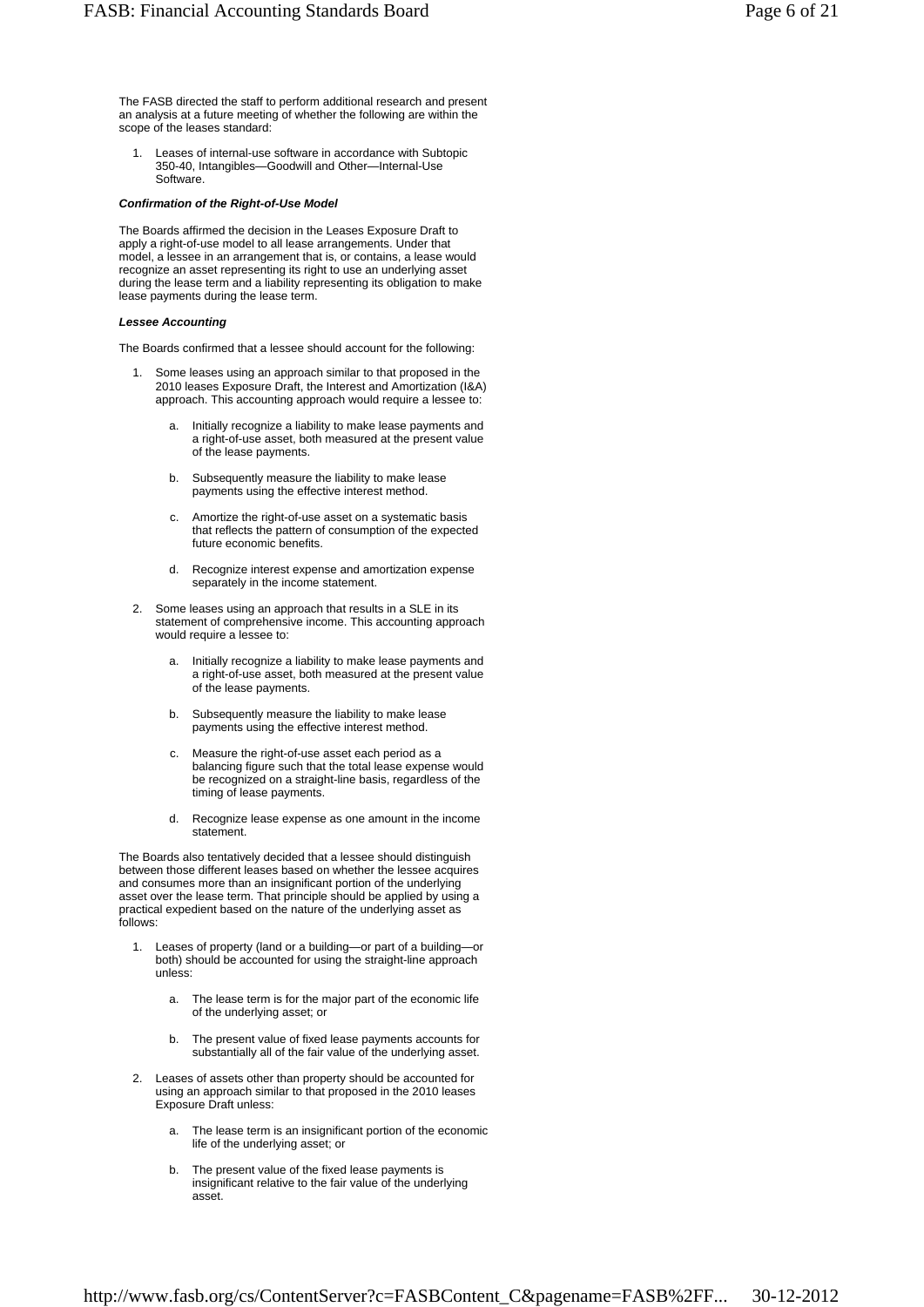The FASB directed the staff to perform additional research and present an analysis at a future meeting of whether the following are within the scope of the leases standard:

1. Leases of internal-use software in accordance with Subtopic 350-40, Intangibles—Goodwill and Other—Internal-Use Software.

***Confirmation of the Right-of-Use Model***

The Boards affirmed the decision in the Leases Exposure Draft to apply a right-of-use model to all lease arrangements. Under that model, a lessee in an arrangement that is, or contains, a lease would recognize an asset representing its right to use an underlying asset during the lease term and a liability representing its obligation to make lease payments during the lease term.

***Lessee Accounting***

The Boards confirmed that a lessee should account for the following:

1. Some leases using an approach similar to that proposed in the 2010 leases Exposure Draft, the Interest and Amortization (I&A) approach. This accounting approach would require a lessee to:
   a. Initially recognize a liability to make lease payments and a right-of-use asset, both measured at the present value of the lease payments.
   b. Subsequently measure the liability to make lease payments using the effective interest method.
   c. Amortize the right-of-use asset on a systematic basis that reflects the pattern of consumption of the expected future economic benefits.
   d. Recognize interest expense and amortization expense separately in the income statement.
2. Some leases using an approach that results in a SLE in its statement of comprehensive income. This accounting approach would require a lessee to:
   a. Initially recognize a liability to make lease payments and a right-of-use asset, both measured at the present value of the lease payments.
   b. Subsequently measure the liability to make lease payments using the effective interest method.
   c. Measure the right-of-use asset each period as a balancing figure such that the total lease expense would be recognized on a straight-line basis, regardless of the timing of lease payments.
   d. Recognize lease expense as one amount in the income statement.

The Boards also tentatively decided that a lessee should distinguish between those different leases based on whether the lessee acquires and consumes more than an insignificant portion of the underlying asset over the lease term. That principle should be applied by using a practical expedient based on the nature of the underlying asset as follows:

1. Leases of property (land or a building—or part of a building—or both) should be accounted for using the straight-line approach unless:
   a. The lease term is for the major part of the economic life of the underlying asset; or
   b. The present value of fixed lease payments accounts for substantially all of the fair value of the underlying asset.
2. Leases of assets other than property should be accounted for using an approach similar to that proposed in the 2010 leases Exposure Draft unless:
   a. The lease term is an insignificant portion of the economic life of the underlying asset; or
   b. The present value of the fixed lease payments is insignificant relative to the fair value of the underlying asset.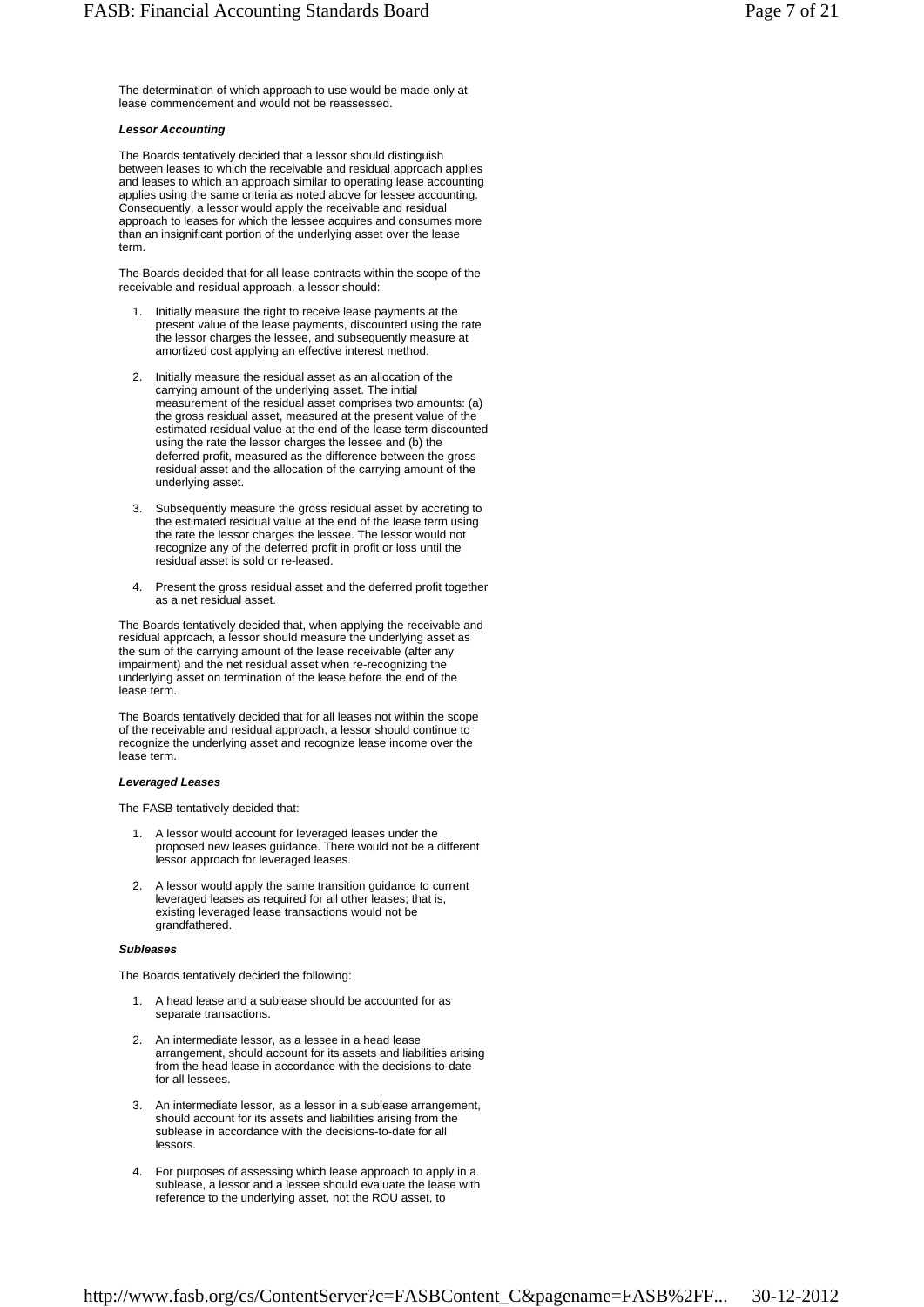The determination of which approach to use would be made only at lease commencement and would not be reassessed.

***Lessor Accounting***

The Boards tentatively decided that a lessor should distinguish between leases to which the receivable and residual approach applies and leases to which an approach similar to operating lease accounting applies using the same criteria as noted above for lessee accounting. Consequently, a lessor would apply the receivable and residual approach to leases for which the lessee acquires and consumes more than an insignificant portion of the underlying asset over the lease term.

The Boards decided that for all lease contracts within the scope of the receivable and residual approach, a lessor should:

1. Initially measure the right to receive lease payments at the present value of the lease payments, discounted using the rate the lessor charges the lessee, and subsequently measure at amortized cost applying an effective interest method.

2. Initially measure the residual asset as an allocation of the carrying amount of the underlying asset. The initial measurement of the residual asset comprises two amounts: (a) the gross residual asset, measured at the present value of the estimated residual value at the end of the lease term discounted using the rate the lessor charges the lessee and (b) the deferred profit, measured as the difference between the gross residual asset and the allocation of the carrying amount of the underlying asset.

3. Subsequently measure the gross residual asset by accreting to the estimated residual value at the end of the lease term using the rate the lessor charges the lessee. The lessor would not recognize any of the deferred profit in profit or loss until the residual asset is sold or re-leased.

4. Present the gross residual asset and the deferred profit together as a net residual asset.

The Boards tentatively decided that, when applying the receivable and residual approach, a lessor should measure the underlying asset as the sum of the carrying amount of the lease receivable (after any impairment) and the net residual asset when re-recognizing the underlying asset on termination of the lease before the end of the lease term.

The Boards tentatively decided that for all leases not within the scope of the receivable and residual approach, a lessor should continue to recognize the underlying asset and recognize lease income over the lease term.

***Leveraged Leases***

The FASB tentatively decided that:

1. A lessor would account for leveraged leases under the proposed new leases guidance. There would not be a different lessor approach for leveraged leases.

2. A lessor would apply the same transition guidance to current leveraged leases as required for all other leases; that is, existing leveraged lease transactions would not be grandfathered.

***Subleases***

The Boards tentatively decided the following:

1. A head lease and a sublease should be accounted for as separate transactions.

2. An intermediate lessor, as a lessee in a head lease arrangement, should account for its assets and liabilities arising from the head lease in accordance with the decisions-to-date for all lessees.

3. An intermediate lessor, as a lessor in a sublease arrangement, should account for its assets and liabilities arising from the sublease in accordance with the decisions-to-date for all lessors.

4. For purposes of assessing which lease approach to apply in a sublease, a lessor and a lessee should evaluate the lease with reference to the underlying asset, not the ROU asset, to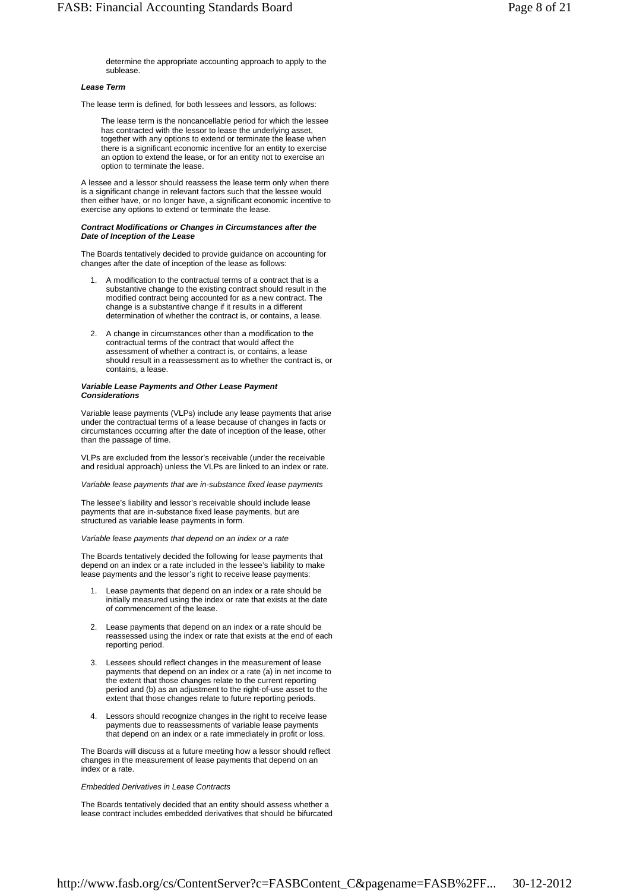determine the appropriate accounting approach to apply to the sublease.

***Lease Term***

The lease term is defined, for both lessees and lessors, as follows:

> The lease term is the noncancellable period for which the lessee has contracted with the lessor to lease the underlying asset, together with any options to extend or terminate the lease when there is a significant economic incentive for an entity to exercise an option to extend the lease, or for an entity not to exercise an option to terminate the lease.

A lessee and a lessor should reassess the lease term only when there is a significant change in relevant factors such that the lessee would then either have, or no longer have, a significant economic incentive to exercise any options to extend or terminate the lease.

***Contract Modifications or Changes in Circumstances after the Date of Inception of the Lease***

The Boards tentatively decided to provide guidance on accounting for changes after the date of inception of the lease as follows:

1. A modification to the contractual terms of a contract that is a substantive change to the existing contract should result in the modified contract being accounted for as a new contract. The change is a substantive change if it results in a different determination of whether the contract is, or contains, a lease.
2. A change in circumstances other than a modification to the contractual terms of the contract that would affect the assessment of whether a contract is, or contains, a lease should result in a reassessment as to whether the contract is, or contains, a lease.

***Variable Lease Payments and Other Lease Payment Considerations***

Variable lease payments (VLPs) include any lease payments that arise under the contractual terms of a lease because of changes in facts or circumstances occurring after the date of inception of the lease, other than the passage of time.

VLPs are excluded from the lessor's receivable (under the receivable and residual approach) unless the VLPs are linked to an index or rate.

*Variable lease payments that are in-substance fixed lease payments*

The lessee's liability and lessor's receivable should include lease payments that are in-substance fixed lease payments, but are structured as variable lease payments in form.

*Variable lease payments that depend on an index or a rate*

The Boards tentatively decided the following for lease payments that depend on an index or a rate included in the lessee's liability to make lease payments and the lessor's right to receive lease payments:

1. Lease payments that depend on an index or a rate should be initially measured using the index or rate that exists at the date of commencement of the lease.
2. Lease payments that depend on an index or a rate should be reassessed using the index or rate that exists at the end of each reporting period.
3. Lessees should reflect changes in the measurement of lease payments that depend on an index or a rate (a) in net income to the extent that those changes relate to the current reporting period and (b) as an adjustment to the right-of-use asset to the extent that those changes relate to future reporting periods.
4. Lessors should recognize changes in the right to receive lease payments due to reassessments of variable lease payments that depend on an index or a rate immediately in profit or loss.

The Boards will discuss at a future meeting how a lessor should reflect changes in the measurement of lease payments that depend on an index or a rate.

*Embedded Derivatives in Lease Contracts*

The Boards tentatively decided that an entity should assess whether a lease contract includes embedded derivatives that should be bifurcated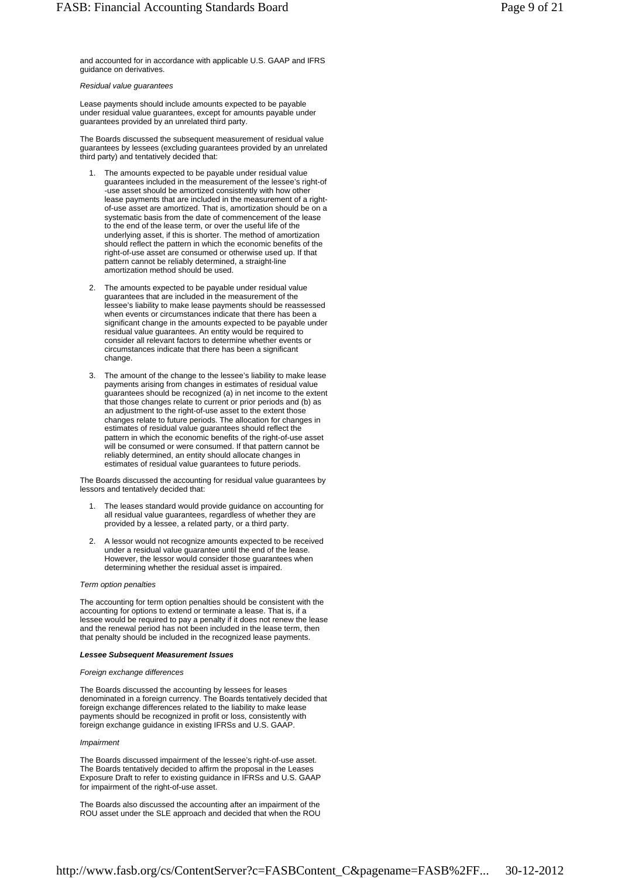and accounted for in accordance with applicable U.S. GAAP and IFRS guidance on derivatives.

*Residual value guarantees*

Lease payments should include amounts expected to be payable under residual value guarantees, except for amounts payable under guarantees provided by an unrelated third party.

The Boards discussed the subsequent measurement of residual value guarantees by lessees (excluding guarantees provided by an unrelated third party) and tentatively decided that:

1. The amounts expected to be payable under residual value guarantees included in the measurement of the lessee's right-of-use asset should be amortized consistently with how other lease payments that are included in the measurement of a right-of-use asset are amortized. That is, amortization should be on a systematic basis from the date of commencement of the lease to the end of the lease term, or over the useful life of the underlying asset, if this is shorter. The method of amortization should reflect the pattern in which the economic benefits of the right-of-use asset are consumed or otherwise used up. If that pattern cannot be reliably determined, a straight-line amortization method should be used.

2. The amounts expected to be payable under residual value guarantees that are included in the measurement of the lessee's liability to make lease payments should be reassessed when events or circumstances indicate that there has been a significant change in the amounts expected to be payable under residual value guarantees. An entity would be required to consider all relevant factors to determine whether events or circumstances indicate that there has been a significant change.

3. The amount of the change to the lessee's liability to make lease payments arising from changes in estimates of residual value guarantees should be recognized (a) in net income to the extent that those changes relate to current or prior periods and (b) as an adjustment to the right-of-use asset to the extent those changes relate to future periods. The allocation for changes in estimates of residual value guarantees should reflect the pattern in which the economic benefits of the right-of-use asset will be consumed or were consumed. If that pattern cannot be reliably determined, an entity should allocate changes in estimates of residual value guarantees to future periods.

The Boards discussed the accounting for residual value guarantees by lessors and tentatively decided that:

1. The leases standard would provide guidance on accounting for all residual value guarantees, regardless of whether they are provided by a lessee, a related party, or a third party.

2. A lessor would not recognize amounts expected to be received under a residual value guarantee until the end of the lease. However, the lessor would consider those guarantees when determining whether the residual asset is impaired.

*Term option penalties*

The accounting for term option penalties should be consistent with the accounting for options to extend or terminate a lease. That is, if a lessee would be required to pay a penalty if it does not renew the lease and the renewal period has not been included in the lease term, then that penalty should be included in the recognized lease payments.

***Lessee Subsequent Measurement Issues***

*Foreign exchange differences*

The Boards discussed the accounting by lessees for leases denominated in a foreign currency. The Boards tentatively decided that foreign exchange differences related to the liability to make lease payments should be recognized in profit or loss, consistently with foreign exchange guidance in existing IFRSs and U.S. GAAP.

*Impairment*

The Boards discussed impairment of the lessee's right-of-use asset. The Boards tentatively decided to affirm the proposal in the Leases Exposure Draft to refer to existing guidance in IFRSs and U.S. GAAP for impairment of the right-of-use asset.

The Boards also discussed the accounting after an impairment of the ROU asset under the SLE approach and decided that when the ROU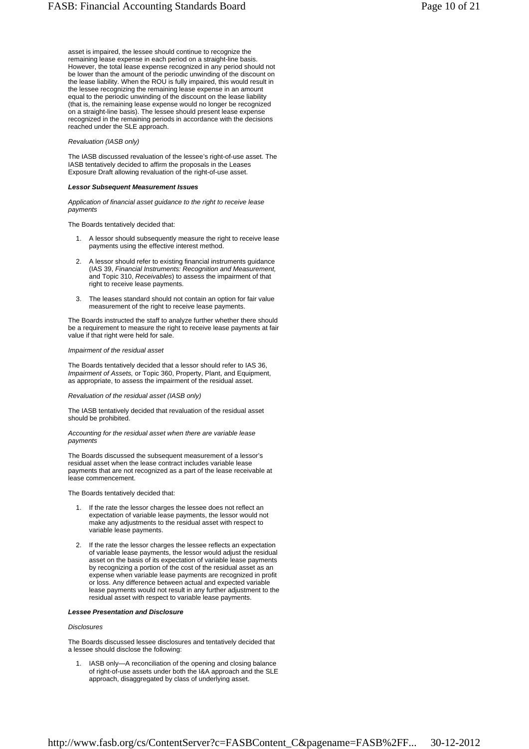asset is impaired, the lessee should continue to recognize the remaining lease expense in each period on a straight-line basis. However, the total lease expense recognized in any period should not be lower than the amount of the periodic unwinding of the discount on the lease liability. When the ROU is fully impaired, this would result in the lessee recognizing the remaining lease expense in an amount equal to the periodic unwinding of the discount on the lease liability (that is, the remaining lease expense would no longer be recognized on a straight-line basis). The lessee should present lease expense recognized in the remaining periods in accordance with the decisions reached under the SLE approach.

*Revaluation (IASB only)*

The IASB discussed revaluation of the lessee's right-of-use asset. The IASB tentatively decided to affirm the proposals in the Leases Exposure Draft allowing revaluation of the right-of-use asset.

***Lessor Subsequent Measurement Issues***

*Application of financial asset guidance to the right to receive lease payments*

The Boards tentatively decided that:

1. A lessor should subsequently measure the right to receive lease payments using the effective interest method.
2. A lessor should refer to existing financial instruments guidance (IAS 39, *Financial Instruments: Recognition and Measurement,* and Topic 310, *Receivables*) to assess the impairment of that right to receive lease payments.
3. The leases standard should not contain an option for fair value measurement of the right to receive lease payments.

The Boards instructed the staff to analyze further whether there should be a requirement to measure the right to receive lease payments at fair value if that right were held for sale.

*Impairment of the residual asset*

The Boards tentatively decided that a lessor should refer to IAS 36, *Impairment of Assets,* or Topic 360, Property, Plant, and Equipment, as appropriate, to assess the impairment of the residual asset.

*Revaluation of the residual asset (IASB only)*

The IASB tentatively decided that revaluation of the residual asset should be prohibited.

*Accounting for the residual asset when there are variable lease payments*

The Boards discussed the subsequent measurement of a lessor's residual asset when the lease contract includes variable lease payments that are not recognized as a part of the lease receivable at lease commencement.

The Boards tentatively decided that:

1. If the rate the lessor charges the lessee does not reflect an expectation of variable lease payments, the lessor would not make any adjustments to the residual asset with respect to variable lease payments.
2. If the rate the lessor charges the lessee reflects an expectation of variable lease payments, the lessor would adjust the residual asset on the basis of its expectation of variable lease payments by recognizing a portion of the cost of the residual asset as an expense when variable lease payments are recognized in profit or loss. Any difference between actual and expected variable lease payments would not result in any further adjustment to the residual asset with respect to variable lease payments.

***Lessee Presentation and Disclosure***

*Disclosures*

The Boards discussed lessee disclosures and tentatively decided that a lessee should disclose the following:

1. IASB only—A reconciliation of the opening and closing balance of right-of-use assets under both the I&A approach and the SLE approach, disaggregated by class of underlying asset.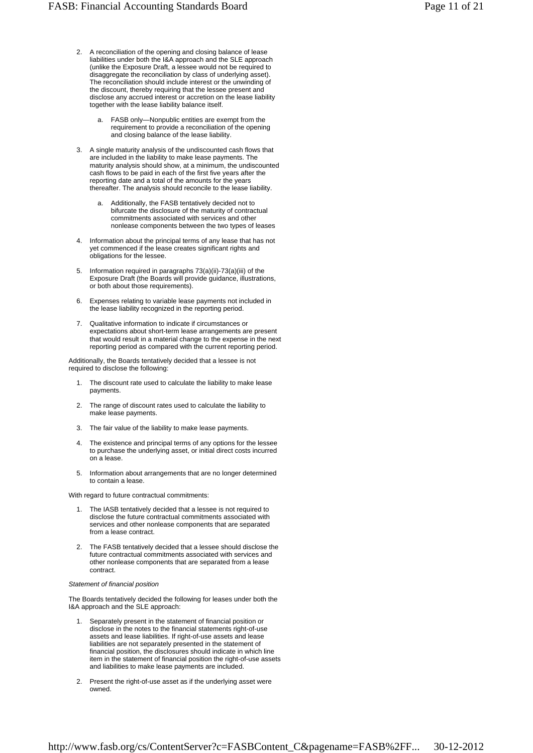2. A reconciliation of the opening and closing balance of lease liabilities under both the I&A approach and the SLE approach (unlike the Exposure Draft, a lessee would not be required to disaggregate the reconciliation by class of underlying asset). The reconciliation should include interest or the unwinding of the discount, thereby requiring that the lessee present and disclose any accrued interest or accretion on the lease liability together with the lease liability balance itself.

   a. FASB only—Nonpublic entities are exempt from the requirement to provide a reconciliation of the opening and closing balance of the lease liability.

3. A single maturity analysis of the undiscounted cash flows that are included in the liability to make lease payments. The maturity analysis should show, at a minimum, the undiscounted cash flows to be paid in each of the first five years after the reporting date and a total of the amounts for the years thereafter. The analysis should reconcile to the lease liability.

   a. Additionally, the FASB tentatively decided not to bifurcate the disclosure of the maturity of contractual commitments associated with services and other nonlease components between the two types of leases

4. Information about the principal terms of any lease that has not yet commenced if the lease creates significant rights and obligations for the lessee.

5. Information required in paragraphs 73(a)(ii)-73(a)(iii) of the Exposure Draft (the Boards will provide guidance, illustrations, or both about those requirements).

6. Expenses relating to variable lease payments not included in the lease liability recognized in the reporting period.

7. Qualitative information to indicate if circumstances or expectations about short-term lease arrangements are present that would result in a material change to the expense in the next reporting period as compared with the current reporting period.

Additionally, the Boards tentatively decided that a lessee is not required to disclose the following:

1. The discount rate used to calculate the liability to make lease payments.

2. The range of discount rates used to calculate the liability to make lease payments.

3. The fair value of the liability to make lease payments.

4. The existence and principal terms of any options for the lessee to purchase the underlying asset, or initial direct costs incurred on a lease.

5. Information about arrangements that are no longer determined to contain a lease.

With regard to future contractual commitments:

1. The IASB tentatively decided that a lessee is not required to disclose the future contractual commitments associated with services and other nonlease components that are separated from a lease contract.

2. The FASB tentatively decided that a lessee should disclose the future contractual commitments associated with services and other nonlease components that are separated from a lease contract.

*Statement of financial position*

The Boards tentatively decided the following for leases under both the I&A approach and the SLE approach:

1. Separately present in the statement of financial position or disclose in the notes to the financial statements right-of-use assets and lease liabilities. If right-of-use assets and lease liabilities are not separately presented in the statement of financial position, the disclosures should indicate in which line item in the statement of financial position the right-of-use assets and liabilities to make lease payments are included.

2. Present the right-of-use asset as if the underlying asset were owned.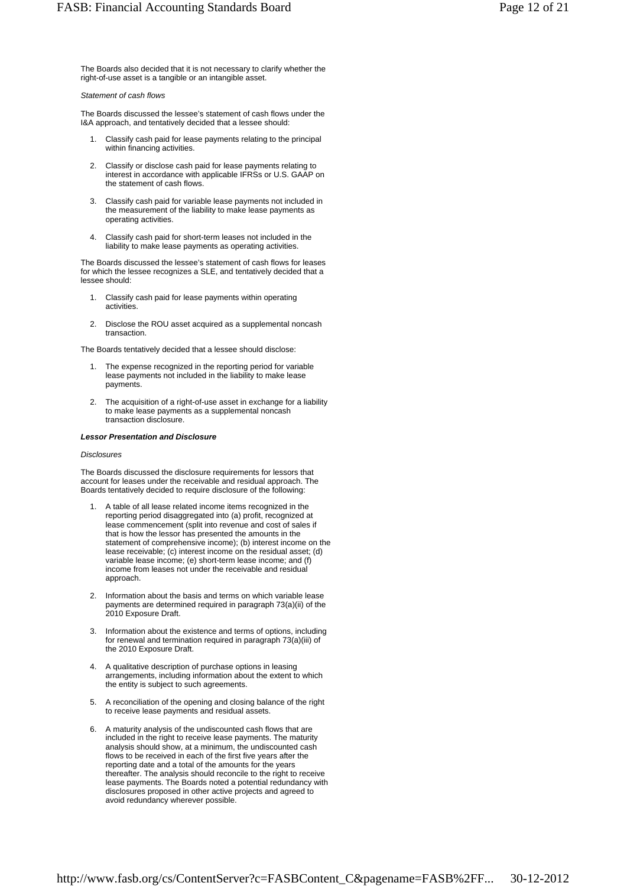The Boards also decided that it is not necessary to clarify whether the right-of-use asset is a tangible or an intangible asset.

*Statement of cash flows*

The Boards discussed the lessee's statement of cash flows under the I&A approach, and tentatively decided that a lessee should:

1. Classify cash paid for lease payments relating to the principal within financing activities.
2. Classify or disclose cash paid for lease payments relating to interest in accordance with applicable IFRSs or U.S. GAAP on the statement of cash flows.
3. Classify cash paid for variable lease payments not included in the measurement of the liability to make lease payments as operating activities.
4. Classify cash paid for short-term leases not included in the liability to make lease payments as operating activities.

The Boards discussed the lessee's statement of cash flows for leases for which the lessee recognizes a SLE, and tentatively decided that a lessee should:

1. Classify cash paid for lease payments within operating activities.
2. Disclose the ROU asset acquired as a supplemental noncash transaction.

The Boards tentatively decided that a lessee should disclose:

1. The expense recognized in the reporting period for variable lease payments not included in the liability to make lease payments.
2. The acquisition of a right-of-use asset in exchange for a liability to make lease payments as a supplemental noncash transaction disclosure.

***Lessor Presentation and Disclosure***

*Disclosures*

The Boards discussed the disclosure requirements for lessors that account for leases under the receivable and residual approach. The Boards tentatively decided to require disclosure of the following:

1. A table of all lease related income items recognized in the reporting period disaggregated into (a) profit, recognized at lease commencement (split into revenue and cost of sales if that is how the lessor has presented the amounts in the statement of comprehensive income); (b) interest income on the lease receivable; (c) interest income on the residual asset; (d) variable lease income; (e) short-term lease income; and (f) income from leases not under the receivable and residual approach.
2. Information about the basis and terms on which variable lease payments are determined required in paragraph 73(a)(ii) of the 2010 Exposure Draft.
3. Information about the existence and terms of options, including for renewal and termination required in paragraph 73(a)(iii) of the 2010 Exposure Draft.
4. A qualitative description of purchase options in leasing arrangements, including information about the extent to which the entity is subject to such agreements.
5. A reconciliation of the opening and closing balance of the right to receive lease payments and residual assets.
6. A maturity analysis of the undiscounted cash flows that are included in the right to receive lease payments. The maturity analysis should show, at a minimum, the undiscounted cash flows to be received in each of the first five years after the reporting date and a total of the amounts for the years thereafter. The analysis should reconcile to the right to receive lease payments. The Boards noted a potential redundancy with disclosures proposed in other active projects and agreed to avoid redundancy wherever possible.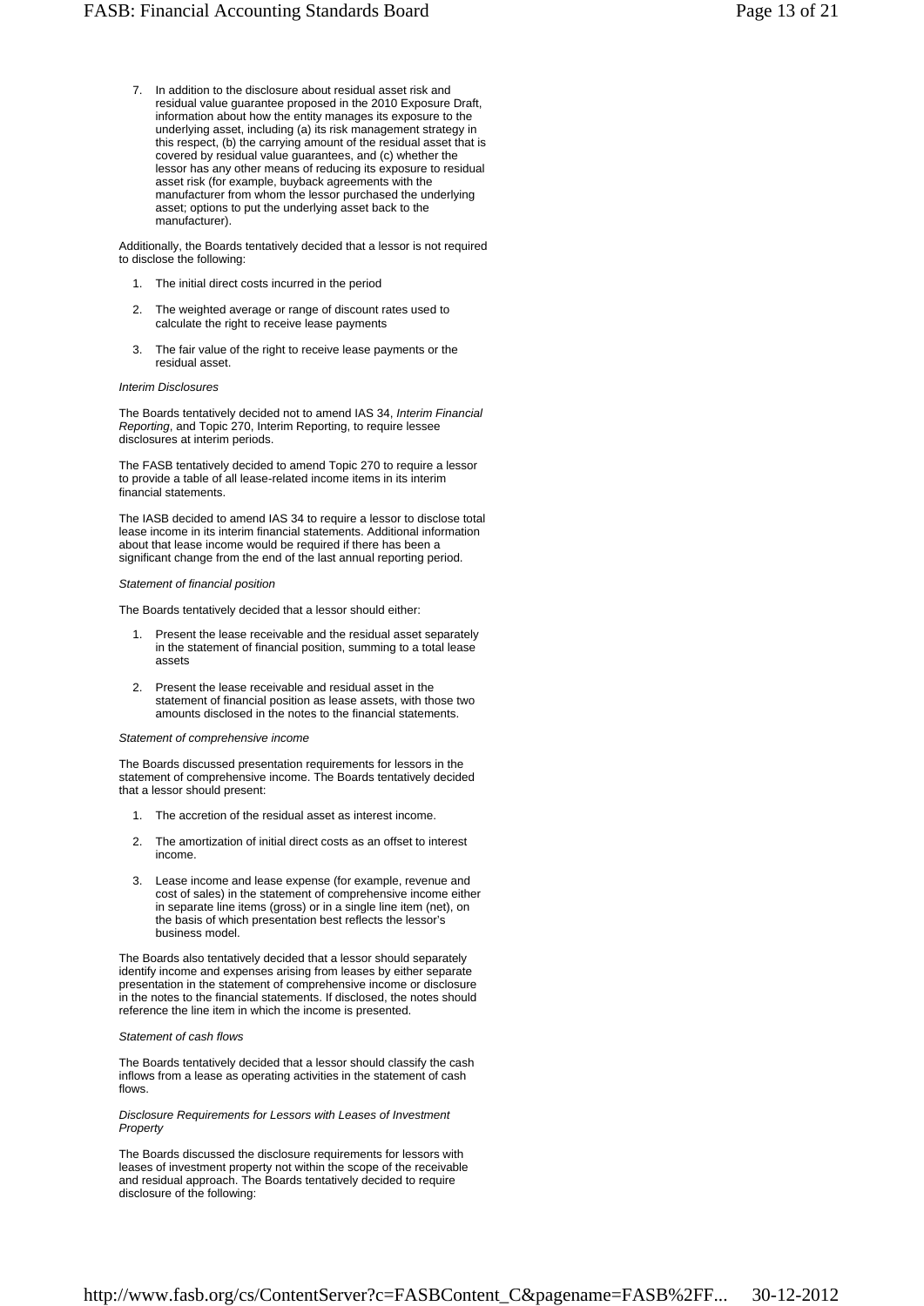7. In addition to the disclosure about residual asset risk and residual value guarantee proposed in the 2010 Exposure Draft, information about how the entity manages its exposure to the underlying asset, including (a) its risk management strategy in this respect, (b) the carrying amount of the residual asset that is covered by residual value guarantees, and (c) whether the lessor has any other means of reducing its exposure to residual asset risk (for example, buyback agreements with the manufacturer from whom the lessor purchased the underlying asset; options to put the underlying asset back to the manufacturer).

Additionally, the Boards tentatively decided that a lessor is not required to disclose the following:

1. The initial direct costs incurred in the period
2. The weighted average or range of discount rates used to calculate the right to receive lease payments
3. The fair value of the right to receive lease payments or the residual asset.

*Interim Disclosures*

The Boards tentatively decided not to amend IAS 34, *Interim Financial Reporting*, and Topic 270, Interim Reporting, to require lessee disclosures at interim periods.

The FASB tentatively decided to amend Topic 270 to require a lessor to provide a table of all lease-related income items in its interim financial statements.

The IASB decided to amend IAS 34 to require a lessor to disclose total lease income in its interim financial statements. Additional information about that lease income would be required if there has been a significant change from the end of the last annual reporting period.

*Statement of financial position*

The Boards tentatively decided that a lessor should either:

1. Present the lease receivable and the residual asset separately in the statement of financial position, summing to a total lease assets
2. Present the lease receivable and residual asset in the statement of financial position as lease assets, with those two amounts disclosed in the notes to the financial statements.

*Statement of comprehensive income*

The Boards discussed presentation requirements for lessors in the statement of comprehensive income. The Boards tentatively decided that a lessor should present:

1. The accretion of the residual asset as interest income.
2. The amortization of initial direct costs as an offset to interest income.
3. Lease income and lease expense (for example, revenue and cost of sales) in the statement of comprehensive income either in separate line items (gross) or in a single line item (net), on the basis of which presentation best reflects the lessor's business model.

The Boards also tentatively decided that a lessor should separately identify income and expenses arising from leases by either separate presentation in the statement of comprehensive income or disclosure in the notes to the financial statements. If disclosed, the notes should reference the line item in which the income is presented.

*Statement of cash flows*

The Boards tentatively decided that a lessor should classify the cash inflows from a lease as operating activities in the statement of cash flows.

*Disclosure Requirements for Lessors with Leases of Investment Property*

The Boards discussed the disclosure requirements for lessors with leases of investment property not within the scope of the receivable and residual approach. The Boards tentatively decided to require disclosure of the following: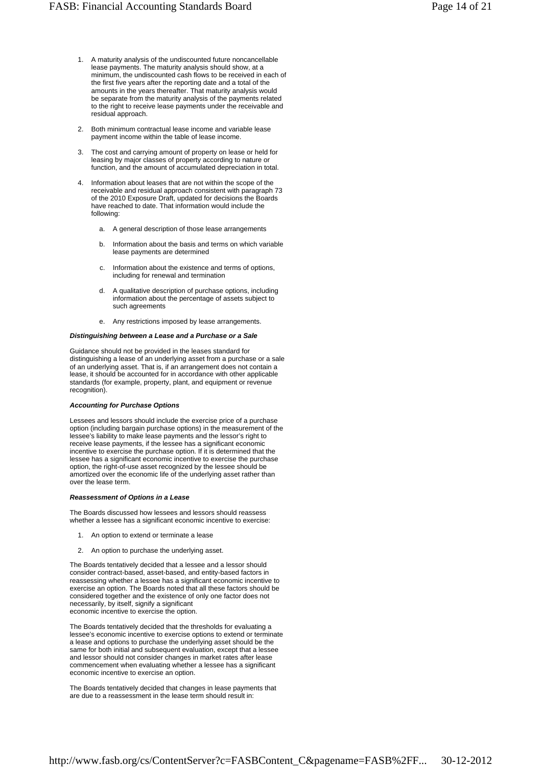1. A maturity analysis of the undiscounted future noncancellable lease payments. The maturity analysis should show, at a minimum, the undiscounted cash flows to be received in each of the first five years after the reporting date and a total of the amounts in the years thereafter. That maturity analysis would be separate from the maturity analysis of the payments related to the right to receive lease payments under the receivable and residual approach.
2. Both minimum contractual lease income and variable lease payment income within the table of lease income.
3. The cost and carrying amount of property on lease or held for leasing by major classes of property according to nature or function, and the amount of accumulated depreciation in total.
4. Information about leases that are not within the scope of the receivable and residual approach consistent with paragraph 73 of the 2010 Exposure Draft, updated for decisions the Boards have reached to date. That information would include the following:
    a. A general description of those lease arrangements
    b. Information about the basis and terms on which variable lease payments are determined
    c. Information about the existence and terms of options, including for renewal and termination
    d. A qualitative description of purchase options, including information about the percentage of assets subject to such agreements
    e. Any restrictions imposed by lease arrangements.

***Distinguishing between a Lease and a Purchase or a Sale***

Guidance should not be provided in the leases standard for distinguishing a lease of an underlying asset from a purchase or a sale of an underlying asset. That is, if an arrangement does not contain a lease, it should be accounted for in accordance with other applicable standards (for example, property, plant, and equipment or revenue recognition).

***Accounting for Purchase Options***

Lessees and lessors should include the exercise price of a purchase option (including bargain purchase options) in the measurement of the lessee's liability to make lease payments and the lessor's right to receive lease payments, if the lessee has a significant economic incentive to exercise the purchase option. If it is determined that the lessee has a significant economic incentive to exercise the purchase option, the right-of-use asset recognized by the lessee should be amortized over the economic life of the underlying asset rather than over the lease term.

***Reassessment of Options in a Lease***

The Boards discussed how lessees and lessors should reassess whether a lessee has a significant economic incentive to exercise:

1. An option to extend or terminate a lease
2. An option to purchase the underlying asset.

The Boards tentatively decided that a lessee and a lessor should consider contract-based, asset-based, and entity-based factors in reassessing whether a lessee has a significant economic incentive to exercise an option. The Boards noted that all these factors should be considered together and the existence of only one factor does not necessarily, by itself, signify a significant economic incentive to exercise the option.

The Boards tentatively decided that the thresholds for evaluating a lessee's economic incentive to exercise options to extend or terminate a lease and options to purchase the underlying asset should be the same for both initial and subsequent evaluation, except that a lessee and lessor should not consider changes in market rates after lease commencement when evaluating whether a lessee has a significant economic incentive to exercise an option.

The Boards tentatively decided that changes in lease payments that are due to a reassessment in the lease term should result in: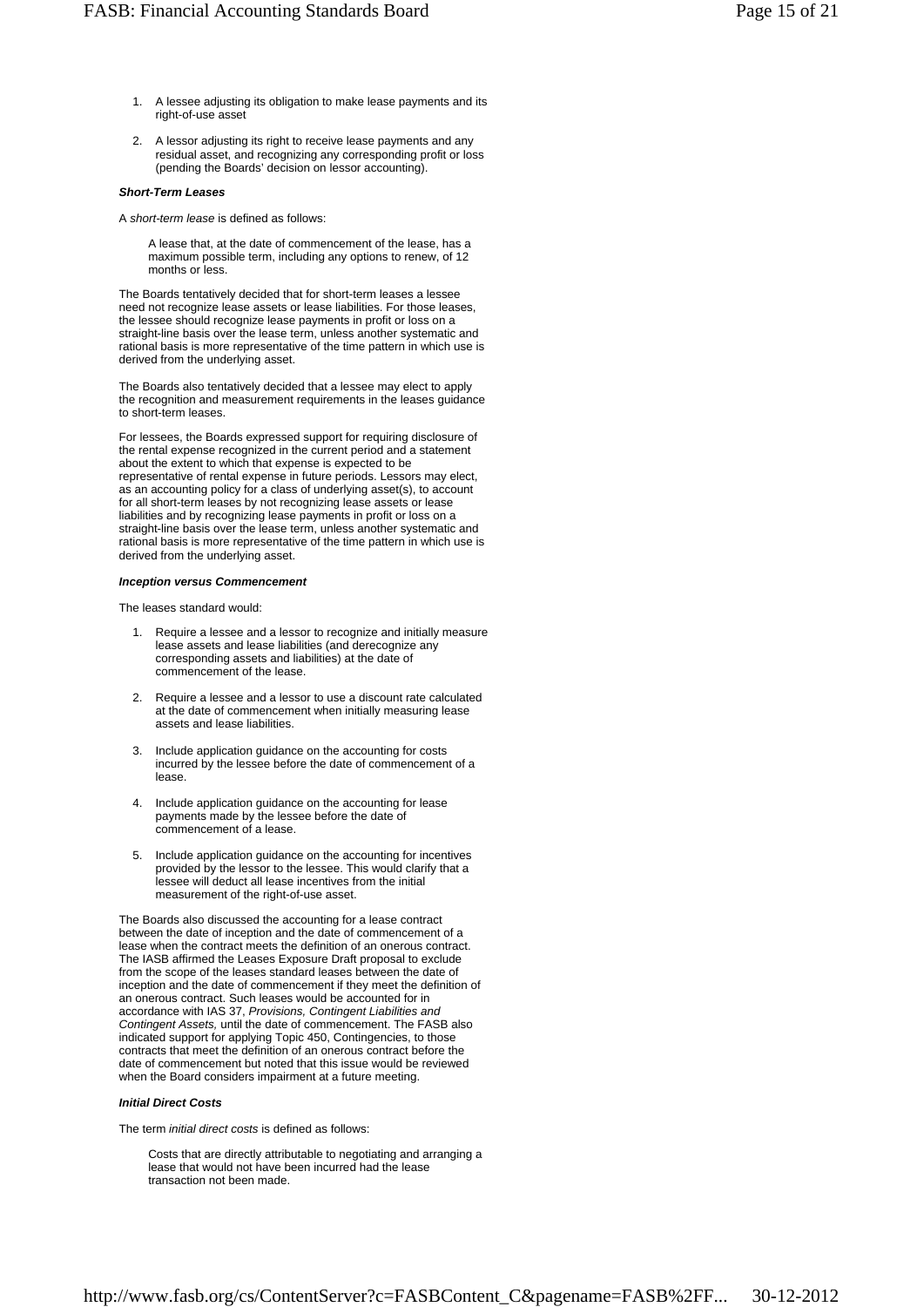1. A lessee adjusting its obligation to make lease payments and its right-of-use asset

2. A lessor adjusting its right to receive lease payments and any residual asset, and recognizing any corresponding profit or loss (pending the Boards' decision on lessor accounting).

***Short-Term Leases***

A *short-term lease* is defined as follows:

> A lease that, at the date of commencement of the lease, has a maximum possible term, including any options to renew, of 12 months or less.

The Boards tentatively decided that for short-term leases a lessee need not recognize lease assets or lease liabilities. For those leases, the lessee should recognize lease payments in profit or loss on a straight-line basis over the lease term, unless another systematic and rational basis is more representative of the time pattern in which use is derived from the underlying asset.

The Boards also tentatively decided that a lessee may elect to apply the recognition and measurement requirements in the leases guidance to short-term leases.

For lessees, the Boards expressed support for requiring disclosure of the rental expense recognized in the current period and a statement about the extent to which that expense is expected to be representative of rental expense in future periods. Lessors may elect, as an accounting policy for a class of underlying asset(s), to account for all short-term leases by not recognizing lease assets or lease liabilities and by recognizing lease payments in profit or loss on a straight-line basis over the lease term, unless another systematic and rational basis is more representative of the time pattern in which use is derived from the underlying asset.

***Inception versus Commencement***

The leases standard would:

1. Require a lessee and a lessor to recognize and initially measure lease assets and lease liabilities (and derecognize any corresponding assets and liabilities) at the date of commencement of the lease.

2. Require a lessee and a lessor to use a discount rate calculated at the date of commencement when initially measuring lease assets and lease liabilities.

3. Include application guidance on the accounting for costs incurred by the lessee before the date of commencement of a lease.

4. Include application guidance on the accounting for lease payments made by the lessee before the date of commencement of a lease.

5. Include application guidance on the accounting for incentives provided by the lessor to the lessee. This would clarify that a lessee will deduct all lease incentives from the initial measurement of the right-of-use asset.

The Boards also discussed the accounting for a lease contract between the date of inception and the date of commencement of a lease when the contract meets the definition of an onerous contract. The IASB affirmed the Leases Exposure Draft proposal to exclude from the scope of the leases standard leases between the date of inception and the date of commencement if they meet the definition of an onerous contract. Such leases would be accounted for in accordance with IAS 37, *Provisions, Contingent Liabilities and Contingent Assets,* until the date of commencement. The FASB also indicated support for applying Topic 450, Contingencies, to those contracts that meet the definition of an onerous contract before the date of commencement but noted that this issue would be reviewed when the Board considers impairment at a future meeting.

***Initial Direct Costs***

The term *initial direct costs* is defined as follows:

> Costs that are directly attributable to negotiating and arranging a lease that would not have been incurred had the lease transaction not been made.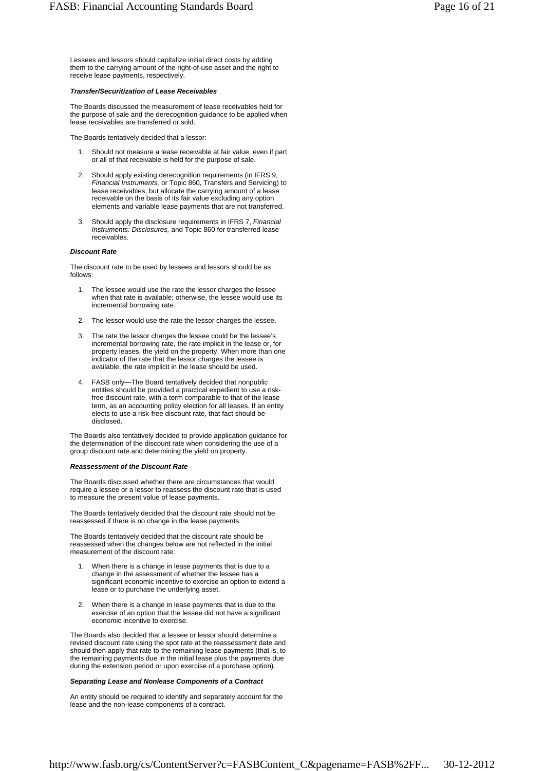Lessees and lessors should capitalize initial direct costs by adding them to the carrying amount of the right-of-use asset and the right to receive lease payments, respectively.

***Transfer/Securitization of Lease Receivables***

The Boards discussed the measurement of lease receivables held for the purpose of sale and the derecognition guidance to be applied when lease receivables are transferred or sold.

The Boards tentatively decided that a lessor:

1. Should not measure a lease receivable at fair value, even if part or all of that receivable is held for the purpose of sale.
2. Should apply existing derecognition requirements (in IFRS 9, *Financial Instruments,* or Topic 860, Transfers and Servicing) to lease receivables, but allocate the carrying amount of a lease receivable on the basis of its fair value excluding any option elements and variable lease payments that are not transferred.
3. Should apply the disclosure requirements in IFRS 7, *Financial Instruments: Disclosures,* and Topic 860 for transferred lease receivables.

***Discount Rate***

The discount rate to be used by lessees and lessors should be as follows:

1. The lessee would use the rate the lessor charges the lessee when that rate is available; otherwise, the lessee would use its incremental borrowing rate.
2. The lessor would use the rate the lessor charges the lessee.
3. The rate the lessor charges the lessee could be the lessee's incremental borrowing rate, the rate implicit in the lease or, for property leases, the yield on the property. When more than one indicator of the rate that the lessor charges the lessee is available, the rate implicit in the lease should be used.
4. FASB only—The Board tentatively decided that nonpublic entities should be provided a practical expedient to use a risk-free discount rate, with a term comparable to that of the lease term, as an accounting policy election for all leases. If an entity elects to use a risk-free discount rate, that fact should be disclosed.

The Boards also tentatively decided to provide application guidance for the determination of the discount rate when considering the use of a group discount rate and determining the yield on property.

***Reassessment of the Discount Rate***

The Boards discussed whether there are circumstances that would require a lessee or a lessor to reassess the discount rate that is used to measure the present value of lease payments.

The Boards tentatively decided that the discount rate should not be reassessed if there is no change in the lease payments.

The Boards tentatively decided that the discount rate should be reassessed when the changes below are not reflected in the initial measurement of the discount rate:

1. When there is a change in lease payments that is due to a change in the assessment of whether the lessee has a significant economic incentive to exercise an option to extend a lease or to purchase the underlying asset.
2. When there is a change in lease payments that is due to the exercise of an option that the lessee did not have a significant economic incentive to exercise.

The Boards also decided that a lessee or lessor should determine a revised discount rate using the spot rate at the reassessment date and should then apply that rate to the remaining lease payments (that is, to the remaining payments due in the initial lease plus the payments due during the extension period or upon exercise of a purchase option).

***Separating Lease and Nonlease Components of a Contract***

An entity should be required to identify and separately account for the lease and the non-lease components of a contract.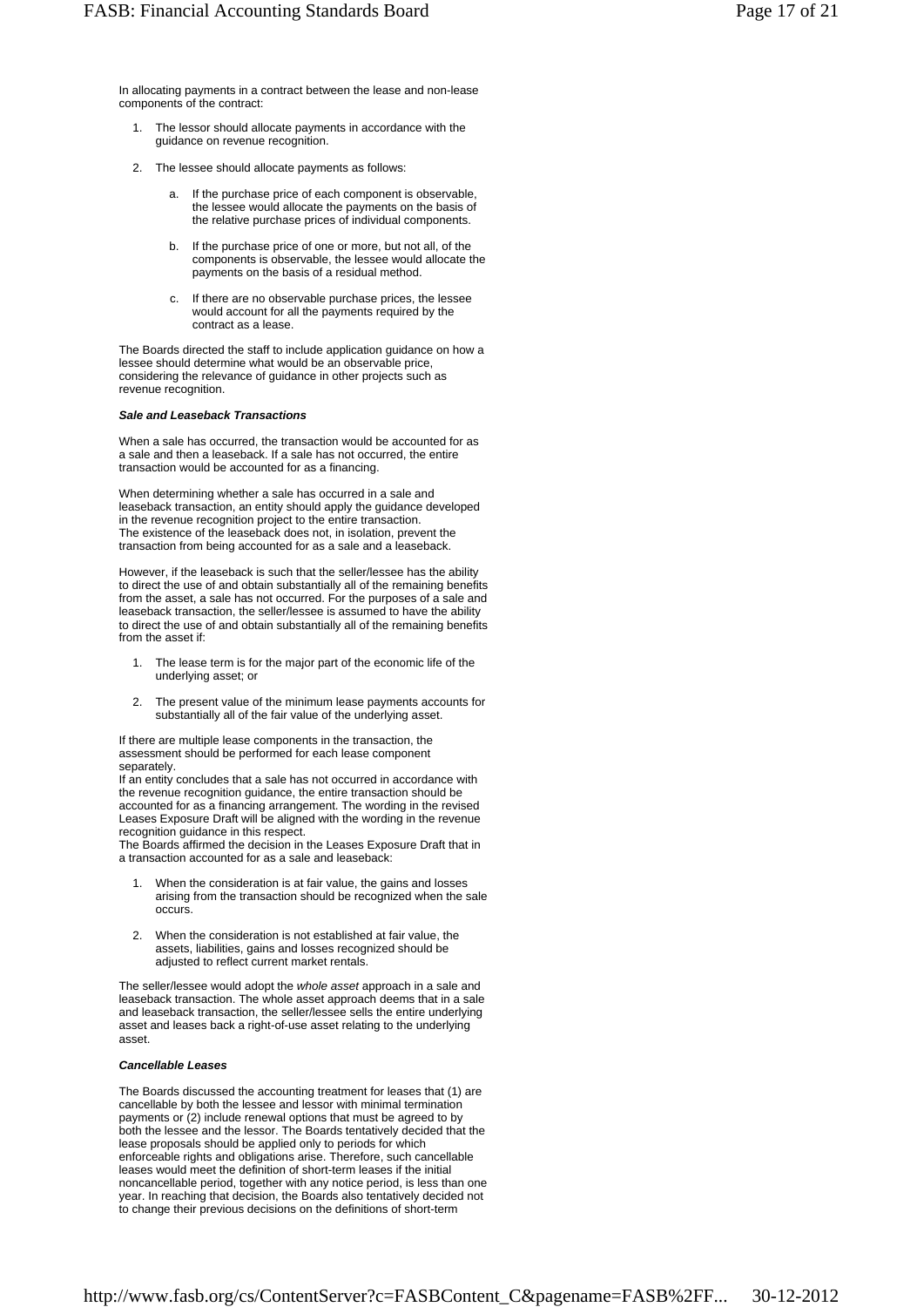In allocating payments in a contract between the lease and non-lease components of the contract:

1. The lessor should allocate payments in accordance with the guidance on revenue recognition.

2. The lessee should allocate payments as follows:

    a. If the purchase price of each component is observable, the lessee would allocate the payments on the basis of the relative purchase prices of individual components.

    b. If the purchase price of one or more, but not all, of the components is observable, the lessee would allocate the payments on the basis of a residual method.

    c. If there are no observable purchase prices, the lessee would account for all the payments required by the contract as a lease.

The Boards directed the staff to include application guidance on how a lessee should determine what would be an observable price, considering the relevance of guidance in other projects such as revenue recognition.

***Sale and Leaseback Transactions***

When a sale has occurred, the transaction would be accounted for as a sale and then a leaseback. If a sale has not occurred, the entire transaction would be accounted for as a financing.

When determining whether a sale has occurred in a sale and leaseback transaction, an entity should apply the guidance developed in the revenue recognition project to the entire transaction. The existence of the leaseback does not, in isolation, prevent the transaction from being accounted for as a sale and a leaseback.

However, if the leaseback is such that the seller/lessee has the ability to direct the use of and obtain substantially all of the remaining benefits from the asset, a sale has not occurred. For the purposes of a sale and leaseback transaction, the seller/lessee is assumed to have the ability to direct the use of and obtain substantially all of the remaining benefits from the asset if:

1. The lease term is for the major part of the economic life of the underlying asset; or

2. The present value of the minimum lease payments accounts for substantially all of the fair value of the underlying asset.

If there are multiple lease components in the transaction, the assessment should be performed for each lease component separately.
If an entity concludes that a sale has not occurred in accordance with the revenue recognition guidance, the entire transaction should be accounted for as a financing arrangement. The wording in the revised Leases Exposure Draft will be aligned with the wording in the revenue recognition guidance in this respect.
The Boards affirmed the decision in the Leases Exposure Draft that in a transaction accounted for as a sale and leaseback:

1. When the consideration is at fair value, the gains and losses arising from the transaction should be recognized when the sale occurs.

2. When the consideration is not established at fair value, the assets, liabilities, gains and losses recognized should be adjusted to reflect current market rentals.

The seller/lessee would adopt the *whole asset* approach in a sale and leaseback transaction. The whole asset approach deems that in a sale and leaseback transaction, the seller/lessee sells the entire underlying asset and leases back a right-of-use asset relating to the underlying asset.

***Cancellable Leases***

The Boards discussed the accounting treatment for leases that (1) are cancellable by both the lessee and lessor with minimal termination payments or (2) include renewal options that must be agreed to by both the lessee and the lessor. The Boards tentatively decided that the lease proposals should be applied only to periods for which enforceable rights and obligations arise. Therefore, such cancellable leases would meet the definition of short-term leases if the initial noncancellable period, together with any notice period, is less than one year. In reaching that decision, the Boards also tentatively decided not to change their previous decisions on the definitions of short-term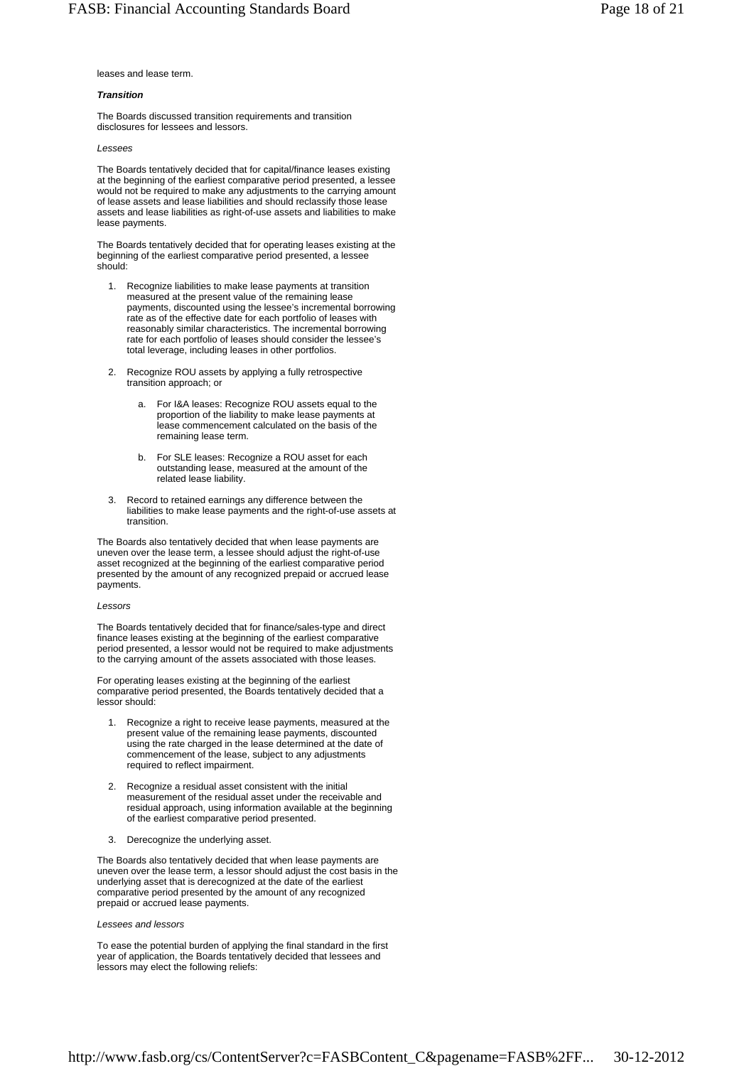leases and lease term.

***Transition***

The Boards discussed transition requirements and transition disclosures for lessees and lessors.

*Lessees*

The Boards tentatively decided that for capital/finance leases existing at the beginning of the earliest comparative period presented, a lessee would not be required to make any adjustments to the carrying amount of lease assets and lease liabilities and should reclassify those lease assets and lease liabilities as right-of-use assets and liabilities to make lease payments.

The Boards tentatively decided that for operating leases existing at the beginning of the earliest comparative period presented, a lessee should:

1. Recognize liabilities to make lease payments at transition measured at the present value of the remaining lease payments, discounted using the lessee's incremental borrowing rate as of the effective date for each portfolio of leases with reasonably similar characteristics. The incremental borrowing rate for each portfolio of leases should consider the lessee's total leverage, including leases in other portfolios.
2. Recognize ROU assets by applying a fully retrospective transition approach; or
   a. For I&A leases: Recognize ROU assets equal to the proportion of the liability to make lease payments at lease commencement calculated on the basis of the remaining lease term.
   b. For SLE leases: Recognize a ROU asset for each outstanding lease, measured at the amount of the related lease liability.
3. Record to retained earnings any difference between the liabilities to make lease payments and the right-of-use assets at transition.

The Boards also tentatively decided that when lease payments are uneven over the lease term, a lessee should adjust the right-of-use asset recognized at the beginning of the earliest comparative period presented by the amount of any recognized prepaid or accrued lease payments.

*Lessors*

The Boards tentatively decided that for finance/sales-type and direct finance leases existing at the beginning of the earliest comparative period presented, a lessor would not be required to make adjustments to the carrying amount of the assets associated with those leases.

For operating leases existing at the beginning of the earliest comparative period presented, the Boards tentatively decided that a lessor should:

1. Recognize a right to receive lease payments, measured at the present value of the remaining lease payments, discounted using the rate charged in the lease determined at the date of commencement of the lease, subject to any adjustments required to reflect impairment.
2. Recognize a residual asset consistent with the initial measurement of the residual asset under the receivable and residual approach, using information available at the beginning of the earliest comparative period presented.
3. Derecognize the underlying asset.

The Boards also tentatively decided that when lease payments are uneven over the lease term, a lessor should adjust the cost basis in the underlying asset that is derecognized at the date of the earliest comparative period presented by the amount of any recognized prepaid or accrued lease payments.

*Lessees and lessors*

To ease the potential burden of applying the final standard in the first year of application, the Boards tentatively decided that lessees and lessors may elect the following reliefs: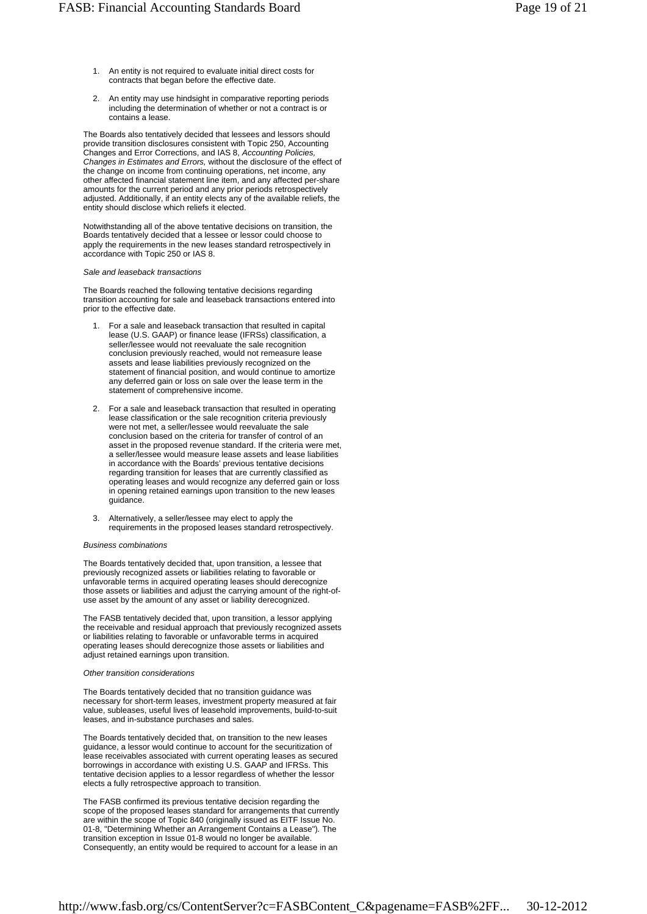1. An entity is not required to evaluate initial direct costs for contracts that began before the effective date.

2. An entity may use hindsight in comparative reporting periods including the determination of whether or not a contract is or contains a lease.

The Boards also tentatively decided that lessees and lessors should provide transition disclosures consistent with Topic 250, Accounting Changes and Error Corrections, and IAS 8, *Accounting Policies, Changes in Estimates and Errors,* without the disclosure of the effect of the change on income from continuing operations, net income, any other affected financial statement line item, and any affected per-share amounts for the current period and any prior periods retrospectively adjusted. Additionally, if an entity elects any of the available reliefs, the entity should disclose which reliefs it elected.

Notwithstanding all of the above tentative decisions on transition, the Boards tentatively decided that a lessee or lessor could choose to apply the requirements in the new leases standard retrospectively in accordance with Topic 250 or IAS 8.

*Sale and leaseback transactions*

The Boards reached the following tentative decisions regarding transition accounting for sale and leaseback transactions entered into prior to the effective date.

1. For a sale and leaseback transaction that resulted in capital lease (U.S. GAAP) or finance lease (IFRSs) classification, a seller/lessee would not reevaluate the sale recognition conclusion previously reached, would not remeasure lease assets and lease liabilities previously recognized on the statement of financial position, and would continue to amortize any deferred gain or loss on sale over the lease term in the statement of comprehensive income.

2. For a sale and leaseback transaction that resulted in operating lease classification or the sale recognition criteria previously were not met, a seller/lessee would reevaluate the sale conclusion based on the criteria for transfer of control of an asset in the proposed revenue standard. If the criteria were met, a seller/lessee would measure lease assets and lease liabilities in accordance with the Boards' previous tentative decisions regarding transition for leases that are currently classified as operating leases and would recognize any deferred gain or loss in opening retained earnings upon transition to the new leases guidance.

3. Alternatively, a seller/lessee may elect to apply the requirements in the proposed leases standard retrospectively.

*Business combinations*

The Boards tentatively decided that, upon transition, a lessee that previously recognized assets or liabilities relating to favorable or unfavorable terms in acquired operating leases should derecognize those assets or liabilities and adjust the carrying amount of the right-of-use asset by the amount of any asset or liability derecognized.

The FASB tentatively decided that, upon transition, a lessor applying the receivable and residual approach that previously recognized assets or liabilities relating to favorable or unfavorable terms in acquired operating leases should derecognize those assets or liabilities and adjust retained earnings upon transition.

*Other transition considerations*

The Boards tentatively decided that no transition guidance was necessary for short-term leases, investment property measured at fair value, subleases, useful lives of leasehold improvements, build-to-suit leases, and in-substance purchases and sales.

The Boards tentatively decided that, on transition to the new leases guidance, a lessor would continue to account for the securitization of lease receivables associated with current operating leases as secured borrowings in accordance with existing U.S. GAAP and IFRSs. This tentative decision applies to a lessor regardless of whether the lessor elects a fully retrospective approach to transition.

The FASB confirmed its previous tentative decision regarding the scope of the proposed leases standard for arrangements that currently are within the scope of Topic 840 (originally issued as EITF Issue No. 01-8, "Determining Whether an Arrangement Contains a Lease"). The transition exception in Issue 01-8 would no longer be available. Consequently, an entity would be required to account for a lease in an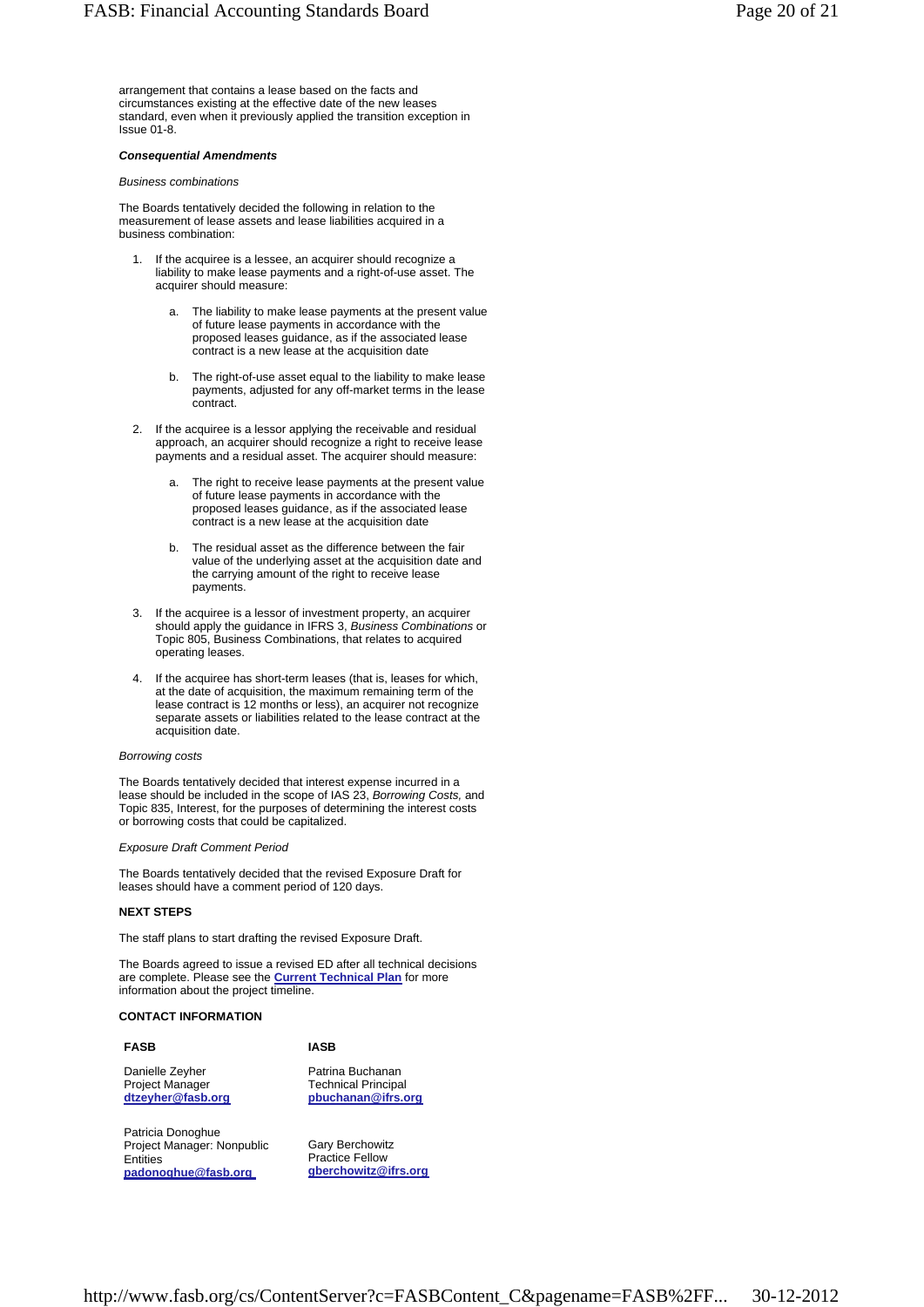arrangement that contains a lease based on the facts and circumstances existing at the effective date of the new leases standard, even when it previously applied the transition exception in Issue 01-8.

***Consequential Amendments***

*Business combinations*

The Boards tentatively decided the following in relation to the measurement of lease assets and lease liabilities acquired in a business combination:

1. If the acquiree is a lessee, an acquirer should recognize a liability to make lease payments and a right-of-use asset. The acquirer should measure:

    a. The liability to make lease payments at the present value of future lease payments in accordance with the proposed leases guidance, as if the associated lease contract is a new lease at the acquisition date

    b. The right-of-use asset equal to the liability to make lease payments, adjusted for any off-market terms in the lease contract.

2. If the acquiree is a lessor applying the receivable and residual approach, an acquirer should recognize a right to receive lease payments and a residual asset. The acquirer should measure:

    a. The right to receive lease payments at the present value of future lease payments in accordance with the proposed leases guidance, as if the associated lease contract is a new lease at the acquisition date

    b. The residual asset as the difference between the fair value of the underlying asset at the acquisition date and the carrying amount of the right to receive lease payments.

3. If the acquiree is a lessor of investment property, an acquirer should apply the guidance in IFRS 3, *Business Combinations* or Topic 805, Business Combinations, that relates to acquired operating leases.

4. If the acquiree has short-term leases (that is, leases for which, at the date of acquisition, the maximum remaining term of the lease contract is 12 months or less), an acquirer not recognize separate assets or liabilities related to the lease contract at the acquisition date.

*Borrowing costs*

The Boards tentatively decided that interest expense incurred in a lease should be included in the scope of IAS 23, *Borrowing Costs,* and Topic 835, Interest, for the purposes of determining the interest costs or borrowing costs that could be capitalized.

*Exposure Draft Comment Period*

The Boards tentatively decided that the revised Exposure Draft for leases should have a comment period of 120 days.

**NEXT STEPS**

The staff plans to start drafting the revised Exposure Draft.

The Boards agreed to issue a revised ED after all technical decisions are complete. Please see the **Current Technical Plan** for more information about the project timeline.

**CONTACT INFORMATION**

| **FASB** | **IASB** |
|---|---|
| Danielle Zeyher<br>Project Manager<br>**dtzeyher@fasb.org** | Patrina Buchanan<br>Technical Principal<br>**pbuchanan@ifrs.org** |
| Patricia Donoghue<br>Project Manager: Nonpublic Entities<br>**padonoghue@fasb.org** | Gary Berchowitz<br>Practice Fellow<br>**gberchowitz@ifrs.org** |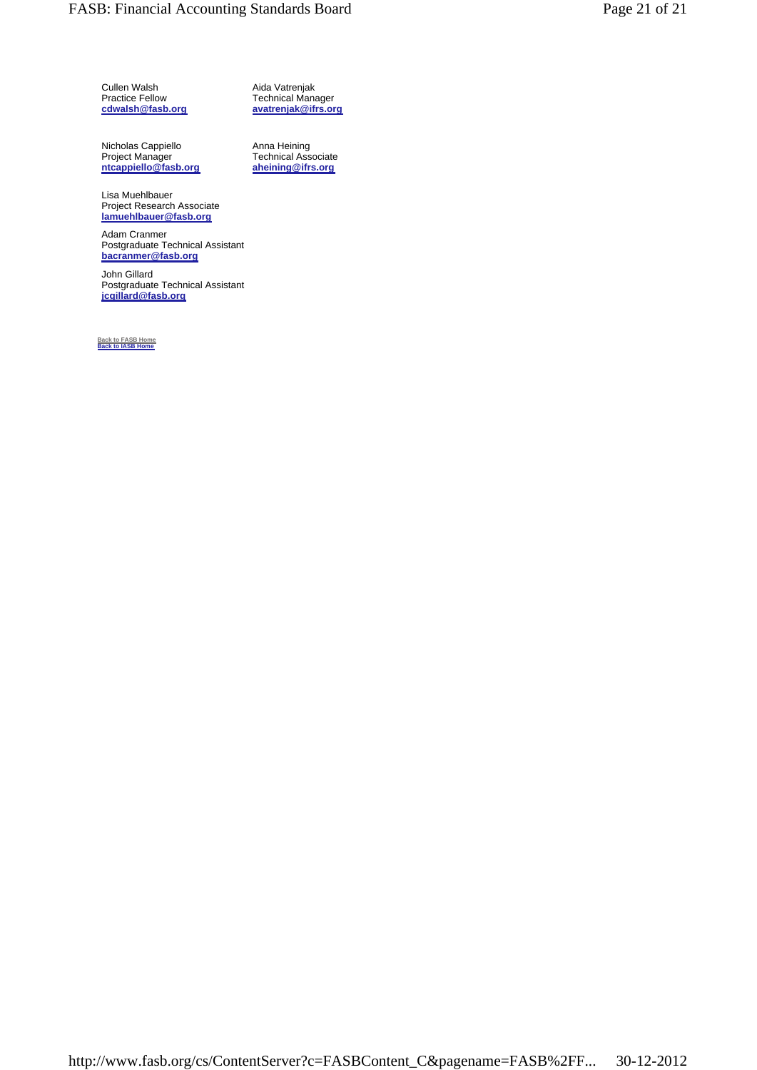Cullen Walsh
Practice Fellow
cdwalsh@fasb.org

Aida Vatrenjak
Technical Manager
avatrenjak@ifrs.org

Nicholas Cappiello
Project Manager
ntcappiello@fasb.org

Anna Heining
Technical Associate
aheining@ifrs.org

Lisa Muehlbauer
Project Research Associate
lamuehlbauer@fasb.org

Adam Cranmer
Postgraduate Technical Assistant
bacranmer@fasb.org

John Gillard
Postgraduate Technical Assistant
jcgillard@fasb.org

Back to FASB Home
Back to IASB Home